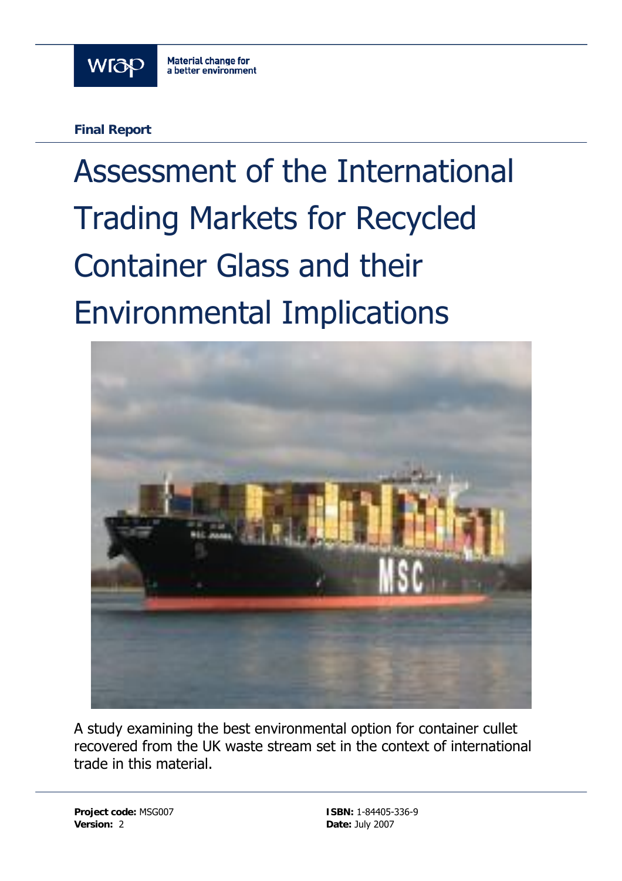wrap

Material change for a better environment

**Final Report**

# Assessment of the International Trading Markets for Recycled Container Glass and their Environmental Implications

A study examining the best environmental option for container cullet recovered from the UK waste stream set in the context of international trade in this material.

**Project code:** MSG007
**Version:** 2

**ISBN:** 1-84405-336-9
**Date:** July 2007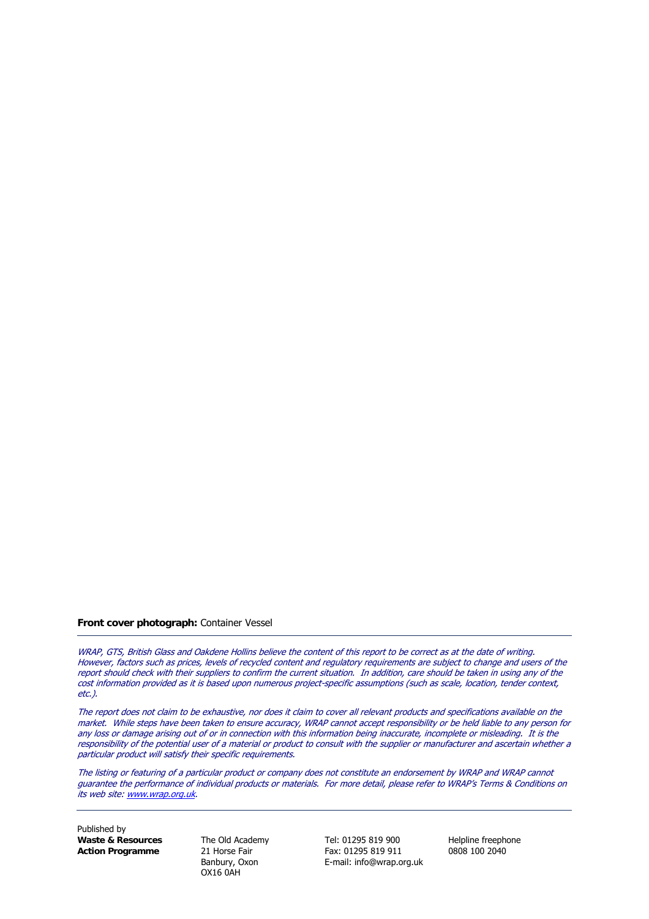**Front cover photograph:** Container Vessel

---

*WRAP, GTS, British Glass and Oakdene Hollins believe the content of this report to be correct as at the date of writing. However, factors such as prices, levels of recycled content and regulatory requirements are subject to change and users of the report should check with their suppliers to confirm the current situation. In addition, care should be taken in using any of the cost information provided as it is based upon numerous project-specific assumptions (such as scale, location, tender context, etc.).*

*The report does not claim to be exhaustive, nor does it claim to cover all relevant products and specifications available on the market. While steps have been taken to ensure accuracy, WRAP cannot accept responsibility or be held liable to any person for any loss or damage arising out of or in connection with this information being inaccurate, incomplete or misleading. It is the responsibility of the potential user of a material or product to consult with the supplier or manufacturer and ascertain whether a particular product will satisfy their specific requirements.*

*The listing or featuring of a particular product or company does not constitute an endorsement by WRAP and WRAP cannot guarantee the performance of individual products or materials. For more detail, please refer to WRAP's Terms & Conditions on its web site: [www.wrap.org.uk](http://www.wrap.org.uk).*

---

Published by
**Waste & Resources Action Programme**

The Old Academy
21 Horse Fair
Banbury, Oxon
OX16 0AH

Tel: 01295 819 900
Fax: 01295 819 911
E-mail: info@wrap.org.uk

Helpline freephone
0808 100 2040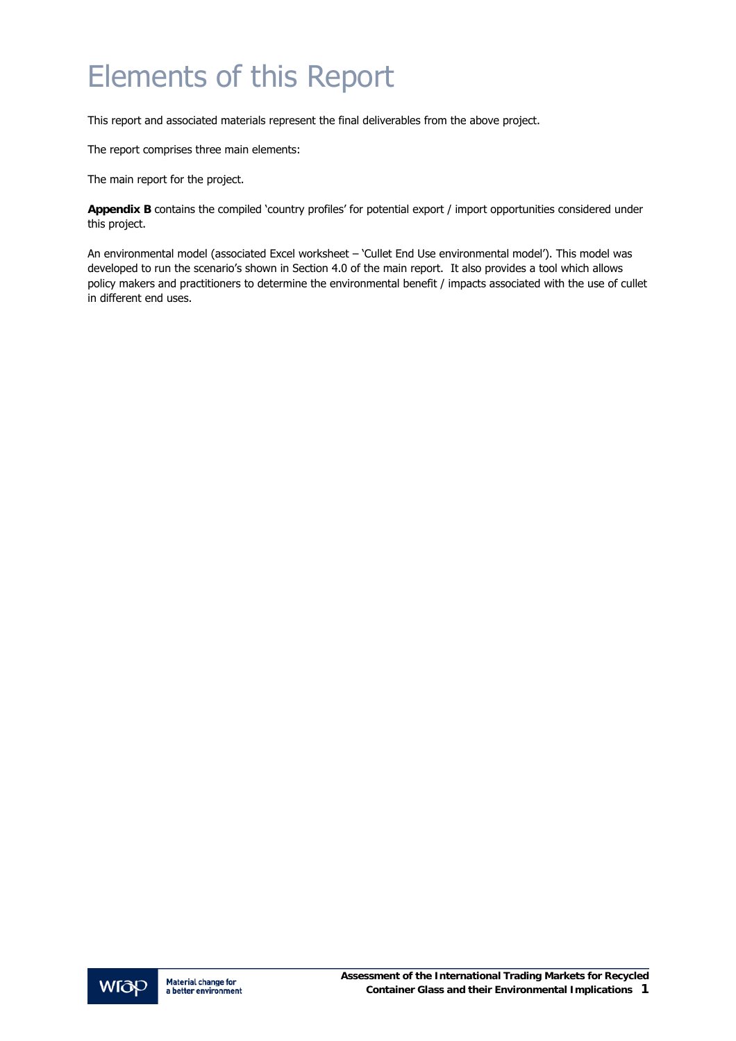# Elements of this Report

This report and associated materials represent the final deliverables from the above project.

The report comprises three main elements:

The main report for the project.

**Appendix B** contains the compiled 'country profiles' for potential export / import opportunities considered under this project.

An environmental model (associated Excel worksheet – 'Cullet End Use environmental model'). This model was developed to run the scenario's shown in Section 4.0 of the main report. It also provides a tool which allows policy makers and practitioners to determine the environmental benefit / impacts associated with the use of cullet in different end uses.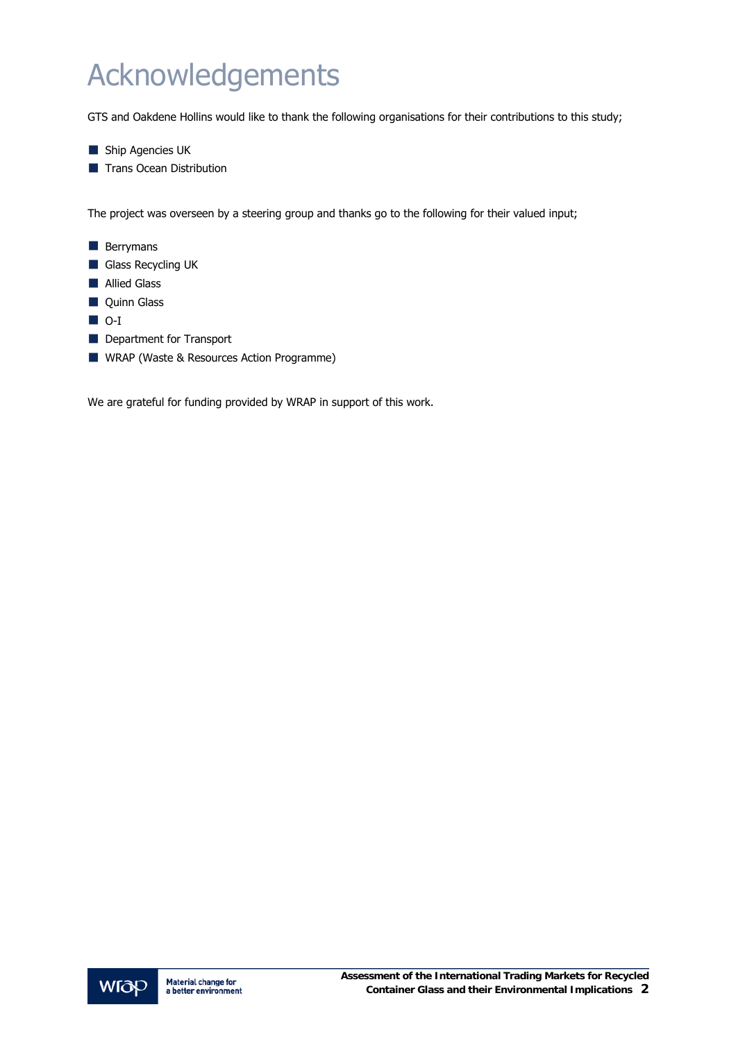# Acknowledgements

GTS and Oakdene Hollins would like to thank the following organisations for their contributions to this study;

- Ship Agencies UK
- Trans Ocean Distribution

The project was overseen by a steering group and thanks go to the following for their valued input;

- Berrymans
- Glass Recycling UK
- Allied Glass
- Quinn Glass
- O-I
- Department for Transport
- WRAP (Waste & Resources Action Programme)

We are grateful for funding provided by WRAP in support of this work.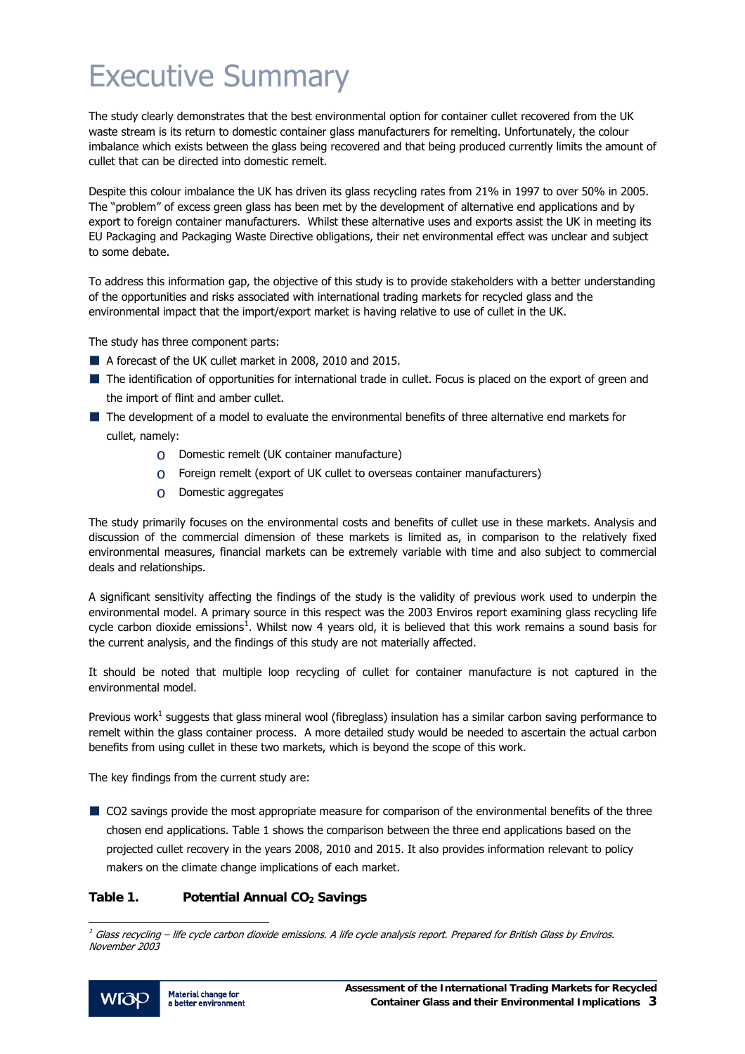# Executive Summary

The study clearly demonstrates that the best environmental option for container cullet recovered from the UK waste stream is its return to domestic container glass manufacturers for remelting. Unfortunately, the colour imbalance which exists between the glass being recovered and that being produced currently limits the amount of cullet that can be directed into domestic remelt.

Despite this colour imbalance the UK has driven its glass recycling rates from 21% in 1997 to over 50% in 2005. The "problem" of excess green glass has been met by the development of alternative end applications and by export to foreign container manufacturers. Whilst these alternative uses and exports assist the UK in meeting its EU Packaging and Packaging Waste Directive obligations, their net environmental effect was unclear and subject to some debate.

To address this information gap, the objective of this study is to provide stakeholders with a better understanding of the opportunities and risks associated with international trading markets for recycled glass and the environmental impact that the import/export market is having relative to use of cullet in the UK.

The study has three component parts:

- A forecast of the UK cullet market in 2008, 2010 and 2015.
- The identification of opportunities for international trade in cullet. Focus is placed on the export of green and the import of flint and amber cullet.
- The development of a model to evaluate the environmental benefits of three alternative end markets for cullet, namely:
    - Domestic remelt (UK container manufacture)
    - Foreign remelt (export of UK cullet to overseas container manufacturers)
    - Domestic aggregates

The study primarily focuses on the environmental costs and benefits of cullet use in these markets. Analysis and discussion of the commercial dimension of these markets is limited as, in comparison to the relatively fixed environmental measures, financial markets can be extremely variable with time and also subject to commercial deals and relationships.

A significant sensitivity affecting the findings of the study is the validity of previous work used to underpin the environmental model. A primary source in this respect was the 2003 Enviros report examining glass recycling life cycle carbon dioxide emissions[1]. Whilst now 4 years old, it is believed that this work remains a sound basis for the current analysis, and the findings of this study are not materially affected.

It should be noted that multiple loop recycling of cullet for container manufacture is not captured in the environmental model.

Previous work[1] suggests that glass mineral wool (fibreglass) insulation has a similar carbon saving performance to remelt within the glass container process. A more detailed study would be needed to ascertain the actual carbon benefits from using cullet in these two markets, which is beyond the scope of this work.

The key findings from the current study are:

- CO2 savings provide the most appropriate measure for comparison of the environmental benefits of the three chosen end applications. Table 1 shows the comparison between the three end applications based on the projected cullet recovery in the years 2008, 2010 and 2015. It also provides information relevant to policy makers on the climate change implications of each market.

**Table 1. Potential Annual $CO_2$ Savings**

[1] *Glass recycling – life cycle carbon dioxide emissions. A life cycle analysis report. Prepared for British Glass by Enviros. November 2003*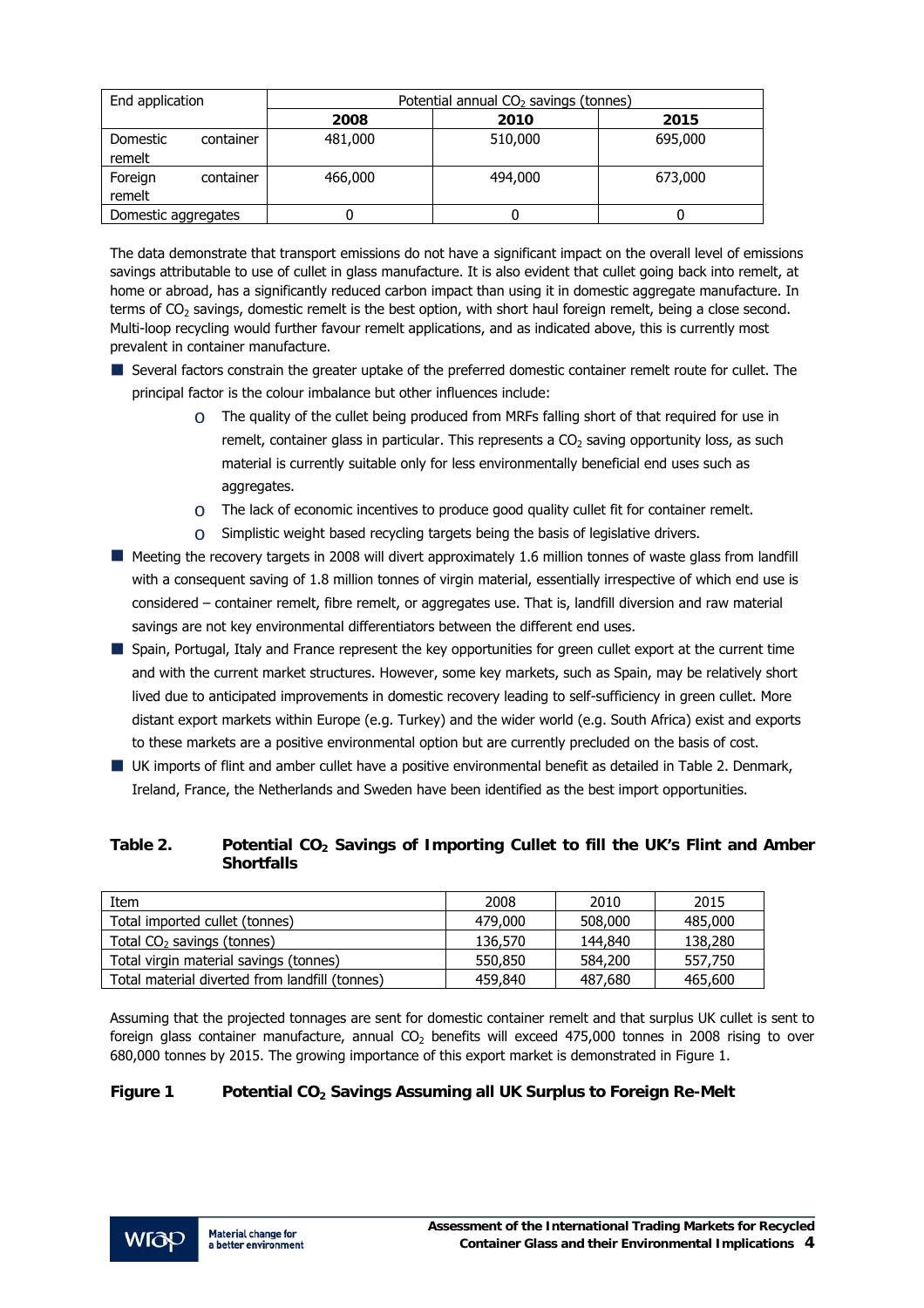| End application | Potential annual $CO_2$ savings (tonnes) | | |
|---|---|---|---|
| | **2008** | **2010** | **2015** |
| Domestic container remelt | 481,000 | 510,000 | 695,000 |
| Foreign container remelt | 466,000 | 494,000 | 673,000 |
| Domestic aggregates | 0 | 0 | 0 |

The data demonstrate that transport emissions do not have a significant impact on the overall level of emissions savings attributable to use of cullet in glass manufacture. It is also evident that cullet going back into remelt, at home or abroad, has a significantly reduced carbon impact than using it in domestic aggregate manufacture. In terms of $CO_2$ savings, domestic remelt is the best option, with short haul foreign remelt, being a close second. Multi-loop recycling would further favour remelt applications, and as indicated above, this is currently most prevalent in container manufacture.

- Several factors constrain the greater uptake of the preferred domestic container remelt route for cullet. The principal factor is the colour imbalance but other influences include:
  - The quality of the cullet being produced from MRFs falling short of that required for use in remelt, container glass in particular. This represents a $CO_2$ saving opportunity loss, as such material is currently suitable only for less environmentally beneficial end uses such as aggregates.
  - The lack of economic incentives to produce good quality cullet fit for container remelt.
  - Simplistic weight based recycling targets being the basis of legislative drivers.
- Meeting the recovery targets in 2008 will divert approximately 1.6 million tonnes of waste glass from landfill with a consequent saving of 1.8 million tonnes of virgin material, essentially irrespective of which end use is considered – container remelt, fibre remelt, or aggregates use. That is, landfill diversion and raw material savings are not key environmental differentiators between the different end uses.
- Spain, Portugal, Italy and France represent the key opportunities for green cullet export at the current time and with the current market structures. However, some key markets, such as Spain, may be relatively short lived due to anticipated improvements in domestic recovery leading to self-sufficiency in green cullet. More distant export markets within Europe (e.g. Turkey) and the wider world (e.g. South Africa) exist and exports to these markets are a positive environmental option but are currently precluded on the basis of cost.
- UK imports of flint and amber cullet have a positive environmental benefit as detailed in Table 2. Denmark, Ireland, France, the Netherlands and Sweden have been identified as the best import opportunities.

**Table 2. Potential $CO_2$ Savings of Importing Cullet to fill the UK's Flint and Amber Shortfalls**

| Item | 2008 | 2010 | 2015 |
|---|---|---|---|
| Total imported cullet (tonnes) | 479,000 | 508,000 | 485,000 |
| Total $CO_2$ savings (tonnes) | 136,570 | 144,840 | 138,280 |
| Total virgin material savings (tonnes) | 550,850 | 584,200 | 557,750 |
| Total material diverted from landfill (tonnes) | 459,840 | 487,680 | 465,600 |

Assuming that the projected tonnages are sent for domestic container remelt and that surplus UK cullet is sent to foreign glass container manufacture, annual $CO_2$ benefits will exceed 475,000 tonnes in 2008 rising to over 680,000 tonnes by 2015. The growing importance of this export market is demonstrated in Figure 1.

**Figure 1 Potential $CO_2$ Savings Assuming all UK Surplus to Foreign Re-Melt**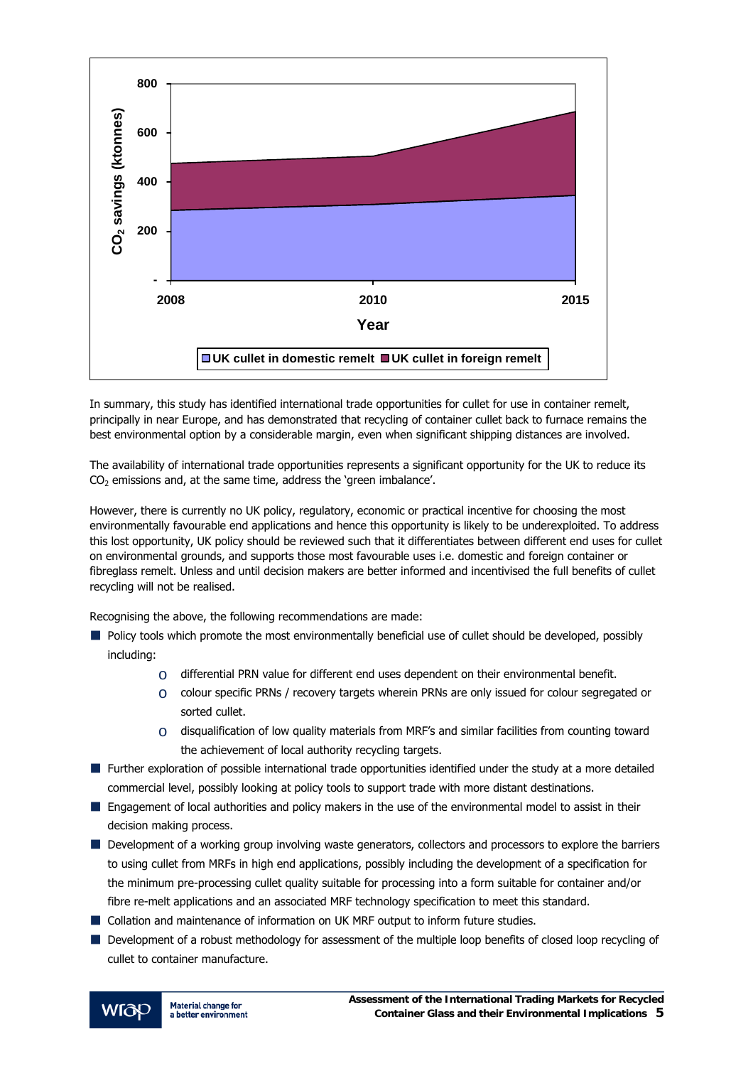In summary, this study has identified international trade opportunities for cullet for use in container remelt, principally in near Europe, and has demonstrated that recycling of container cullet back to furnace remains the best environmental option by a considerable margin, even when significant shipping distances are involved.

The availability of international trade opportunities represents a significant opportunity for the UK to reduce its $CO_2$ emissions and, at the same time, address the 'green imbalance'.

However, there is currently no UK policy, regulatory, economic or practical incentive for choosing the most environmentally favourable end applications and hence this opportunity is likely to be underexploited. To address this lost opportunity, UK policy should be reviewed such that it differentiates between different end uses for cullet on environmental grounds, and supports those most favourable uses i.e. domestic and foreign container or fibreglass remelt. Unless and until decision makers are better informed and incentivised the full benefits of cullet recycling will not be realised.

Recognising the above, the following recommendations are made:

- Policy tools which promote the most environmentally beneficial use of cullet should be developed, possibly including:
  - differential PRN value for different end uses dependent on their environmental benefit.
  - colour specific PRNs / recovery targets wherein PRNs are only issued for colour segregated or sorted cullet.
  - disqualification of low quality materials from MRF's and similar facilities from counting toward the achievement of local authority recycling targets.
- Further exploration of possible international trade opportunities identified under the study at a more detailed commercial level, possibly looking at policy tools to support trade with more distant destinations.
- Engagement of local authorities and policy makers in the use of the environmental model to assist in their decision making process.
- Development of a working group involving waste generators, collectors and processors to explore the barriers to using cullet from MRFs in high end applications, possibly including the development of a specification for the minimum pre-processing cullet quality suitable for processing into a form suitable for container and/or fibre re-melt applications and an associated MRF technology specification to meet this standard.
- Collation and maintenance of information on UK MRF output to inform future studies.
- Development of a robust methodology for assessment of the multiple loop benefits of closed loop recycling of cullet to container manufacture.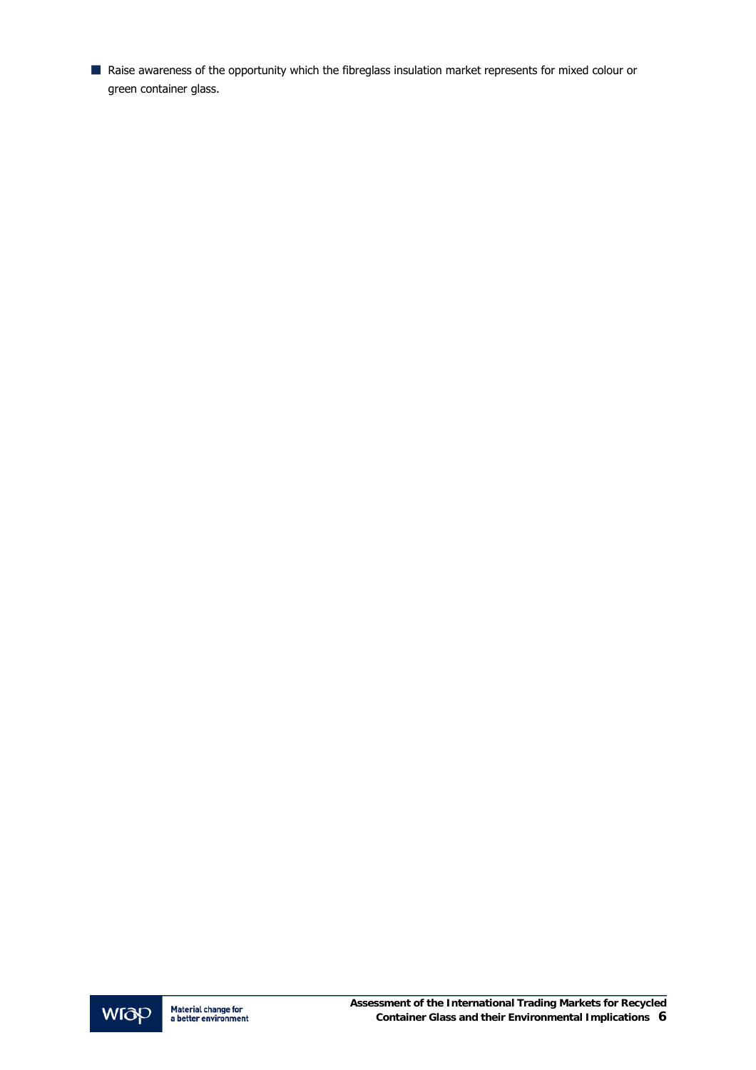- Raise awareness of the opportunity which the fibreglass insulation market represents for mixed colour or green container glass.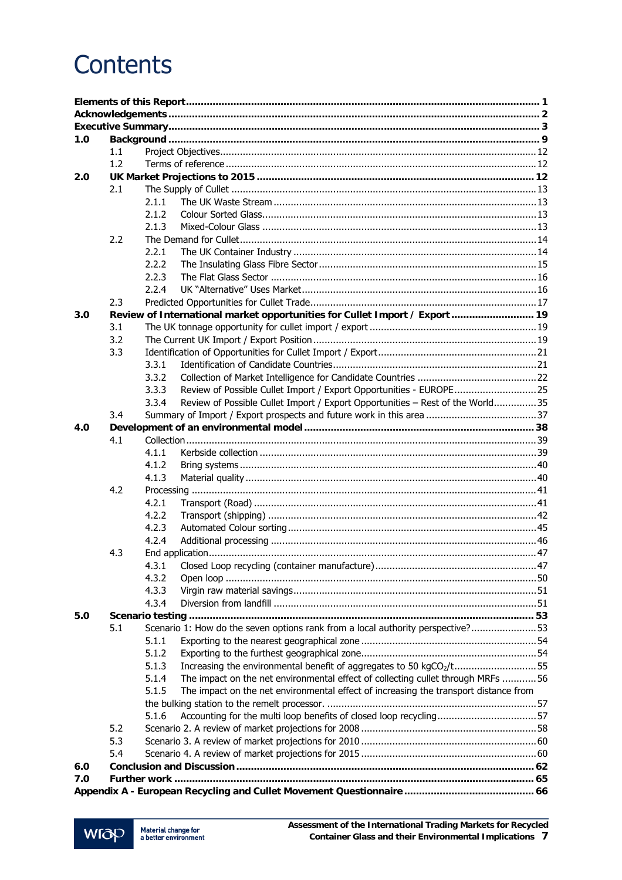# Contents

| | | | | |
|---|---|---|---|---|
| **Elements of this Report** | | | | **1** |
| **Acknowledgements** | | | | **2** |
| **Executive Summary** | | | | **3** |
| **1.0** | **Background** | | | **9** |
| | 1.1 | Project Objectives | | 12 |
| | 1.2 | Terms of reference | | 12 |
| **2.0** | **UK Market Projections to 2015** | | | **12** |
| | 2.1 | The Supply of Cullet | | 13 |
| | | 2.1.1 | The UK Waste Stream | 13 |
| | | 2.1.2 | Colour Sorted Glass | 13 |
| | | 2.1.3 | Mixed-Colour Glass | 13 |
| | 2.2 | The Demand for Cullet | | 14 |
| | | 2.2.1 | The UK Container Industry | 14 |
| | | 2.2.2 | The Insulating Glass Fibre Sector | 15 |
| | | 2.2.3 | The Flat Glass Sector | 16 |
| | | 2.2.4 | UK "Alternative" Uses Market | 16 |
| | 2.3 | Predicted Opportunities for Cullet Trade | | 17 |
| **3.0** | **Review of International market opportunities for Cullet Import / Export** | | | **19** |
| | 3.1 | The UK tonnage opportunity for cullet import / export | | 19 |
| | 3.2 | The Current UK Import / Export Position | | 19 |
| | 3.3 | Identification of Opportunities for Cullet Import / Export | | 21 |
| | | 3.3.1 | Identification of Candidate Countries | 21 |
| | | 3.3.2 | Collection of Market Intelligence for Candidate Countries | 22 |
| | | 3.3.3 | Review of Possible Cullet Import / Export Opportunities - EUROPE | 25 |
| | | 3.3.4 | Review of Possible Cullet Import / Export Opportunities – Rest of the World | 35 |
| | 3.4 | Summary of Import / Export prospects and future work in this area | | 37 |
| **4.0** | **Development of an environmental model** | | | **38** |
| | 4.1 | Collection | | 39 |
| | | 4.1.1 | Kerbside collection | 39 |
| | | 4.1.2 | Bring systems | 40 |
| | | 4.1.3 | Material quality | 40 |
| | 4.2 | Processing | | 41 |
| | | 4.2.1 | Transport (Road) | 41 |
| | | 4.2.2 | Transport (shipping) | 42 |
| | | 4.2.3 | Automated Colour sorting | 45 |
| | | 4.2.4 | Additional processing | 46 |
| | 4.3 | End application | | 47 |
| | | 4.3.1 | Closed Loop recycling (container manufacture) | 47 |
| | | 4.3.2 | Open loop | 50 |
| | | 4.3.3 | Virgin raw material savings | 51 |
| | | 4.3.4 | Diversion from landfill | 51 |
| **5.0** | **Scenario testing** | | | **53** |
| | 5.1 | Scenario 1: How do the seven options rank from a local authority perspective? | | 53 |
| | | 5.1.1 | Exporting to the nearest geographical zone | 54 |
| | | 5.1.2 | Exporting to the furthest geographical zone | 54 |
| | | 5.1.3 | Increasing the environmental benefit of aggregates to 50 $kgCO_2/t$ | 55 |
| | | 5.1.4 | The impact on the net environmental effect of collecting cullet through MRFs | 56 |
| | | 5.1.5 | The impact on the net environmental effect of increasing the transport distance from the bulking station to the remelt processor. | 57 |
| | | 5.1.6 | Accounting for the multi loop benefits of closed loop recycling | 57 |
| | 5.2 | Scenario 2. A review of market projections for 2008 | | 58 |
| | 5.3 | Scenario 3. A review of market projections for 2010 | | 60 |
| | 5.4 | Scenario 4. A review of market projections for 2015 | | 60 |
| **6.0** | **Conclusion and Discussion** | | | **62** |
| **7.0** | **Further work** | | | **65** |
| **Appendix A - European Recycling and Cullet Movement Questionnaire** | | | | **66** |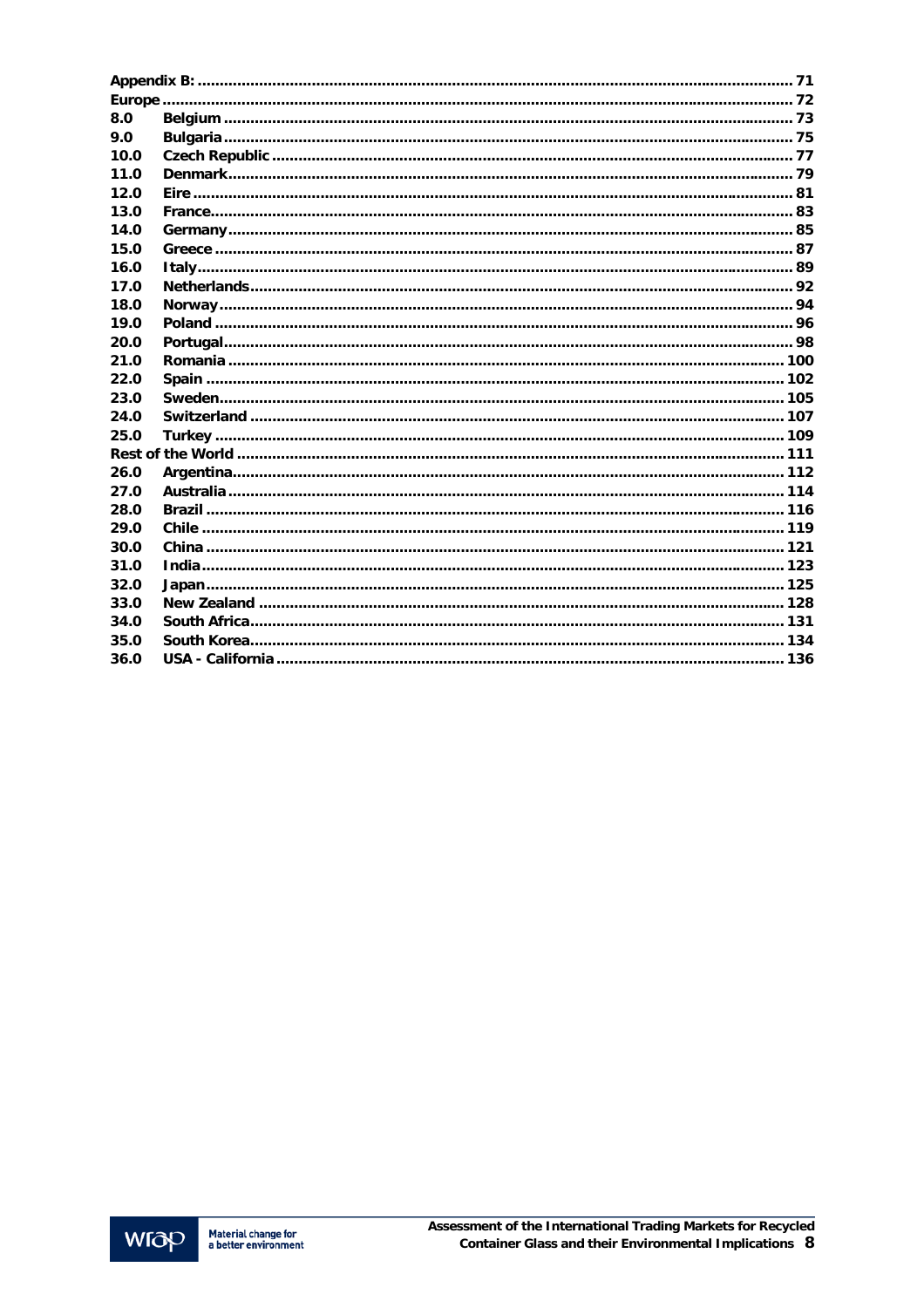Appendix B: ........................................................................................................................ 71
Europe .................................................................................................................................. 72
8.0 Belgium ............................................................................................................................ 73
9.0 Bulgaria ............................................................................................................................ 75
10.0 Czech Republic ................................................................................................................ 77
11.0 Denmark.......................................................................................................................... 79
12.0 Eire .................................................................................................................................. 81
13.0 France.............................................................................................................................. 83
14.0 Germany.......................................................................................................................... 85
15.0 Greece ............................................................................................................................. 87
16.0 Italy.................................................................................................................................. 89
17.0 Netherlands..................................................................................................................... 92
18.0 Norway............................................................................................................................. 94
19.0 Poland ............................................................................................................................. 96
20.0 Portugal........................................................................................................................... 98
21.0 Romania ......................................................................................................................... 100
22.0 Spain .............................................................................................................................. 102
23.0 Sweden........................................................................................................................... 105
24.0 Switzerland .................................................................................................................... 107
25.0 Turkey ............................................................................................................................ 109
Rest of the World .................................................................................................................. 111
26.0 Argentina........................................................................................................................ 112
27.0 Australia ......................................................................................................................... 114
28.0 Brazil .............................................................................................................................. 116
29.0 Chile ............................................................................................................................... 119
30.0 China .............................................................................................................................. 121
31.0 India................................................................................................................................ 123
32.0 Japan............................................................................................................................... 125
33.0 New Zealand .................................................................................................................. 128
34.0 South Africa.................................................................................................................... 131
35.0 South Korea.................................................................................................................... 134
36.0 USA - California ............................................................................................................. 136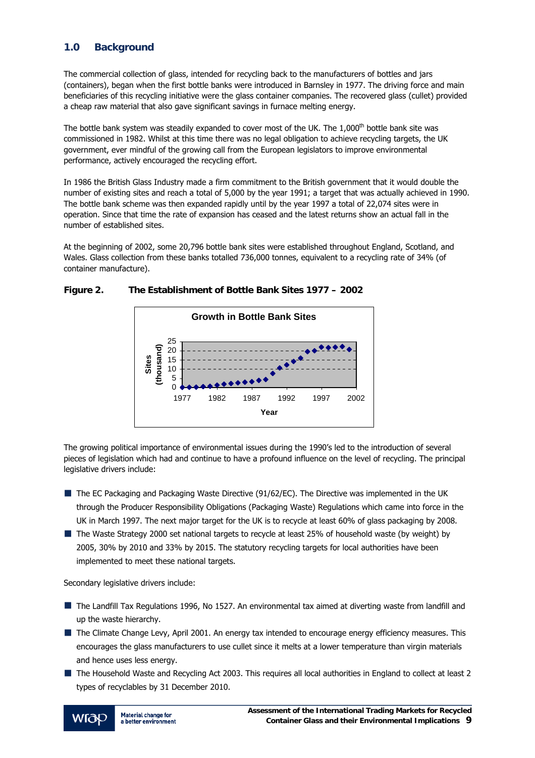## 1.0 Background

The commercial collection of glass, intended for recycling back to the manufacturers of bottles and jars (containers), began when the first bottle banks were introduced in Barnsley in 1977. The driving force and main beneficiaries of this recycling initiative were the glass container companies. The recovered glass (cullet) provided a cheap raw material that also gave significant savings in furnace melting energy.

The bottle bank system was steadily expanded to cover most of the UK. The 1,000th bottle bank site was commissioned in 1982. Whilst at this time there was no legal obligation to achieve recycling targets, the UK government, ever mindful of the growing call from the European legislators to improve environmental performance, actively encouraged the recycling effort.

In 1986 the British Glass Industry made a firm commitment to the British government that it would double the number of existing sites and reach a total of 5,000 by the year 1991; a target that was actually achieved in 1990. The bottle bank scheme was then expanded rapidly until by the year 1997 a total of 22,074 sites were in operation. Since that time the rate of expansion has ceased and the latest returns show an actual fall in the number of established sites.

At the beginning of 2002, some 20,796 bottle bank sites were established throughout England, Scotland, and Wales. Glass collection from these banks totalled 736,000 tonnes, equivalent to a recycling rate of 34% (of container manufacture).

**Figure 2. The Establishment of Bottle Bank Sites 1977 – 2002**

The growing political importance of environmental issues during the 1990's led to the introduction of several pieces of legislation which had and continue to have a profound influence on the level of recycling. The principal legislative drivers include:

- The EC Packaging and Packaging Waste Directive (91/62/EC). The Directive was implemented in the UK through the Producer Responsibility Obligations (Packaging Waste) Regulations which came into force in the UK in March 1997. The next major target for the UK is to recycle at least 60% of glass packaging by 2008.
- The Waste Strategy 2000 set national targets to recycle at least 25% of household waste (by weight) by 2005, 30% by 2010 and 33% by 2015. The statutory recycling targets for local authorities have been implemented to meet these national targets.

Secondary legislative drivers include:

- The Landfill Tax Regulations 1996, No 1527. An environmental tax aimed at diverting waste from landfill and up the waste hierarchy.
- The Climate Change Levy, April 2001. An energy tax intended to encourage energy efficiency measures. This encourages the glass manufacturers to use cullet since it melts at a lower temperature than virgin materials and hence uses less energy.
- The Household Waste and Recycling Act 2003. This requires all local authorities in England to collect at least 2 types of recyclables by 31 December 2010.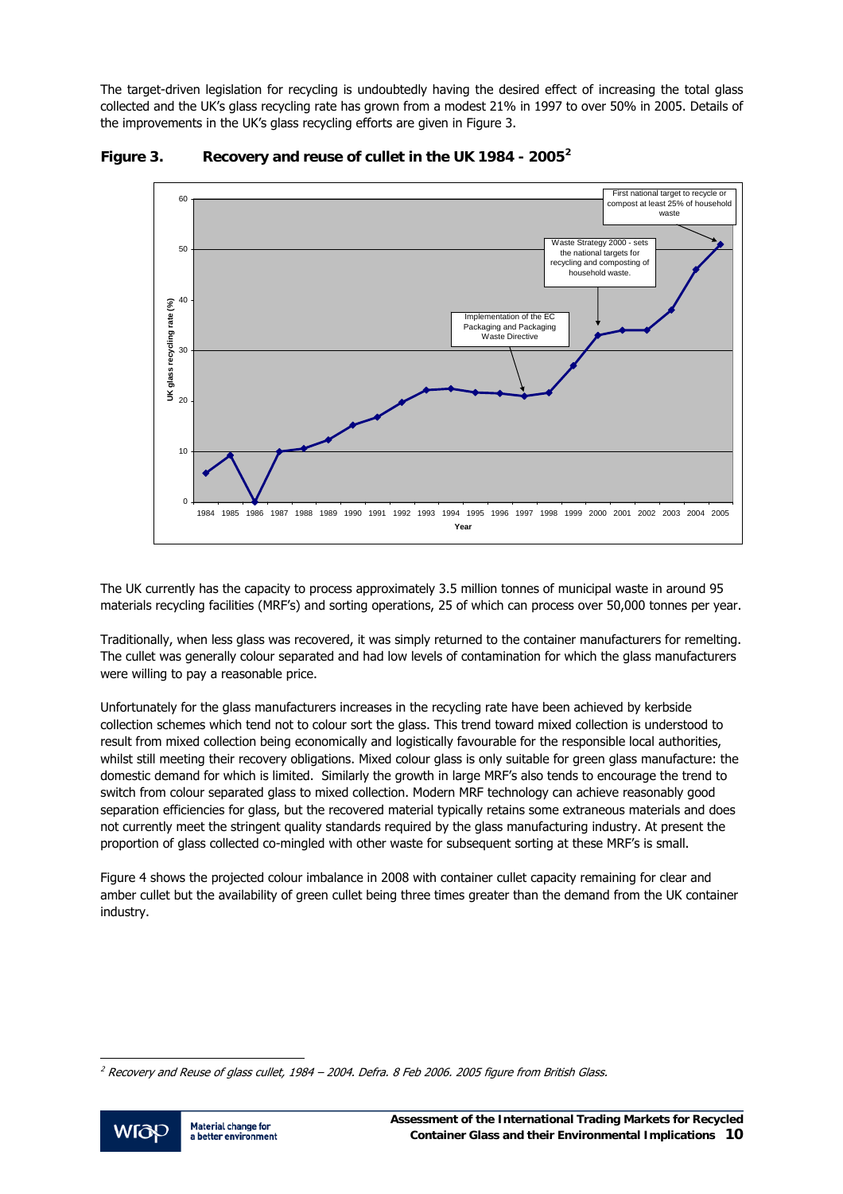The target-driven legislation for recycling is undoubtedly having the desired effect of increasing the total glass collected and the UK's glass recycling rate has grown from a modest 21% in 1997 to over 50% in 2005. Details of the improvements in the UK's glass recycling efforts are given in Figure 3.

**Figure 3. Recovery and reuse of cullet in the UK 1984 - 2005[2]**

The UK currently has the capacity to process approximately 3.5 million tonnes of municipal waste in around 95 materials recycling facilities (MRF's) and sorting operations, 25 of which can process over 50,000 tonnes per year.

Traditionally, when less glass was recovered, it was simply returned to the container manufacturers for remelting. The cullet was generally colour separated and had low levels of contamination for which the glass manufacturers were willing to pay a reasonable price.

Unfortunately for the glass manufacturers increases in the recycling rate have been achieved by kerbside collection schemes which tend not to colour sort the glass. This trend toward mixed collection is understood to result from mixed collection being economically and logistically favourable for the responsible local authorities, whilst still meeting their recovery obligations. Mixed colour glass is only suitable for green glass manufacture: the domestic demand for which is limited. Similarly the growth in large MRF's also tends to encourage the trend to switch from colour separated glass to mixed collection. Modern MRF technology can achieve reasonably good separation efficiencies for glass, but the recovered material typically retains some extraneous materials and does not currently meet the stringent quality standards required by the glass manufacturing industry. At present the proportion of glass collected co-mingled with other waste for subsequent sorting at these MRF's is small.

Figure 4 shows the projected colour imbalance in 2008 with container cullet capacity remaining for clear and amber cullet but the availability of green cullet being three times greater than the demand from the UK container industry.

[2] *Recovery and Reuse of glass cullet, 1984 – 2004. Defra. 8 Feb 2006. 2005 figure from British Glass.*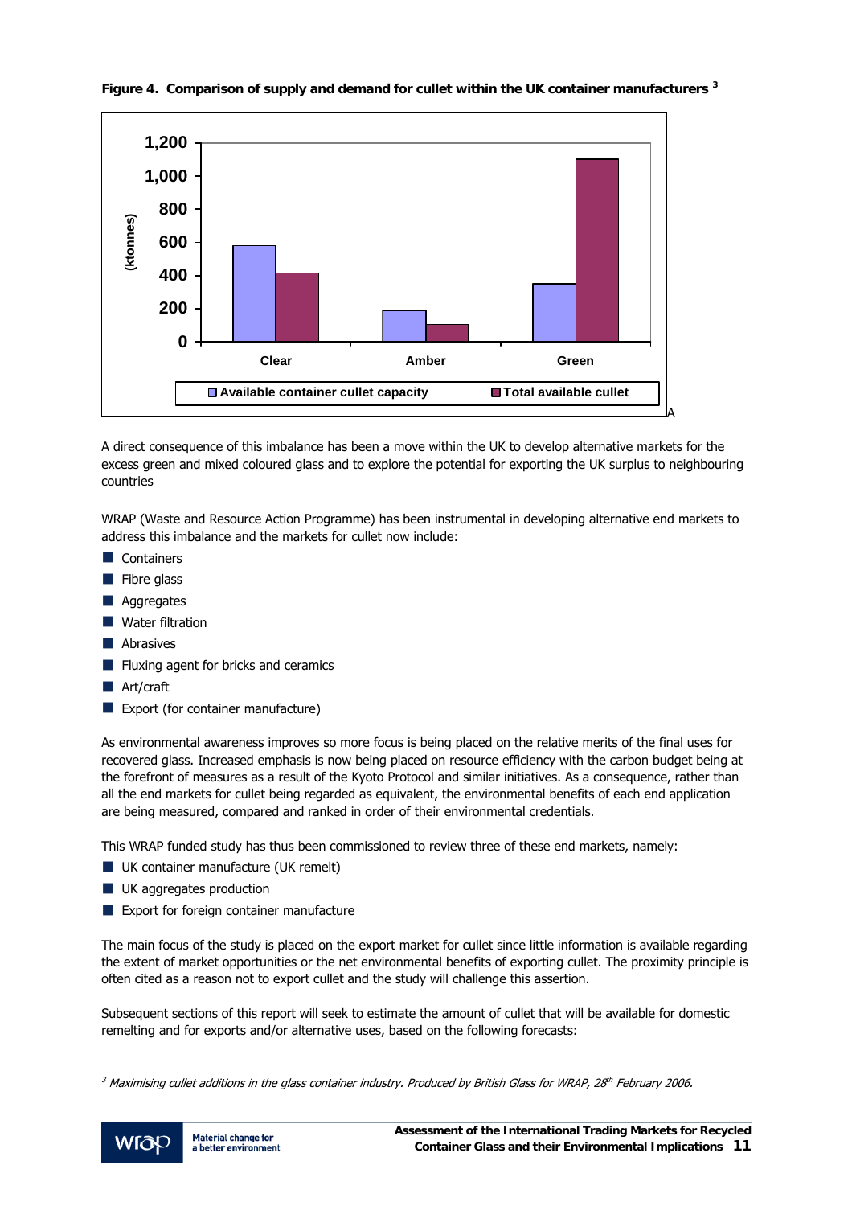**Figure 4. Comparison of supply and demand for cullet within the UK container manufacturers [3]**

A direct consequence of this imbalance has been a move within the UK to develop alternative markets for the excess green and mixed coloured glass and to explore the potential for exporting the UK surplus to neighbouring countries

WRAP (Waste and Resource Action Programme) has been instrumental in developing alternative end markets to address this imbalance and the markets for cullet now include:

- Containers
- Fibre glass
- Aggregates
- Water filtration
- Abrasives
- Fluxing agent for bricks and ceramics
- Art/craft
- Export (for container manufacture)

As environmental awareness improves so more focus is being placed on the relative merits of the final uses for recovered glass. Increased emphasis is now being placed on resource efficiency with the carbon budget being at the forefront of measures as a result of the Kyoto Protocol and similar initiatives. As a consequence, rather than all the end markets for cullet being regarded as equivalent, the environmental benefits of each end application are being measured, compared and ranked in order of their environmental credentials.

This WRAP funded study has thus been commissioned to review three of these end markets, namely:

- UK container manufacture (UK remelt)
- UK aggregates production
- Export for foreign container manufacture

The main focus of the study is placed on the export market for cullet since little information is available regarding the extent of market opportunities or the net environmental benefits of exporting cullet. The proximity principle is often cited as a reason not to export cullet and the study will challenge this assertion.

Subsequent sections of this report will seek to estimate the amount of cullet that will be available for domestic remelting and for exports and/or alternative uses, based on the following forecasts:

---

[3] *Maximising cullet additions in the glass container industry. Produced by British Glass for WRAP, 28th February 2006.*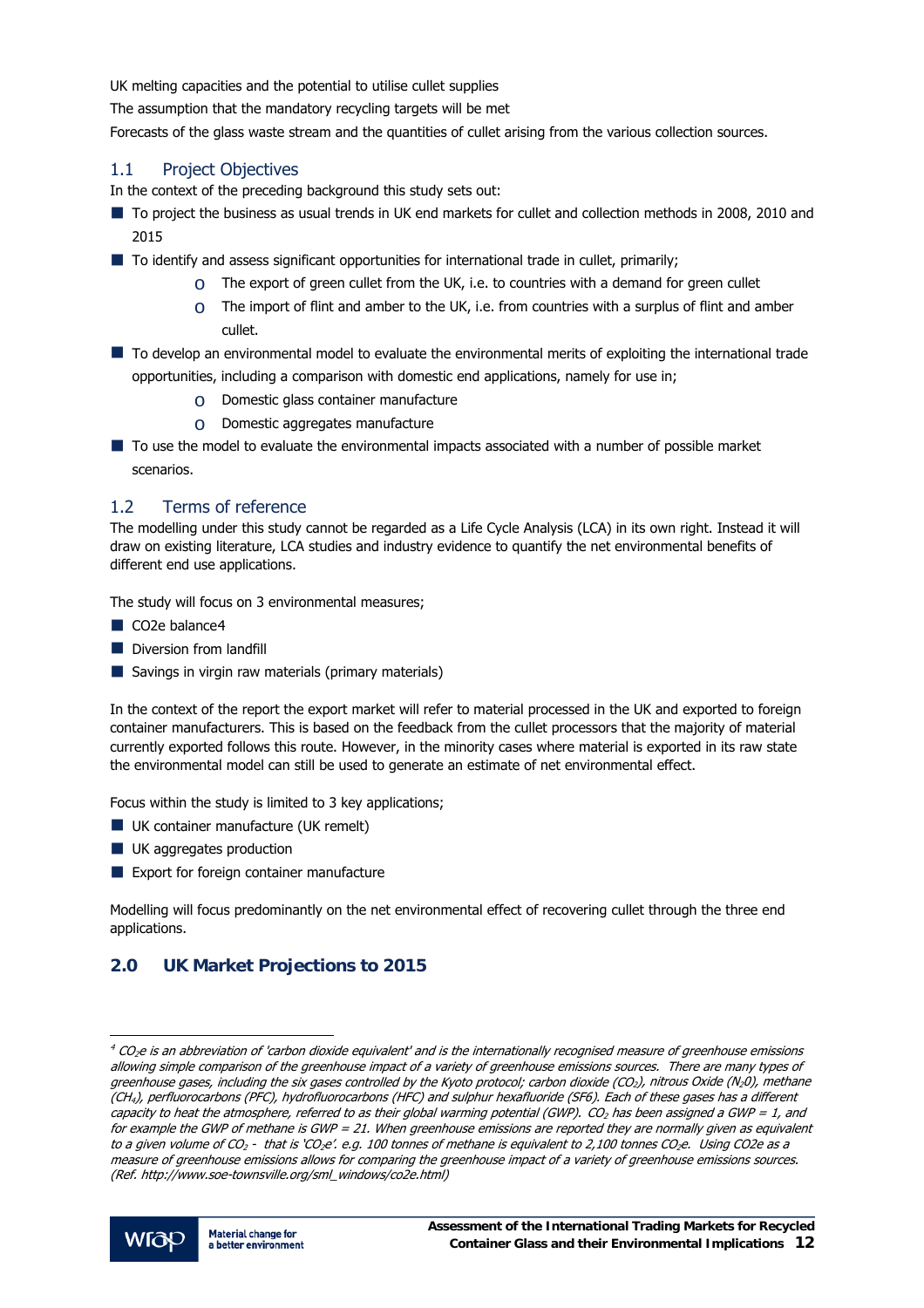UK melting capacities and the potential to utilise cullet supplies

The assumption that the mandatory recycling targets will be met

Forecasts of the glass waste stream and the quantities of cullet arising from the various collection sources.

## 1.1 Project Objectives

In the context of the preceding background this study sets out:

- To project the business as usual trends in UK end markets for cullet and collection methods in 2008, 2010 and 2015
- To identify and assess significant opportunities for international trade in cullet, primarily;
  - The export of green cullet from the UK, i.e. to countries with a demand for green cullet
  - The import of flint and amber to the UK, i.e. from countries with a surplus of flint and amber cullet.
- To develop an environmental model to evaluate the environmental merits of exploiting the international trade opportunities, including a comparison with domestic end applications, namely for use in;
  - Domestic glass container manufacture
  - Domestic aggregates manufacture
- To use the model to evaluate the environmental impacts associated with a number of possible market scenarios.

## 1.2 Terms of reference

The modelling under this study cannot be regarded as a Life Cycle Analysis (LCA) in its own right. Instead it will draw on existing literature, LCA studies and industry evidence to quantify the net environmental benefits of different end use applications.

The study will focus on 3 environmental measures;

- CO2e balance[4]
- Diversion from landfill
- Savings in virgin raw materials (primary materials)

In the context of the report the export market will refer to material processed in the UK and exported to foreign container manufacturers. This is based on the feedback from the cullet processors that the majority of material currently exported follows this route. However, in the minority cases where material is exported in its raw state the environmental model can still be used to generate an estimate of net environmental effect.

Focus within the study is limited to 3 key applications;

- UK container manufacture (UK remelt)
- UK aggregates production
- Export for foreign container manufacture

Modelling will focus predominantly on the net environmental effect of recovering cullet through the three end applications.

# 2.0 UK Market Projections to 2015

[4] *$CO_2e$ is an abbreviation of 'carbon dioxide equivalent' and is the internationally recognised measure of greenhouse emissions allowing simple comparison of the greenhouse impact of a variety of greenhouse emissions sources. There are many types of greenhouse gases, including the six gases controlled by the Kyoto protocol; carbon dioxide ($CO_2$), nitrous Oxide ($N_20$), methane ($CH_4$), perfluorocarbons (PFC), hydrofluorocarbons (HFC) and sulphur hexafluoride (SF6). Each of these gases has a different capacity to heat the atmosphere, referred to as their global warming potential (GWP). $CO_2$ has been assigned a GWP = 1, and for example the GWP of methane is GWP = 21. When greenhouse emissions are reported they are normally given as equivalent to a given volume of $CO_2$ - that is '$CO_2e$'. e.g. 100 tonnes of methane is equivalent to 2,100 tonnes $CO_2e$. Using CO2e as a measure of greenhouse emissions allows for comparing the greenhouse impact of a variety of greenhouse emissions sources. (Ref. http://www.soe-townsville.org/sml_windows/co2e.html)*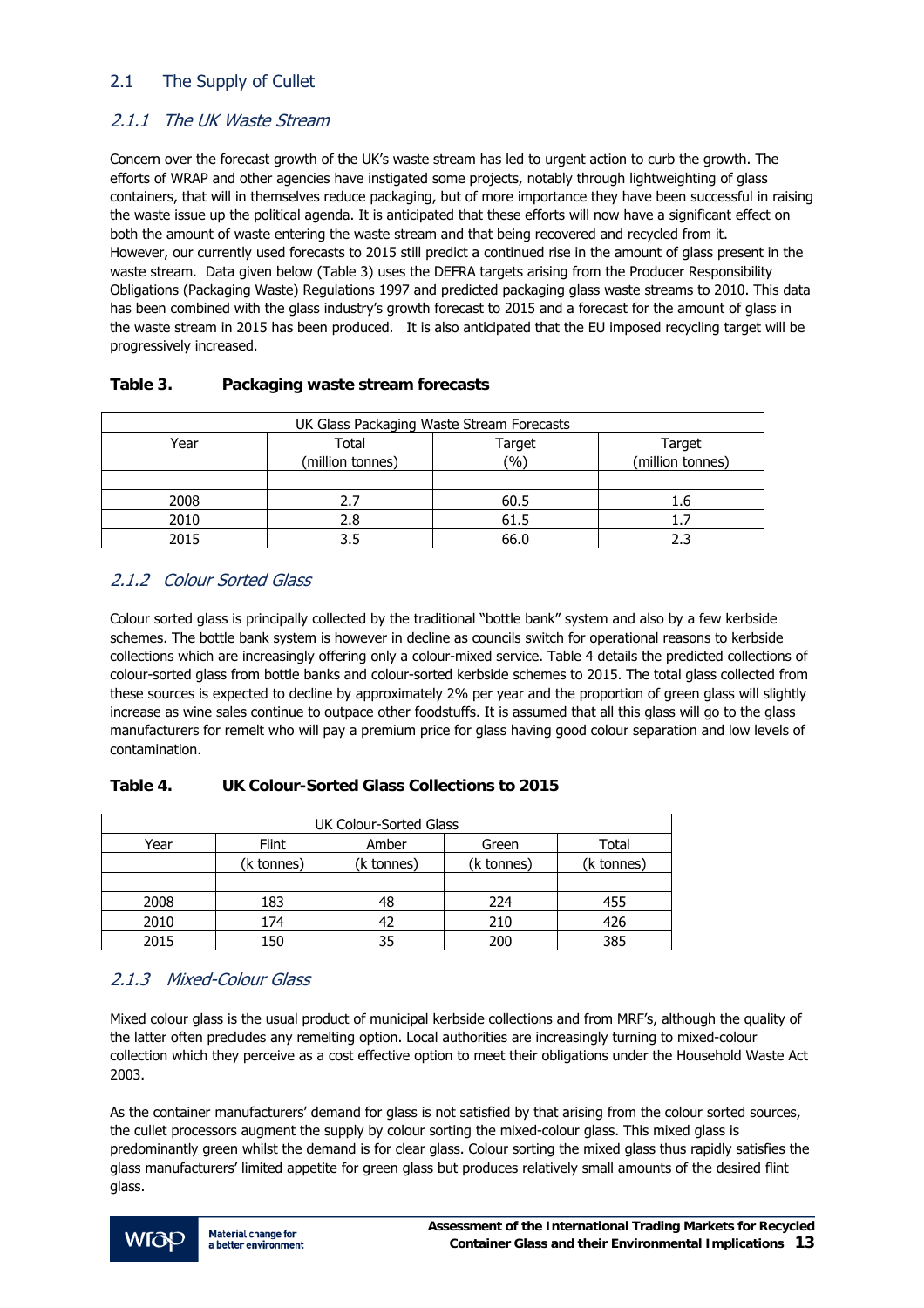## 2.1 The Supply of Cullet

### *2.1.1 The UK Waste Stream*

Concern over the forecast growth of the UK's waste stream has led to urgent action to curb the growth. The efforts of WRAP and other agencies have instigated some projects, notably through lightweighting of glass containers, that will in themselves reduce packaging, but of more importance they have been successful in raising the waste issue up the political agenda. It is anticipated that these efforts will now have a significant effect on both the amount of waste entering the waste stream and that being recovered and recycled from it.
However, our currently used forecasts to 2015 still predict a continued rise in the amount of glass present in the waste stream. Data given below (Table 3) uses the DEFRA targets arising from the Producer Responsibility Obligations (Packaging Waste) Regulations 1997 and predicted packaging glass waste streams to 2010. This data has been combined with the glass industry's growth forecast to 2015 and a forecast for the amount of glass in the waste stream in 2015 has been produced. It is also anticipated that the EU imposed recycling target will be progressively increased.

**Table 3. Packaging waste stream forecasts**

| UK Glass Packaging Waste Stream Forecasts | | | |
|---|---|---|---|
| Year | Total (million tonnes) | Target (%) | Target (million tonnes) |
| | | | |
| 2008 | 2.7 | 60.5 | 1.6 |
| 2010 | 2.8 | 61.5 | 1.7 |
| 2015 | 3.5 | 66.0 | 2.3 |

### *2.1.2 Colour Sorted Glass*

Colour sorted glass is principally collected by the traditional "bottle bank" system and also by a few kerbside schemes. The bottle bank system is however in decline as councils switch for operational reasons to kerbside collections which are increasingly offering only a colour-mixed service. Table 4 details the predicted collections of colour-sorted glass from bottle banks and colour-sorted kerbside schemes to 2015. The total glass collected from these sources is expected to decline by approximately 2% per year and the proportion of green glass will slightly increase as wine sales continue to outpace other foodstuffs. It is assumed that all this glass will go to the glass manufacturers for remelt who will pay a premium price for glass having good colour separation and low levels of contamination.

**Table 4. UK Colour-Sorted Glass Collections to 2015**

| UK Colour-Sorted Glass | | | | |
|---|---|---|---|---|
| Year | Flint | Amber | Green | Total |
| | (k tonnes) | (k tonnes) | (k tonnes) | (k tonnes) |
| | | | | |
| 2008 | 183 | 48 | 224 | 455 |
| 2010 | 174 | 42 | 210 | 426 |
| 2015 | 150 | 35 | 200 | 385 |

### *2.1.3 Mixed-Colour Glass*

Mixed colour glass is the usual product of municipal kerbside collections and from MRF's, although the quality of the latter often precludes any remelting option. Local authorities are increasingly turning to mixed-colour collection which they perceive as a cost effective option to meet their obligations under the Household Waste Act 2003.

As the container manufacturers' demand for glass is not satisfied by that arising from the colour sorted sources, the cullet processors augment the supply by colour sorting the mixed-colour glass. This mixed glass is predominantly green whilst the demand is for clear glass. Colour sorting the mixed glass thus rapidly satisfies the glass manufacturers' limited appetite for green glass but produces relatively small amounts of the desired flint glass.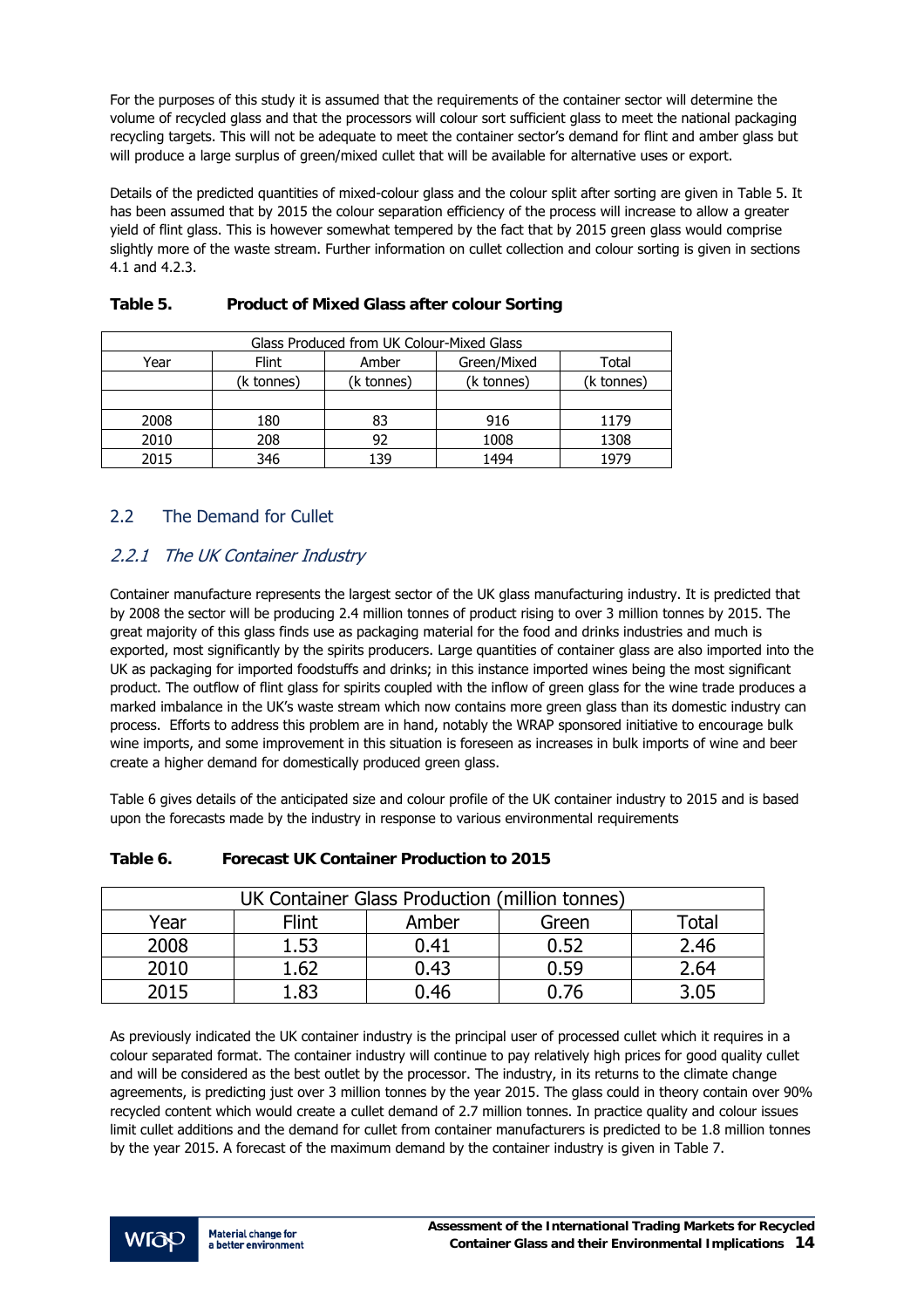For the purposes of this study it is assumed that the requirements of the container sector will determine the volume of recycled glass and that the processors will colour sort sufficient glass to meet the national packaging recycling targets. This will not be adequate to meet the container sector's demand for flint and amber glass but will produce a large surplus of green/mixed cullet that will be available for alternative uses or export.

Details of the predicted quantities of mixed-colour glass and the colour split after sorting are given in Table 5. It has been assumed that by 2015 the colour separation efficiency of the process will increase to allow a greater yield of flint glass. This is however somewhat tempered by the fact that by 2015 green glass would comprise slightly more of the waste stream. Further information on cullet collection and colour sorting is given in sections 4.1 and 4.2.3.

**Table 5. Product of Mixed Glass after colour Sorting**

| Glass Produced from UK Colour-Mixed Glass | | | | |
|---|---|---|---|---|
| Year | Flint | Amber | Green/Mixed | Total |
| | (k tonnes) | (k tonnes) | (k tonnes) | (k tonnes) |
| | | | | |
| 2008 | 180 | 83 | 916 | 1179 |
| 2010 | 208 | 92 | 1008 | 1308 |
| 2015 | 346 | 139 | 1494 | 1979 |

## 2.2 The Demand for Cullet

### *2.2.1 The UK Container Industry*

Container manufacture represents the largest sector of the UK glass manufacturing industry. It is predicted that by 2008 the sector will be producing 2.4 million tonnes of product rising to over 3 million tonnes by 2015. The great majority of this glass finds use as packaging material for the food and drinks industries and much is exported, most significantly by the spirits producers. Large quantities of container glass are also imported into the UK as packaging for imported foodstuffs and drinks; in this instance imported wines being the most significant product. The outflow of flint glass for spirits coupled with the inflow of green glass for the wine trade produces a marked imbalance in the UK's waste stream which now contains more green glass than its domestic industry can process. Efforts to address this problem are in hand, notably the WRAP sponsored initiative to encourage bulk wine imports, and some improvement in this situation is foreseen as increases in bulk imports of wine and beer create a higher demand for domestically produced green glass.

Table 6 gives details of the anticipated size and colour profile of the UK container industry to 2015 and is based upon the forecasts made by the industry in response to various environmental requirements

**Table 6. Forecast UK Container Production to 2015**

| UK Container Glass Production (million tonnes) | | | | |
|---|---|---|---|---|
| Year | Flint | Amber | Green | Total |
| 2008 | 1.53 | 0.41 | 0.52 | 2.46 |
| 2010 | 1.62 | 0.43 | 0.59 | 2.64 |
| 2015 | 1.83 | 0.46 | 0.76 | 3.05 |

As previously indicated the UK container industry is the principal user of processed cullet which it requires in a colour separated format. The container industry will continue to pay relatively high prices for good quality cullet and will be considered as the best outlet by the processor. The industry, in its returns to the climate change agreements, is predicting just over 3 million tonnes by the year 2015. The glass could in theory contain over 90% recycled content which would create a cullet demand of 2.7 million tonnes. In practice quality and colour issues limit cullet additions and the demand for cullet from container manufacturers is predicted to be 1.8 million tonnes by the year 2015. A forecast of the maximum demand by the container industry is given in Table 7.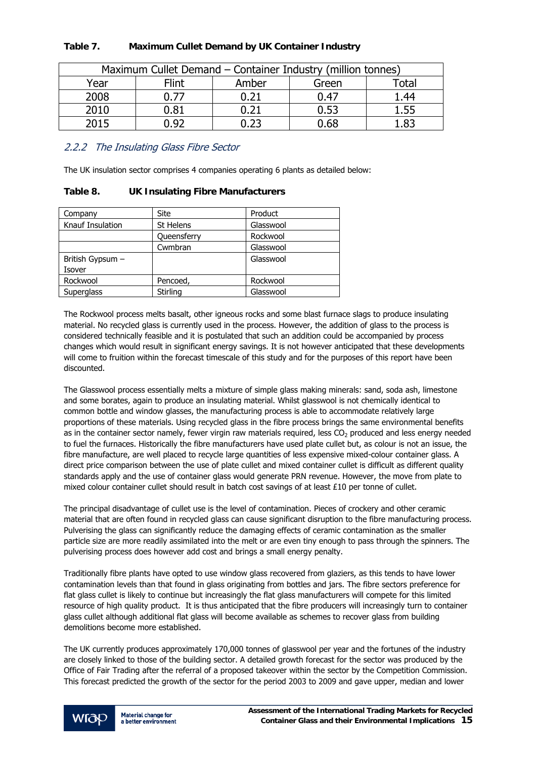**Table 7. Maximum Cullet Demand by UK Container Industry**

| Maximum Cullet Demand – Container Industry (million tonnes) | | | | |
|---|---|---|---|---|
| Year | Flint | Amber | Green | Total |
| 2008 | 0.77 | 0.21 | 0.47 | 1.44 |
| 2010 | 0.81 | 0.21 | 0.53 | 1.55 |
| 2015 | 0.92 | 0.23 | 0.68 | 1.83 |

### *2.2.2 The Insulating Glass Fibre Sector*

The UK insulation sector comprises 4 companies operating 6 plants as detailed below:

**Table 8. UK Insulating Fibre Manufacturers**

| Company | Site | Product |
|---|---|---|
| Knauf Insulation | St Helens | Glasswool |
| | Queensferry | Rockwool |
| | Cwmbran | Glasswool |
| British Gypsum – Isover | | Glasswool |
| Rockwool | Pencoed, | Rockwool |
| Superglass | Stirling | Glasswool |

The Rockwool process melts basalt, other igneous rocks and some blast furnace slags to produce insulating material. No recycled glass is currently used in the process. However, the addition of glass to the process is considered technically feasible and it is postulated that such an addition could be accompanied by process changes which would result in significant energy savings. It is not however anticipated that these developments will come to fruition within the forecast timescale of this study and for the purposes of this report have been discounted.

The Glasswool process essentially melts a mixture of simple glass making minerals: sand, soda ash, limestone and some borates, again to produce an insulating material. Whilst glasswool is not chemically identical to common bottle and window glasses, the manufacturing process is able to accommodate relatively large proportions of these materials. Using recycled glass in the fibre process brings the same environmental benefits as in the container sector namely, fewer virgin raw materials required, less $CO_2$ produced and less energy needed to fuel the furnaces. Historically the fibre manufacturers have used plate cullet but, as colour is not an issue, the fibre manufacture, are well placed to recycle large quantities of less expensive mixed-colour container glass. A direct price comparison between the use of plate cullet and mixed container cullet is difficult as different quality standards apply and the use of container glass would generate PRN revenue. However, the move from plate to mixed colour container cullet should result in batch cost savings of at least £10 per tonne of cullet.

The principal disadvantage of cullet use is the level of contamination. Pieces of crockery and other ceramic material that are often found in recycled glass can cause significant disruption to the fibre manufacturing process. Pulverising the glass can significantly reduce the damaging effects of ceramic contamination as the smaller particle size are more readily assimilated into the melt or are even tiny enough to pass through the spinners. The pulverising process does however add cost and brings a small energy penalty.

Traditionally fibre plants have opted to use window glass recovered from glaziers, as this tends to have lower contamination levels than that found in glass originating from bottles and jars. The fibre sectors preference for flat glass cullet is likely to continue but increasingly the flat glass manufacturers will compete for this limited resource of high quality product. It is thus anticipated that the fibre producers will increasingly turn to container glass cullet although additional flat glass will become available as schemes to recover glass from building demolitions become more established.

The UK currently produces approximately 170,000 tonnes of glasswool per year and the fortunes of the industry are closely linked to those of the building sector. A detailed growth forecast for the sector was produced by the Office of Fair Trading after the referral of a proposed takeover within the sector by the Competition Commission. This forecast predicted the growth of the sector for the period 2003 to 2009 and gave upper, median and lower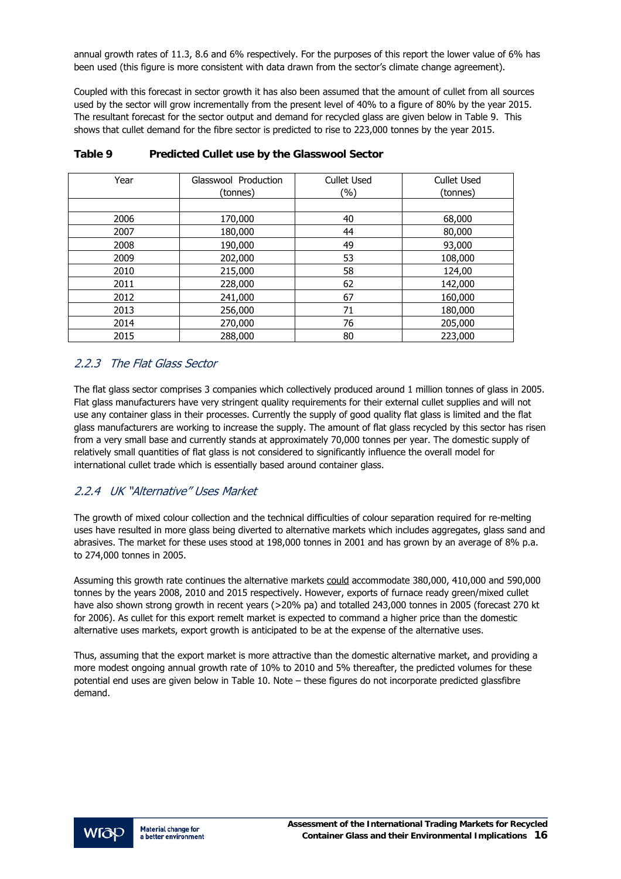annual growth rates of 11.3, 8.6 and 6% respectively. For the purposes of this report the lower value of 6% has been used (this figure is more consistent with data drawn from the sector's climate change agreement).

Coupled with this forecast in sector growth it has also been assumed that the amount of cullet from all sources used by the sector will grow incrementally from the present level of 40% to a figure of 80% by the year 2015. The resultant forecast for the sector output and demand for recycled glass are given below in Table 9. This shows that cullet demand for the fibre sector is predicted to rise to 223,000 tonnes by the year 2015.

**Table 9 Predicted Cullet use by the Glasswool Sector**

| Year | Glasswool Production (tonnes) | Cullet Used (%) | Cullet Used (tonnes) |
|---|---|---|---|
| | | | |
| 2006 | 170,000 | 40 | 68,000 |
| 2007 | 180,000 | 44 | 80,000 |
| 2008 | 190,000 | 49 | 93,000 |
| 2009 | 202,000 | 53 | 108,000 |
| 2010 | 215,000 | 58 | 124,00 |
| 2011 | 228,000 | 62 | 142,000 |
| 2012 | 241,000 | 67 | 160,000 |
| 2013 | 256,000 | 71 | 180,000 |
| 2014 | 270,000 | 76 | 205,000 |
| 2015 | 288,000 | 80 | 223,000 |

### *2.2.3 The Flat Glass Sector*

The flat glass sector comprises 3 companies which collectively produced around 1 million tonnes of glass in 2005. Flat glass manufacturers have very stringent quality requirements for their external cullet supplies and will not use any container glass in their processes. Currently the supply of good quality flat glass is limited and the flat glass manufacturers are working to increase the supply. The amount of flat glass recycled by this sector has risen from a very small base and currently stands at approximately 70,000 tonnes per year. The domestic supply of relatively small quantities of flat glass is not considered to significantly influence the overall model for international cullet trade which is essentially based around container glass.

### *2.2.4 UK "Alternative" Uses Market*

The growth of mixed colour collection and the technical difficulties of colour separation required for re-melting uses have resulted in more glass being diverted to alternative markets which includes aggregates, glass sand and abrasives. The market for these uses stood at 198,000 tonnes in 2001 and has grown by an average of 8% p.a. to 274,000 tonnes in 2005.

Assuming this growth rate continues the alternative markets could accommodate 380,000, 410,000 and 590,000 tonnes by the years 2008, 2010 and 2015 respectively. However, exports of furnace ready green/mixed cullet have also shown strong growth in recent years (>20% pa) and totalled 243,000 tonnes in 2005 (forecast 270 kt for 2006). As cullet for this export remelt market is expected to command a higher price than the domestic alternative uses markets, export growth is anticipated to be at the expense of the alternative uses.

Thus, assuming that the export market is more attractive than the domestic alternative market, and providing a more modest ongoing annual growth rate of 10% to 2010 and 5% thereafter, the predicted volumes for these potential end uses are given below in Table 10. Note – these figures do not incorporate predicted glassfibre demand.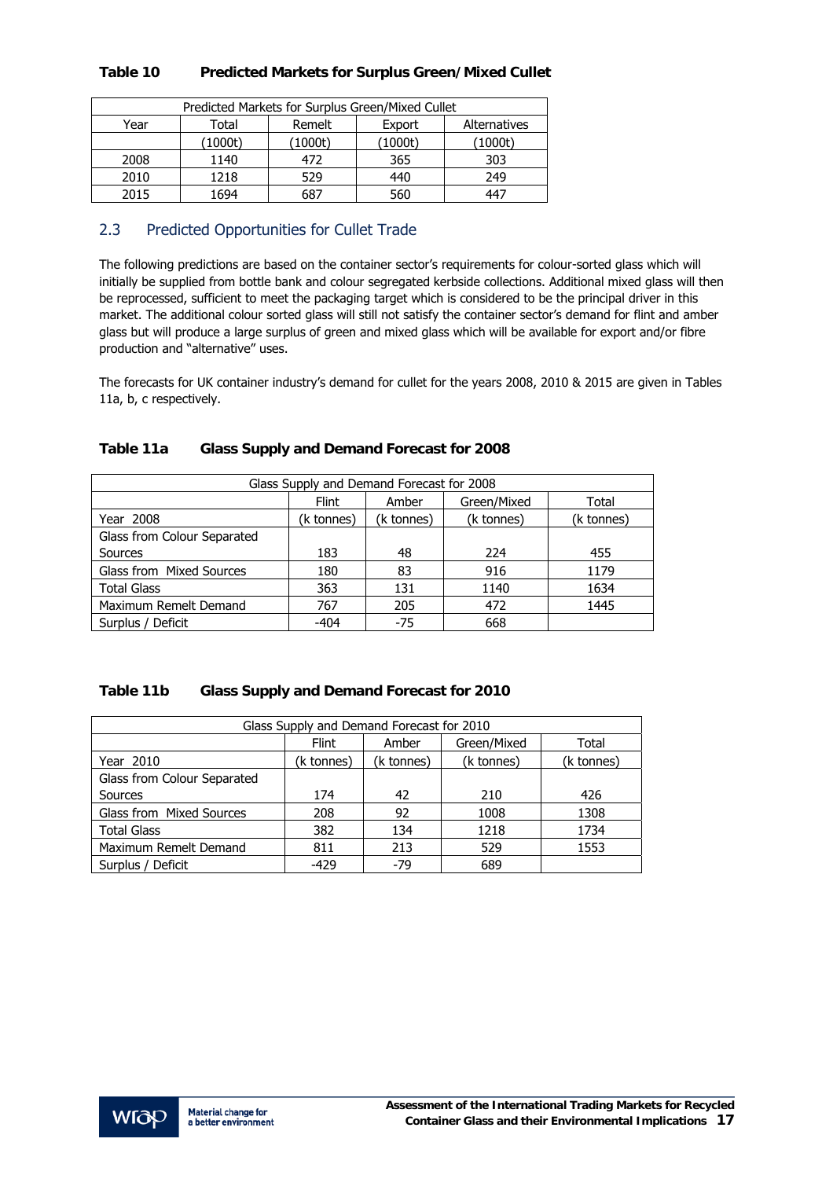**Table 10 Predicted Markets for Surplus Green/Mixed Cullet**

| Predicted Markets for Surplus Green/Mixed Cullet | | | | |
|---|---|---|---|---|
| Year | Total | Remelt | Export | Alternatives |
| | (1000t) | (1000t) | (1000t) | (1000t) |
| 2008 | 1140 | 472 | 365 | 303 |
| 2010 | 1218 | 529 | 440 | 249 |
| 2015 | 1694 | 687 | 560 | 447 |

## 2.3 Predicted Opportunities for Cullet Trade

The following predictions are based on the container sector's requirements for colour-sorted glass which will initially be supplied from bottle bank and colour segregated kerbside collections. Additional mixed glass will then be reprocessed, sufficient to meet the packaging target which is considered to be the principal driver in this market. The additional colour sorted glass will still not satisfy the container sector's demand for flint and amber glass but will produce a large surplus of green and mixed glass which will be available for export and/or fibre production and "alternative" uses.

The forecasts for UK container industry's demand for cullet for the years 2008, 2010 & 2015 are given in Tables 11a, b, c respectively.

**Table 11a Glass Supply and Demand Forecast for 2008**

| Glass Supply and Demand Forecast for 2008 | | | | |
|---|---|---|---|---|
| | Flint | Amber | Green/Mixed | Total |
| Year 2008 | (k tonnes) | (k tonnes) | (k tonnes) | (k tonnes) |
| Glass from Colour Separated Sources | 183 | 48 | 224 | 455 |
| Glass from Mixed Sources | 180 | 83 | 916 | 1179 |
| Total Glass | 363 | 131 | 1140 | 1634 |
| Maximum Remelt Demand | 767 | 205 | 472 | 1445 |
| Surplus / Deficit | -404 | -75 | 668 | |

**Table 11b Glass Supply and Demand Forecast for 2010**

| Glass Supply and Demand Forecast for 2010 | | | | |
|---|---|---|---|---|
| | Flint | Amber | Green/Mixed | Total |
| Year 2010 | (k tonnes) | (k tonnes) | (k tonnes) | (k tonnes) |
| Glass from Colour Separated Sources | 174 | 42 | 210 | 426 |
| Glass from Mixed Sources | 208 | 92 | 1008 | 1308 |
| Total Glass | 382 | 134 | 1218 | 1734 |
| Maximum Remelt Demand | 811 | 213 | 529 | 1553 |
| Surplus / Deficit | -429 | -79 | 689 | |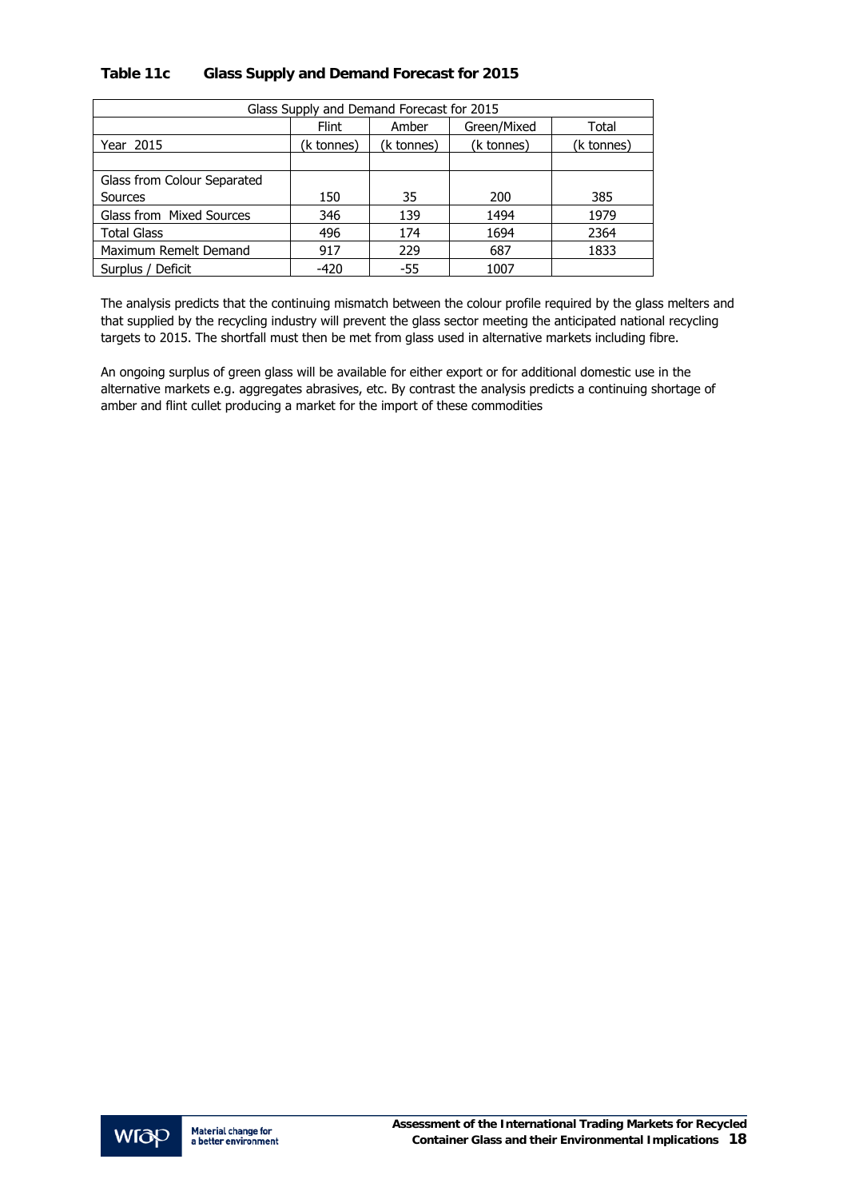**Table 11c Glass Supply and Demand Forecast for 2015**

| Glass Supply and Demand Forecast for 2015 | | | | |
|---|---|---|---|---|
| | Flint | Amber | Green/Mixed | Total |
| Year 2015 | (k tonnes) | (k tonnes) | (k tonnes) | (k tonnes) |
| | | | | |
| Glass from Colour Separated Sources | 150 | 35 | 200 | 385 |
| Glass from Mixed Sources | 346 | 139 | 1494 | 1979 |
| Total Glass | 496 | 174 | 1694 | 2364 |
| Maximum Remelt Demand | 917 | 229 | 687 | 1833 |
| Surplus / Deficit | -420 | -55 | 1007 | |

The analysis predicts that the continuing mismatch between the colour profile required by the glass melters and that supplied by the recycling industry will prevent the glass sector meeting the anticipated national recycling targets to 2015. The shortfall must then be met from glass used in alternative markets including fibre.

An ongoing surplus of green glass will be available for either export or for additional domestic use in the alternative markets e.g. aggregates abrasives, etc. By contrast the analysis predicts a continuing shortage of amber and flint cullet producing a market for the import of these commodities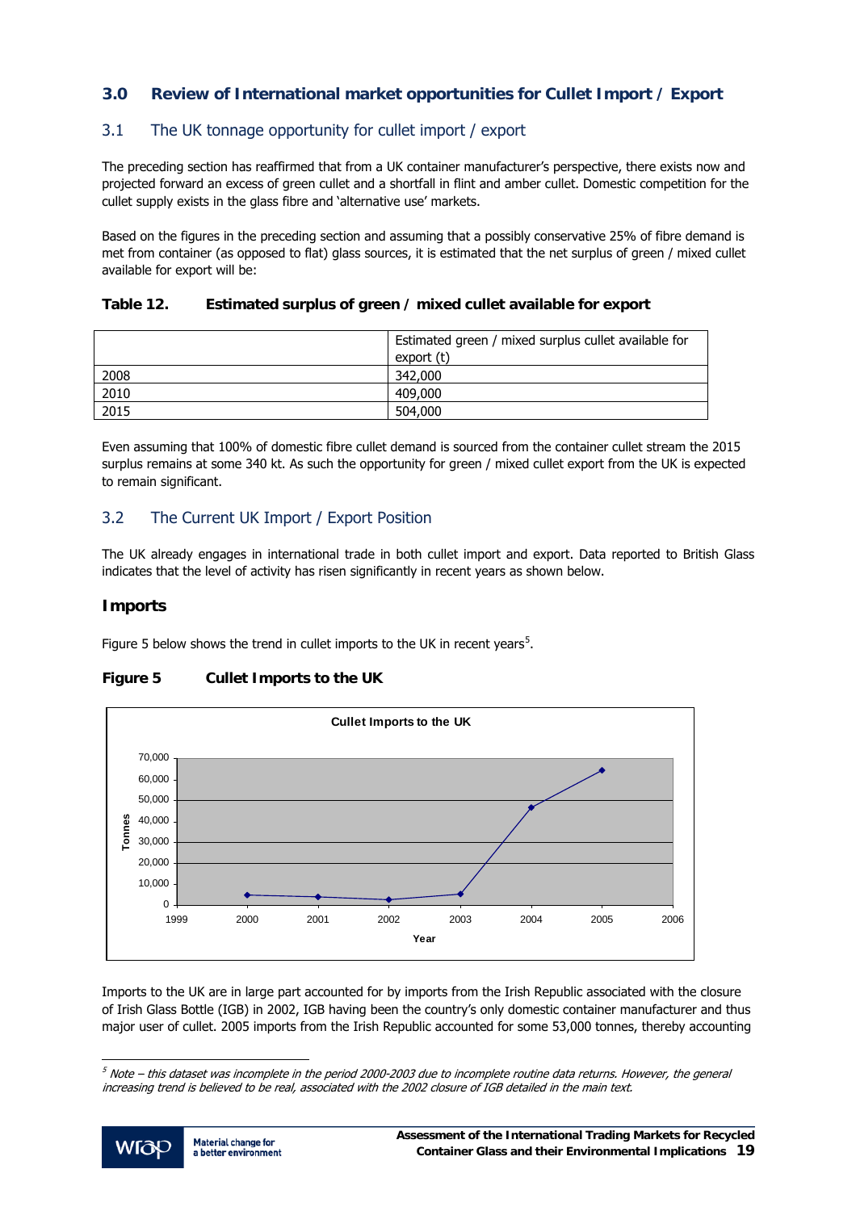## 3.0 Review of International market opportunities for Cullet Import / Export

### 3.1 The UK tonnage opportunity for cullet import / export

The preceding section has reaffirmed that from a UK container manufacturer's perspective, there exists now and projected forward an excess of green cullet and a shortfall in flint and amber cullet. Domestic competition for the cullet supply exists in the glass fibre and 'alternative use' markets.

Based on the figures in the preceding section and assuming that a possibly conservative 25% of fibre demand is met from container (as opposed to flat) glass sources, it is estimated that the net surplus of green / mixed cullet available for export will be:

**Table 12. Estimated surplus of green / mixed cullet available for export**

| | Estimated green / mixed surplus cullet available for export (t) |
|---|---|
| 2008 | 342,000 |
| 2010 | 409,000 |
| 2015 | 504,000 |

Even assuming that 100% of domestic fibre cullet demand is sourced from the container cullet stream the 2015 surplus remains at some 340 kt. As such the opportunity for green / mixed cullet export from the UK is expected to remain significant.

### 3.2 The Current UK Import / Export Position

The UK already engages in international trade in both cullet import and export. Data reported to British Glass indicates that the level of activity has risen significantly in recent years as shown below.

#### Imports

Figure 5 below shows the trend in cullet imports to the UK in recent years[5].

**Figure 5 Cullet Imports to the UK**

Imports to the UK are in large part accounted for by imports from the Irish Republic associated with the closure of Irish Glass Bottle (IGB) in 2002, IGB having been the country's only domestic container manufacturer and thus major user of cullet. 2005 imports from the Irish Republic accounted for some 53,000 tonnes, thereby accounting

[5] *Note – this dataset was incomplete in the period 2000-2003 due to incomplete routine data returns. However, the general increasing trend is believed to be real, associated with the 2002 closure of IGB detailed in the main text.*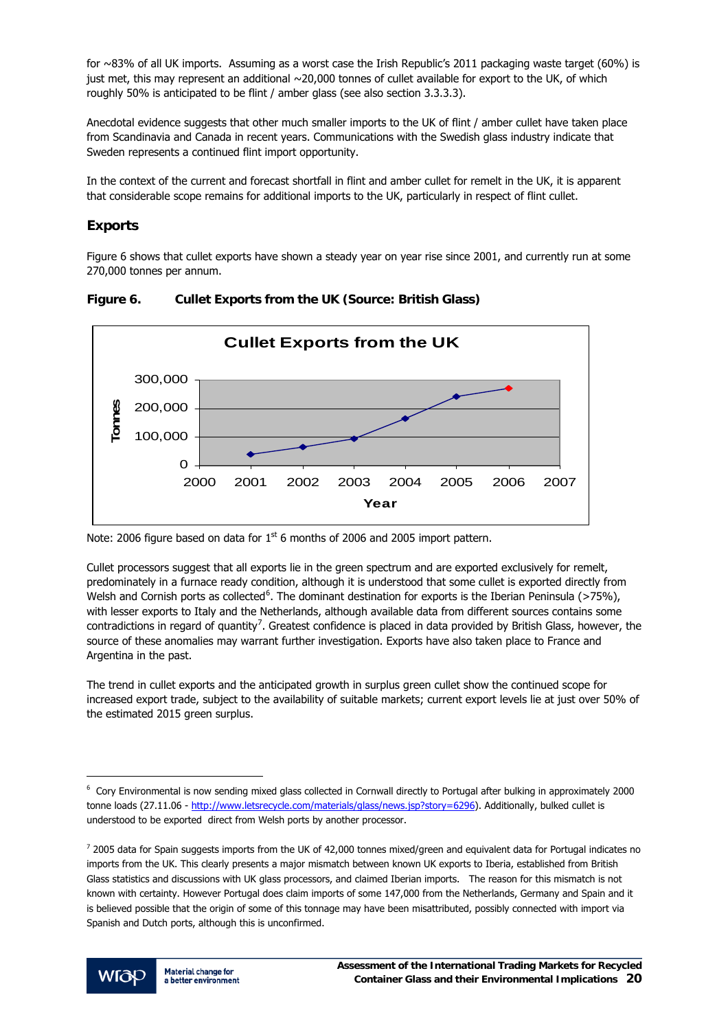for ~83% of all UK imports. Assuming as a worst case the Irish Republic's 2011 packaging waste target (60%) is just met, this may represent an additional ~20,000 tonnes of cullet available for export to the UK, of which roughly 50% is anticipated to be flint / amber glass (see also section 3.3.3.3).

Anecdotal evidence suggests that other much smaller imports to the UK of flint / amber cullet have taken place from Scandinavia and Canada in recent years. Communications with the Swedish glass industry indicate that Sweden represents a continued flint import opportunity.

In the context of the current and forecast shortfall in flint and amber cullet for remelt in the UK, it is apparent that considerable scope remains for additional imports to the UK, particularly in respect of flint cullet.

## Exports

Figure 6 shows that cullet exports have shown a steady year on year rise since 2001, and currently run at some 270,000 tonnes per annum.

**Figure 6. Cullet Exports from the UK (Source: British Glass)**

Note: 2006 figure based on data for 1st 6 months of 2006 and 2005 import pattern.

Cullet processors suggest that all exports lie in the green spectrum and are exported exclusively for remelt, predominately in a furnace ready condition, although it is understood that some cullet is exported directly from Welsh and Cornish ports as collected[6]. The dominant destination for exports is the Iberian Peninsula (>75%), with lesser exports to Italy and the Netherlands, although available data from different sources contains some contradictions in regard of quantity[7]. Greatest confidence is placed in data provided by British Glass, however, the source of these anomalies may warrant further investigation. Exports have also taken place to France and Argentina in the past.

The trend in cullet exports and the anticipated growth in surplus green cullet show the continued scope for increased export trade, subject to the availability of suitable markets; current export levels lie at just over 50% of the estimated 2015 green surplus.

---

[6] Cory Environmental is now sending mixed glass collected in Cornwall directly to Portugal after bulking in approximately 2000 tonne loads (27.11.06 - http://www.letsrecycle.com/materials/glass/news.jsp?story=6296). Additionally, bulked cullet is understood to be exported direct from Welsh ports by another processor.

[7] 2005 data for Spain suggests imports from the UK of 42,000 tonnes mixed/green and equivalent data for Portugal indicates no imports from the UK. This clearly presents a major mismatch between known UK exports to Iberia, established from British Glass statistics and discussions with UK glass processors, and claimed Iberian imports. The reason for this mismatch is not known with certainty. However Portugal does claim imports of some 147,000 from the Netherlands, Germany and Spain and it is believed possible that the origin of some of this tonnage may have been misattributed, possibly connected with import via Spanish and Dutch ports, although this is unconfirmed.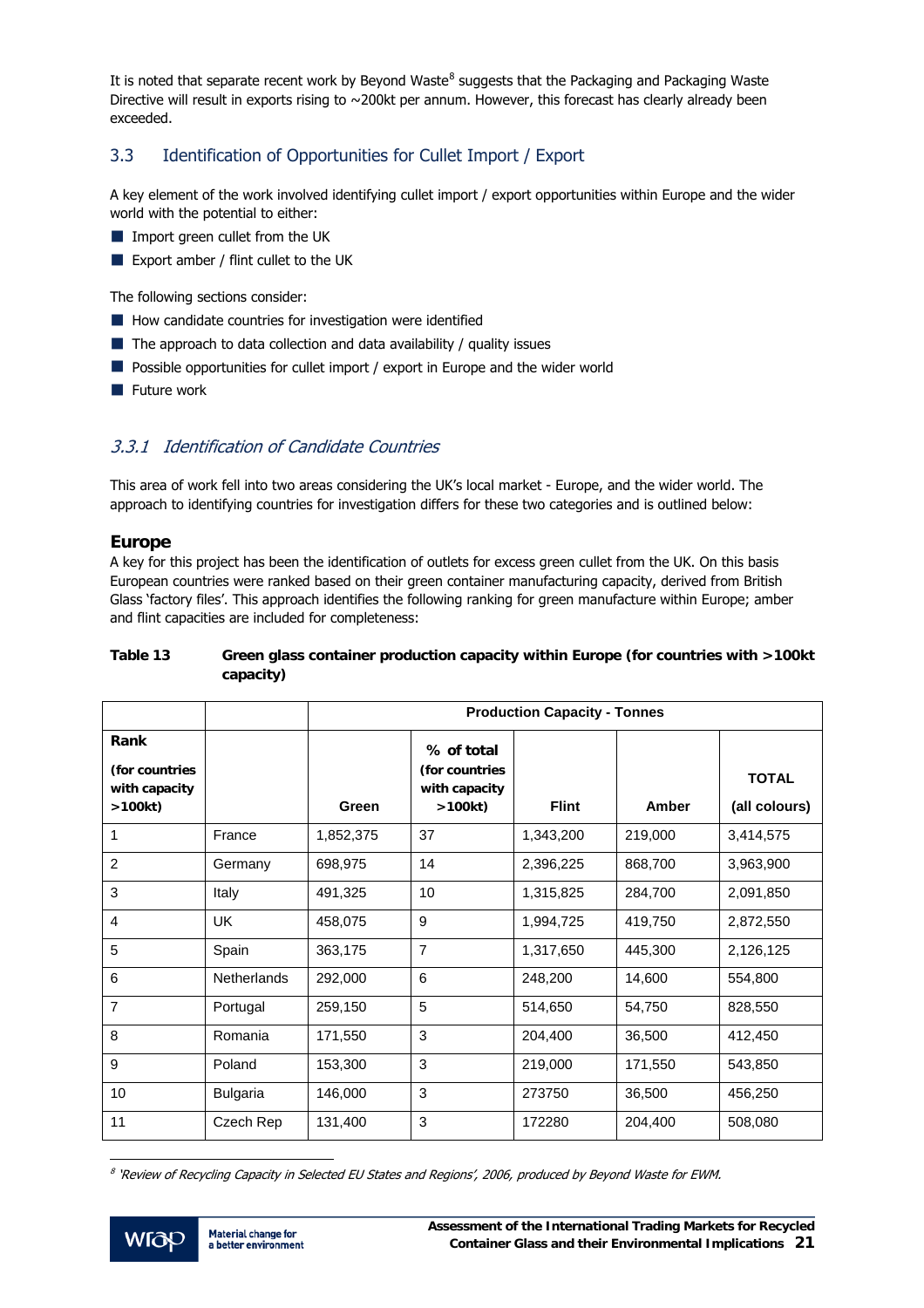It is noted that separate recent work by Beyond Waste[8] suggests that the Packaging and Packaging Waste Directive will result in exports rising to ~200kt per annum. However, this forecast has clearly already been exceeded.

## 3.3 Identification of Opportunities for Cullet Import / Export

A key element of the work involved identifying cullet import / export opportunities within Europe and the wider world with the potential to either:

- Import green cullet from the UK
- Export amber / flint cullet to the UK

The following sections consider:

- How candidate countries for investigation were identified
- The approach to data collection and data availability / quality issues
- Possible opportunities for cullet import / export in Europe and the wider world
- Future work

### *3.3.1 Identification of Candidate Countries*

This area of work fell into two areas considering the UK's local market - Europe, and the wider world. The approach to identifying countries for investigation differs for these two categories and is outlined below:

#### Europe

A key for this project has been the identification of outlets for excess green cullet from the UK. On this basis European countries were ranked based on their green container manufacturing capacity, derived from British Glass 'factory files'. This approach identifies the following ranking for green manufacture within Europe; amber and flint capacities are included for completeness:

**Table 13 Green glass container production capacity within Europe (for countries with >100kt capacity)**

| | | Production Capacity - Tonnes | | | | |
|---|---|---|---|---|---|---|
| **Rank (for countries with capacity >100kt)** | | **Green** | **% of total (for countries with capacity >100kt)** | **Flint** | **Amber** | **TOTAL (all colours)** |
| 1 | France | 1,852,375 | 37 | 1,343,200 | 219,000 | 3,414,575 |
| 2 | Germany | 698,975 | 14 | 2,396,225 | 868,700 | 3,963,900 |
| 3 | Italy | 491,325 | 10 | 1,315,825 | 284,700 | 2,091,850 |
| 4 | UK | 458,075 | 9 | 1,994,725 | 419,750 | 2,872,550 |
| 5 | Spain | 363,175 | 7 | 1,317,650 | 445,300 | 2,126,125 |
| 6 | Netherlands | 292,000 | 6 | 248,200 | 14,600 | 554,800 |
| 7 | Portugal | 259,150 | 5 | 514,650 | 54,750 | 828,550 |
| 8 | Romania | 171,550 | 3 | 204,400 | 36,500 | 412,450 |
| 9 | Poland | 153,300 | 3 | 219,000 | 171,550 | 543,850 |
| 10 | Bulgaria | 146,000 | 3 | 273750 | 36,500 | 456,250 |
| 11 | Czech Rep | 131,400 | 3 | 172280 | 204,400 | 508,080 |

[8] *'Review of Recycling Capacity in Selected EU States and Regions', 2006, produced by Beyond Waste for EWM.*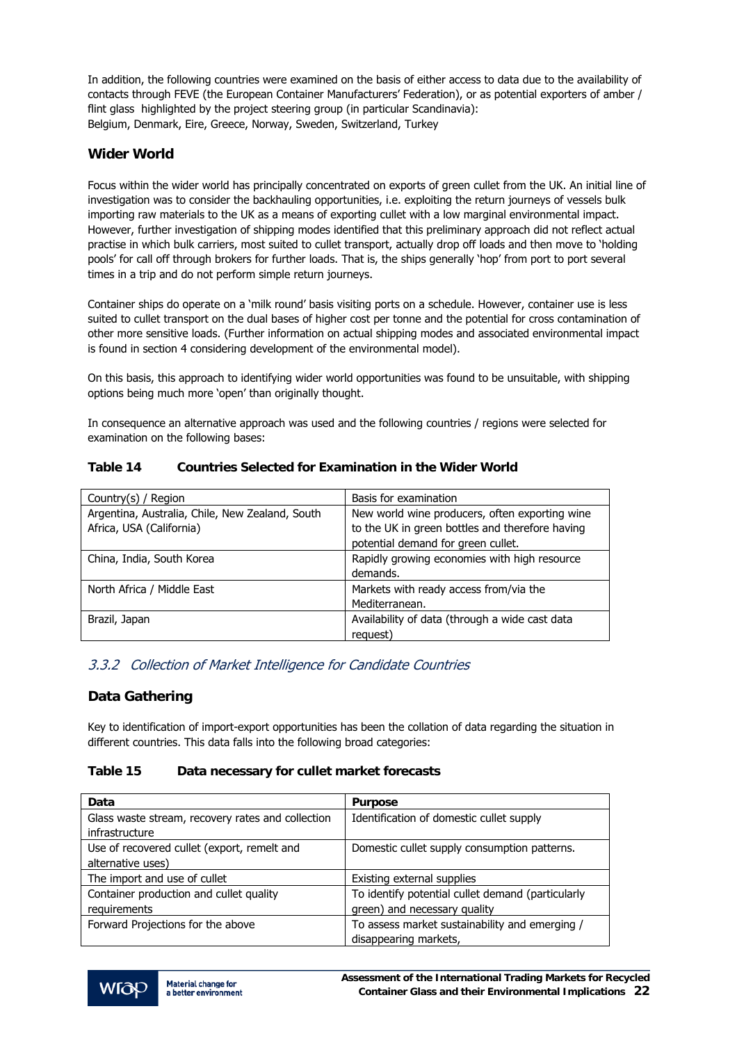In addition, the following countries were examined on the basis of either access to data due to the availability of contacts through FEVE (the European Container Manufacturers' Federation), or as potential exporters of amber / flint glass highlighted by the project steering group (in particular Scandinavia):
Belgium, Denmark, Eire, Greece, Norway, Sweden, Switzerland, Turkey

## Wider World

Focus within the wider world has principally concentrated on exports of green cullet from the UK. An initial line of investigation was to consider the backhauling opportunities, i.e. exploiting the return journeys of vessels bulk importing raw materials to the UK as a means of exporting cullet with a low marginal environmental impact. However, further investigation of shipping modes identified that this preliminary approach did not reflect actual practise in which bulk carriers, most suited to cullet transport, actually drop off loads and then move to 'holding pools' for call off through brokers for further loads. That is, the ships generally 'hop' from port to port several times in a trip and do not perform simple return journeys.

Container ships do operate on a 'milk round' basis visiting ports on a schedule. However, container use is less suited to cullet transport on the dual bases of higher cost per tonne and the potential for cross contamination of other more sensitive loads. (Further information on actual shipping modes and associated environmental impact is found in section 4 considering development of the environmental model).

On this basis, this approach to identifying wider world opportunities was found to be unsuitable, with shipping options being much more 'open' than originally thought.

In consequence an alternative approach was used and the following countries / regions were selected for examination on the following bases:

**Table 14 Countries Selected for Examination in the Wider World**

| Country(s) / Region | Basis for examination |
|---|---|
| Argentina, Australia, Chile, New Zealand, South Africa, USA (California) | New world wine producers, often exporting wine to the UK in green bottles and therefore having potential demand for green cullet. |
| China, India, South Korea | Rapidly growing economies with high resource demands. |
| North Africa / Middle East | Markets with ready access from/via the Mediterranean. |
| Brazil, Japan | Availability of data (through a wide cast data request) |

### *3.3.2 Collection of Market Intelligence for Candidate Countries*

## Data Gathering

Key to identification of import-export opportunities has been the collation of data regarding the situation in different countries. This data falls into the following broad categories:

**Table 15 Data necessary for cullet market forecasts**

| Data | Purpose |
|---|---|
| Glass waste stream, recovery rates and collection infrastructure | Identification of domestic cullet supply |
| Use of recovered cullet (export, remelt and alternative uses) | Domestic cullet supply consumption patterns. |
| The import and use of cullet | Existing external supplies |
| Container production and cullet quality requirements | To identify potential cullet demand (particularly green) and necessary quality |
| Forward Projections for the above | To assess market sustainability and emerging / disappearing markets, |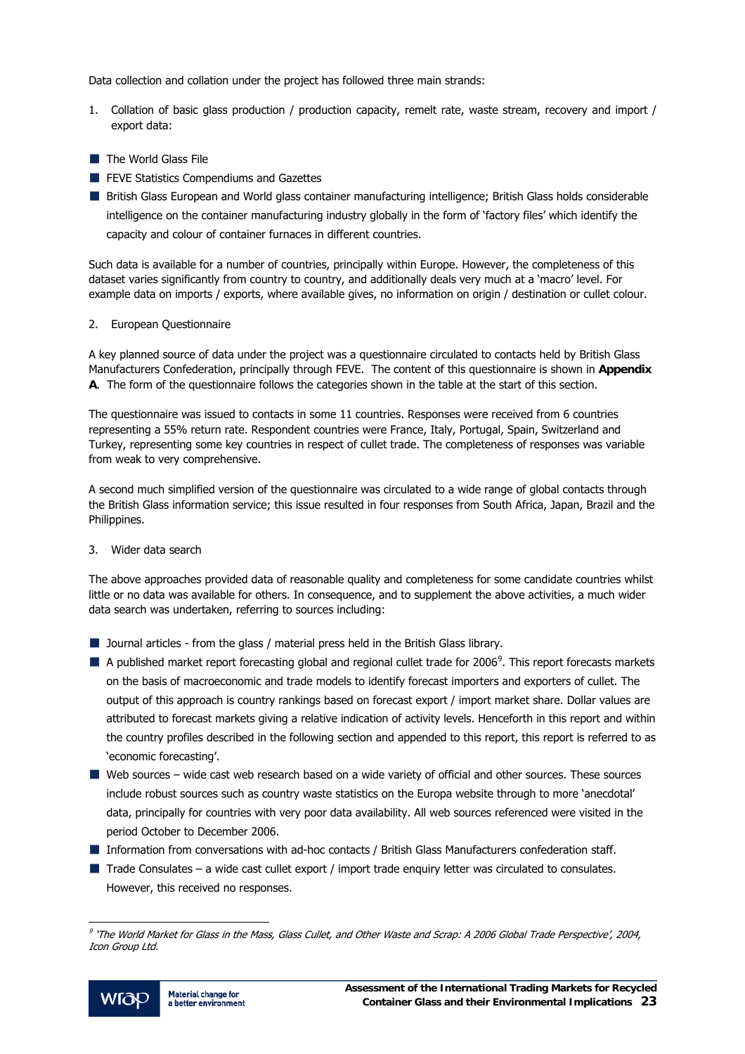Data collection and collation under the project has followed three main strands:

1. Collation of basic glass production / production capacity, remelt rate, waste stream, recovery and import / export data:

- The World Glass File
- FEVE Statistics Compendiums and Gazettes
- British Glass European and World glass container manufacturing intelligence; British Glass holds considerable intelligence on the container manufacturing industry globally in the form of 'factory files' which identify the capacity and colour of container furnaces in different countries.

Such data is available for a number of countries, principally within Europe. However, the completeness of this dataset varies significantly from country to country, and additionally deals very much at a 'macro' level. For example data on imports / exports, where available gives, no information on origin / destination or cullet colour.

2. European Questionnaire

A key planned source of data under the project was a questionnaire circulated to contacts held by British Glass Manufacturers Confederation, principally through FEVE. The content of this questionnaire is shown in **Appendix A**. The form of the questionnaire follows the categories shown in the table at the start of this section.

The questionnaire was issued to contacts in some 11 countries. Responses were received from 6 countries representing a 55% return rate. Respondent countries were France, Italy, Portugal, Spain, Switzerland and Turkey, representing some key countries in respect of cullet trade. The completeness of responses was variable from weak to very comprehensive.

A second much simplified version of the questionnaire was circulated to a wide range of global contacts through the British Glass information service; this issue resulted in four responses from South Africa, Japan, Brazil and the Philippines.

3. Wider data search

The above approaches provided data of reasonable quality and completeness for some candidate countries whilst little or no data was available for others. In consequence, and to supplement the above activities, a much wider data search was undertaken, referring to sources including:

- Journal articles - from the glass / material press held in the British Glass library.
- A published market report forecasting global and regional cullet trade for 2006[9]. This report forecasts markets on the basis of macroeconomic and trade models to identify forecast importers and exporters of cullet. The output of this approach is country rankings based on forecast export / import market share. Dollar values are attributed to forecast markets giving a relative indication of activity levels. Henceforth in this report and within the country profiles described in the following section and appended to this report, this report is referred to as 'economic forecasting'.
- Web sources – wide cast web research based on a wide variety of official and other sources. These sources include robust sources such as country waste statistics on the Europa website through to more 'anecdotal' data, principally for countries with very poor data availability. All web sources referenced were visited in the period October to December 2006.
- Information from conversations with ad-hoc contacts / British Glass Manufacturers confederation staff.
- Trade Consulates – a wide cast cullet export / import trade enquiry letter was circulated to consulates. However, this received no responses.

---

[9] *'The World Market for Glass in the Mass, Glass Cullet, and Other Waste and Scrap: A 2006 Global Trade Perspective', 2004, Icon Group Ltd.*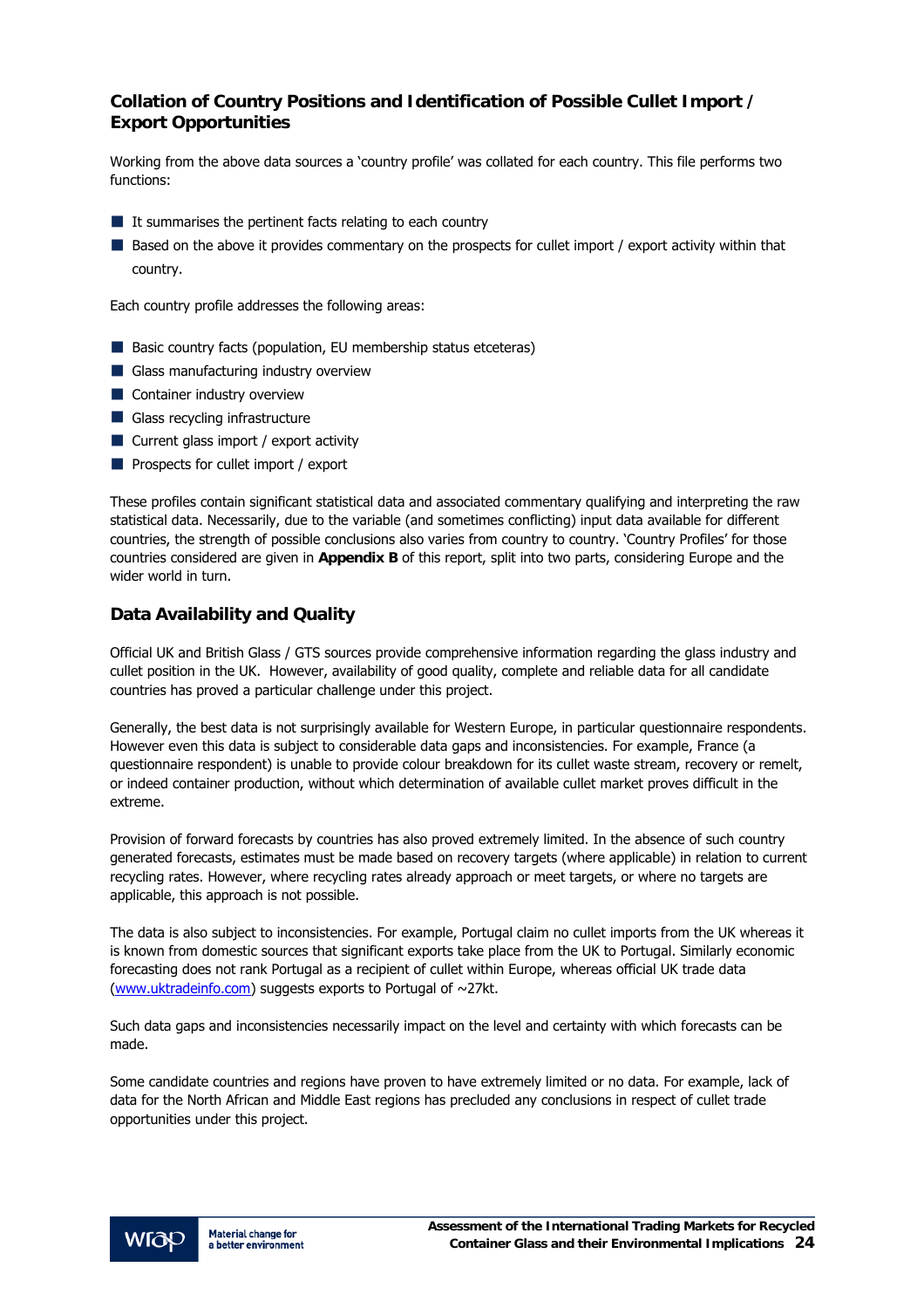## Collation of Country Positions and Identification of Possible Cullet Import / Export Opportunities

Working from the above data sources a 'country profile' was collated for each country. This file performs two functions:

- It summarises the pertinent facts relating to each country
- Based on the above it provides commentary on the prospects for cullet import / export activity within that country.

Each country profile addresses the following areas:

- Basic country facts (population, EU membership status etceteras)
- Glass manufacturing industry overview
- Container industry overview
- Glass recycling infrastructure
- Current glass import / export activity
- Prospects for cullet import / export

These profiles contain significant statistical data and associated commentary qualifying and interpreting the raw statistical data. Necessarily, due to the variable (and sometimes conflicting) input data available for different countries, the strength of possible conclusions also varies from country to country. 'Country Profiles' for those countries considered are given in **Appendix B** of this report, split into two parts, considering Europe and the wider world in turn.

## Data Availability and Quality

Official UK and British Glass / GTS sources provide comprehensive information regarding the glass industry and cullet position in the UK. However, availability of good quality, complete and reliable data for all candidate countries has proved a particular challenge under this project.

Generally, the best data is not surprisingly available for Western Europe, in particular questionnaire respondents. However even this data is subject to considerable data gaps and inconsistencies. For example, France (a questionnaire respondent) is unable to provide colour breakdown for its cullet waste stream, recovery or remelt, or indeed container production, without which determination of available cullet market proves difficult in the extreme.

Provision of forward forecasts by countries has also proved extremely limited. In the absence of such country generated forecasts, estimates must be made based on recovery targets (where applicable) in relation to current recycling rates. However, where recycling rates already approach or meet targets, or where no targets are applicable, this approach is not possible.

The data is also subject to inconsistencies. For example, Portugal claim no cullet imports from the UK whereas it is known from domestic sources that significant exports take place from the UK to Portugal. Similarly economic forecasting does not rank Portugal as a recipient of cullet within Europe, whereas official UK trade data (www.uktradeinfo.com) suggests exports to Portugal of ~27kt.

Such data gaps and inconsistencies necessarily impact on the level and certainty with which forecasts can be made.

Some candidate countries and regions have proven to have extremely limited or no data. For example, lack of data for the North African and Middle East regions has precluded any conclusions in respect of cullet trade opportunities under this project.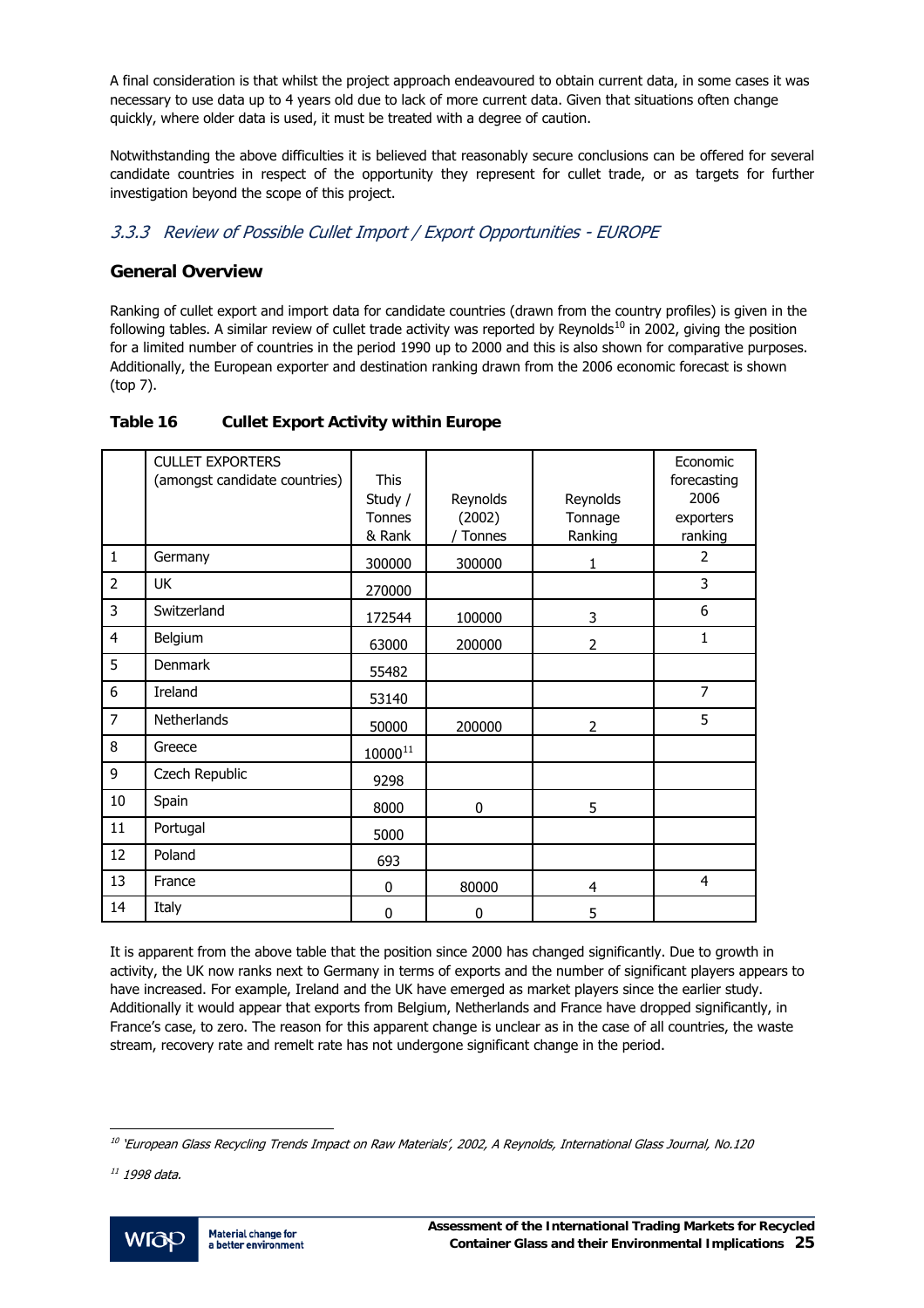A final consideration is that whilst the project approach endeavoured to obtain current data, in some cases it was necessary to use data up to 4 years old due to lack of more current data. Given that situations often change quickly, where older data is used, it must be treated with a degree of caution.

Notwithstanding the above difficulties it is believed that reasonably secure conclusions can be offered for several candidate countries in respect of the opportunity they represent for cullet trade, or as targets for further investigation beyond the scope of this project.

### *3.3.3 Review of Possible Cullet Import / Export Opportunities - EUROPE*

#### General Overview

Ranking of cullet export and import data for candidate countries (drawn from the country profiles) is given in the following tables. A similar review of cullet trade activity was reported by Reynolds[10] in 2002, giving the position for a limited number of countries in the period 1990 up to 2000 and this is also shown for comparative purposes. Additionally, the European exporter and destination ranking drawn from the 2006 economic forecast is shown (top 7).

**Table 16 Cullet Export Activity within Europe**

| | CULLET EXPORTERS (amongst candidate countries) | This Study / Tonnes & Rank | Reynolds (2002) / Tonnes | Reynolds Tonnage Ranking | Economic forecasting 2006 exporters ranking |
|---|---|---|---|---|---|
| 1 | Germany | 300000 | 300000 | 1 | 2 |
| 2 | UK | 270000 | | | 3 |
| 3 | Switzerland | 172544 | 100000 | 3 | 6 |
| 4 | Belgium | 63000 | 200000 | 2 | 1 |
| 5 | Denmark | 55482 | | | |
| 6 | Ireland | 53140 | | | 7 |
| 7 | Netherlands | 50000 | 200000 | 2 | 5 |
| 8 | Greece | 10000[11] | | | |
| 9 | Czech Republic | 9298 | | | |
| 10 | Spain | 8000 | 0 | 5 | |
| 11 | Portugal | 5000 | | | |
| 12 | Poland | 693 | | | |
| 13 | France | 0 | 80000 | 4 | 4 |
| 14 | Italy | 0 | 0 | 5 | |

It is apparent from the above table that the position since 2000 has changed significantly. Due to growth in activity, the UK now ranks next to Germany in terms of exports and the number of significant players appears to have increased. For example, Ireland and the UK have emerged as market players since the earlier study. Additionally it would appear that exports from Belgium, Netherlands and France have dropped significantly, in France's case, to zero. The reason for this apparent change is unclear as in the case of all countries, the waste stream, recovery rate and remelt rate has not undergone significant change in the period.

---

[10] *'European Glass Recycling Trends Impact on Raw Materials', 2002, A Reynolds, International Glass Journal, No.120*

[11] *1998 data.*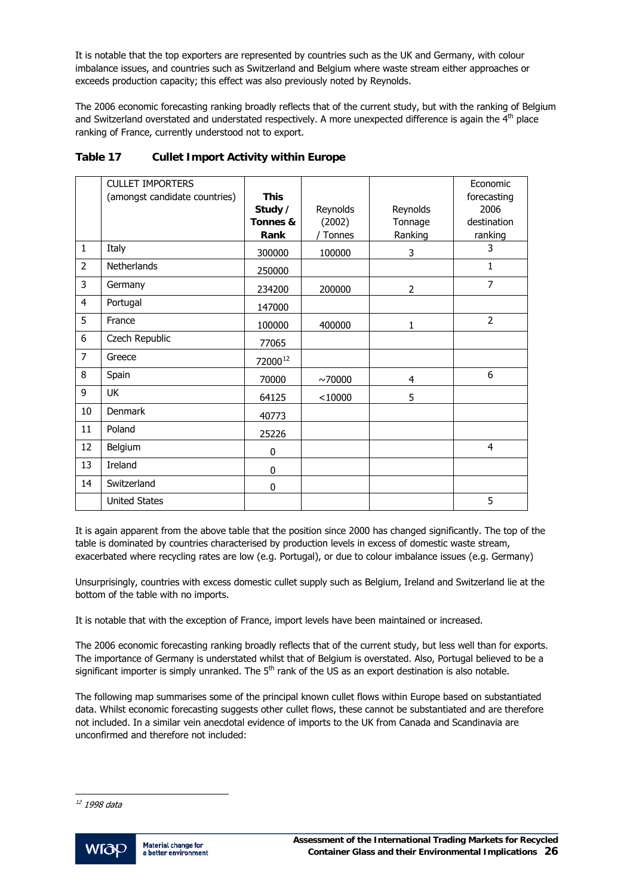It is notable that the top exporters are represented by countries such as the UK and Germany, with colour imbalance issues, and countries such as Switzerland and Belgium where waste stream either approaches or exceeds production capacity; this effect was also previously noted by Reynolds.

The 2006 economic forecasting ranking broadly reflects that of the current study, but with the ranking of Belgium and Switzerland overstated and understated respectively. A more unexpected difference is again the 4th place ranking of France, currently understood not to export.

**Table 17 Cullet Import Activity within Europe**

| | CULLET IMPORTERS (amongst candidate countries) | **This Study / Tonnes & Rank** | Reynolds (2002) / Tonnes | Reynolds Tonnage Ranking | Economic forecasting 2006 destination ranking |
|---|---|---|---|---|---|
| 1 | Italy | 300000 | 100000 | 3 | 3 |
| 2 | Netherlands | 250000 | | | 1 |
| 3 | Germany | 234200 | 200000 | 2 | 7 |
| 4 | Portugal | 147000 | | | |
| 5 | France | 100000 | 400000 | 1 | 2 |
| 6 | Czech Republic | 77065 | | | |
| 7 | Greece | 72000[12] | | | |
| 8 | Spain | 70000 | ~70000 | 4 | 6 |
| 9 | UK | 64125 | <10000 | 5 | |
| 10 | Denmark | 40773 | | | |
| 11 | Poland | 25226 | | | |
| 12 | Belgium | 0 | | | 4 |
| 13 | Ireland | 0 | | | |
| 14 | Switzerland | 0 | | | |
| | United States | | | | 5 |

It is again apparent from the above table that the position since 2000 has changed significantly. The top of the table is dominated by countries characterised by production levels in excess of domestic waste stream, exacerbated where recycling rates are low (e.g. Portugal), or due to colour imbalance issues (e.g. Germany)

Unsurprisingly, countries with excess domestic cullet supply such as Belgium, Ireland and Switzerland lie at the bottom of the table with no imports.

It is notable that with the exception of France, import levels have been maintained or increased.

The 2006 economic forecasting ranking broadly reflects that of the current study, but less well than for exports. The importance of Germany is understated whilst that of Belgium is overstated. Also, Portugal believed to be a significant importer is simply unranked. The 5th rank of the US as an export destination is also notable.

The following map summarises some of the principal known cullet flows within Europe based on substantiated data. Whilst economic forecasting suggests other cullet flows, these cannot be substantiated and are therefore not included. In a similar vein anecdotal evidence of imports to the UK from Canada and Scandinavia are unconfirmed and therefore not included:

[12] *1998 data*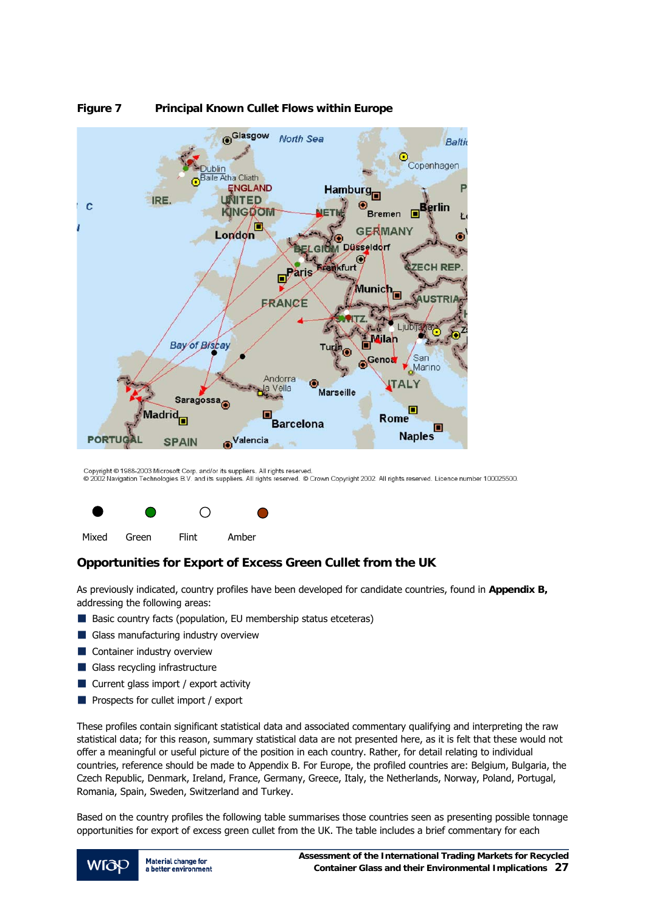**Figure 7 Principal Known Cullet Flows within Europe**

Copyright © 1988-2003 Microsoft Corp. and/or its suppliers. All rights reserved.
© 2002 Navigation Technologies B.V. and its suppliers. All rights reserved. © Crown Copyright 2002. All rights reserved. Licence number 100025500.

Mixed Green Flint Amber

## Opportunities for Export of Excess Green Cullet from the UK

As previously indicated, country profiles have been developed for candidate countries, found in **Appendix B,** addressing the following areas:

- Basic country facts (population, EU membership status etceteras)
- Glass manufacturing industry overview
- Container industry overview
- Glass recycling infrastructure
- Current glass import / export activity
- Prospects for cullet import / export

These profiles contain significant statistical data and associated commentary qualifying and interpreting the raw statistical data; for this reason, summary statistical data are not presented here, as it is felt that these would not offer a meaningful or useful picture of the position in each country. Rather, for detail relating to individual countries, reference should be made to Appendix B. For Europe, the profiled countries are: Belgium, Bulgaria, the Czech Republic, Denmark, Ireland, France, Germany, Greece, Italy, the Netherlands, Norway, Poland, Portugal, Romania, Spain, Sweden, Switzerland and Turkey.

Based on the country profiles the following table summarises those countries seen as presenting possible tonnage opportunities for export of excess green cullet from the UK. The table includes a brief commentary for each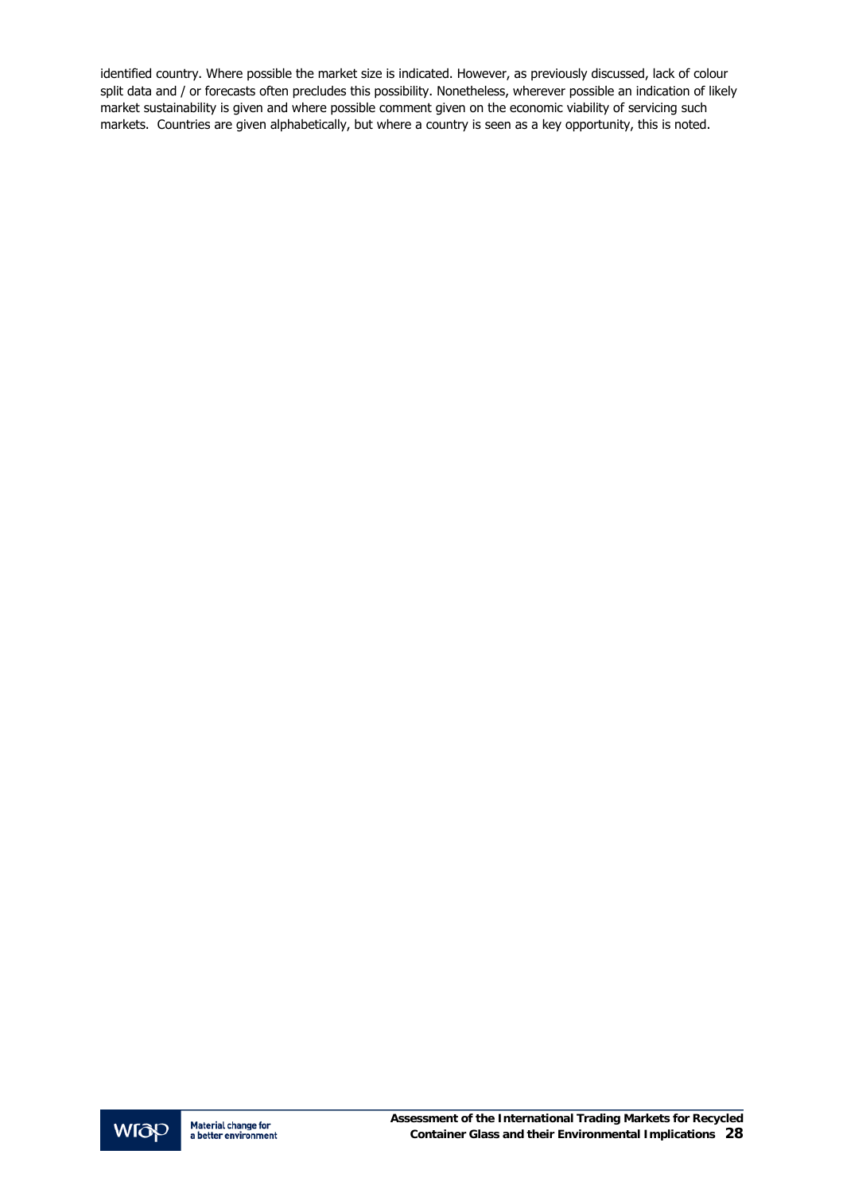identified country. Where possible the market size is indicated. However, as previously discussed, lack of colour split data and / or forecasts often precludes this possibility. Nonetheless, wherever possible an indication of likely market sustainability is given and where possible comment given on the economic viability of servicing such markets. Countries are given alphabetically, but where a country is seen as a key opportunity, this is noted.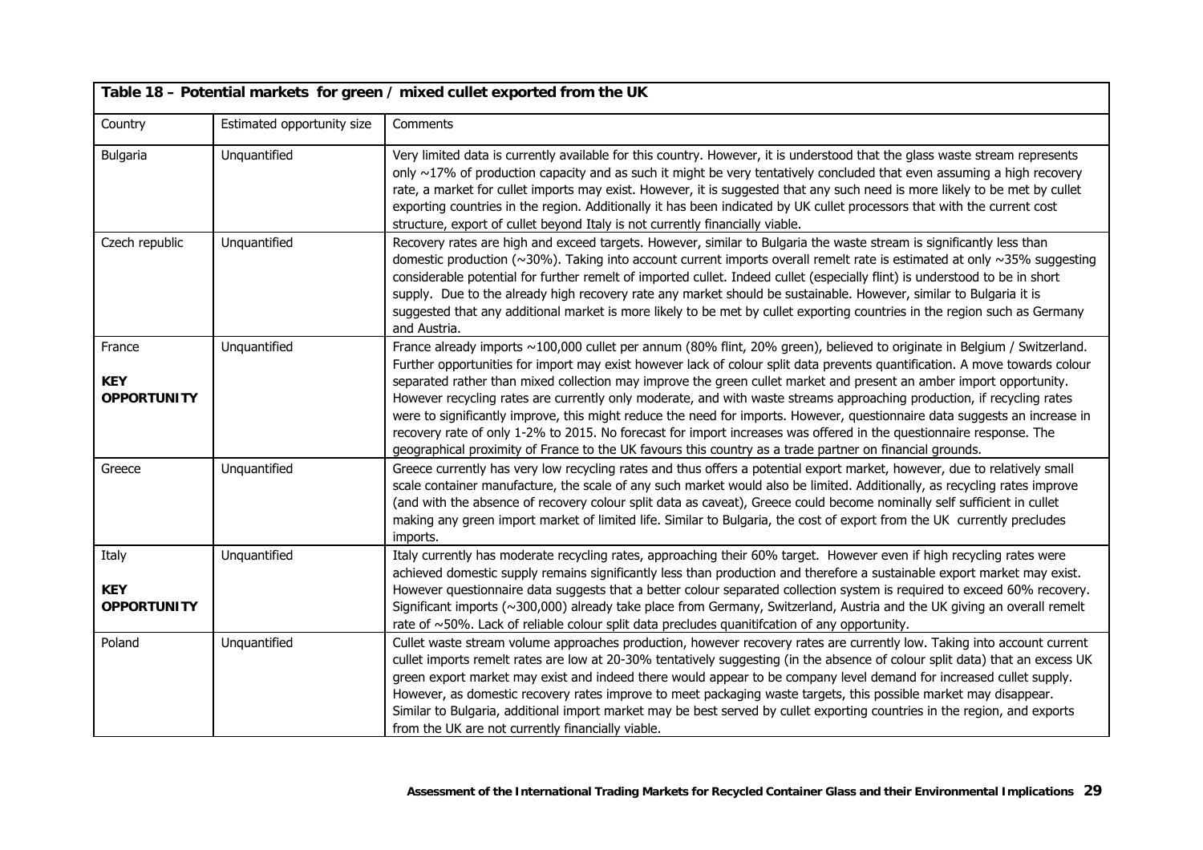**Table 18 – Potential markets for green / mixed cullet exported from the UK**

| Country | Estimated opportunity size | Comments |
|---|---|---|
| Bulgaria | Unquantified | Very limited data is currently available for this country. However, it is understood that the glass waste stream represents only ~17% of production capacity and as such it might be very tentatively concluded that even assuming a high recovery rate, a market for cullet imports may exist. However, it is suggested that any such need is more likely to be met by cullet exporting countries in the region. Additionally it has been indicated by UK cullet processors that with the current cost structure, export of cullet beyond Italy is not currently financially viable. |
| Czech republic | Unquantified | Recovery rates are high and exceed targets. However, similar to Bulgaria the waste stream is significantly less than domestic production (~30%). Taking into account current imports overall remelt rate is estimated at only ~35% suggesting considerable potential for further remelt of imported cullet. Indeed cullet (especially flint) is understood to be in short supply. Due to the already high recovery rate any market should be sustainable. However, similar to Bulgaria it is suggested that any additional market is more likely to be met by cullet exporting countries in the region such as Germany and Austria. |
| France<br><br>**KEY OPPORTUNITY** | Unquantified | France already imports ~100,000 cullet per annum (80% flint, 20% green), believed to originate in Belgium / Switzerland. Further opportunities for import may exist however lack of colour split data prevents quantification. A move towards colour separated rather than mixed collection may improve the green cullet market and present an amber import opportunity. However recycling rates are currently only moderate, and with waste streams approaching production, if recycling rates were to significantly improve, this might reduce the need for imports. However, questionnaire data suggests an increase in recovery rate of only 1-2% to 2015. No forecast for import increases was offered in the questionnaire response. The geographical proximity of France to the UK favours this country as a trade partner on financial grounds. |
| Greece | Unquantified | Greece currently has very low recycling rates and thus offers a potential export market, however, due to relatively small scale container manufacture, the scale of any such market would also be limited. Additionally, as recycling rates improve (and with the absence of recovery colour split data as caveat), Greece could become nominally self sufficient in cullet making any green import market of limited life. Similar to Bulgaria, the cost of export from the UK currently precludes imports. |
| Italy<br><br>**KEY OPPORTUNITY** | Unquantified | Italy currently has moderate recycling rates, approaching their 60% target. However even if high recycling rates were achieved domestic supply remains significantly less than production and therefore a sustainable export market may exist. However questionnaire data suggests that a better colour separated collection system is required to exceed 60% recovery. Significant imports (~300,000) already take place from Germany, Switzerland, Austria and the UK giving an overall remelt rate of ~50%. Lack of reliable colour split data precludes quanitifcation of any opportunity. |
| Poland | Unquantified | Cullet waste stream volume approaches production, however recovery rates are currently low. Taking into account current cullet imports remelt rates are low at 20-30% tentatively suggesting (in the absence of colour split data) that an excess UK green export market may exist and indeed there would appear to be company level demand for increased cullet supply. However, as domestic recovery rates improve to meet packaging waste targets, this possible market may disappear. Similar to Bulgaria, additional import market may be best served by cullet exporting countries in the region, and exports from the UK are not currently financially viable. |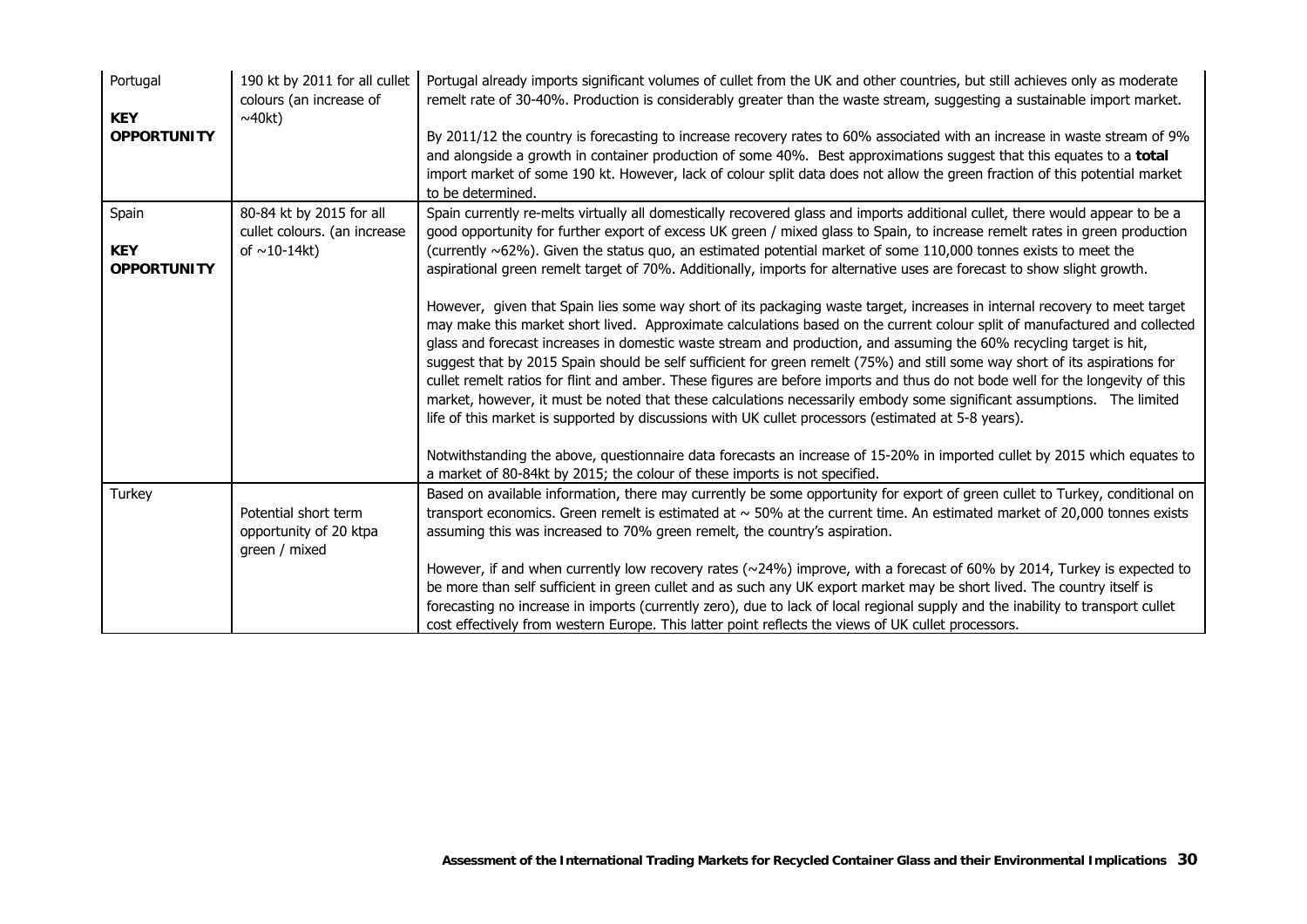| | | |
|---|---|---|
| Portugal<br><br>**KEY OPPORTUNITY** | 190 kt by 2011 for all cullet colours (an increase of ~40kt) | Portugal already imports significant volumes of cullet from the UK and other countries, but still achieves only as moderate remelt rate of 30-40%. Production is considerably greater than the waste stream, suggesting a sustainable import market.<br><br>By 2011/12 the country is forecasting to increase recovery rates to 60% associated with an increase in waste stream of 9% and alongside a growth in container production of some 40%. Best approximations suggest that this equates to a **total** import market of some 190 kt. However, lack of colour split data does not allow the green fraction of this potential market to be determined. |
| Spain<br><br>**KEY OPPORTUNITY** | 80-84 kt by 2015 for all cullet colours. (an increase of ~10-14kt) | Spain currently re-melts virtually all domestically recovered glass and imports additional cullet, there would appear to be a good opportunity for further export of excess UK green / mixed glass to Spain, to increase remelt rates in green production (currently ~62%). Given the status quo, an estimated potential market of some 110,000 tonnes exists to meet the aspirational green remelt target of 70%. Additionally, imports for alternative uses are forecast to show slight growth.<br><br>However, given that Spain lies some way short of its packaging waste target, increases in internal recovery to meet target may make this market short lived. Approximate calculations based on the current colour split of manufactured and collected glass and forecast increases in domestic waste stream and production, and assuming the 60% recycling target is hit, suggest that by 2015 Spain should be self sufficient for green remelt (75%) and still some way short of its aspirations for cullet remelt ratios for flint and amber. These figures are before imports and thus do not bode well for the longevity of this market, however, it must be noted that these calculations necessarily embody some significant assumptions. The limited life of this market is supported by discussions with UK cullet processors (estimated at 5-8 years).<br><br>Notwithstanding the above, questionnaire data forecasts an increase of 15-20% in imported cullet by 2015 which equates to a market of 80-84kt by 2015; the colour of these imports is not specified. |
| Turkey | Potential short term opportunity of 20 ktpa green / mixed | Based on available information, there may currently be some opportunity for export of green cullet to Turkey, conditional on transport economics. Green remelt is estimated at ~ 50% at the current time. An estimated market of 20,000 tonnes exists assuming this was increased to 70% green remelt, the country's aspiration.<br><br>However, if and when currently low recovery rates (~24%) improve, with a forecast of 60% by 2014, Turkey is expected to be more than self sufficient in green cullet and as such any UK export market may be short lived. The country itself is forecasting no increase in imports (currently zero), due to lack of local regional supply and the inability to transport cullet cost effectively from western Europe. This latter point reflects the views of UK cullet processors. |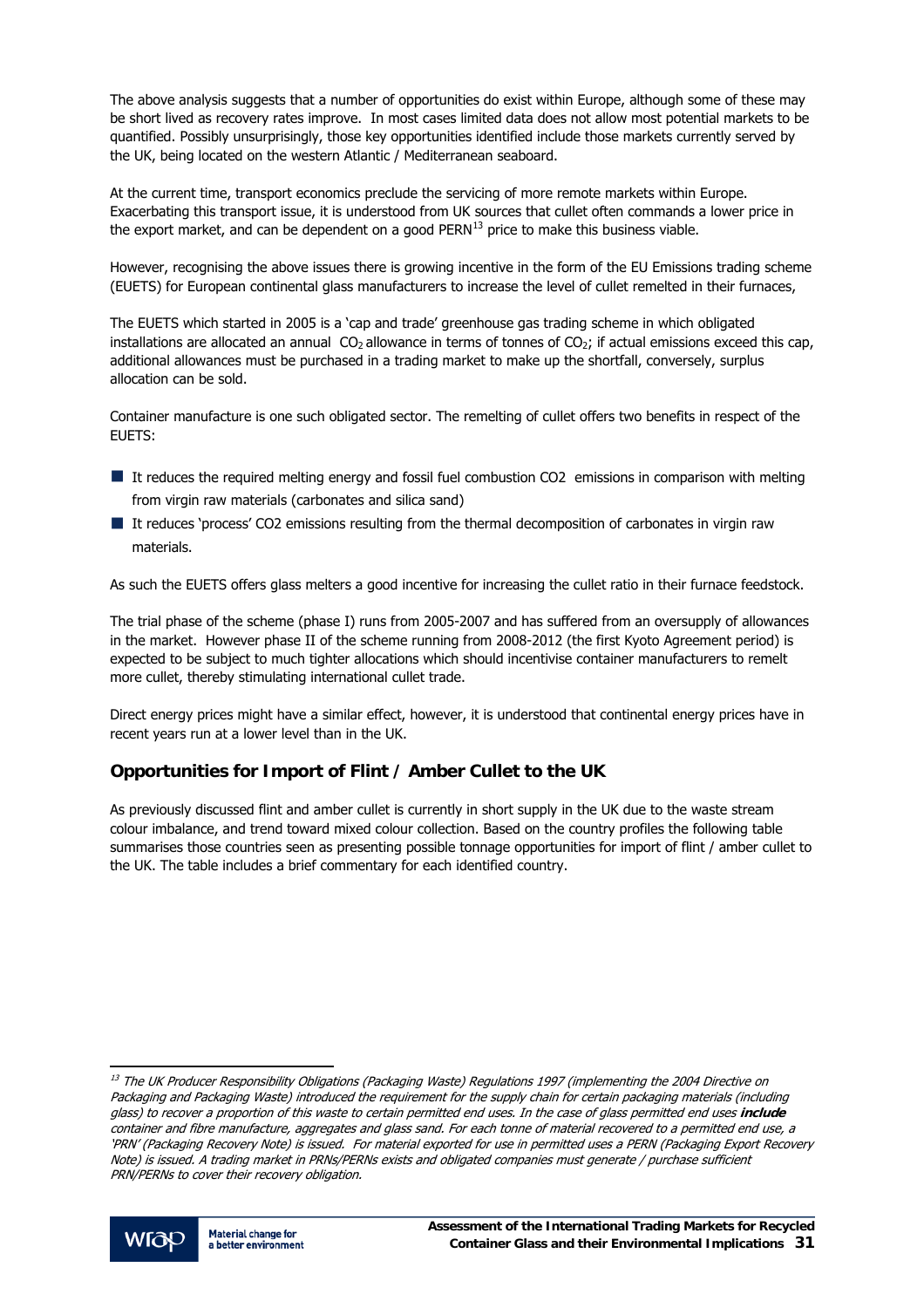The above analysis suggests that a number of opportunities do exist within Europe, although some of these may be short lived as recovery rates improve. In most cases limited data does not allow most potential markets to be quantified. Possibly unsurprisingly, those key opportunities identified include those markets currently served by the UK, being located on the western Atlantic / Mediterranean seaboard.

At the current time, transport economics preclude the servicing of more remote markets within Europe. Exacerbating this transport issue, it is understood from UK sources that cullet often commands a lower price in the export market, and can be dependent on a good PERN[13] price to make this business viable.

However, recognising the above issues there is growing incentive in the form of the EU Emissions trading scheme (EUETS) for European continental glass manufacturers to increase the level of cullet remelted in their furnaces,

The EUETS which started in 2005 is a 'cap and trade' greenhouse gas trading scheme in which obligated installations are allocated an annual $CO_2$ allowance in terms of tonnes of $CO_2$; if actual emissions exceed this cap, additional allowances must be purchased in a trading market to make up the shortfall, conversely, surplus allocation can be sold.

Container manufacture is one such obligated sector. The remelting of cullet offers two benefits in respect of the EUETS:

- It reduces the required melting energy and fossil fuel combustion CO2 emissions in comparison with melting from virgin raw materials (carbonates and silica sand)
- It reduces 'process' CO2 emissions resulting from the thermal decomposition of carbonates in virgin raw materials.

As such the EUETS offers glass melters a good incentive for increasing the cullet ratio in their furnace feedstock.

The trial phase of the scheme (phase I) runs from 2005-2007 and has suffered from an oversupply of allowances in the market. However phase II of the scheme running from 2008-2012 (the first Kyoto Agreement period) is expected to be subject to much tighter allocations which should incentivise container manufacturers to remelt more cullet, thereby stimulating international cullet trade.

Direct energy prices might have a similar effect, however, it is understood that continental energy prices have in recent years run at a lower level than in the UK.

## Opportunities for Import of Flint / Amber Cullet to the UK

As previously discussed flint and amber cullet is currently in short supply in the UK due to the waste stream colour imbalance, and trend toward mixed colour collection. Based on the country profiles the following table summarises those countries seen as presenting possible tonnage opportunities for import of flint / amber cullet to the UK. The table includes a brief commentary for each identified country.

---

[13] *The UK Producer Responsibility Obligations (Packaging Waste) Regulations 1997 (implementing the 2004 Directive on Packaging and Packaging Waste) introduced the requirement for the supply chain for certain packaging materials (including glass) to recover a proportion of this waste to certain permitted end uses. In the case of glass permitted end uses **include** container and fibre manufacture, aggregates and glass sand. For each tonne of material recovered to a permitted end use, a 'PRN' (Packaging Recovery Note) is issued. For material exported for use in permitted uses a PERN (Packaging Export Recovery Note) is issued. A trading market in PRNs/PERNs exists and obligated companies must generate / purchase sufficient PRN/PERNs to cover their recovery obligation.*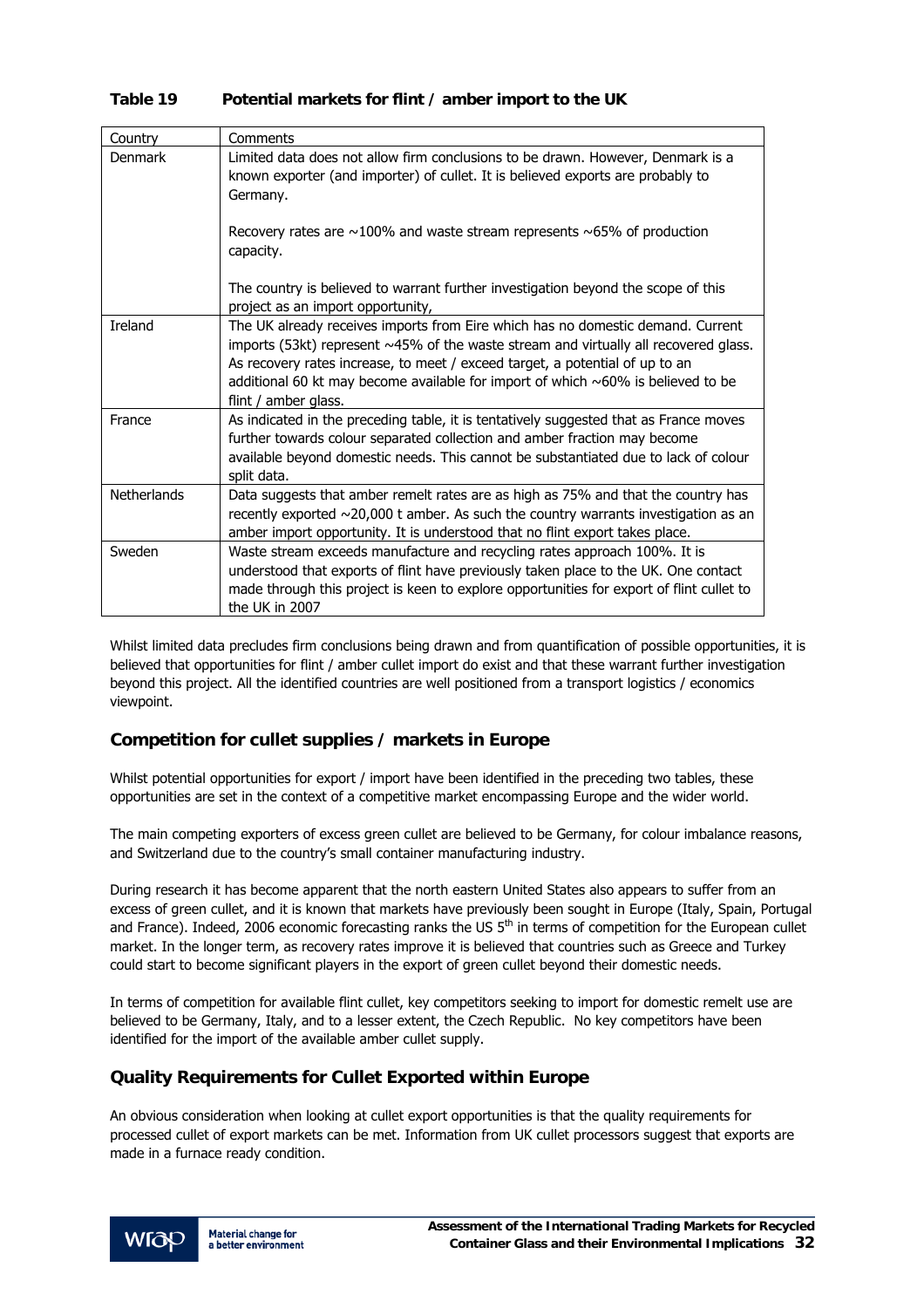**Table 19 Potential markets for flint / amber import to the UK**

| Country | Comments |
|---|---|
| Denmark | Limited data does not allow firm conclusions to be drawn. However, Denmark is a known exporter (and importer) of cullet. It is believed exports are probably to Germany.<br><br>Recovery rates are ~100% and waste stream represents ~65% of production capacity.<br><br>The country is believed to warrant further investigation beyond the scope of this project as an import opportunity, |
| Ireland | The UK already receives imports from Eire which has no domestic demand. Current imports (53kt) represent ~45% of the waste stream and virtually all recovered glass. As recovery rates increase, to meet / exceed target, a potential of up to an additional 60 kt may become available for import of which ~60% is believed to be flint / amber glass. |
| France | As indicated in the preceding table, it is tentatively suggested that as France moves further towards colour separated collection and amber fraction may become available beyond domestic needs. This cannot be substantiated due to lack of colour split data. |
| Netherlands | Data suggests that amber remelt rates are as high as 75% and that the country has recently exported ~20,000 t amber. As such the country warrants investigation as an amber import opportunity. It is understood that no flint export takes place. |
| Sweden | Waste stream exceeds manufacture and recycling rates approach 100%. It is understood that exports of flint have previously taken place to the UK. One contact made through this project is keen to explore opportunities for export of flint cullet to the UK in 2007 |

Whilst limited data precludes firm conclusions being drawn and from quantification of possible opportunities, it is believed that opportunities for flint / amber cullet import do exist and that these warrant further investigation beyond this project. All the identified countries are well positioned from a transport logistics / economics viewpoint.

## Competition for cullet supplies / markets in Europe

Whilst potential opportunities for export / import have been identified in the preceding two tables, these opportunities are set in the context of a competitive market encompassing Europe and the wider world.

The main competing exporters of excess green cullet are believed to be Germany, for colour imbalance reasons, and Switzerland due to the country's small container manufacturing industry.

During research it has become apparent that the north eastern United States also appears to suffer from an excess of green cullet, and it is known that markets have previously been sought in Europe (Italy, Spain, Portugal and France). Indeed, 2006 economic forecasting ranks the US 5th in terms of competition for the European cullet market. In the longer term, as recovery rates improve it is believed that countries such as Greece and Turkey could start to become significant players in the export of green cullet beyond their domestic needs.

In terms of competition for available flint cullet, key competitors seeking to import for domestic remelt use are believed to be Germany, Italy, and to a lesser extent, the Czech Republic. No key competitors have been identified for the import of the available amber cullet supply.

## Quality Requirements for Cullet Exported within Europe

An obvious consideration when looking at cullet export opportunities is that the quality requirements for processed cullet of export markets can be met. Information from UK cullet processors suggest that exports are made in a furnace ready condition.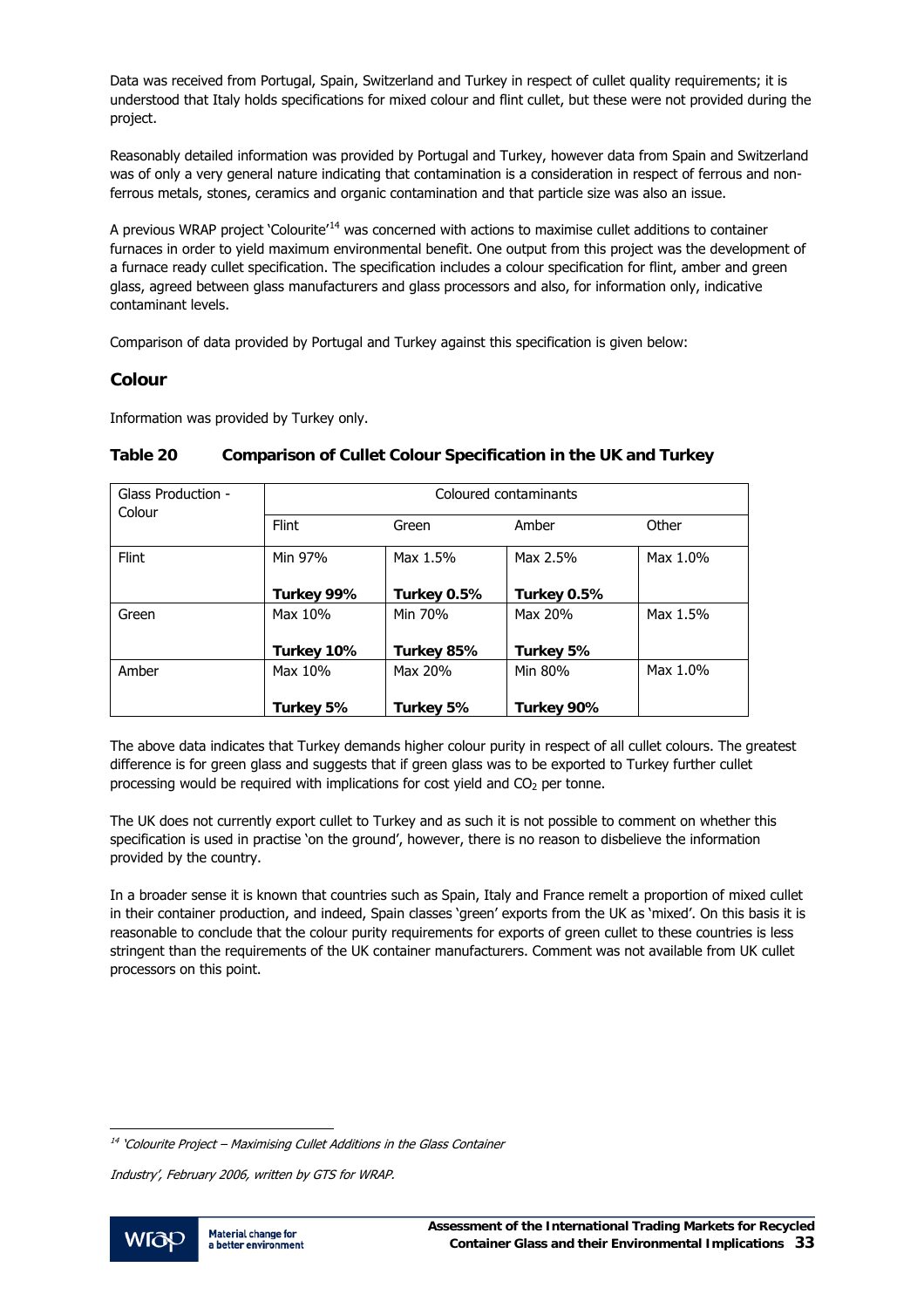Data was received from Portugal, Spain, Switzerland and Turkey in respect of cullet quality requirements; it is understood that Italy holds specifications for mixed colour and flint cullet, but these were not provided during the project.

Reasonably detailed information was provided by Portugal and Turkey, however data from Spain and Switzerland was of only a very general nature indicating that contamination is a consideration in respect of ferrous and non-ferrous metals, stones, ceramics and organic contamination and that particle size was also an issue.

A previous WRAP project 'Colourite'[14] was concerned with actions to maximise cullet additions to container furnaces in order to yield maximum environmental benefit. One output from this project was the development of a furnace ready cullet specification. The specification includes a colour specification for flint, amber and green glass, agreed between glass manufacturers and glass processors and also, for information only, indicative contaminant levels.

Comparison of data provided by Portugal and Turkey against this specification is given below:

## Colour

Information was provided by Turkey only.

**Table 20 Comparison of Cullet Colour Specification in the UK and Turkey**

| Glass Production - Colour | Coloured contaminants | | | |
|---|---|---|---|---|
| | Flint | Green | Amber | Other |
| Flint | Min 97%<br>**Turkey 99%** | Max 1.5%<br>**Turkey 0.5%** | Max 2.5%<br>**Turkey 0.5%** | Max 1.0% |
| Green | Max 10%<br>**Turkey 10%** | Min 70%<br>**Turkey 85%** | Max 20%<br>**Turkey 5%** | Max 1.5% |
| Amber | Max 10%<br>**Turkey 5%** | Max 20%<br>**Turkey 5%** | Min 80%<br>**Turkey 90%** | Max 1.0% |

The above data indicates that Turkey demands higher colour purity in respect of all cullet colours. The greatest difference is for green glass and suggests that if green glass was to be exported to Turkey further cullet processing would be required with implications for cost yield and $CO_2$ per tonne.

The UK does not currently export cullet to Turkey and as such it is not possible to comment on whether this specification is used in practise 'on the ground', however, there is no reason to disbelieve the information provided by the country.

In a broader sense it is known that countries such as Spain, Italy and France remelt a proportion of mixed cullet in their container production, and indeed, Spain classes 'green' exports from the UK as 'mixed'. On this basis it is reasonable to conclude that the colour purity requirements for exports of green cullet to these countries is less stringent than the requirements of the UK container manufacturers. Comment was not available from UK cullet processors on this point.

[14] *'Colourite Project – Maximising Cullet Additions in the Glass Container Industry', February 2006, written by GTS for WRAP.*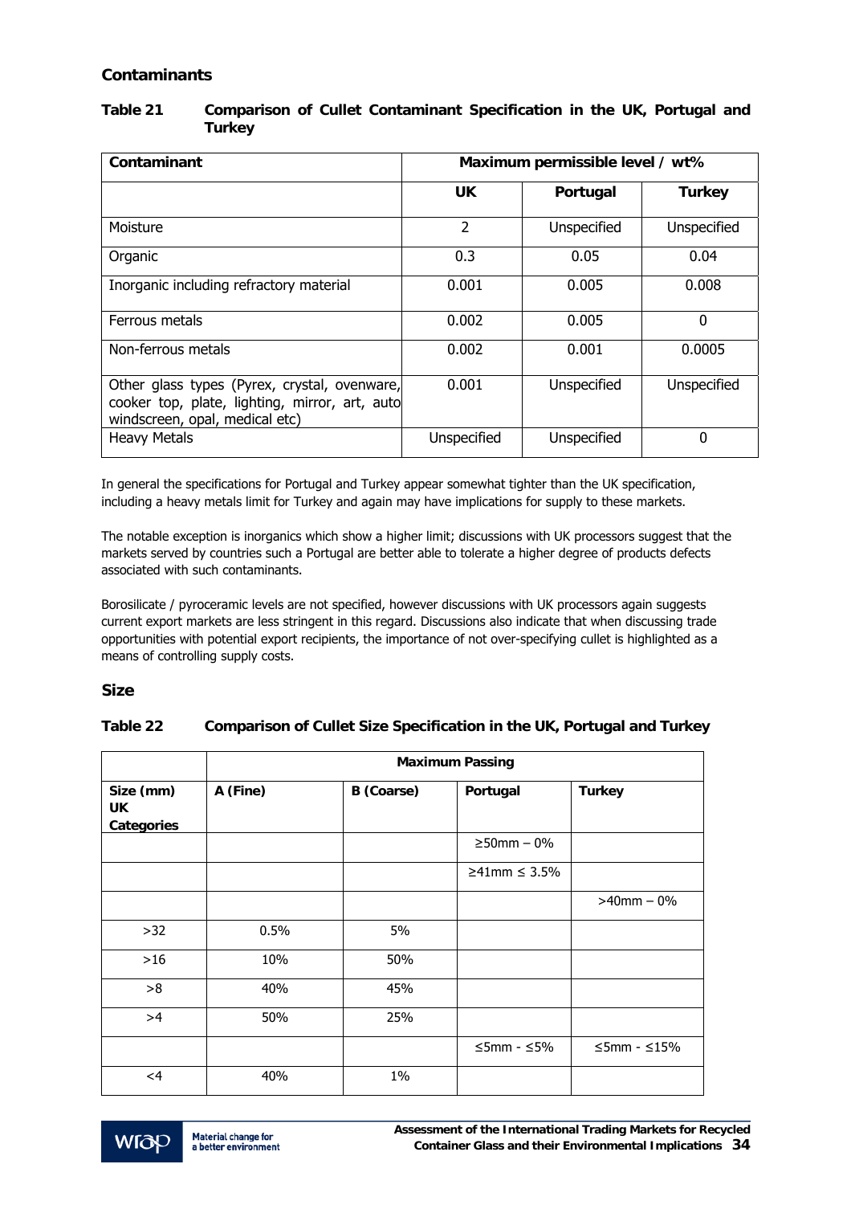## Contaminants

**Table 21 Comparison of Cullet Contaminant Specification in the UK, Portugal and Turkey**

| Contaminant | Maximum permissible level / wt% | | |
|---|---|---|---|
| | **UK** | **Portugal** | **Turkey** |
| Moisture | 2 | Unspecified | Unspecified |
| Organic | 0.3 | 0.05 | 0.04 |
| Inorganic including refractory material | 0.001 | 0.005 | 0.008 |
| Ferrous metals | 0.002 | 0.005 | 0 |
| Non-ferrous metals | 0.002 | 0.001 | 0.0005 |
| Other glass types (Pyrex, crystal, ovenware, cooker top, plate, lighting, mirror, art, auto windscreen, opal, medical etc) | 0.001 | Unspecified | Unspecified |
| Heavy Metals | Unspecified | Unspecified | 0 |

In general the specifications for Portugal and Turkey appear somewhat tighter than the UK specification, including a heavy metals limit for Turkey and again may have implications for supply to these markets.

The notable exception is inorganics which show a higher limit; discussions with UK processors suggest that the markets served by countries such a Portugal are better able to tolerate a higher degree of products defects associated with such contaminants.

Borosilicate / pyroceramic levels are not specified, however discussions with UK processors again suggests current export markets are less stringent in this regard. Discussions also indicate that when discussing trade opportunities with potential export recipients, the importance of not over-specifying cullet is highlighted as a means of controlling supply costs.

## Size

**Table 22 Comparison of Cullet Size Specification in the UK, Portugal and Turkey**

| | Maximum Passing | | | |
|---|---|---|---|---|
| **Size (mm) UK Categories** | **A (Fine)** | **B (Coarse)** | **Portugal** | **Turkey** |
| | | | ≥50mm – 0% | |
| | | | ≥41mm ≤ 3.5% | |
| | | | | >40mm – 0% |
| >32 | 0.5% | 5% | | |
| >16 | 10% | 50% | | |
| >8 | 40% | 45% | | |
| >4 | 50% | 25% | | |
| | | | ≤5mm - ≤5% | ≤5mm - ≤15% |
| <4 | 40% | 1% | | |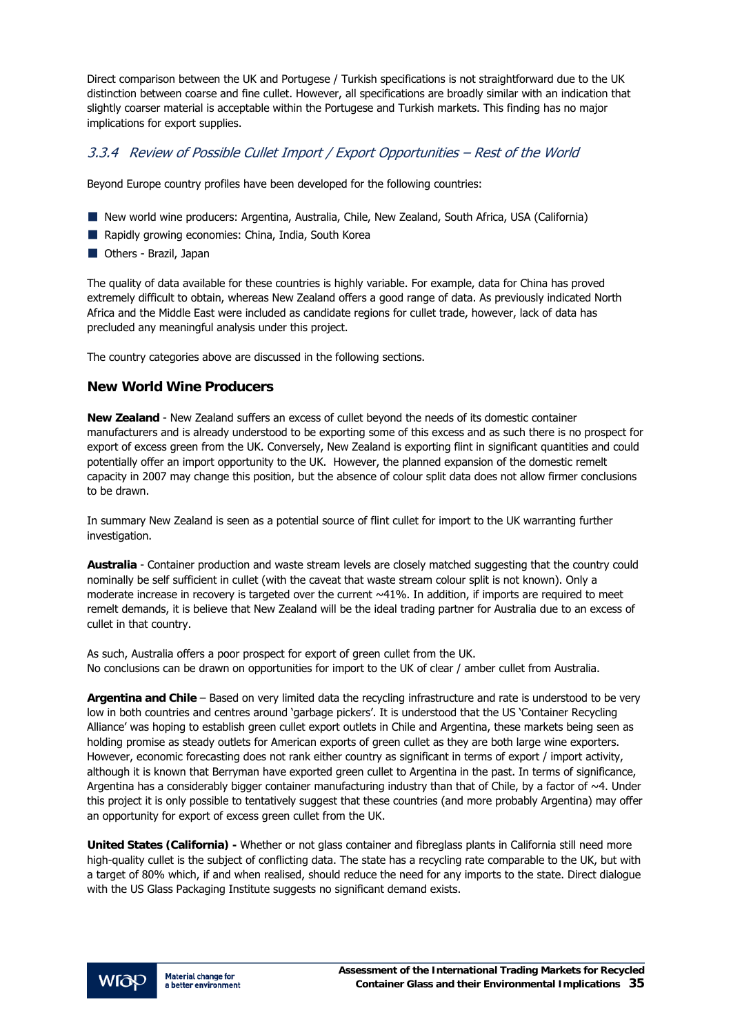Direct comparison between the UK and Portugese / Turkish specifications is not straightforward due to the UK distinction between coarse and fine cullet. However, all specifications are broadly similar with an indication that slightly coarser material is acceptable within the Portugese and Turkish markets. This finding has no major implications for export supplies.

### *3.3.4 Review of Possible Cullet Import / Export Opportunities – Rest of the World*

Beyond Europe country profiles have been developed for the following countries:

- New world wine producers: Argentina, Australia, Chile, New Zealand, South Africa, USA (California)
- Rapidly growing economies: China, India, South Korea
- Others - Brazil, Japan

The quality of data available for these countries is highly variable. For example, data for China has proved extremely difficult to obtain, whereas New Zealand offers a good range of data. As previously indicated North Africa and the Middle East were included as candidate regions for cullet trade, however, lack of data has precluded any meaningful analysis under this project.

The country categories above are discussed in the following sections.

#### New World Wine Producers

**New Zealand** - New Zealand suffers an excess of cullet beyond the needs of its domestic container manufacturers and is already understood to be exporting some of this excess and as such there is no prospect for export of excess green from the UK. Conversely, New Zealand is exporting flint in significant quantities and could potentially offer an import opportunity to the UK. However, the planned expansion of the domestic remelt capacity in 2007 may change this position, but the absence of colour split data does not allow firmer conclusions to be drawn.

In summary New Zealand is seen as a potential source of flint cullet for import to the UK warranting further investigation.

**Australia** - Container production and waste stream levels are closely matched suggesting that the country could nominally be self sufficient in cullet (with the caveat that waste stream colour split is not known). Only a moderate increase in recovery is targeted over the current ~41%. In addition, if imports are required to meet remelt demands, it is believe that New Zealand will be the ideal trading partner for Australia due to an excess of cullet in that country.

As such, Australia offers a poor prospect for export of green cullet from the UK.
No conclusions can be drawn on opportunities for import to the UK of clear / amber cullet from Australia.

**Argentina and Chile** – Based on very limited data the recycling infrastructure and rate is understood to be very low in both countries and centres around 'garbage pickers'. It is understood that the US 'Container Recycling Alliance' was hoping to establish green cullet export outlets in Chile and Argentina, these markets being seen as holding promise as steady outlets for American exports of green cullet as they are both large wine exporters. However, economic forecasting does not rank either country as significant in terms of export / import activity, although it is known that Berryman have exported green cullet to Argentina in the past. In terms of significance, Argentina has a considerably bigger container manufacturing industry than that of Chile, by a factor of ~4. Under this project it is only possible to tentatively suggest that these countries (and more probably Argentina) may offer an opportunity for export of excess green cullet from the UK.

**United States (California) -** Whether or not glass container and fibreglass plants in California still need more high-quality cullet is the subject of conflicting data. The state has a recycling rate comparable to the UK, but with a target of 80% which, if and when realised, should reduce the need for any imports to the state. Direct dialogue with the US Glass Packaging Institute suggests no significant demand exists.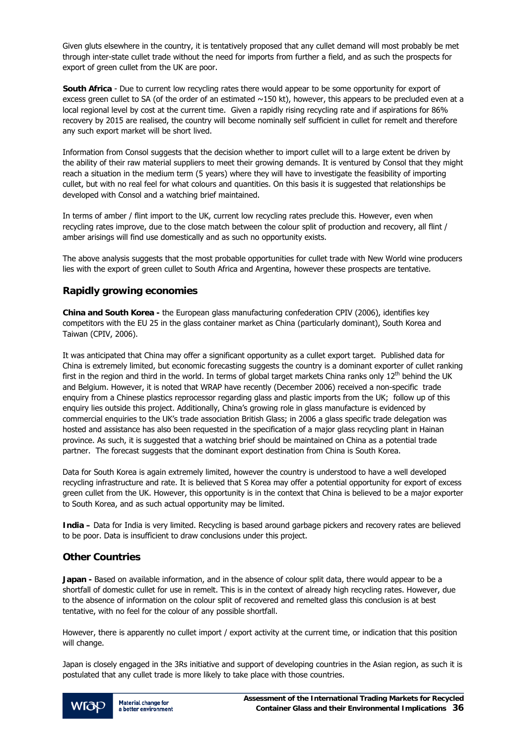Given gluts elsewhere in the country, it is tentatively proposed that any cullet demand will most probably be met through inter-state cullet trade without the need for imports from further a field, and as such the prospects for export of green cullet from the UK are poor.

**South Africa** - Due to current low recycling rates there would appear to be some opportunity for export of excess green cullet to SA (of the order of an estimated ~150 kt), however, this appears to be precluded even at a local regional level by cost at the current time. Given a rapidly rising recycling rate and if aspirations for 86% recovery by 2015 are realised, the country will become nominally self sufficient in cullet for remelt and therefore any such export market will be short lived.

Information from Consol suggests that the decision whether to import cullet will to a large extent be driven by the ability of their raw material suppliers to meet their growing demands. It is ventured by Consol that they might reach a situation in the medium term (5 years) where they will have to investigate the feasibility of importing cullet, but with no real feel for what colours and quantities. On this basis it is suggested that relationships be developed with Consol and a watching brief maintained.

In terms of amber / flint import to the UK, current low recycling rates preclude this. However, even when recycling rates improve, due to the close match between the colour split of production and recovery, all flint / amber arisings will find use domestically and as such no opportunity exists.

The above analysis suggests that the most probable opportunities for cullet trade with New World wine producers lies with the export of green cullet to South Africa and Argentina, however these prospects are tentative.

## Rapidly growing economies

**China and South Korea -** the European glass manufacturing confederation CPIV (2006), identifies key competitors with the EU 25 in the glass container market as China (particularly dominant), South Korea and Taiwan (CPIV, 2006).

It was anticipated that China may offer a significant opportunity as a cullet export target. Published data for China is extremely limited, but economic forecasting suggests the country is a dominant exporter of cullet ranking first in the region and third in the world. In terms of global target markets China ranks only 12th behind the UK and Belgium. However, it is noted that WRAP have recently (December 2006) received a non-specific trade enquiry from a Chinese plastics reprocessor regarding glass and plastic imports from the UK; follow up of this enquiry lies outside this project. Additionally, China's growing role in glass manufacture is evidenced by commercial enquiries to the UK's trade association British Glass; in 2006 a glass specific trade delegation was hosted and assistance has also been requested in the specification of a major glass recycling plant in Hainan province. As such, it is suggested that a watching brief should be maintained on China as a potential trade partner. The forecast suggests that the dominant export destination from China is South Korea.

Data for South Korea is again extremely limited, however the country is understood to have a well developed recycling infrastructure and rate. It is believed that S Korea may offer a potential opportunity for export of excess green cullet from the UK. However, this opportunity is in the context that China is believed to be a major exporter to South Korea, and as such actual opportunity may be limited.

**India –** Data for India is very limited. Recycling is based around garbage pickers and recovery rates are believed to be poor. Data is insufficient to draw conclusions under this project.

## Other Countries

**Japan -** Based on available information, and in the absence of colour split data, there would appear to be a shortfall of domestic cullet for use in remelt. This is in the context of already high recycling rates. However, due to the absence of information on the colour split of recovered and remelted glass this conclusion is at best tentative, with no feel for the colour of any possible shortfall.

However, there is apparently no cullet import / export activity at the current time, or indication that this position will change.

Japan is closely engaged in the 3Rs initiative and support of developing countries in the Asian region, as such it is postulated that any cullet trade is more likely to take place with those countries.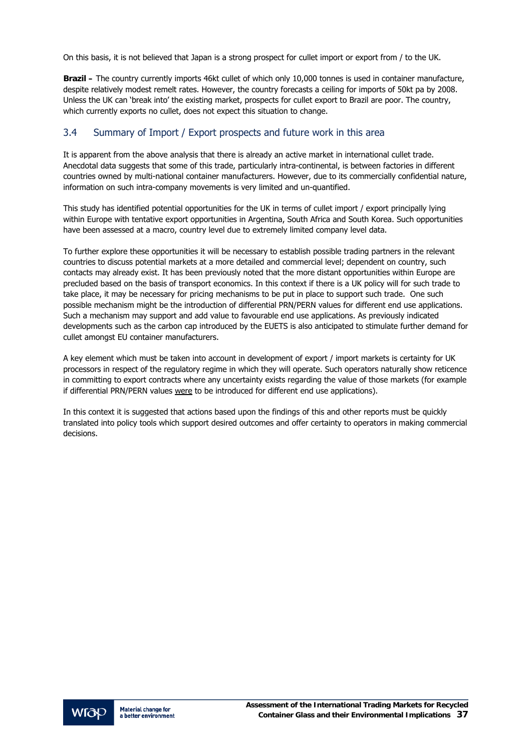On this basis, it is not believed that Japan is a strong prospect for cullet import or export from / to the UK.

**Brazil –** The country currently imports 46kt cullet of which only 10,000 tonnes is used in container manufacture, despite relatively modest remelt rates. However, the country forecasts a ceiling for imports of 50kt pa by 2008. Unless the UK can 'break into' the existing market, prospects for cullet export to Brazil are poor. The country, which currently exports no cullet, does not expect this situation to change.

## 3.4 Summary of Import / Export prospects and future work in this area

It is apparent from the above analysis that there is already an active market in international cullet trade. Anecdotal data suggests that some of this trade, particularly intra-continental, is between factories in different countries owned by multi-national container manufacturers. However, due to its commercially confidential nature, information on such intra-company movements is very limited and un-quantified.

This study has identified potential opportunities for the UK in terms of cullet import / export principally lying within Europe with tentative export opportunities in Argentina, South Africa and South Korea. Such opportunities have been assessed at a macro, country level due to extremely limited company level data.

To further explore these opportunities it will be necessary to establish possible trading partners in the relevant countries to discuss potential markets at a more detailed and commercial level; dependent on country, such contacts may already exist. It has been previously noted that the more distant opportunities within Europe are precluded based on the basis of transport economics. In this context if there is a UK policy will for such trade to take place, it may be necessary for pricing mechanisms to be put in place to support such trade. One such possible mechanism might be the introduction of differential PRN/PERN values for different end use applications. Such a mechanism may support and add value to favourable end use applications. As previously indicated developments such as the carbon cap introduced by the EUETS is also anticipated to stimulate further demand for cullet amongst EU container manufacturers.

A key element which must be taken into account in development of export / import markets is certainty for UK processors in respect of the regulatory regime in which they will operate. Such operators naturally show reticence in committing to export contracts where any uncertainty exists regarding the value of those markets (for example if differential PRN/PERN values were to be introduced for different end use applications).

In this context it is suggested that actions based upon the findings of this and other reports must be quickly translated into policy tools which support desired outcomes and offer certainty to operators in making commercial decisions.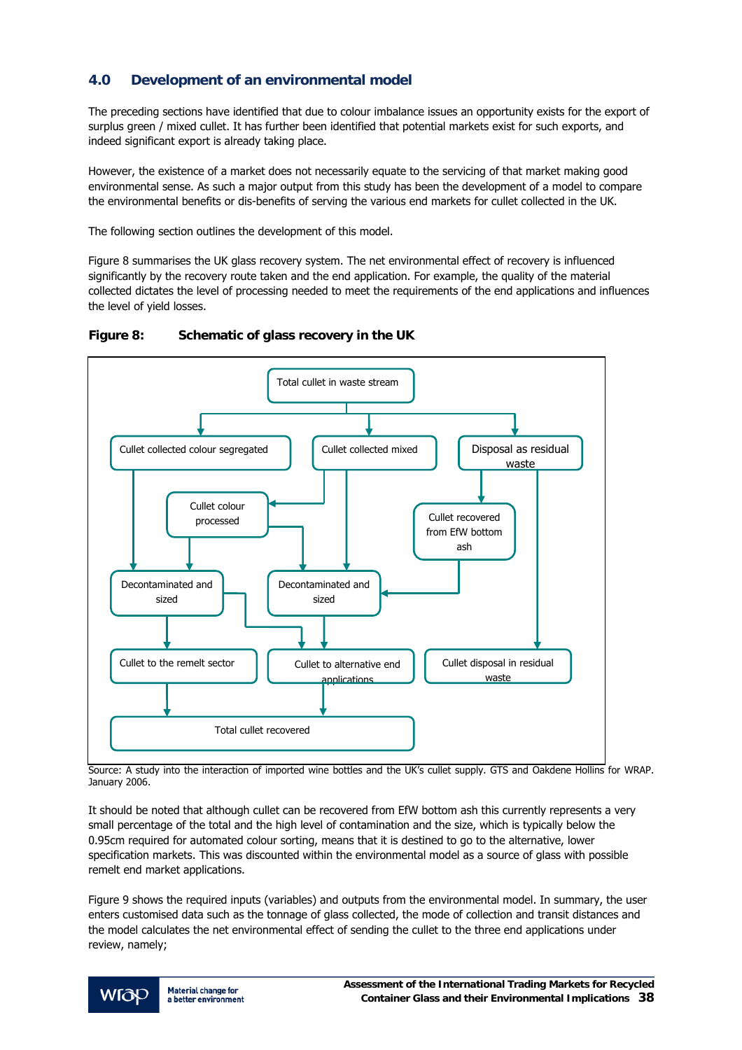## 4.0 Development of an environmental model

The preceding sections have identified that due to colour imbalance issues an opportunity exists for the export of surplus green / mixed cullet. It has further been identified that potential markets exist for such exports, and indeed significant export is already taking place.

However, the existence of a market does not necessarily equate to the servicing of that market making good environmental sense. As such a major output from this study has been the development of a model to compare the environmental benefits or dis-benefits of serving the various end markets for cullet collected in the UK.

The following section outlines the development of this model.

Figure 8 summarises the UK glass recovery system. The net environmental effect of recovery is influenced significantly by the recovery route taken and the end application. For example, the quality of the material collected dictates the level of processing needed to meet the requirements of the end applications and influences the level of yield losses.

**Figure 8: Schematic of glass recovery in the UK**

Total cullet in waste stream

Cullet collected colour segregated

Cullet collected mixed

Disposal as residual waste

Cullet colour processed

Cullet recovered from EfW bottom ash

Decontaminated and sized

Decontaminated and sized

Cullet to the remelt sector

Cullet to alternative end applications

Cullet disposal in residual waste

Total cullet recovered

Source: A study into the interaction of imported wine bottles and the UK's cullet supply. GTS and Oakdene Hollins for WRAP. January 2006.

It should be noted that although cullet can be recovered from EfW bottom ash this currently represents a very small percentage of the total and the high level of contamination and the size, which is typically below the 0.95cm required for automated colour sorting, means that it is destined to go to the alternative, lower specification markets. This was discounted within the environmental model as a source of glass with possible remelt end market applications.

Figure 9 shows the required inputs (variables) and outputs from the environmental model. In summary, the user enters customised data such as the tonnage of glass collected, the mode of collection and transit distances and the model calculates the net environmental effect of sending the cullet to the three end applications under review, namely;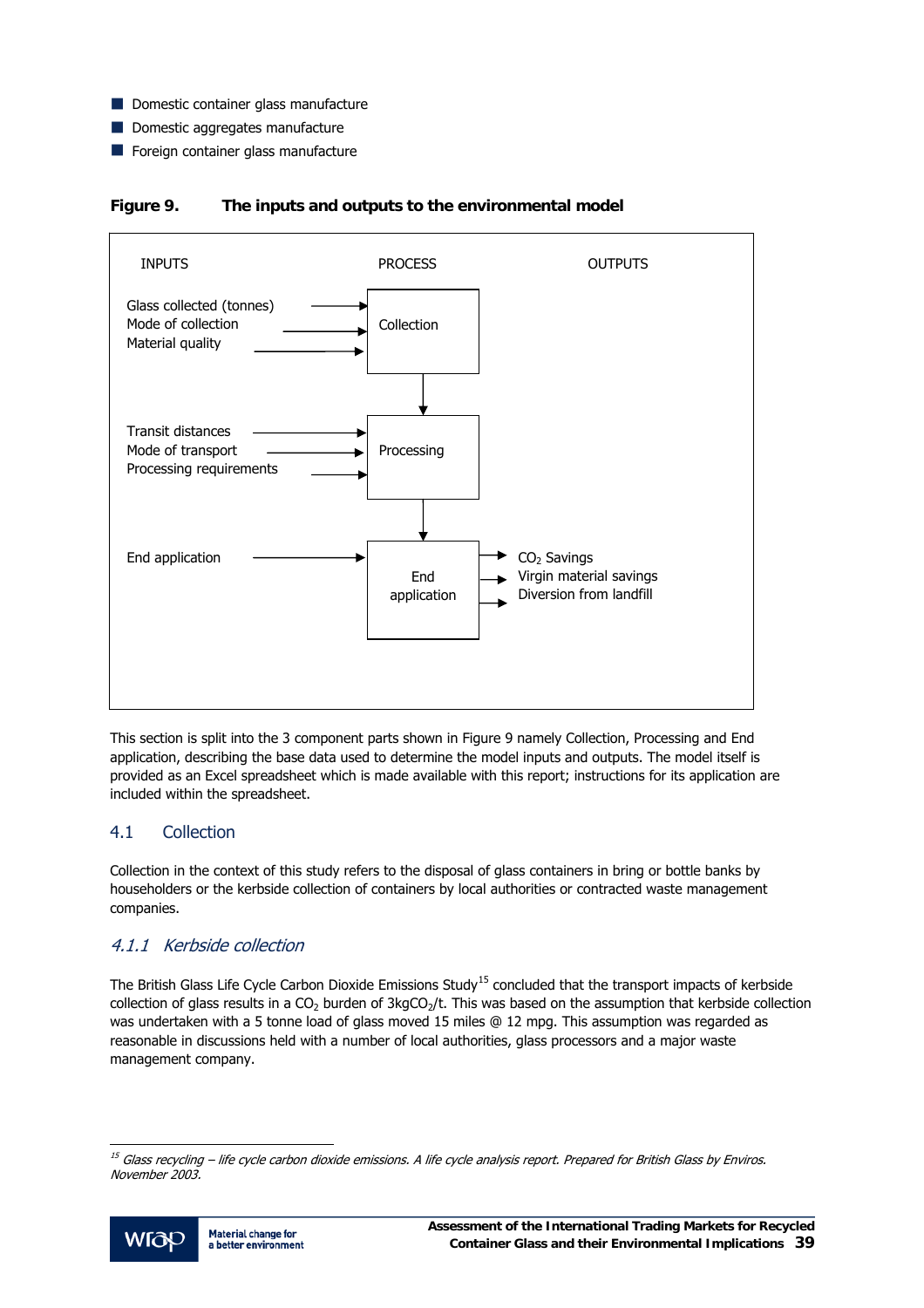- Domestic container glass manufacture
- Domestic aggregates manufacture
- Foreign container glass manufacture

**Figure 9. The inputs and outputs to the environmental model**

| INPUTS | PROCESS | OUTPUTS |
|---|---|---|
| Glass collected (tonnes)<br>Mode of collection<br>Material quality | Collection | |
| Transit distances<br>Mode of transport<br>Processing requirements | Processing | |
| End application | End application | $CO_2$ Savings<br>Virgin material savings<br>Diversion from landfill |

This section is split into the 3 component parts shown in Figure 9 namely Collection, Processing and End application, describing the base data used to determine the model inputs and outputs. The model itself is provided as an Excel spreadsheet which is made available with this report; instructions for its application are included within the spreadsheet.

## 4.1 Collection

Collection in the context of this study refers to the disposal of glass containers in bring or bottle banks by householders or the kerbside collection of containers by local authorities or contracted waste management companies.

### *4.1.1 Kerbside collection*

The British Glass Life Cycle Carbon Dioxide Emissions Study[15] concluded that the transport impacts of kerbside collection of glass results in a $CO_2$ burden of $3kgCO_2/t$. This was based on the assumption that kerbside collection was undertaken with a 5 tonne load of glass moved 15 miles @ 12 mpg. This assumption was regarded as reasonable in discussions held with a number of local authorities, glass processors and a major waste management company.

[15] *Glass recycling – life cycle carbon dioxide emissions. A life cycle analysis report. Prepared for British Glass by Enviros. November 2003.*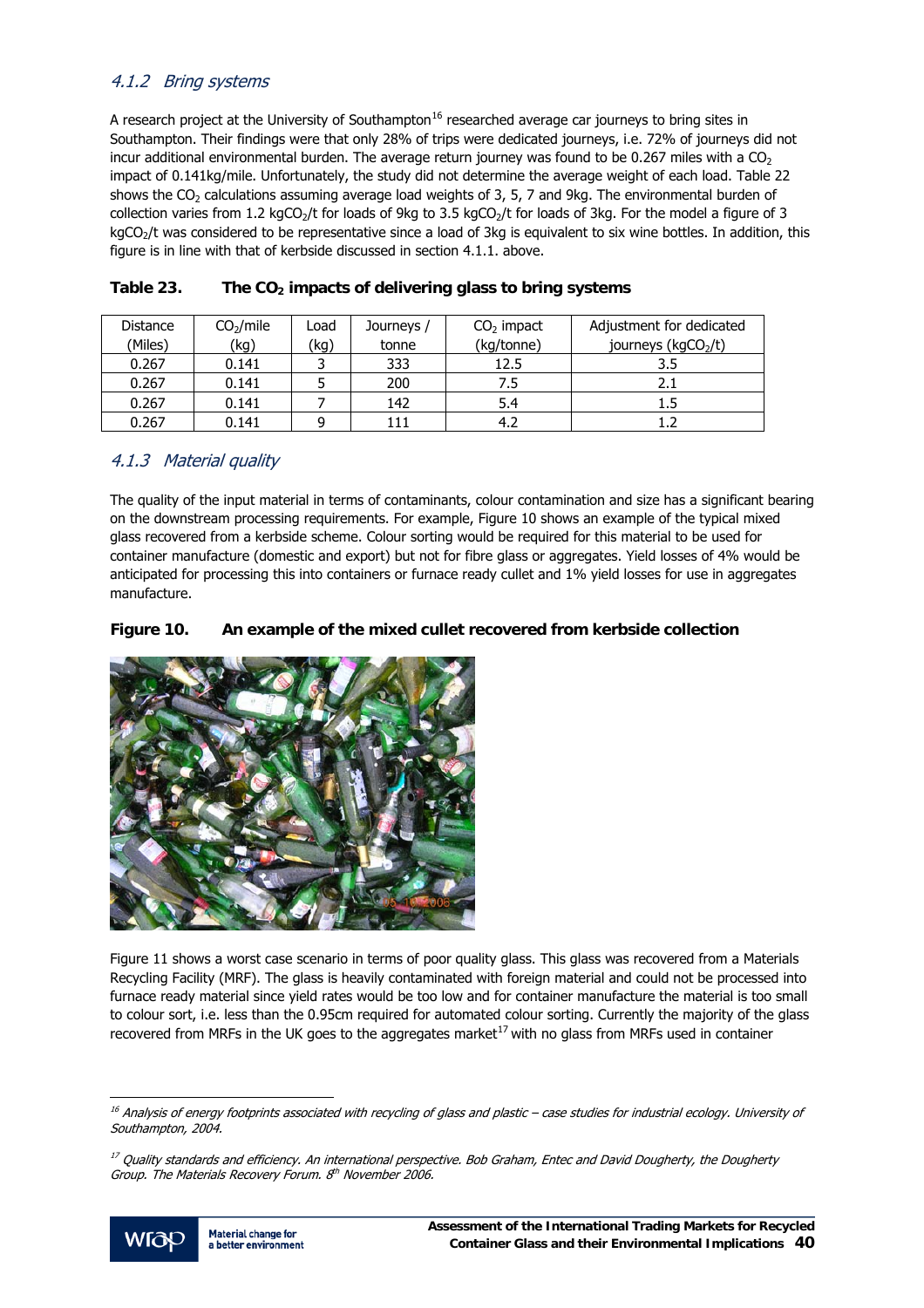### *4.1.2 Bring systems*

A research project at the University of Southampton[16] researched average car journeys to bring sites in Southampton. Their findings were that only 28% of trips were dedicated journeys, i.e. 72% of journeys did not incur additional environmental burden. The average return journey was found to be 0.267 miles with a $CO_2$ impact of 0.141kg/mile. Unfortunately, the study did not determine the average weight of each load. Table 22 shows the $CO_2$ calculations assuming average load weights of 3, 5, 7 and 9kg. The environmental burden of collection varies from 1.2 $kgCO_2/t$ for loads of 9kg to 3.5 $kgCO_2/t$ for loads of 3kg. For the model a figure of 3 $kgCO_2/t$ was considered to be representative since a load of 3kg is equivalent to six wine bottles. In addition, this figure is in line with that of kerbside discussed in section 4.1.1. above.

**Table 23. The $CO_2$ impacts of delivering glass to bring systems**

| Distance (Miles) | $CO_2$/mile (kg) | Load (kg) | Journeys / tonne | $CO_2$ impact (kg/tonne) | Adjustment for dedicated journeys ($kgCO_2/t$) |
|---|---|---|---|---|---|
| 0.267 | 0.141 | 3 | 333 | 12.5 | 3.5 |
| 0.267 | 0.141 | 5 | 200 | 7.5 | 2.1 |
| 0.267 | 0.141 | 7 | 142 | 5.4 | 1.5 |
| 0.267 | 0.141 | 9 | 111 | 4.2 | 1.2 |

### *4.1.3 Material quality*

The quality of the input material in terms of contaminants, colour contamination and size has a significant bearing on the downstream processing requirements. For example, Figure 10 shows an example of the typical mixed glass recovered from a kerbside scheme. Colour sorting would be required for this material to be used for container manufacture (domestic and export) but not for fibre glass or aggregates. Yield losses of 4% would be anticipated for processing this into containers or furnace ready cullet and 1% yield losses for use in aggregates manufacture.

**Figure 10. An example of the mixed cullet recovered from kerbside collection**

Figure 11 shows a worst case scenario in terms of poor quality glass. This glass was recovered from a Materials Recycling Facility (MRF). The glass is heavily contaminated with foreign material and could not be processed into furnace ready material since yield rates would be too low and for container manufacture the material is too small to colour sort, i.e. less than the 0.95cm required for automated colour sorting. Currently the majority of the glass recovered from MRFs in the UK goes to the aggregates market[17] with no glass from MRFs used in container

---

[16] *Analysis of energy footprints associated with recycling of glass and plastic – case studies for industrial ecology. University of Southampton, 2004.*

[17] *Quality standards and efficiency. An international perspective. Bob Graham, Entec and David Dougherty, the Dougherty Group. The Materials Recovery Forum. 8th November 2006.*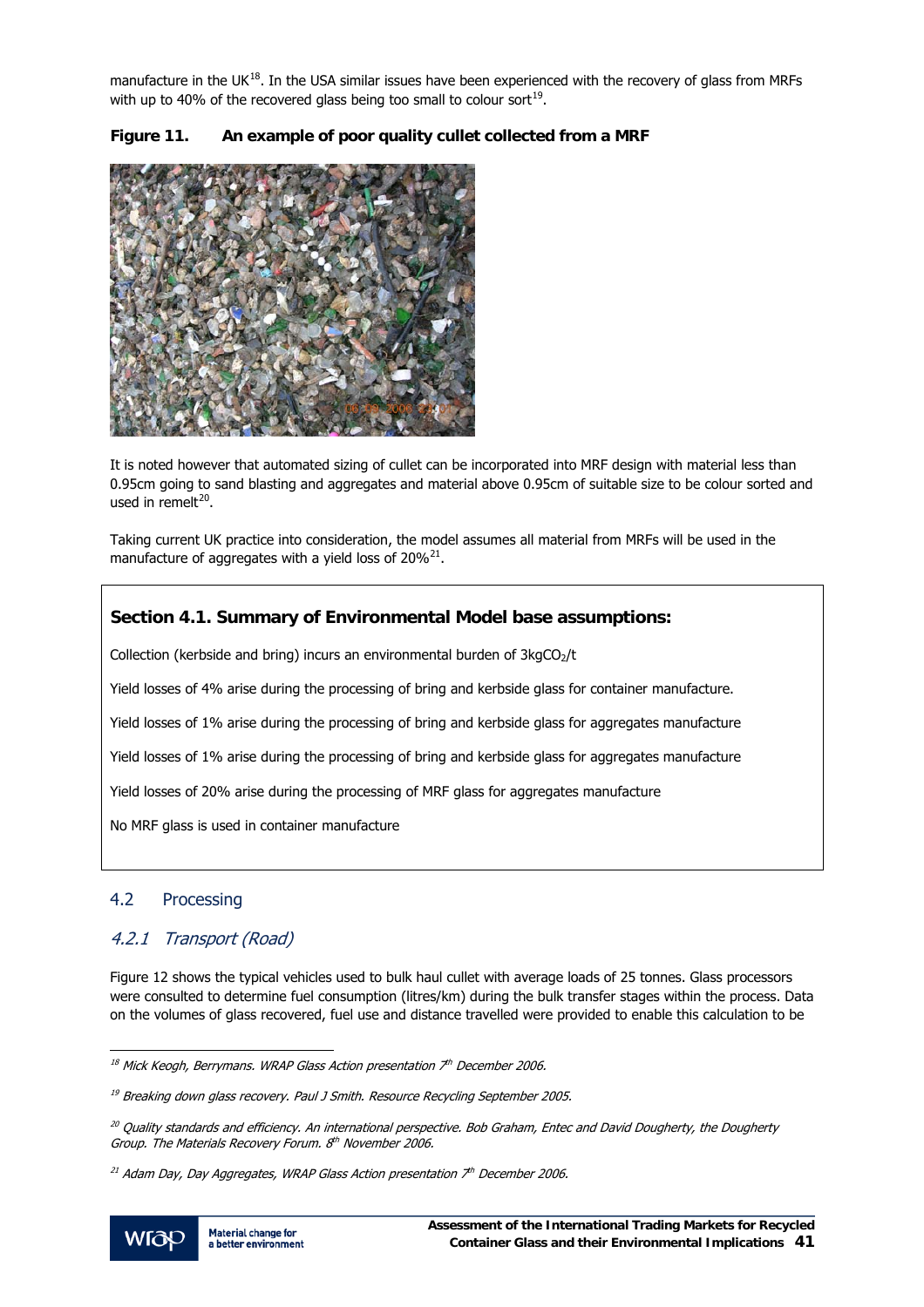manufacture in the UK[18]. In the USA similar issues have been experienced with the recovery of glass from MRFs with up to 40% of the recovered glass being too small to colour sort[19].

**Figure 11. An example of poor quality cullet collected from a MRF**

It is noted however that automated sizing of cullet can be incorporated into MRF design with material less than 0.95cm going to sand blasting and aggregates and material above 0.95cm of suitable size to be colour sorted and used in remelt[20].

Taking current UK practice into consideration, the model assumes all material from MRFs will be used in the manufacture of aggregates with a yield loss of 20%[21].

> **Section 4.1. Summary of Environmental Model base assumptions:**
>
> Collection (kerbside and bring) incurs an environmental burden of 3kg$CO_2$/t
>
> Yield losses of 4% arise during the processing of bring and kerbside glass for container manufacture.
>
> Yield losses of 1% arise during the processing of bring and kerbside glass for aggregates manufacture
>
> Yield losses of 1% arise during the processing of bring and kerbside glass for aggregates manufacture
>
> Yield losses of 20% arise during the processing of MRF glass for aggregates manufacture
>
> No MRF glass is used in container manufacture

## 4.2 Processing

### *4.2.1 Transport (Road)*

Figure 12 shows the typical vehicles used to bulk haul cullet with average loads of 25 tonnes. Glass processors were consulted to determine fuel consumption (litres/km) during the bulk transfer stages within the process. Data on the volumes of glass recovered, fuel use and distance travelled were provided to enable this calculation to be

---

[18] *Mick Keogh, Berrymans. WRAP Glass Action presentation 7th December 2006.*

[19] *Breaking down glass recovery. Paul J Smith. Resource Recycling September 2005.*

[20] *Quality standards and efficiency. An international perspective. Bob Graham, Entec and David Dougherty, the Dougherty Group. The Materials Recovery Forum. 8th November 2006.*

[21] *Adam Day, Day Aggregates, WRAP Glass Action presentation 7th December 2006.*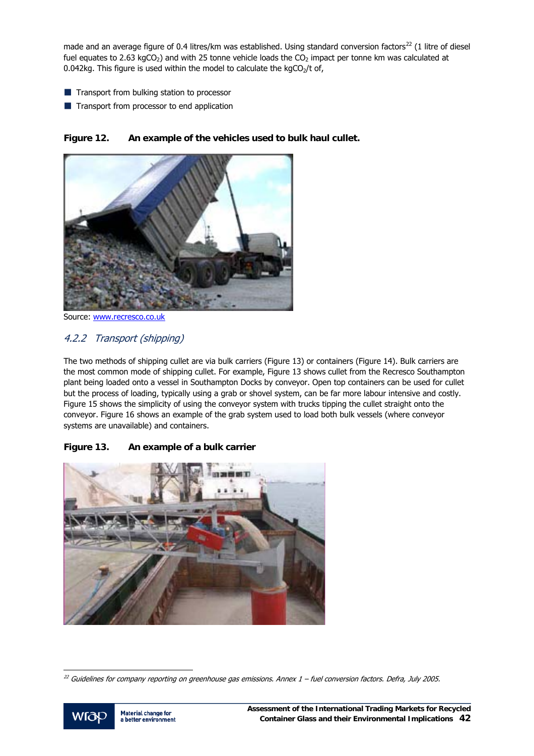made and an average figure of 0.4 litres/km was established. Using standard conversion factors[22] (1 litre of diesel fuel equates to 2.63 kg$CO_2$) and with 25 tonne vehicle loads the $CO_2$ impact per tonne km was calculated at 0.042kg. This figure is used within the model to calculate the kg$CO_2$/t of,

- Transport from bulking station to processor
- Transport from processor to end application

**Figure 12. An example of the vehicles used to bulk haul cullet.**

Source: www.recresco.co.uk

### *4.2.2 Transport (shipping)*

The two methods of shipping cullet are via bulk carriers (Figure 13) or containers (Figure 14). Bulk carriers are the most common mode of shipping cullet. For example, Figure 13 shows cullet from the Recresco Southampton plant being loaded onto a vessel in Southampton Docks by conveyor. Open top containers can be used for cullet but the process of loading, typically using a grab or shovel system, can be far more labour intensive and costly. Figure 15 shows the simplicity of using the conveyor system with trucks tipping the cullet straight onto the conveyor. Figure 16 shows an example of the grab system used to load both bulk vessels (where conveyor systems are unavailable) and containers.

**Figure 13. An example of a bulk carrier**

[22] *Guidelines for company reporting on greenhouse gas emissions. Annex 1 – fuel conversion factors. Defra, July 2005.*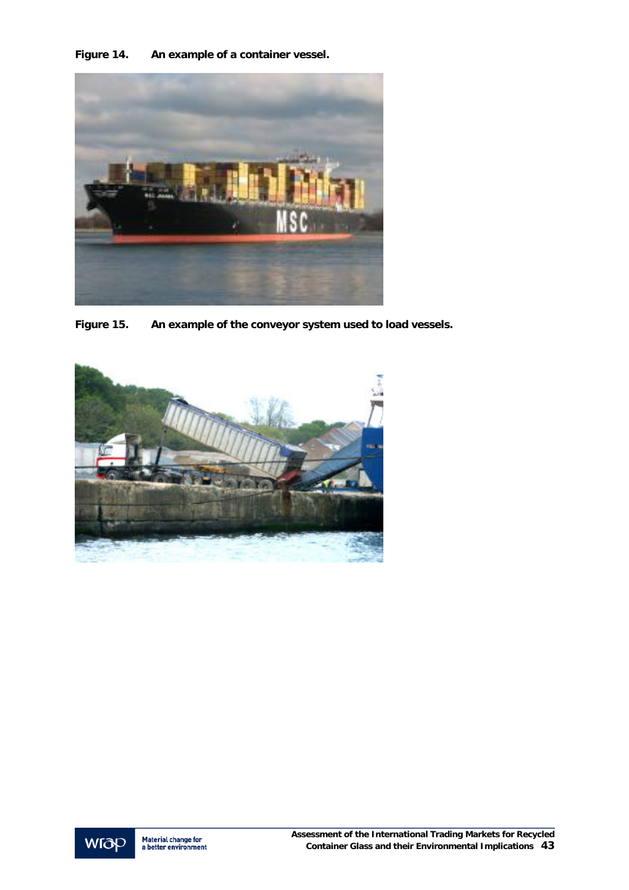**Figure 14. An example of a container vessel.**

**Figure 15. An example of the conveyor system used to load vessels.**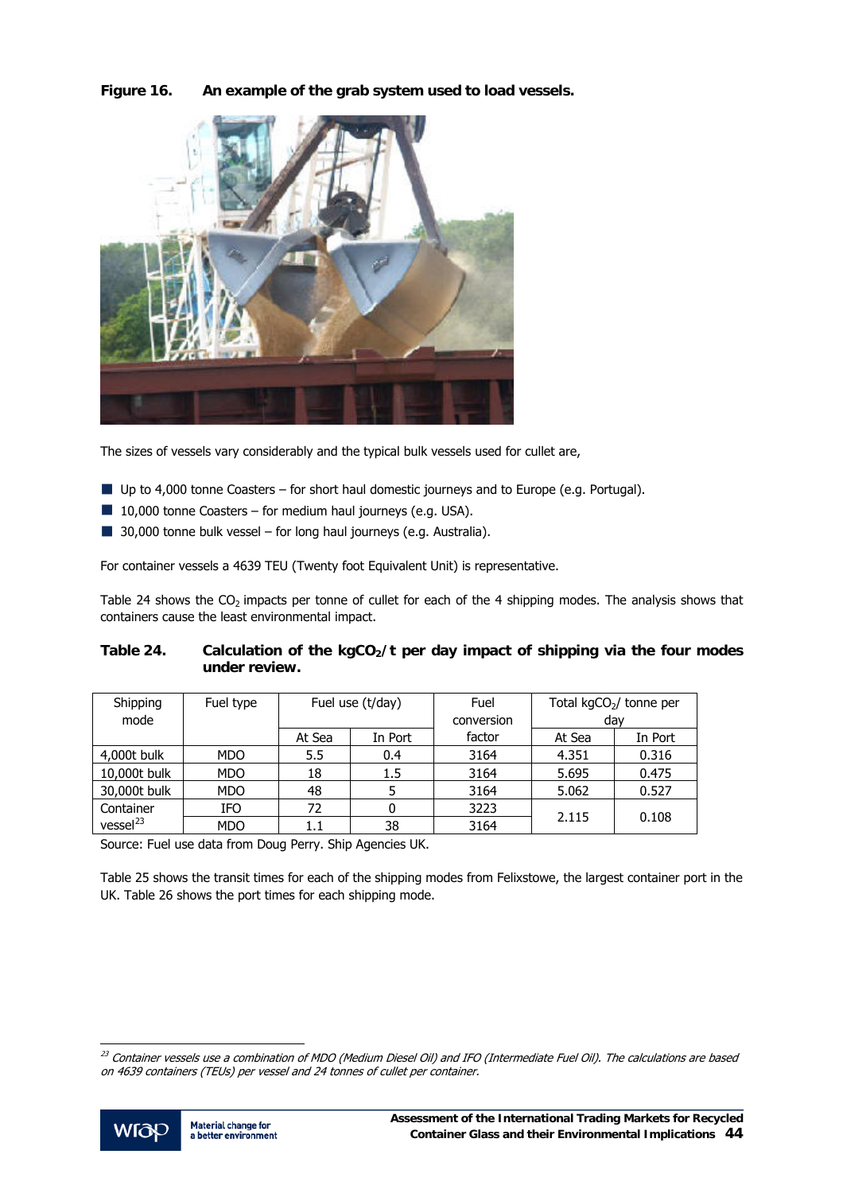**Figure 16. An example of the grab system used to load vessels.**

The sizes of vessels vary considerably and the typical bulk vessels used for cullet are,

- Up to 4,000 tonne Coasters – for short haul domestic journeys and to Europe (e.g. Portugal).
- 10,000 tonne Coasters – for medium haul journeys (e.g. USA).
- 30,000 tonne bulk vessel – for long haul journeys (e.g. Australia).

For container vessels a 4639 TEU (Twenty foot Equivalent Unit) is representative.

Table 24 shows the $CO_2$ impacts per tonne of cullet for each of the 4 shipping modes. The analysis shows that containers cause the least environmental impact.

**Table 24. Calculation of the $kgCO_2/t$ per day impact of shipping via the four modes under review.**

| Shipping mode | Fuel type | Fuel use (t/day) | | Fuel conversion factor | Total $kgCO_2$/ tonne per day | |
|---|---|---|---|---|---|---|
| | | At Sea | In Port | | At Sea | In Port |
| 4,000t bulk | MDO | 5.5 | 0.4 | 3164 | 4.351 | 0.316 |
| 10,000t bulk | MDO | 18 | 1.5 | 3164 | 5.695 | 0.475 |
| 30,000t bulk | MDO | 48 | 5 | 3164 | 5.062 | 0.527 |
| Container vessel[23] | IFO | 72 | 0 | 3223 | 2.115 | 0.108 |
| | MDO | 1.1 | 38 | 3164 | | |

Source: Fuel use data from Doug Perry. Ship Agencies UK.

Table 25 shows the transit times for each of the shipping modes from Felixstowe, the largest container port in the UK. Table 26 shows the port times for each shipping mode.

[23] *Container vessels use a combination of MDO (Medium Diesel Oil) and IFO (Intermediate Fuel Oil). The calculations are based on 4639 containers (TEUs) per vessel and 24 tonnes of cullet per container.*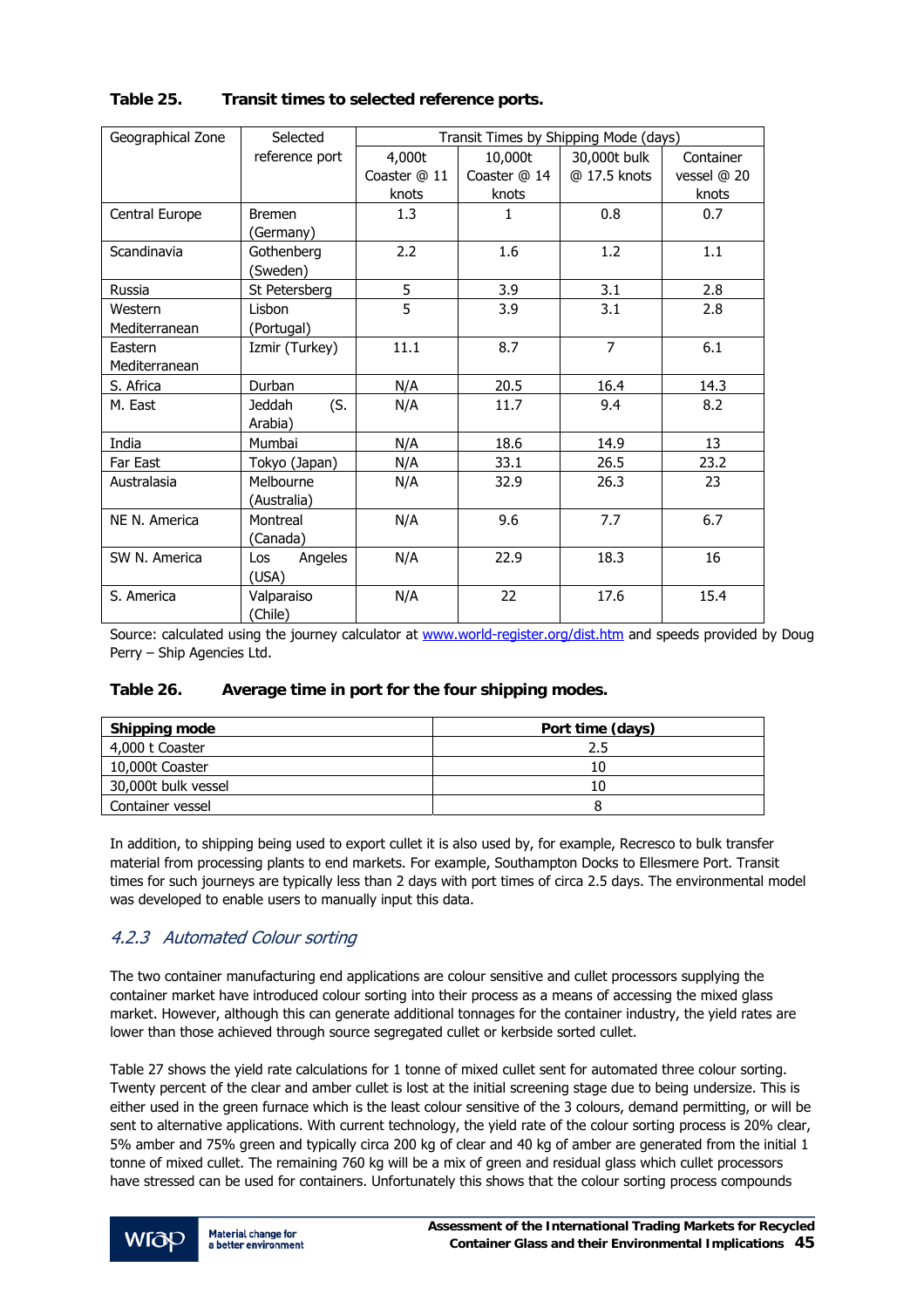**Table 25. Transit times to selected reference ports.**

| Geographical Zone | Selected reference port | Transit Times by Shipping Mode (days) | | | |
|---|---|---|---|---|---|
| | | 4,000t Coaster @ 11 knots | 10,000t Coaster @ 14 knots | 30,000t bulk @ 17.5 knots | Container vessel @ 20 knots |
| Central Europe | Bremen (Germany) | 1.3 | 1 | 0.8 | 0.7 |
| Scandinavia | Gothenberg (Sweden) | 2.2 | 1.6 | 1.2 | 1.1 |
| Russia | St Petersberg | 5 | 3.9 | 3.1 | 2.8 |
| Western Mediterranean | Lisbon (Portugal) | 5 | 3.9 | 3.1 | 2.8 |
| Eastern Mediterranean | Izmir (Turkey) | 11.1 | 8.7 | 7 | 6.1 |
| S. Africa | Durban | N/A | 20.5 | 16.4 | 14.3 |
| M. East | Jeddah (S. Arabia) | N/A | 11.7 | 9.4 | 8.2 |
| India | Mumbai | N/A | 18.6 | 14.9 | 13 |
| Far East | Tokyo (Japan) | N/A | 33.1 | 26.5 | 23.2 |
| Australasia | Melbourne (Australia) | N/A | 32.9 | 26.3 | 23 |
| NE N. America | Montreal (Canada) | N/A | 9.6 | 7.7 | 6.7 |
| SW N. America | Los Angeles (USA) | N/A | 22.9 | 18.3 | 16 |
| S. America | Valparaiso (Chile) | N/A | 22 | 17.6 | 15.4 |

Source: calculated using the journey calculator at www.world-register.org/dist.htm and speeds provided by Doug Perry – Ship Agencies Ltd.

**Table 26. Average time in port for the four shipping modes.**

| Shipping mode | Port time (days) |
|---|---|
| 4,000 t Coaster | 2.5 |
| 10,000t Coaster | 10 |
| 30,000t bulk vessel | 10 |
| Container vessel | 8 |

In addition, to shipping being used to export cullet it is also used by, for example, Recresco to bulk transfer material from processing plants to end markets. For example, Southampton Docks to Ellesmere Port. Transit times for such journeys are typically less than 2 days with port times of circa 2.5 days. The environmental model was developed to enable users to manually input this data.

### *4.2.3 Automated Colour sorting*

The two container manufacturing end applications are colour sensitive and cullet processors supplying the container market have introduced colour sorting into their process as a means of accessing the mixed glass market. However, although this can generate additional tonnages for the container industry, the yield rates are lower than those achieved through source segregated cullet or kerbside sorted cullet.

Table 27 shows the yield rate calculations for 1 tonne of mixed cullet sent for automated three colour sorting. Twenty percent of the clear and amber cullet is lost at the initial screening stage due to being undersize. This is either used in the green furnace which is the least colour sensitive of the 3 colours, demand permitting, or will be sent to alternative applications. With current technology, the yield rate of the colour sorting process is 20% clear, 5% amber and 75% green and typically circa 200 kg of clear and 40 kg of amber are generated from the initial 1 tonne of mixed cullet. The remaining 760 kg will be a mix of green and residual glass which cullet processors have stressed can be used for containers. Unfortunately this shows that the colour sorting process compounds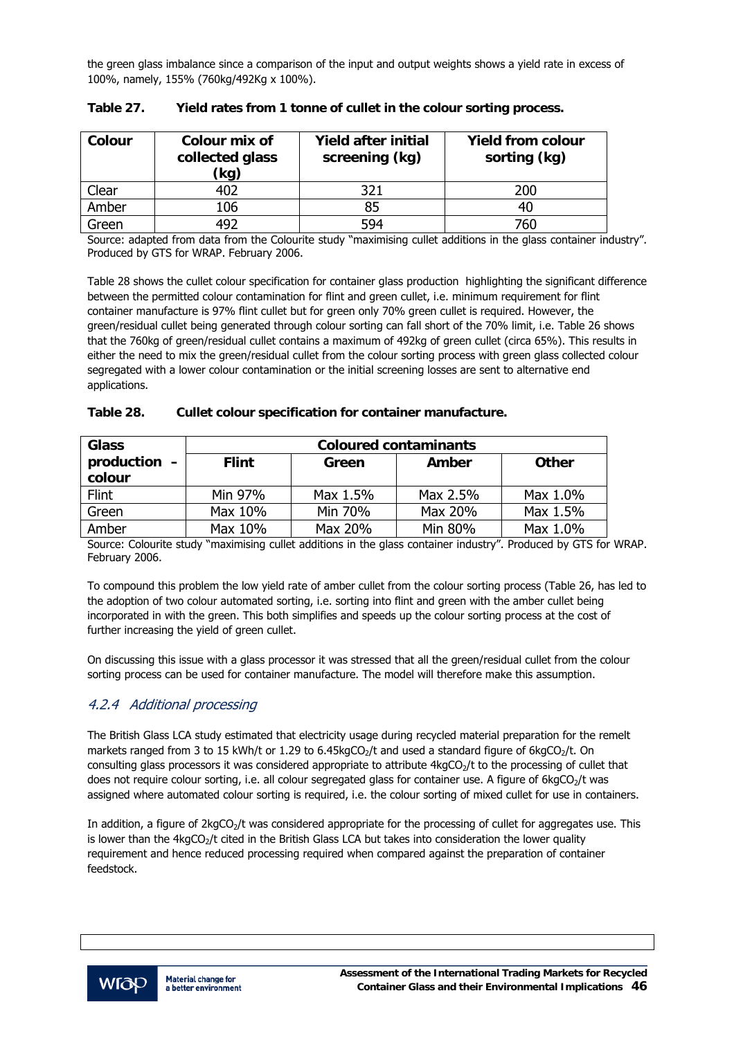the green glass imbalance since a comparison of the input and output weights shows a yield rate in excess of 100%, namely, 155% (760kg/492Kg x 100%).

**Table 27. Yield rates from 1 tonne of cullet in the colour sorting process.**

| Colour | Colour mix of collected glass (kg) | Yield after initial screening (kg) | Yield from colour sorting (kg) |
|---|---|---|---|
| Clear | 402 | 321 | 200 |
| Amber | 106 | 85 | 40 |
| Green | 492 | 594 | 760 |

Source: adapted from data from the Colourite study "maximising cullet additions in the glass container industry". Produced by GTS for WRAP. February 2006.

Table 28 shows the cullet colour specification for container glass production highlighting the significant difference between the permitted colour contamination for flint and green cullet, i.e. minimum requirement for flint container manufacture is 97% flint cullet but for green only 70% green cullet is required. However, the green/residual cullet being generated through colour sorting can fall short of the 70% limit, i.e. Table 26 shows that the 760kg of green/residual cullet contains a maximum of 492kg of green cullet (circa 65%). This results in either the need to mix the green/residual cullet from the colour sorting process with green glass collected colour segregated with a lower colour contamination or the initial screening losses are sent to alternative end applications.

**Table 28. Cullet colour specification for container manufacture.**

| Glass production – colour | Coloured contaminants | | | |
|---|---|---|---|---|
| | Flint | Green | Amber | Other |
| Flint | Min 97% | Max 1.5% | Max 2.5% | Max 1.0% |
| Green | Max 10% | Min 70% | Max 20% | Max 1.5% |
| Amber | Max 10% | Max 20% | Min 80% | Max 1.0% |

Source: Colourite study "maximising cullet additions in the glass container industry". Produced by GTS for WRAP. February 2006.

To compound this problem the low yield rate of amber cullet from the colour sorting process (Table 26, has led to the adoption of two colour automated sorting, i.e. sorting into flint and green with the amber cullet being incorporated in with the green. This both simplifies and speeds up the colour sorting process at the cost of further increasing the yield of green cullet.

On discussing this issue with a glass processor it was stressed that all the green/residual cullet from the colour sorting process can be used for container manufacture. The model will therefore make this assumption.

### *4.2.4 Additional processing*

The British Glass LCA study estimated that electricity usage during recycled material preparation for the remelt markets ranged from 3 to 15 kWh/t or 1.29 to 6.45kg$CO_2$/t and used a standard figure of 6kg$CO_2$/t. On consulting glass processors it was considered appropriate to attribute 4kg$CO_2$/t to the processing of cullet that does not require colour sorting, i.e. all colour segregated glass for container use. A figure of 6kg$CO_2$/t was assigned where automated colour sorting is required, i.e. the colour sorting of mixed cullet for use in containers.

In addition, a figure of 2kg$CO_2$/t was considered appropriate for the processing of cullet for aggregates use. This is lower than the 4kg$CO_2$/t cited in the British Glass LCA but takes into consideration the lower quality requirement and hence reduced processing required when compared against the preparation of container feedstock.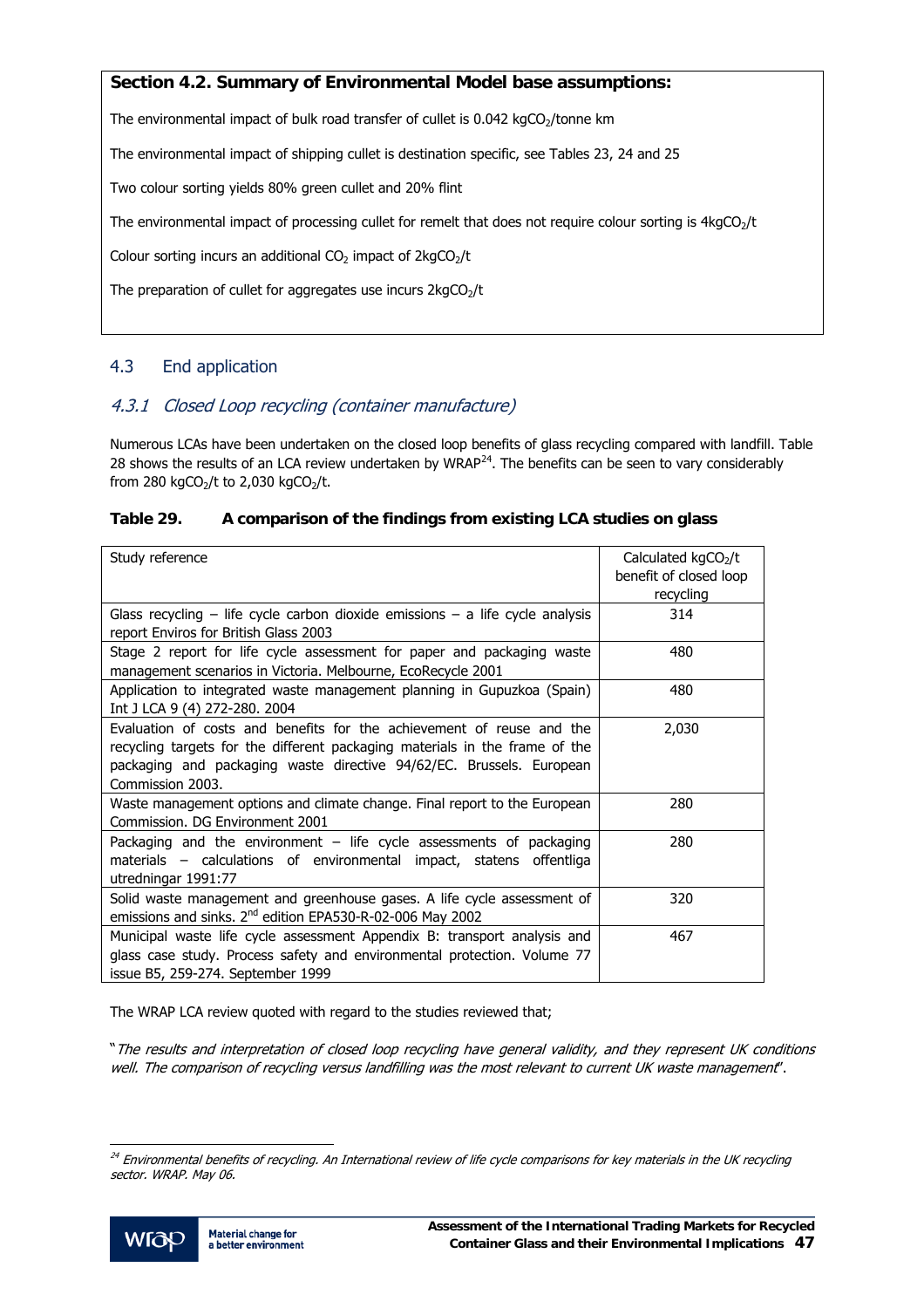**Section 4.2. Summary of Environmental Model base assumptions:**

The environmental impact of bulk road transfer of cullet is 0.042 $kgCO_2$/tonne km

The environmental impact of shipping cullet is destination specific, see Tables 23, 24 and 25

Two colour sorting yields 80% green cullet and 20% flint

The environmental impact of processing cullet for remelt that does not require colour sorting is 4$kgCO_2$/t

Colour sorting incurs an additional $CO_2$ impact of 2$kgCO_2$/t

The preparation of cullet for aggregates use incurs 2$kgCO_2$/t

## 4.3 End application

### 4.3.1 *Closed Loop recycling (container manufacture)*

Numerous LCAs have been undertaken on the closed loop benefits of glass recycling compared with landfill. Table 28 shows the results of an LCA review undertaken by WRAP[24]. The benefits can be seen to vary considerably from 280 $kgCO_2$/t to 2,030 $kgCO_2$/t.

**Table 29. A comparison of the findings from existing LCA studies on glass**

| Study reference | Calculated $kgCO_2$/t benefit of closed loop recycling |
|---|---|
| Glass recycling – life cycle carbon dioxide emissions – a life cycle analysis report Enviros for British Glass 2003 | 314 |
| Stage 2 report for life cycle assessment for paper and packaging waste management scenarios in Victoria. Melbourne, EcoRecycle 2001 | 480 |
| Application to integrated waste management planning in Gupuzkoa (Spain) Int J LCA 9 (4) 272-280. 2004 | 480 |
| Evaluation of costs and benefits for the achievement of reuse and the recycling targets for the different packaging materials in the frame of the packaging and packaging waste directive 94/62/EC. Brussels. European Commission 2003. | 2,030 |
| Waste management options and climate change. Final report to the European Commission. DG Environment 2001 | 280 |
| Packaging and the environment – life cycle assessments of packaging materials – calculations of environmental impact, statens offentliga utredningar 1991:77 | 280 |
| Solid waste management and greenhouse gases. A life cycle assessment of emissions and sinks. 2nd edition EPA530-R-02-006 May 2002 | 320 |
| Municipal waste life cycle assessment Appendix B: transport analysis and glass case study. Process safety and environmental protection. Volume 77 issue B5, 259-274. September 1999 | 467 |

The WRAP LCA review quoted with regard to the studies reviewed that;

"*The results and interpretation of closed loop recycling have general validity, and they represent UK conditions well. The comparison of recycling versus landfilling was the most relevant to current UK waste management*".

[24] *Environmental benefits of recycling. An International review of life cycle comparisons for key materials in the UK recycling sector. WRAP. May 06.*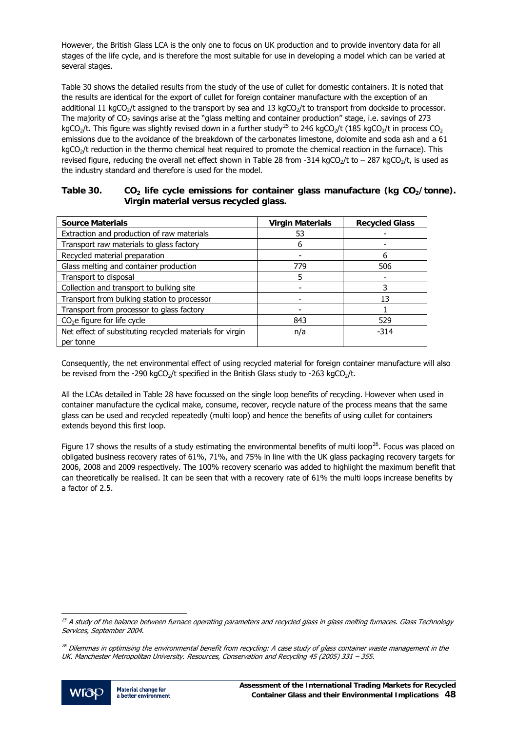However, the British Glass LCA is the only one to focus on UK production and to provide inventory data for all stages of the life cycle, and is therefore the most suitable for use in developing a model which can be varied at several stages.

Table 30 shows the detailed results from the study of the use of cullet for domestic containers. It is noted that the results are identical for the export of cullet for foreign container manufacture with the exception of an additional 11 kg$CO_2$/t assigned to the transport by sea and 13 kg$CO_2$/t to transport from dockside to processor. The majority of $CO_2$ savings arise at the "glass melting and container production" stage, i.e. savings of 273 kg$CO_2$/t. This figure was slightly revised down in a further study[25] to 246 kg$CO_2$/t (185 kg$CO_2$/t in process $CO_2$ emissions due to the avoidance of the breakdown of the carbonates limestone, dolomite and soda ash and a 61 kg$CO_2$/t reduction in the thermo chemical heat required to promote the chemical reaction in the furnace). This revised figure, reducing the overall net effect shown in Table 28 from -314 kg$CO_2$/t to – 287 kg$CO_2$/t, is used as the industry standard and therefore is used for the model.

**Table 30. $CO_2$ life cycle emissions for container glass manufacture (kg $CO_2$/tonne). Virgin material versus recycled glass.**

| Source Materials | Virgin Materials | Recycled Glass |
|---|---|---|
| Extraction and production of raw materials | 53 | - |
| Transport raw materials to glass factory | 6 | - |
| Recycled material preparation | - | 6 |
| Glass melting and container production | 779 | 506 |
| Transport to disposal | 5 | - |
| Collection and transport to bulking site | - | 3 |
| Transport from bulking station to processor | - | 13 |
| Transport from processor to glass factory | - | 1 |
| $CO_2$e figure for life cycle | 843 | 529 |
| Net effect of substituting recycled materials for virgin per tonne | n/a | -314 |

Consequently, the net environmental effect of using recycled material for foreign container manufacture will also be revised from the -290 kg$CO_2$/t specified in the British Glass study to -263 kg$CO_2$/t.

All the LCAs detailed in Table 28 have focussed on the single loop benefits of recycling. However when used in container manufacture the cyclical make, consume, recover, recycle nature of the process means that the same glass can be used and recycled repeatedly (multi loop) and hence the benefits of using cullet for containers extends beyond this first loop.

Figure 17 shows the results of a study estimating the environmental benefits of multi loop[26]. Focus was placed on obligated business recovery rates of 61%, 71%, and 75% in line with the UK glass packaging recovery targets for 2006, 2008 and 2009 respectively. The 100% recovery scenario was added to highlight the maximum benefit that can theoretically be realised. It can be seen that with a recovery rate of 61% the multi loops increase benefits by a factor of 2.5.

---

[25] *A study of the balance between furnace operating parameters and recycled glass in glass melting furnaces. Glass Technology Services, September 2004.*

[26] *Dilemmas in optimising the environmental benefit from recycling: A case study of glass container waste management in the UK. Manchester Metropolitan University. Resources, Conservation and Recycling 45 (2005) 331 – 355.*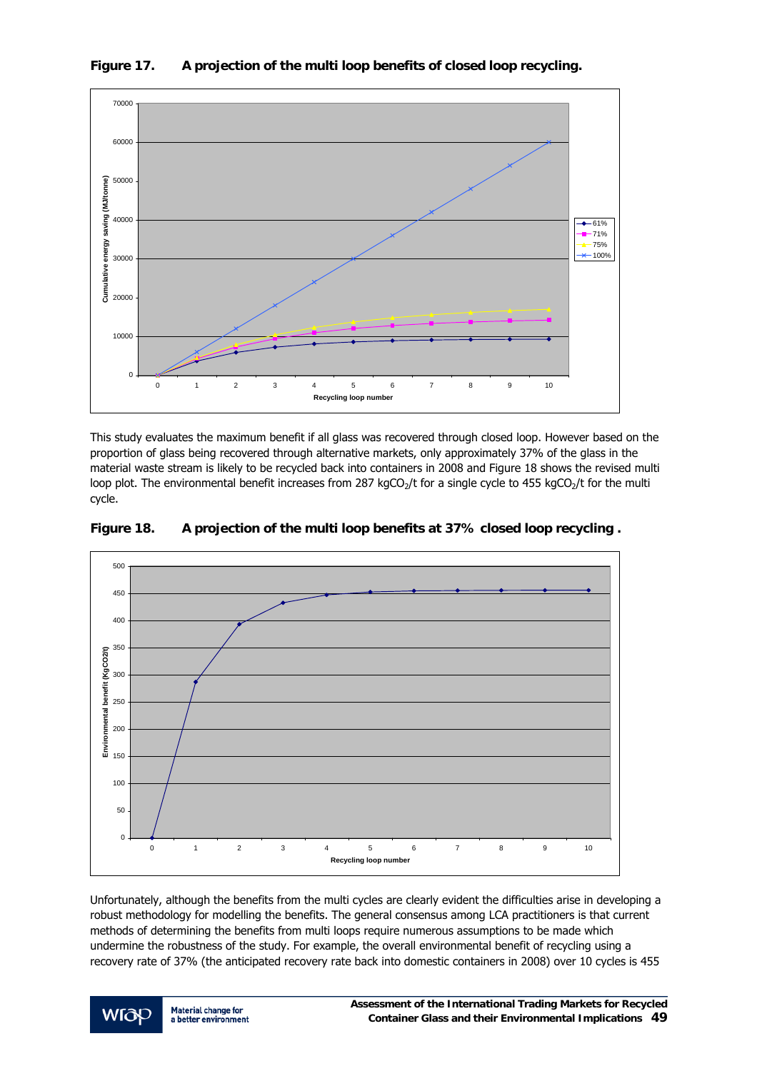**Figure 17. A projection of the multi loop benefits of closed loop recycling.**

This study evaluates the maximum benefit if all glass was recovered through closed loop. However based on the proportion of glass being recovered through alternative markets, only approximately 37% of the glass in the material waste stream is likely to be recycled back into containers in 2008 and Figure 18 shows the revised multi loop plot. The environmental benefit increases from 287 kg$CO_2$/t for a single cycle to 455 kg$CO_2$/t for the multi cycle.

**Figure 18. A projection of the multi loop benefits at 37% closed loop recycling .**

Unfortunately, although the benefits from the multi cycles are clearly evident the difficulties arise in developing a robust methodology for modelling the benefits. The general consensus among LCA practitioners is that current methods of determining the benefits from multi loops require numerous assumptions to be made which undermine the robustness of the study. For example, the overall environmental benefit of recycling using a recovery rate of 37% (the anticipated recovery rate back into domestic containers in 2008) over 10 cycles is 455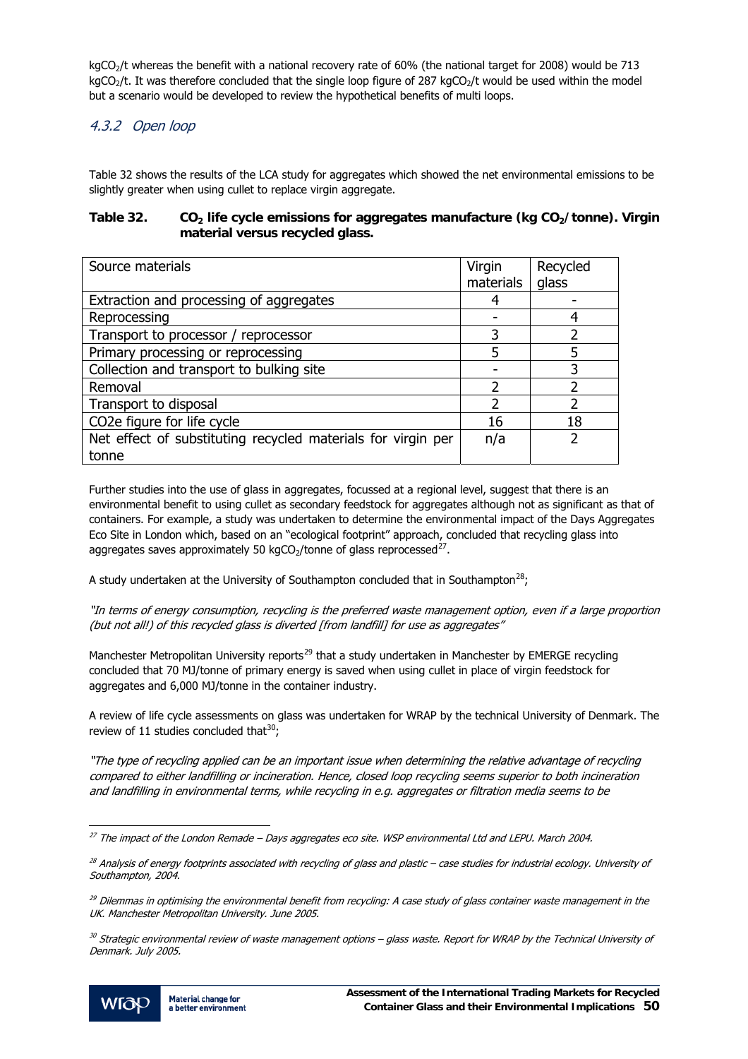$kgCO_2$/t whereas the benefit with a national recovery rate of 60% (the national target for 2008) would be 713 $kgCO_2$/t. It was therefore concluded that the single loop figure of 287 $kgCO_2$/t would be used within the model but a scenario would be developed to review the hypothetical benefits of multi loops.

### *4.3.2 Open loop*

Table 32 shows the results of the LCA study for aggregates which showed the net environmental emissions to be slightly greater when using cullet to replace virgin aggregate.

**Table 32. $CO_2$ life cycle emissions for aggregates manufacture (kg $CO_2$/tonne). Virgin material versus recycled glass.**

| Source materials | Virgin materials | Recycled glass |
|---|---|---|
| Extraction and processing of aggregates | 4 | - |
| Reprocessing | - | 4 |
| Transport to processor / reprocessor | 3 | 2 |
| Primary processing or reprocessing | 5 | 5 |
| Collection and transport to bulking site | - | 3 |
| Removal | 2 | 2 |
| Transport to disposal | 2 | 2 |
| CO2e figure for life cycle | 16 | 18 |
| Net effect of substituting recycled materials for virgin per tonne | n/a | 2 |

Further studies into the use of glass in aggregates, focussed at a regional level, suggest that there is an environmental benefit to using cullet as secondary feedstock for aggregates although not as significant as that of containers. For example, a study was undertaken to determine the environmental impact of the Days Aggregates Eco Site in London which, based on an "ecological footprint" approach, concluded that recycling glass into aggregates saves approximately 50 $kgCO_2$/tonne of glass reprocessed[27].

A study undertaken at the University of Southampton concluded that in Southampton[28];

*"In terms of energy consumption, recycling is the preferred waste management option, even if a large proportion (but not all!) of this recycled glass is diverted [from landfill] for use as aggregates"*

Manchester Metropolitan University reports[29] that a study undertaken in Manchester by EMERGE recycling concluded that 70 MJ/tonne of primary energy is saved when using cullet in place of virgin feedstock for aggregates and 6,000 MJ/tonne in the container industry.

A review of life cycle assessments on glass was undertaken for WRAP by the technical University of Denmark. The review of 11 studies concluded that[30];

*"The type of recycling applied can be an important issue when determining the relative advantage of recycling compared to either landfilling or incineration. Hence, closed loop recycling seems superior to both incineration and landfilling in environmental terms, while recycling in e.g. aggregates or filtration media seems to be*

---

[27] *The impact of the London Remade – Days aggregates eco site. WSP environmental Ltd and LEPU. March 2004.*

[28] *Analysis of energy footprints associated with recycling of glass and plastic – case studies for industrial ecology. University of Southampton, 2004.*

[29] *Dilemmas in optimising the environmental benefit from recycling: A case study of glass container waste management in the UK. Manchester Metropolitan University. June 2005.*

[30] *Strategic environmental review of waste management options – glass waste. Report for WRAP by the Technical University of Denmark. July 2005.*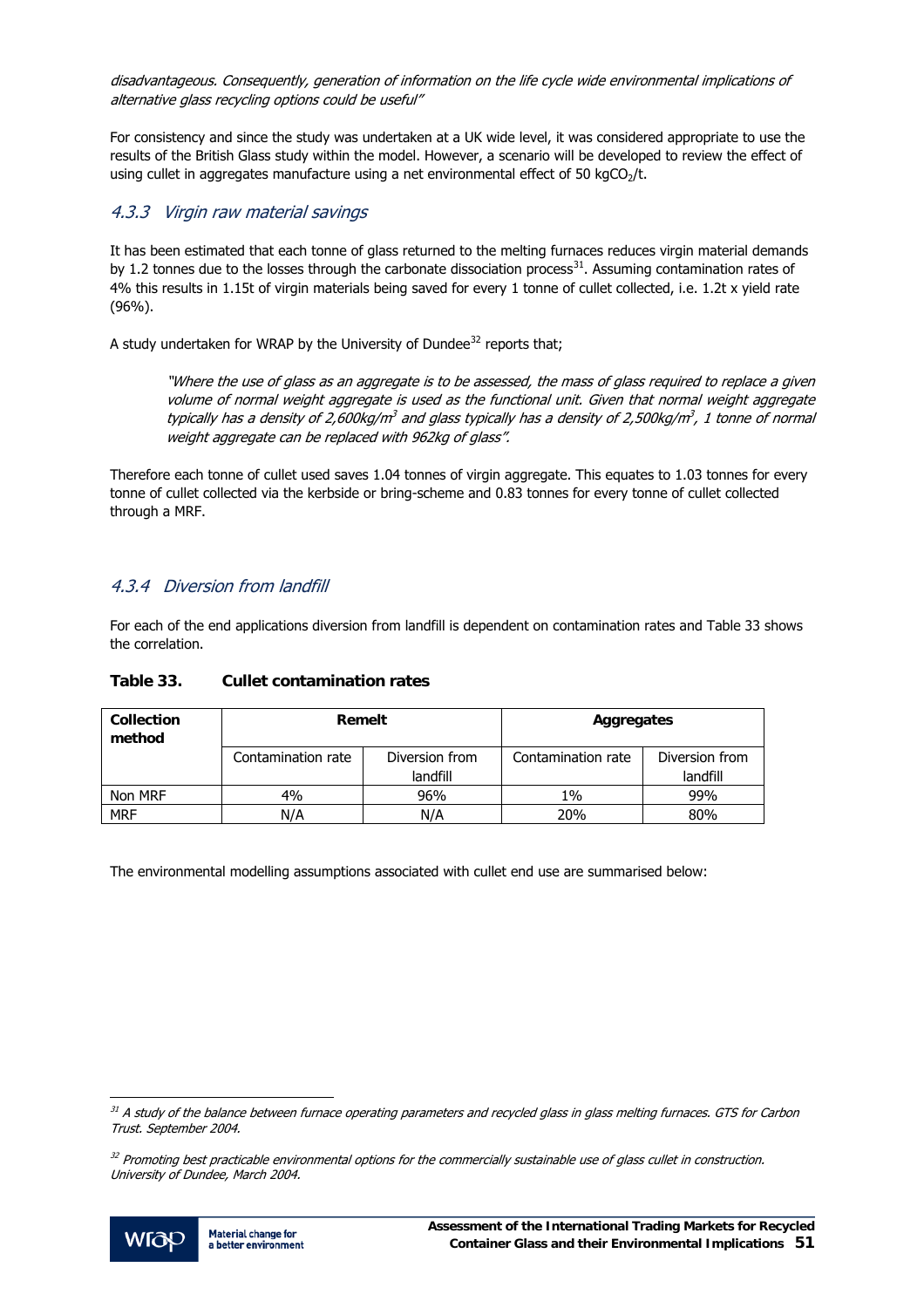*disadvantageous. Consequently, generation of information on the life cycle wide environmental implications of alternative glass recycling options could be useful"*

For consistency and since the study was undertaken at a UK wide level, it was considered appropriate to use the results of the British Glass study within the model. However, a scenario will be developed to review the effect of using cullet in aggregates manufacture using a net environmental effect of 50 kg$CO_2$/t.

### 4.3.3 Virgin raw material savings

It has been estimated that each tonne of glass returned to the melting furnaces reduces virgin material demands by 1.2 tonnes due to the losses through the carbonate dissociation process[31]. Assuming contamination rates of 4% this results in 1.15t of virgin materials being saved for every 1 tonne of cullet collected, i.e. 1.2t x yield rate (96%).

A study undertaken for WRAP by the University of Dundee[32] reports that;

> *"Where the use of glass as an aggregate is to be assessed, the mass of glass required to replace a given volume of normal weight aggregate is used as the functional unit. Given that normal weight aggregate typically has a density of 2,600kg/m$^3$ and glass typically has a density of 2,500kg/m$^3$, 1 tonne of normal weight aggregate can be replaced with 962kg of glass".*

Therefore each tonne of cullet used saves 1.04 tonnes of virgin aggregate. This equates to 1.03 tonnes for every tonne of cullet collected via the kerbside or bring-scheme and 0.83 tonnes for every tonne of cullet collected through a MRF.

### 4.3.4 Diversion from landfill

For each of the end applications diversion from landfill is dependent on contamination rates and Table 33 shows the correlation.

**Table 33. Cullet contamination rates**

| Collection method | Remelt | | Aggregates | |
|---|---|---|---|---|
| | Contamination rate | Diversion from landfill | Contamination rate | Diversion from landfill |
| Non MRF | 4% | 96% | 1% | 99% |
| MRF | N/A | N/A | 20% | 80% |

The environmental modelling assumptions associated with cullet end use are summarised below:

---

[31] *A study of the balance between furnace operating parameters and recycled glass in glass melting furnaces. GTS for Carbon Trust. September 2004.*

[32] *Promoting best practicable environmental options for the commercially sustainable use of glass cullet in construction. University of Dundee, March 2004.*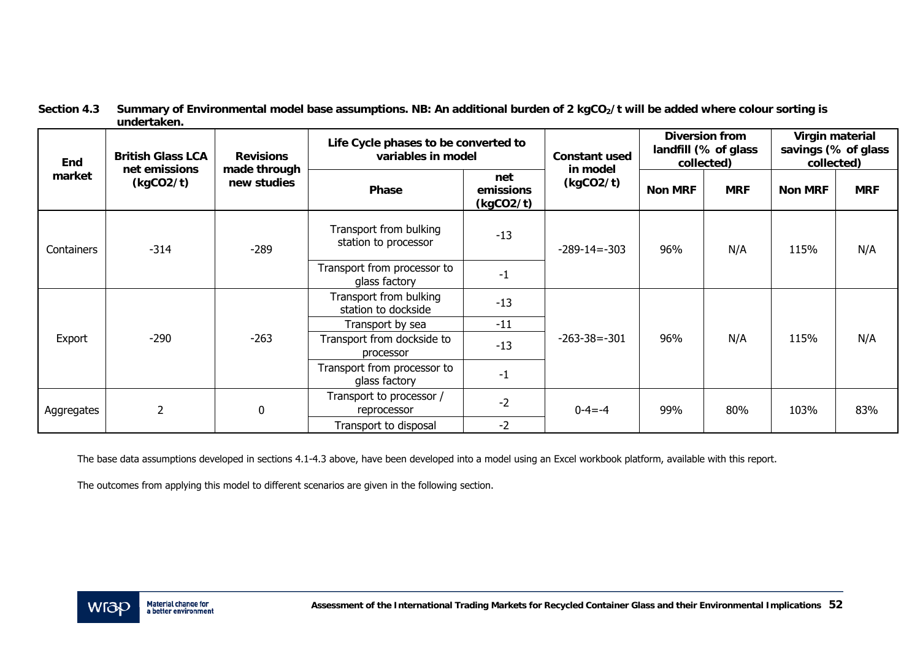**Section 4.3 Summary of Environmental model base assumptions. NB: An additional burden of 2 $kgCO_2/t$ will be added where colour sorting is undertaken.**

| End market | British Glass LCA net emissions (kgCO2/t) | Revisions made through new studies | Life Cycle phases to be converted to variables in model | | Constant used in model (kgCO2/t) | Diversion from landfill (% of glass collected) | | Virgin material savings (% of glass collected) | |
|---|---|---|---|---|---|---|---|---|---|
| | | | Phase | net emissions (kgCO2/t) | | Non MRF | MRF | Non MRF | MRF |
| Containers | -314 | -289 | Transport from bulking station to processor | -13 | -289-14=-303 | 96% | N/A | 115% | N/A |
| | | | Transport from processor to glass factory | -1 | | | | | |
| Export | -290 | -263 | Transport from bulking station to dockside | -13 | -263-38=-301 | 96% | N/A | 115% | N/A |
| | | | Transport by sea | -11 | | | | | |
| | | | Transport from dockside to processor | -13 | | | | | |
| | | | Transport from processor to glass factory | -1 | | | | | |
| Aggregates | 2 | 0 | Transport to processor / reprocessor | -2 | 0-4=-4 | 99% | 80% | 103% | 83% |
| | | | Transport to disposal | -2 | | | | | |

The base data assumptions developed in sections 4.1-4.3 above, have been developed into a model using an Excel workbook platform, available with this report.

The outcomes from applying this model to different scenarios are given in the following section.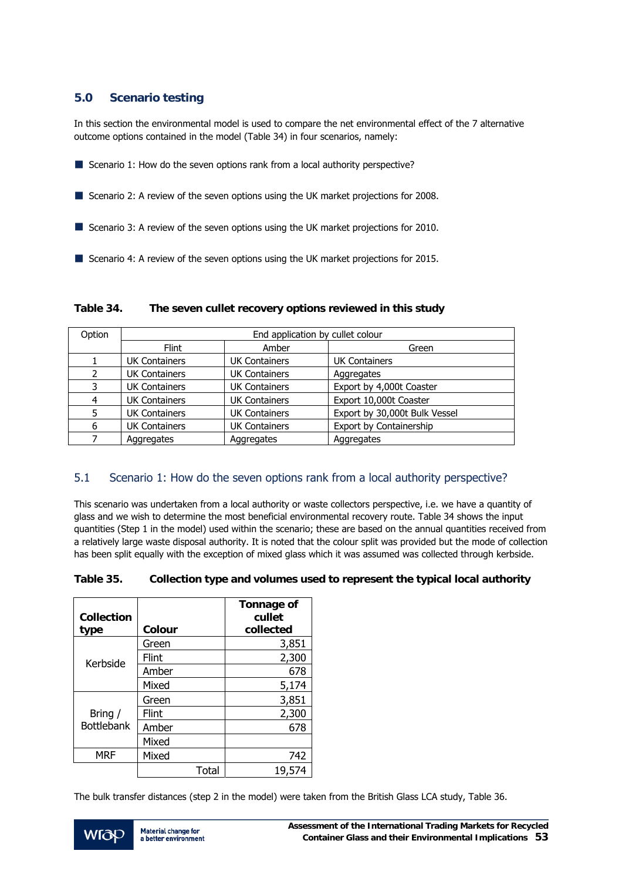## 5.0 Scenario testing

In this section the environmental model is used to compare the net environmental effect of the 7 alternative outcome options contained in the model (Table 34) in four scenarios, namely:

- Scenario 1: How do the seven options rank from a local authority perspective?
- Scenario 2: A review of the seven options using the UK market projections for 2008.
- Scenario 3: A review of the seven options using the UK market projections for 2010.
- Scenario 4: A review of the seven options using the UK market projections for 2015.

**Table 34. The seven cullet recovery options reviewed in this study**

| Option | End application by cullet colour | | |
|---|---|---|---|
| | Flint | Amber | Green |
| 1 | UK Containers | UK Containers | UK Containers |
| 2 | UK Containers | UK Containers | Aggregates |
| 3 | UK Containers | UK Containers | Export by 4,000t Coaster |
| 4 | UK Containers | UK Containers | Export 10,000t Coaster |
| 5 | UK Containers | UK Containers | Export by 30,000t Bulk Vessel |
| 6 | UK Containers | UK Containers | Export by Containership |
| 7 | Aggregates | Aggregates | Aggregates |

### 5.1 Scenario 1: How do the seven options rank from a local authority perspective?

This scenario was undertaken from a local authority or waste collectors perspective, i.e. we have a quantity of glass and we wish to determine the most beneficial environmental recovery route. Table 34 shows the input quantities (Step 1 in the model) used within the scenario; these are based on the annual quantities received from a relatively large waste disposal authority. It is noted that the colour split was provided but the mode of collection has been split equally with the exception of mixed glass which it was assumed was collected through kerbside.

**Table 35. Collection type and volumes used to represent the typical local authority**

| Collection type | Colour | Tonnage of cullet collected |
|---|---|---|
| Kerbside | Green | 3,851 |
| | Flint | 2,300 |
| | Amber | 678 |
| | Mixed | 5,174 |
| Bring / Bottlebank | Green | 3,851 |
| | Flint | 2,300 |
| | Amber | 678 |
| | Mixed | |
| MRF | Mixed | 742 |
| | Total | 19,574 |

The bulk transfer distances (step 2 in the model) were taken from the British Glass LCA study, Table 36.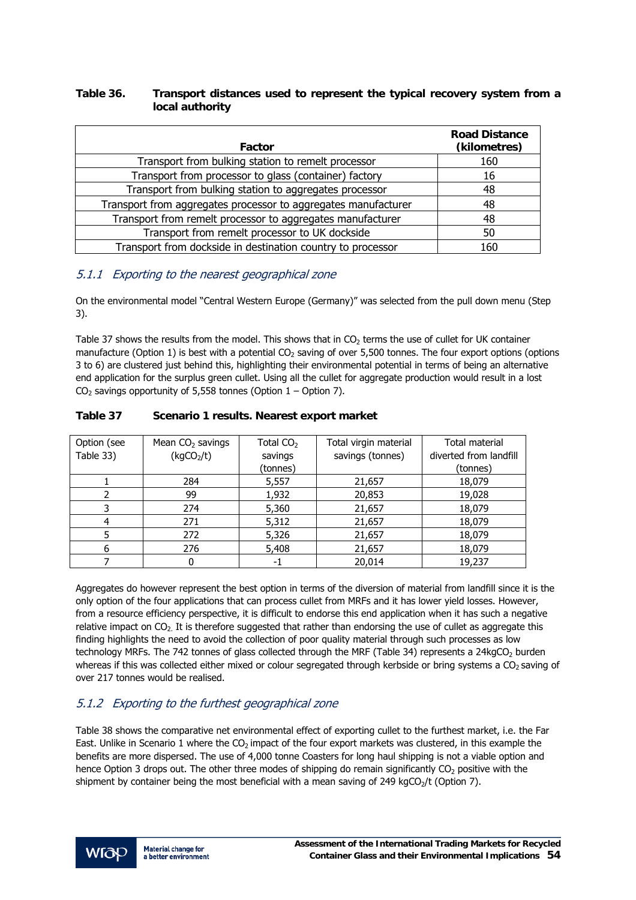**Table 36. Transport distances used to represent the typical recovery system from a local authority**

| Factor | Road Distance (kilometres) |
|---|---|
| Transport from bulking station to remelt processor | 160 |
| Transport from processor to glass (container) factory | 16 |
| Transport from bulking station to aggregates processor | 48 |
| Transport from aggregates processor to aggregates manufacturer | 48 |
| Transport from remelt processor to aggregates manufacturer | 48 |
| Transport from remelt processor to UK dockside | 50 |
| Transport from dockside in destination country to processor | 160 |

### *5.1.1 Exporting to the nearest geographical zone*

On the environmental model "Central Western Europe (Germany)" was selected from the pull down menu (Step 3).

Table 37 shows the results from the model. This shows that in $CO_2$ terms the use of cullet for UK container manufacture (Option 1) is best with a potential $CO_2$ saving of over 5,500 tonnes. The four export options (options 3 to 6) are clustered just behind this, highlighting their environmental potential in terms of being an alternative end application for the surplus green cullet. Using all the cullet for aggregate production would result in a lost $CO_2$ savings opportunity of 5,558 tonnes (Option 1 – Option 7).

**Table 37 Scenario 1 results. Nearest export market**

| Option (see Table 33) | Mean $CO_2$ savings ($kgCO_2/t$) | Total $CO_2$ savings (tonnes) | Total virgin material savings (tonnes) | Total material diverted from landfill (tonnes) |
|---|---|---|---|---|
| 1 | 284 | 5,557 | 21,657 | 18,079 |
| 2 | 99 | 1,932 | 20,853 | 19,028 |
| 3 | 274 | 5,360 | 21,657 | 18,079 |
| 4 | 271 | 5,312 | 21,657 | 18,079 |
| 5 | 272 | 5,326 | 21,657 | 18,079 |
| 6 | 276 | 5,408 | 21,657 | 18,079 |
| 7 | 0 | -1 | 20,014 | 19,237 |

Aggregates do however represent the best option in terms of the diversion of material from landfill since it is the only option of the four applications that can process cullet from MRFs and it has lower yield losses. However, from a resource efficiency perspective, it is difficult to endorse this end application when it has such a negative relative impact on $CO_2$. It is therefore suggested that rather than endorsing the use of cullet as aggregate this finding highlights the need to avoid the collection of poor quality material through such processes as low technology MRFs. The 742 tonnes of glass collected through the MRF (Table 34) represents a 24kg$CO_2$ burden whereas if this was collected either mixed or colour segregated through kerbside or bring systems a $CO_2$ saving of over 217 tonnes would be realised.

### *5.1.2 Exporting to the furthest geographical zone*

Table 38 shows the comparative net environmental effect of exporting cullet to the furthest market, i.e. the Far East. Unlike in Scenario 1 where the $CO_2$ impact of the four export markets was clustered, in this example the benefits are more dispersed. The use of 4,000 tonne Coasters for long haul shipping is not a viable option and hence Option 3 drops out. The other three modes of shipping do remain significantly $CO_2$ positive with the shipment by container being the most beneficial with a mean saving of 249 $kgCO_2/t$ (Option 7).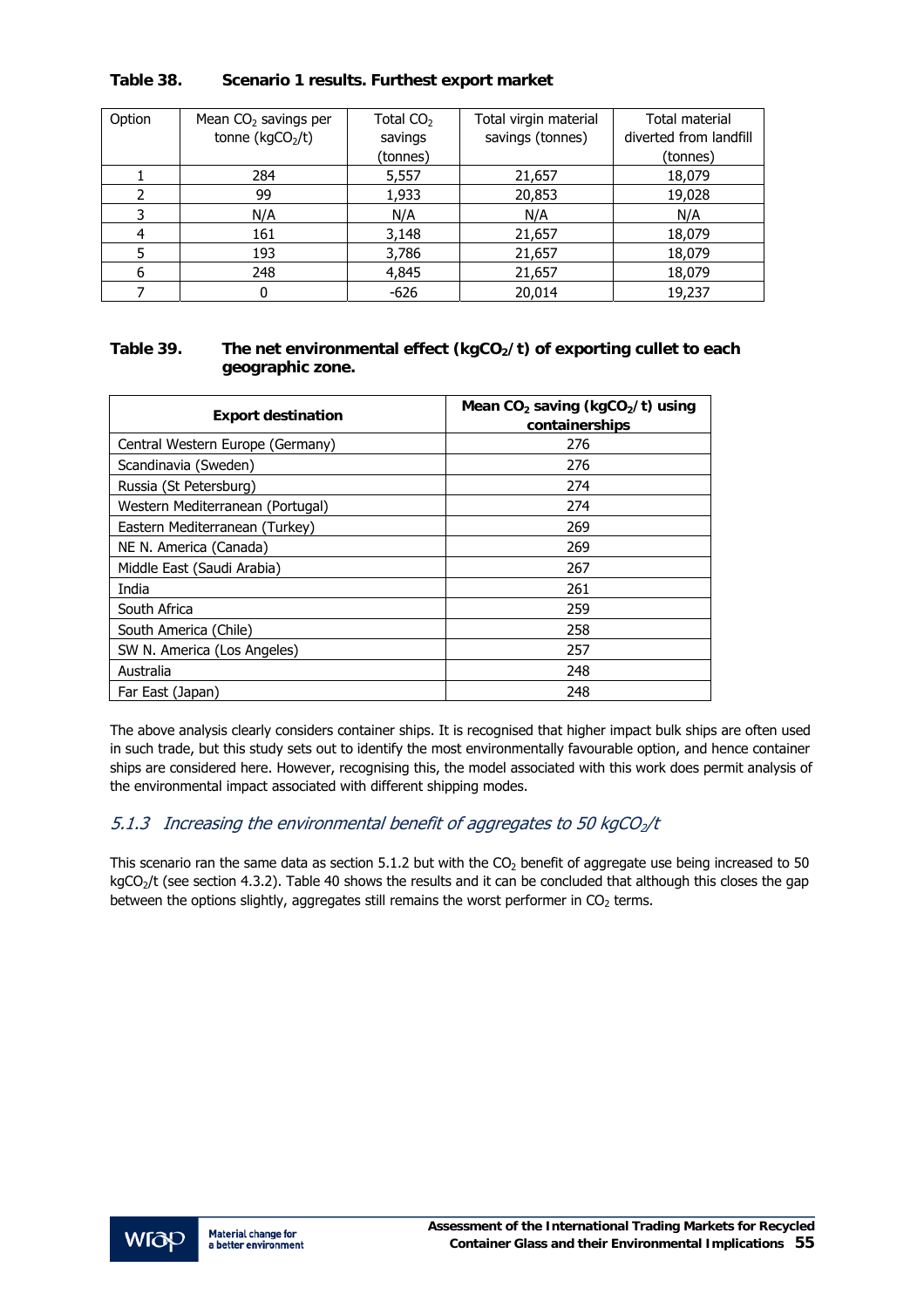**Table 38. Scenario 1 results. Furthest export market**

| Option | Mean $CO_2$ savings per tonne ($kgCO_2/t$) | Total $CO_2$ savings (tonnes) | Total virgin material savings (tonnes) | Total material diverted from landfill (tonnes) |
|---|---|---|---|---|
| 1 | 284 | 5,557 | 21,657 | 18,079 |
| 2 | 99 | 1,933 | 20,853 | 19,028 |
| 3 | N/A | N/A | N/A | N/A |
| 4 | 161 | 3,148 | 21,657 | 18,079 |
| 5 | 193 | 3,786 | 21,657 | 18,079 |
| 6 | 248 | 4,845 | 21,657 | 18,079 |
| 7 | 0 | -626 | 20,014 | 19,237 |

**Table 39. The net environmental effect ($kgCO_2/t$) of exporting cullet to each geographic zone.**

| Export destination | Mean $CO_2$ saving ($kgCO_2/t$) using containerships |
|---|---|
| Central Western Europe (Germany) | 276 |
| Scandinavia (Sweden) | 276 |
| Russia (St Petersburg) | 274 |
| Western Mediterranean (Portugal) | 274 |
| Eastern Mediterranean (Turkey) | 269 |
| NE N. America (Canada) | 269 |
| Middle East (Saudi Arabia) | 267 |
| India | 261 |
| South Africa | 259 |
| South America (Chile) | 258 |
| SW N. America (Los Angeles) | 257 |
| Australia | 248 |
| Far East (Japan) | 248 |

The above analysis clearly considers container ships. It is recognised that higher impact bulk ships are often used in such trade, but this study sets out to identify the most environmentally favourable option, and hence container ships are considered here. However, recognising this, the model associated with this work does permit analysis of the environmental impact associated with different shipping modes.

### *5.1.3 Increasing the environmental benefit of aggregates to 50 $kgCO_2/t$*

This scenario ran the same data as section 5.1.2 but with the $CO_2$ benefit of aggregate use being increased to 50 $kgCO_2/t$ (see section 4.3.2). Table 40 shows the results and it can be concluded that although this closes the gap between the options slightly, aggregates still remains the worst performer in $CO_2$ terms.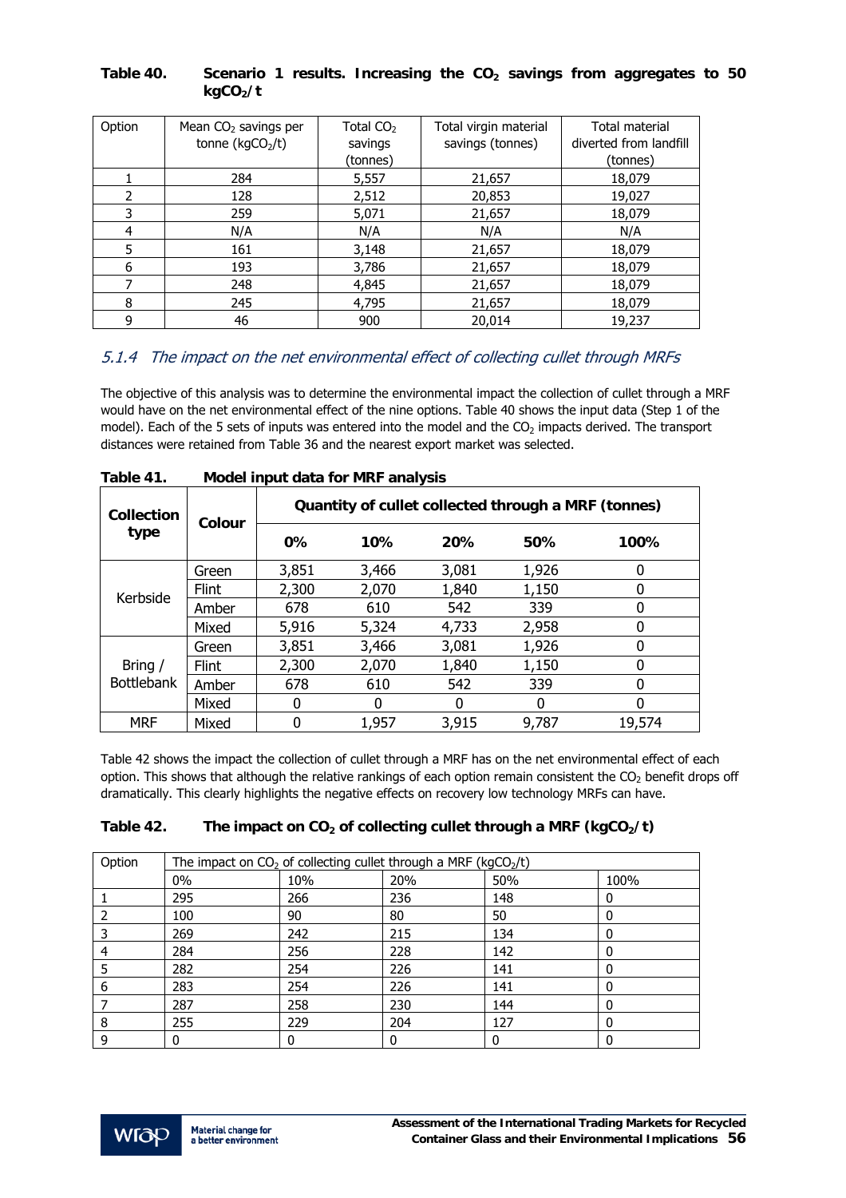**Table 40. Scenario 1 results. Increasing the $CO_2$ savings from aggregates to 50 $kgCO_2/t$**

| Option | Mean $CO_2$ savings per tonne ($kgCO_2/t$) | Total $CO_2$ savings (tonnes) | Total virgin material savings (tonnes) | Total material diverted from landfill (tonnes) |
|---|---|---|---|---|
| 1 | 284 | 5,557 | 21,657 | 18,079 |
| 2 | 128 | 2,512 | 20,853 | 19,027 |
| 3 | 259 | 5,071 | 21,657 | 18,079 |
| 4 | N/A | N/A | N/A | N/A |
| 5 | 161 | 3,148 | 21,657 | 18,079 |
| 6 | 193 | 3,786 | 21,657 | 18,079 |
| 7 | 248 | 4,845 | 21,657 | 18,079 |
| 8 | 245 | 4,795 | 21,657 | 18,079 |
| 9 | 46 | 900 | 20,014 | 19,237 |

### *5.1.4 The impact on the net environmental effect of collecting cullet through MRFs*

The objective of this analysis was to determine the environmental impact the collection of cullet through a MRF would have on the net environmental effect of the nine options. Table 40 shows the input data (Step 1 of the model). Each of the 5 sets of inputs was entered into the model and the $CO_2$ impacts derived. The transport distances were retained from Table 36 and the nearest export market was selected.

**Table 41. Model input data for MRF analysis**

| Collection type | Colour | Quantity of cullet collected through a MRF (tonnes) | | | | |
|---|---|---|---|---|---|---|
| | | 0% | 10% | 20% | 50% | 100% |
| Kerbside | Green | 3,851 | 3,466 | 3,081 | 1,926 | 0 |
| | Flint | 2,300 | 2,070 | 1,840 | 1,150 | 0 |
| | Amber | 678 | 610 | 542 | 339 | 0 |
| | Mixed | 5,916 | 5,324 | 4,733 | 2,958 | 0 |
| Bring / Bottlebank | Green | 3,851 | 3,466 | 3,081 | 1,926 | 0 |
| | Flint | 2,300 | 2,070 | 1,840 | 1,150 | 0 |
| | Amber | 678 | 610 | 542 | 339 | 0 |
| | Mixed | 0 | 0 | 0 | 0 | 0 |
| MRF | Mixed | 0 | 1,957 | 3,915 | 9,787 | 19,574 |

Table 42 shows the impact the collection of cullet through a MRF has on the net environmental effect of each option. This shows that although the relative rankings of each option remain consistent the $CO_2$ benefit drops off dramatically. This clearly highlights the negative effects on recovery low technology MRFs can have.

**Table 42. The impact on $CO_2$ of collecting cullet through a MRF ($kgCO_2/t$)**

| Option | The impact on $CO_2$ of collecting cullet through a MRF ($kgCO_2/t$) | | | | |
|---|---|---|---|---|---|
| | 0% | 10% | 20% | 50% | 100% |
| 1 | 295 | 266 | 236 | 148 | 0 |
| 2 | 100 | 90 | 80 | 50 | 0 |
| 3 | 269 | 242 | 215 | 134 | 0 |
| 4 | 284 | 256 | 228 | 142 | 0 |
| 5 | 282 | 254 | 226 | 141 | 0 |
| 6 | 283 | 254 | 226 | 141 | 0 |
| 7 | 287 | 258 | 230 | 144 | 0 |
| 8 | 255 | 229 | 204 | 127 | 0 |
| 9 | 0 | 0 | 0 | 0 | 0 |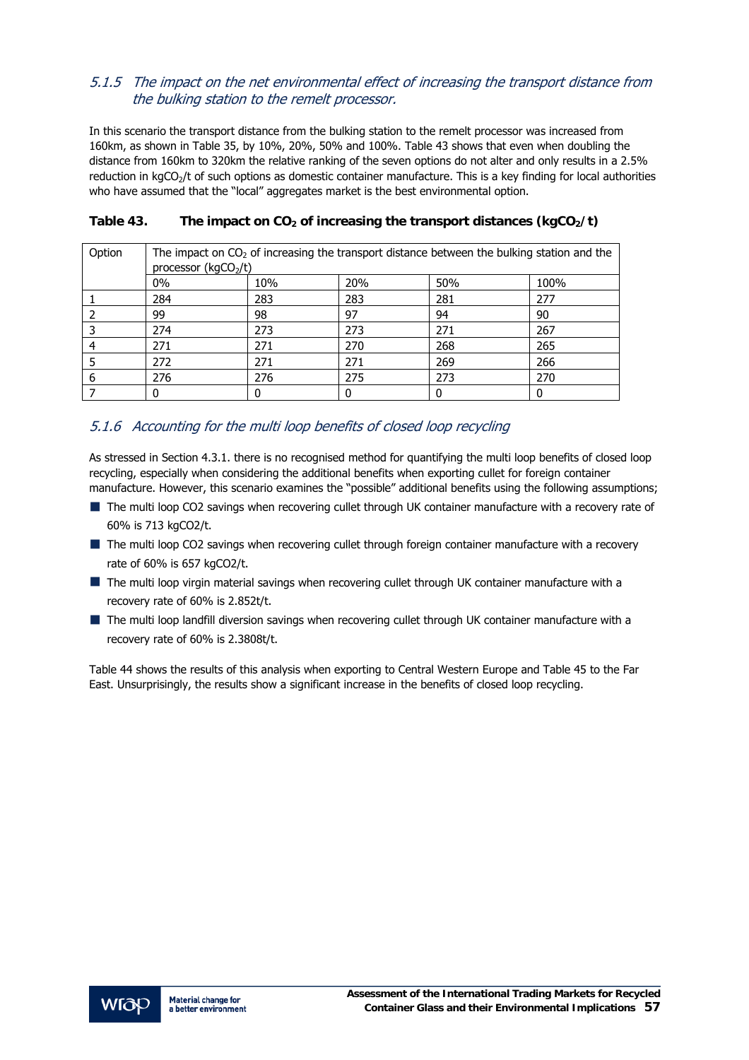### *5.1.5 The impact on the net environmental effect of increasing the transport distance from the bulking station to the remelt processor.*

In this scenario the transport distance from the bulking station to the remelt processor was increased from 160km, as shown in Table 35, by 10%, 20%, 50% and 100%. Table 43 shows that even when doubling the distance from 160km to 320km the relative ranking of the seven options do not alter and only results in a 2.5% reduction in $kgCO_2/t$ of such options as domestic container manufacture. This is a key finding for local authorities who have assumed that the "local" aggregates market is the best environmental option.

**Table 43. The impact on $CO_2$ of increasing the transport distances ($kgCO_2/t$)**

| Option | The impact on $CO_2$ of increasing the transport distance between the bulking station and the processor ($kgCO_2/t$) | | | | |
|---|---|---|---|---|---|
| | 0% | 10% | 20% | 50% | 100% |
| 1 | 284 | 283 | 283 | 281 | 277 |
| 2 | 99 | 98 | 97 | 94 | 90 |
| 3 | 274 | 273 | 273 | 271 | 267 |
| 4 | 271 | 271 | 270 | 268 | 265 |
| 5 | 272 | 271 | 271 | 269 | 266 |
| 6 | 276 | 276 | 275 | 273 | 270 |
| 7 | 0 | 0 | 0 | 0 | 0 |

### *5.1.6 Accounting for the multi loop benefits of closed loop recycling*

As stressed in Section 4.3.1. there is no recognised method for quantifying the multi loop benefits of closed loop recycling, especially when considering the additional benefits when exporting cullet for foreign container manufacture. However, this scenario examines the "possible" additional benefits using the following assumptions;

- The multi loop CO2 savings when recovering cullet through UK container manufacture with a recovery rate of 60% is 713 kgCO2/t.
- The multi loop CO2 savings when recovering cullet through foreign container manufacture with a recovery rate of 60% is 657 kgCO2/t.
- The multi loop virgin material savings when recovering cullet through UK container manufacture with a recovery rate of 60% is 2.852t/t.
- The multi loop landfill diversion savings when recovering cullet through UK container manufacture with a recovery rate of 60% is 2.3808t/t.

Table 44 shows the results of this analysis when exporting to Central Western Europe and Table 45 to the Far East. Unsurprisingly, the results show a significant increase in the benefits of closed loop recycling.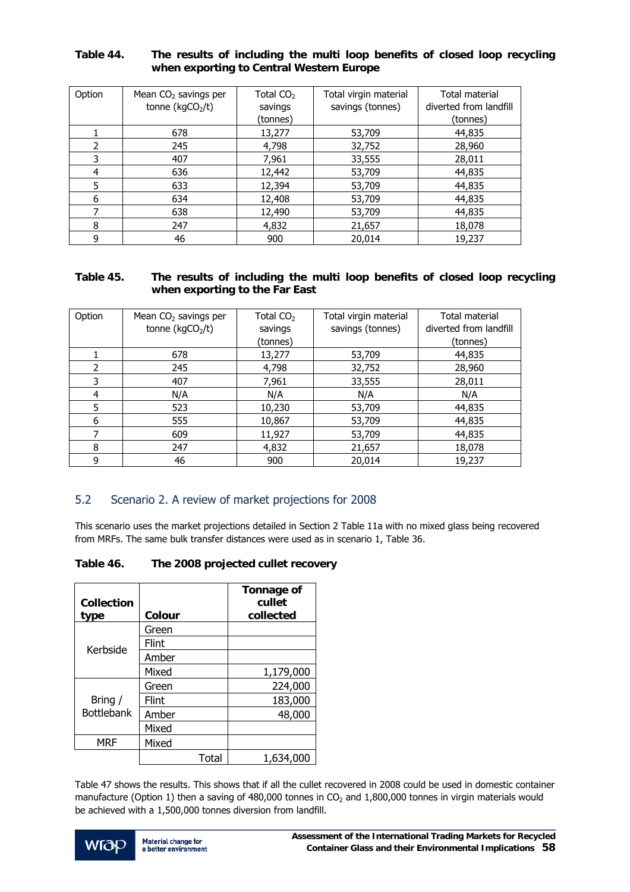**Table 44. The results of including the multi loop benefits of closed loop recycling when exporting to Central Western Europe**

| Option | Mean $CO_2$ savings per tonne ($kgCO_2/t$) | Total $CO_2$ savings (tonnes) | Total virgin material savings (tonnes) | Total material diverted from landfill (tonnes) |
|---|---|---|---|---|
| 1 | 678 | 13,277 | 53,709 | 44,835 |
| 2 | 245 | 4,798 | 32,752 | 28,960 |
| 3 | 407 | 7,961 | 33,555 | 28,011 |
| 4 | 636 | 12,442 | 53,709 | 44,835 |
| 5 | 633 | 12,394 | 53,709 | 44,835 |
| 6 | 634 | 12,408 | 53,709 | 44,835 |
| 7 | 638 | 12,490 | 53,709 | 44,835 |
| 8 | 247 | 4,832 | 21,657 | 18,078 |
| 9 | 46 | 900 | 20,014 | 19,237 |

**Table 45. The results of including the multi loop benefits of closed loop recycling when exporting to the Far East**

| Option | Mean $CO_2$ savings per tonne ($kgCO_2/t$) | Total $CO_2$ savings (tonnes) | Total virgin material savings (tonnes) | Total material diverted from landfill (tonnes) |
|---|---|---|---|---|
| 1 | 678 | 13,277 | 53,709 | 44,835 |
| 2 | 245 | 4,798 | 32,752 | 28,960 |
| 3 | 407 | 7,961 | 33,555 | 28,011 |
| 4 | N/A | N/A | N/A | N/A |
| 5 | 523 | 10,230 | 53,709 | 44,835 |
| 6 | 555 | 10,867 | 53,709 | 44,835 |
| 7 | 609 | 11,927 | 53,709 | 44,835 |
| 8 | 247 | 4,832 | 21,657 | 18,078 |
| 9 | 46 | 900 | 20,014 | 19,237 |

## 5.2 Scenario 2. A review of market projections for 2008

This scenario uses the market projections detailed in Section 2 Table 11a with no mixed glass being recovered from MRFs. The same bulk transfer distances were used as in scenario 1, Table 36.

**Table 46. The 2008 projected cullet recovery**

| Collection type | Colour | Tonnage of cullet collected |
|---|---|---|
| Kerbside | Green | |
| | Flint | |
| | Amber | |
| | Mixed | 1,179,000 |
| Bring / Bottlebank | Green | 224,000 |
| | Flint | 183,000 |
| | Amber | 48,000 |
| | Mixed | |
| MRF | Mixed | |
| | Total | 1,634,000 |

Table 47 shows the results. This shows that if all the cullet recovered in 2008 could be used in domestic container manufacture (Option 1) then a saving of 480,000 tonnes in $CO_2$ and 1,800,000 tonnes in virgin materials would be achieved with a 1,500,000 tonnes diversion from landfill.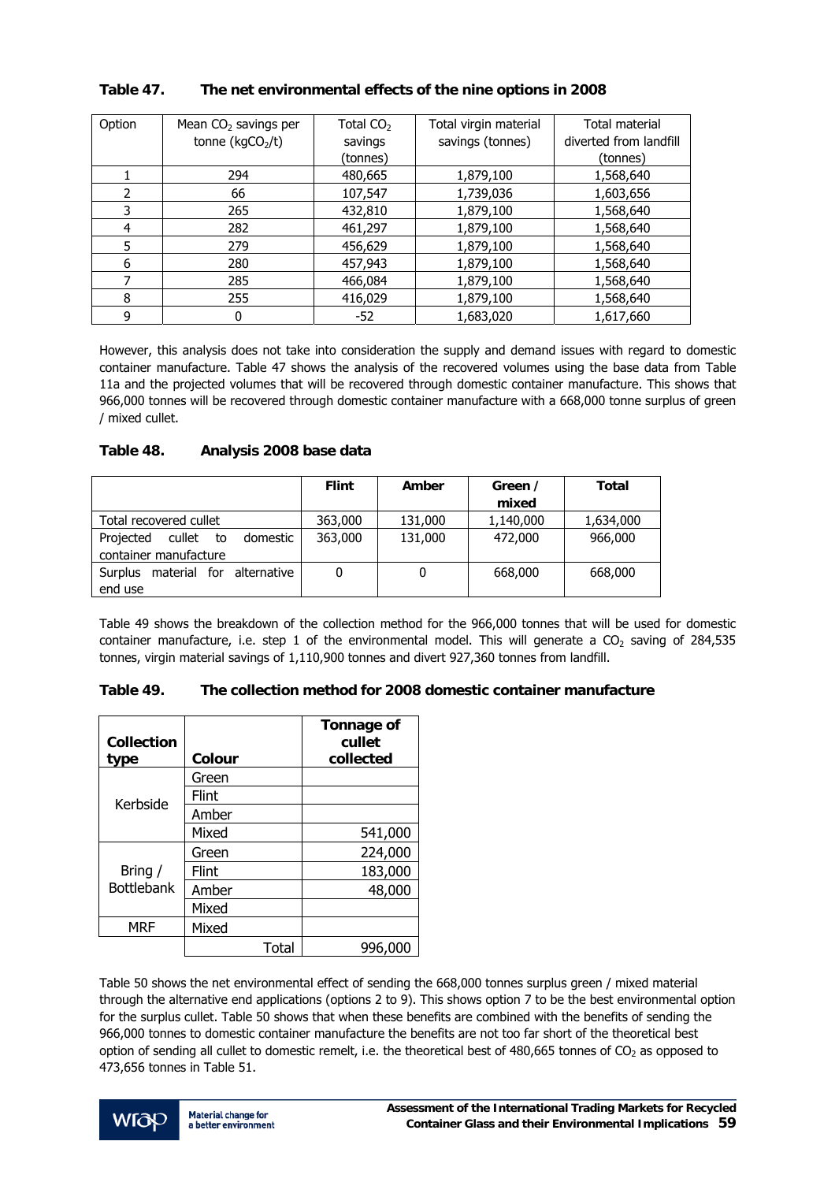### Table 47. The net environmental effects of the nine options in 2008

| Option | Mean $CO_2$ savings per tonne ($kgCO_2/t$) | Total $CO_2$ savings (tonnes) | Total virgin material savings (tonnes) | Total material diverted from landfill (tonnes) |
|---|---|---|---|---|
| 1 | 294 | 480,665 | 1,879,100 | 1,568,640 |
| 2 | 66 | 107,547 | 1,739,036 | 1,603,656 |
| 3 | 265 | 432,810 | 1,879,100 | 1,568,640 |
| 4 | 282 | 461,297 | 1,879,100 | 1,568,640 |
| 5 | 279 | 456,629 | 1,879,100 | 1,568,640 |
| 6 | 280 | 457,943 | 1,879,100 | 1,568,640 |
| 7 | 285 | 466,084 | 1,879,100 | 1,568,640 |
| 8 | 255 | 416,029 | 1,879,100 | 1,568,640 |
| 9 | 0 | -52 | 1,683,020 | 1,617,660 |

However, this analysis does not take into consideration the supply and demand issues with regard to domestic container manufacture. Table 47 shows the analysis of the recovered volumes using the base data from Table 11a and the projected volumes that will be recovered through domestic container manufacture. This shows that 966,000 tonnes will be recovered through domestic container manufacture with a 668,000 tonne surplus of green / mixed cullet.

### Table 48. Analysis 2008 base data

| | Flint | Amber | Green / mixed | Total |
|---|---|---|---|---|
| Total recovered cullet | 363,000 | 131,000 | 1,140,000 | 1,634,000 |
| Projected cullet to domestic container manufacture | 363,000 | 131,000 | 472,000 | 966,000 |
| Surplus material for alternative end use | 0 | 0 | 668,000 | 668,000 |

Table 49 shows the breakdown of the collection method for the 966,000 tonnes that will be used for domestic container manufacture, i.e. step 1 of the environmental model. This will generate a $CO_2$ saving of 284,535 tonnes, virgin material savings of 1,110,900 tonnes and divert 927,360 tonnes from landfill.

### Table 49. The collection method for 2008 domestic container manufacture

| Collection type | Colour | Tonnage of cullet collected |
|---|---|---|
| Kerbside | Green | |
| | Flint | |
| | Amber | |
| | Mixed | 541,000 |
| Bring / Bottlebank | Green | 224,000 |
| | Flint | 183,000 |
| | Amber | 48,000 |
| | Mixed | |
| MRF | Mixed | |
| | Total | 996,000 |

Table 50 shows the net environmental effect of sending the 668,000 tonnes surplus green / mixed material through the alternative end applications (options 2 to 9). This shows option 7 to be the best environmental option for the surplus cullet. Table 50 shows that when these benefits are combined with the benefits of sending the 966,000 tonnes to domestic container manufacture the benefits are not too far short of the theoretical best option of sending all cullet to domestic remelt, i.e. the theoretical best of 480,665 tonnes of $CO_2$ as opposed to 473,656 tonnes in Table 51.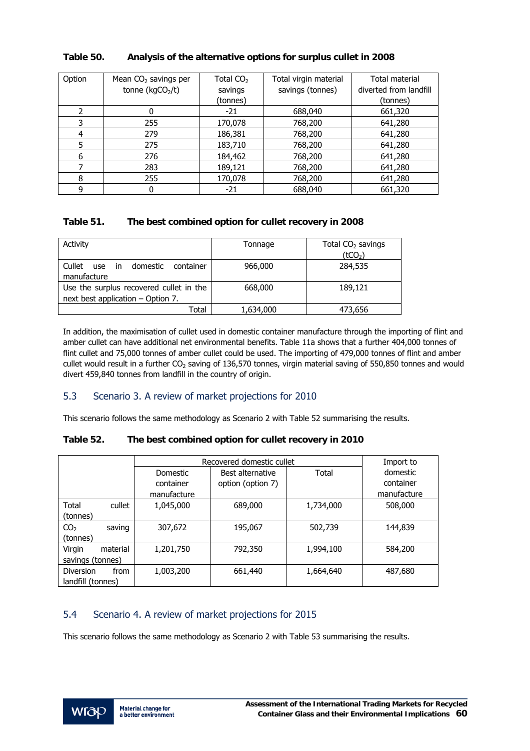**Table 50. Analysis of the alternative options for surplus cullet in 2008**

| Option | Mean $CO_2$ savings per tonne ($kgCO_2/t$) | Total $CO_2$ savings (tonnes) | Total virgin material savings (tonnes) | Total material diverted from landfill (tonnes) |
|---|---|---|---|---|
| 2 | 0 | -21 | 688,040 | 661,320 |
| 3 | 255 | 170,078 | 768,200 | 641,280 |
| 4 | 279 | 186,381 | 768,200 | 641,280 |
| 5 | 275 | 183,710 | 768,200 | 641,280 |
| 6 | 276 | 184,462 | 768,200 | 641,280 |
| 7 | 283 | 189,121 | 768,200 | 641,280 |
| 8 | 255 | 170,078 | 768,200 | 641,280 |
| 9 | 0 | -21 | 688,040 | 661,320 |

**Table 51. The best combined option for cullet recovery in 2008**

| Activity | Tonnage | Total $CO_2$ savings ($tCO_2$) |
|---|---|---|
| Cullet use in domestic container manufacture | 966,000 | 284,535 |
| Use the surplus recovered cullet in the next best application – Option 7. | 668,000 | 189,121 |
| Total | 1,634,000 | 473,656 |

In addition, the maximisation of cullet used in domestic container manufacture through the importing of flint and amber cullet can have additional net environmental benefits. Table 11a shows that a further 404,000 tonnes of flint cullet and 75,000 tonnes of amber cullet could be used. The importing of 479,000 tonnes of flint and amber cullet would result in a further $CO_2$ saving of 136,570 tonnes, virgin material saving of 550,850 tonnes and would divert 459,840 tonnes from landfill in the country of origin.

## 5.3 Scenario 3. A review of market projections for 2010

This scenario follows the same methodology as Scenario 2 with Table 52 summarising the results.

**Table 52. The best combined option for cullet recovery in 2010**

| | Recovered domestic cullet | | | Import to domestic container manufacture |
|---|---|---|---|---|
| | Domestic container manufacture | Best alternative option (option 7) | Total | |
| Total cullet (tonnes) | 1,045,000 | 689,000 | 1,734,000 | 508,000 |
| $CO_2$ saving (tonnes) | 307,672 | 195,067 | 502,739 | 144,839 |
| Virgin material savings (tonnes) | 1,201,750 | 792,350 | 1,994,100 | 584,200 |
| Diversion from landfill (tonnes) | 1,003,200 | 661,440 | 1,664,640 | 487,680 |

## 5.4 Scenario 4. A review of market projections for 2015

This scenario follows the same methodology as Scenario 2 with Table 53 summarising the results.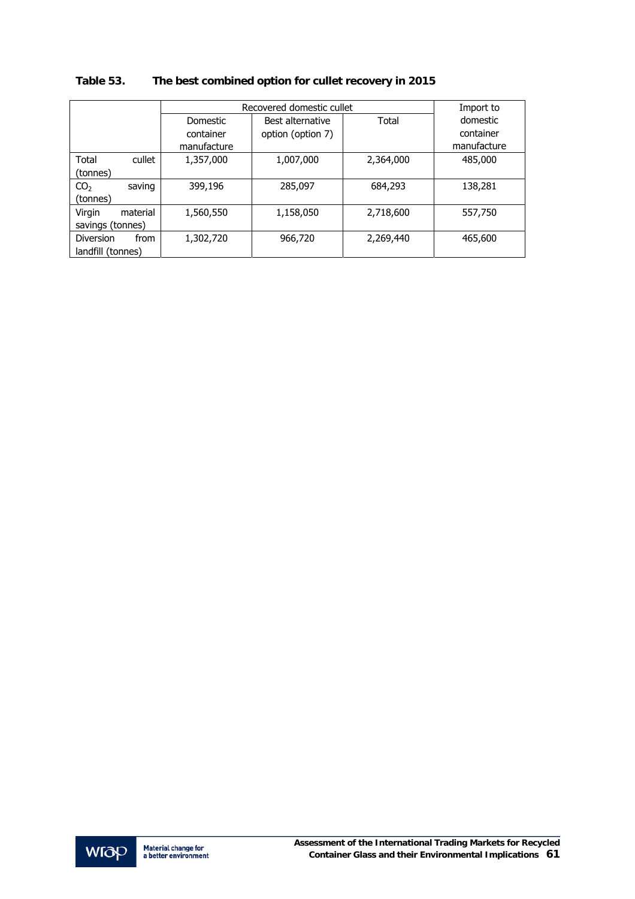**Table 53. The best combined option for cullet recovery in 2015**

| | Recovered domestic cullet | | | Import to domestic container manufacture |
|---|---|---|---|---|
| | Domestic container manufacture | Best alternative option (option 7) | Total | |
| Total cullet (tonnes) | 1,357,000 | 1,007,000 | 2,364,000 | 485,000 |
| $CO_2$ saving (tonnes) | 399,196 | 285,097 | 684,293 | 138,281 |
| Virgin material savings (tonnes) | 1,560,550 | 1,158,050 | 2,718,600 | 557,750 |
| Diversion from landfill (tonnes) | 1,302,720 | 966,720 | 2,269,440 | 465,600 |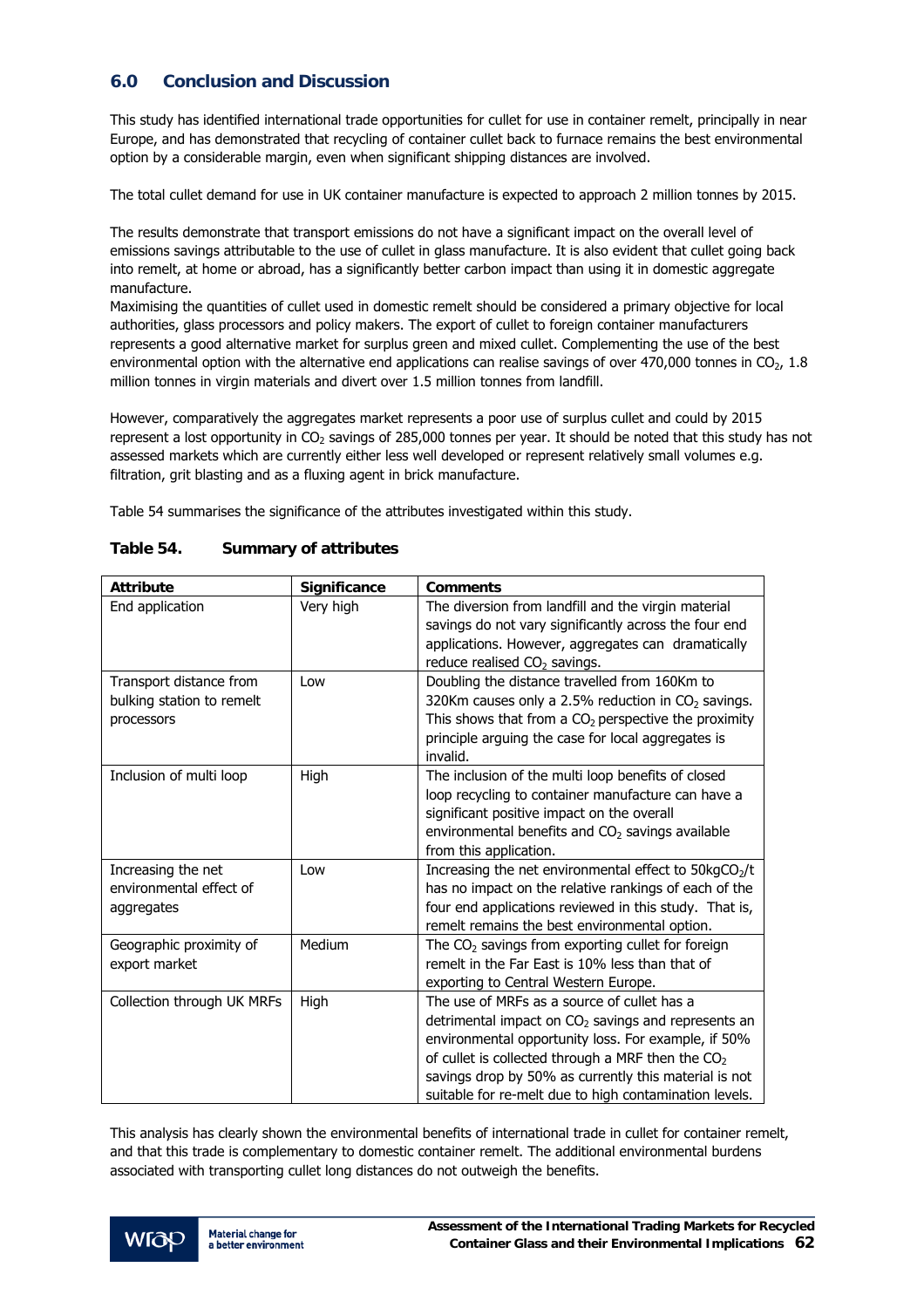## 6.0 Conclusion and Discussion

This study has identified international trade opportunities for cullet for use in container remelt, principally in near Europe, and has demonstrated that recycling of container cullet back to furnace remains the best environmental option by a considerable margin, even when significant shipping distances are involved.

The total cullet demand for use in UK container manufacture is expected to approach 2 million tonnes by 2015.

The results demonstrate that transport emissions do not have a significant impact on the overall level of emissions savings attributable to the use of cullet in glass manufacture. It is also evident that cullet going back into remelt, at home or abroad, has a significantly better carbon impact than using it in domestic aggregate manufacture.

Maximising the quantities of cullet used in domestic remelt should be considered a primary objective for local authorities, glass processors and policy makers. The export of cullet to foreign container manufacturers represents a good alternative market for surplus green and mixed cullet. Complementing the use of the best environmental option with the alternative end applications can realise savings of over 470,000 tonnes in $CO_2$, 1.8 million tonnes in virgin materials and divert over 1.5 million tonnes from landfill.

However, comparatively the aggregates market represents a poor use of surplus cullet and could by 2015 represent a lost opportunity in $CO_2$ savings of 285,000 tonnes per year. It should be noted that this study has not assessed markets which are currently either less well developed or represent relatively small volumes e.g. filtration, grit blasting and as a fluxing agent in brick manufacture.

Table 54 summarises the significance of the attributes investigated within this study.

**Table 54. Summary of attributes**

| Attribute | Significance | Comments |
|---|---|---|
| End application | Very high | The diversion from landfill and the virgin material savings do not vary significantly across the four end applications. However, aggregates can dramatically reduce realised $CO_2$ savings. |
| Transport distance from bulking station to remelt processors | Low | Doubling the distance travelled from 160Km to 320Km causes only a 2.5% reduction in $CO_2$ savings. This shows that from a $CO_2$ perspective the proximity principle arguing the case for local aggregates is invalid. |
| Inclusion of multi loop | High | The inclusion of the multi loop benefits of closed loop recycling to container manufacture can have a significant positive impact on the overall environmental benefits and $CO_2$ savings available from this application. |
| Increasing the net environmental effect of aggregates | Low | Increasing the net environmental effect to $50kgCO_2/t$ has no impact on the relative rankings of each of the four end applications reviewed in this study. That is, remelt remains the best environmental option. |
| Geographic proximity of export market | Medium | The $CO_2$ savings from exporting cullet for foreign remelt in the Far East is 10% less than that of exporting to Central Western Europe. |
| Collection through UK MRFs | High | The use of MRFs as a source of cullet has a detrimental impact on $CO_2$ savings and represents an environmental opportunity loss. For example, if 50% of cullet is collected through a MRF then the $CO_2$ savings drop by 50% as currently this material is not suitable for re-melt due to high contamination levels. |

This analysis has clearly shown the environmental benefits of international trade in cullet for container remelt, and that this trade is complementary to domestic container remelt. The additional environmental burdens associated with transporting cullet long distances do not outweigh the benefits.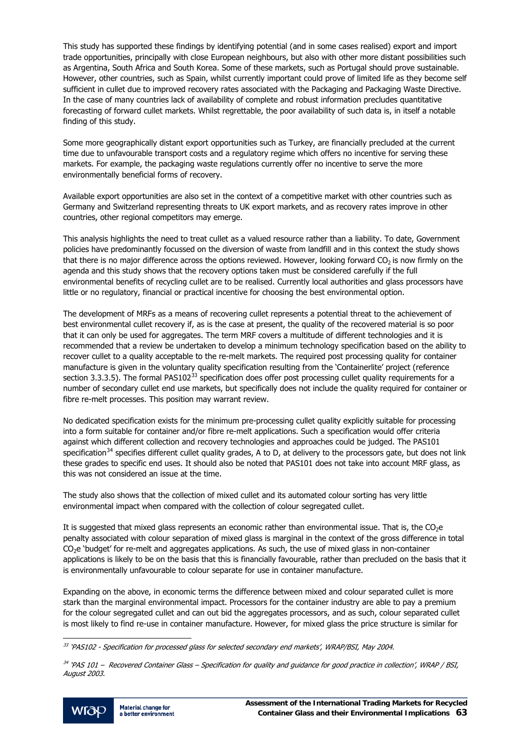This study has supported these findings by identifying potential (and in some cases realised) export and import trade opportunities, principally with close European neighbours, but also with other more distant possibilities such as Argentina, South Africa and South Korea. Some of these markets, such as Portugal should prove sustainable. However, other countries, such as Spain, whilst currently important could prove of limited life as they become self sufficient in cullet due to improved recovery rates associated with the Packaging and Packaging Waste Directive. In the case of many countries lack of availability of complete and robust information precludes quantitative forecasting of forward cullet markets. Whilst regrettable, the poor availability of such data is, in itself a notable finding of this study.

Some more geographically distant export opportunities such as Turkey, are financially precluded at the current time due to unfavourable transport costs and a regulatory regime which offers no incentive for serving these markets. For example, the packaging waste regulations currently offer no incentive to serve the more environmentally beneficial forms of recovery.

Available export opportunities are also set in the context of a competitive market with other countries such as Germany and Switzerland representing threats to UK export markets, and as recovery rates improve in other countries, other regional competitors may emerge.

This analysis highlights the need to treat cullet as a valued resource rather than a liability. To date, Government policies have predominantly focussed on the diversion of waste from landfill and in this context the study shows that there is no major difference across the options reviewed. However, looking forward $CO_2$ is now firmly on the agenda and this study shows that the recovery options taken must be considered carefully if the full environmental benefits of recycling cullet are to be realised. Currently local authorities and glass processors have little or no regulatory, financial or practical incentive for choosing the best environmental option.

The development of MRFs as a means of recovering cullet represents a potential threat to the achievement of best environmental cullet recovery if, as is the case at present, the quality of the recovered material is so poor that it can only be used for aggregates. The term MRF covers a multitude of different technologies and it is recommended that a review be undertaken to develop a minimum technology specification based on the ability to recover cullet to a quality acceptable to the re-melt markets. The required post processing quality for container manufacture is given in the voluntary quality specification resulting from the 'Containerlite' project (reference section 3.3.3.5). The formal PAS102[33] specification does offer post processing cullet quality requirements for a number of secondary cullet end use markets, but specifically does not include the quality required for container or fibre re-melt processes. This position may warrant review.

No dedicated specification exists for the minimum pre-processing cullet quality explicitly suitable for processing into a form suitable for container and/or fibre re-melt applications. Such a specification would offer criteria against which different collection and recovery technologies and approaches could be judged. The PAS101 specification[34] specifies different cullet quality grades, A to D, at delivery to the processors gate, but does not link these grades to specific end uses. It should also be noted that PAS101 does not take into account MRF glass, as this was not considered an issue at the time.

The study also shows that the collection of mixed cullet and its automated colour sorting has very little environmental impact when compared with the collection of colour segregated cullet.

It is suggested that mixed glass represents an economic rather than environmental issue. That is, the $CO_2e$ penalty associated with colour separation of mixed glass is marginal in the context of the gross difference in total $CO_2e$ 'budget' for re-melt and aggregates applications. As such, the use of mixed glass in non-container applications is likely to be on the basis that this is financially favourable, rather than precluded on the basis that it is environmentally unfavourable to colour separate for use in container manufacture.

Expanding on the above, in economic terms the difference between mixed and colour separated cullet is more stark than the marginal environmental impact. Processors for the container industry are able to pay a premium for the colour segregated cullet and can out bid the aggregates processors, and as such, colour separated cullet is most likely to find re-use in container manufacture. However, for mixed glass the price structure is similar for

[33] *'PAS102 - Specification for processed glass for selected secondary end markets', WRAP/BSI, May 2004.*

[34] *'PAS 101 – Recovered Container Glass – Specification for quality and guidance for good practice in collection', WRAP / BSI, August 2003.*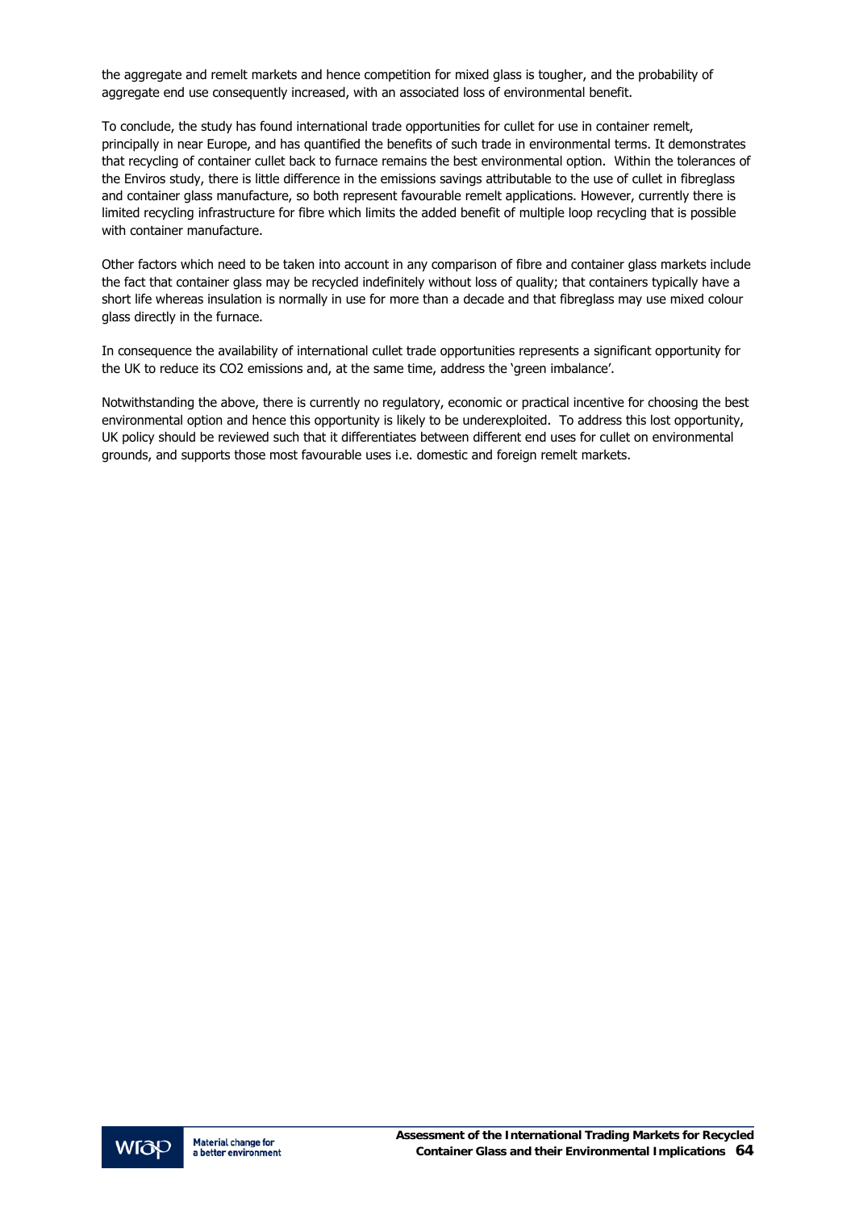the aggregate and remelt markets and hence competition for mixed glass is tougher, and the probability of aggregate end use consequently increased, with an associated loss of environmental benefit.

To conclude, the study has found international trade opportunities for cullet for use in container remelt, principally in near Europe, and has quantified the benefits of such trade in environmental terms. It demonstrates that recycling of container cullet back to furnace remains the best environmental option. Within the tolerances of the Enviros study, there is little difference in the emissions savings attributable to the use of cullet in fibreglass and container glass manufacture, so both represent favourable remelt applications. However, currently there is limited recycling infrastructure for fibre which limits the added benefit of multiple loop recycling that is possible with container manufacture.

Other factors which need to be taken into account in any comparison of fibre and container glass markets include the fact that container glass may be recycled indefinitely without loss of quality; that containers typically have a short life whereas insulation is normally in use for more than a decade and that fibreglass may use mixed colour glass directly in the furnace.

In consequence the availability of international cullet trade opportunities represents a significant opportunity for the UK to reduce its $CO_2$ emissions and, at the same time, address the 'green imbalance'.

Notwithstanding the above, there is currently no regulatory, economic or practical incentive for choosing the best environmental option and hence this opportunity is likely to be underexploited. To address this lost opportunity, UK policy should be reviewed such that it differentiates between different end uses for cullet on environmental grounds, and supports those most favourable uses i.e. domestic and foreign remelt markets.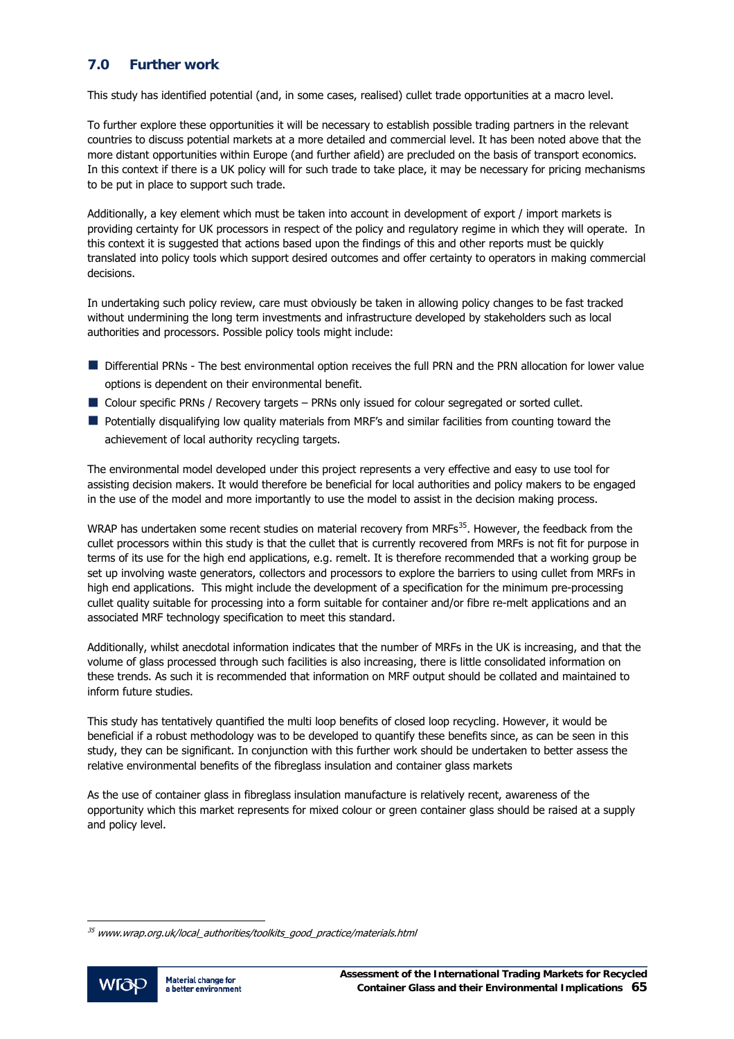## 7.0 Further work

This study has identified potential (and, in some cases, realised) cullet trade opportunities at a macro level.

To further explore these opportunities it will be necessary to establish possible trading partners in the relevant countries to discuss potential markets at a more detailed and commercial level. It has been noted above that the more distant opportunities within Europe (and further afield) are precluded on the basis of transport economics. In this context if there is a UK policy will for such trade to take place, it may be necessary for pricing mechanisms to be put in place to support such trade.

Additionally, a key element which must be taken into account in development of export / import markets is providing certainty for UK processors in respect of the policy and regulatory regime in which they will operate. In this context it is suggested that actions based upon the findings of this and other reports must be quickly translated into policy tools which support desired outcomes and offer certainty to operators in making commercial decisions.

In undertaking such policy review, care must obviously be taken in allowing policy changes to be fast tracked without undermining the long term investments and infrastructure developed by stakeholders such as local authorities and processors. Possible policy tools might include:

- Differential PRNs - The best environmental option receives the full PRN and the PRN allocation for lower value options is dependent on their environmental benefit.
- Colour specific PRNs / Recovery targets – PRNs only issued for colour segregated or sorted cullet.
- Potentially disqualifying low quality materials from MRF's and similar facilities from counting toward the achievement of local authority recycling targets.

The environmental model developed under this project represents a very effective and easy to use tool for assisting decision makers. It would therefore be beneficial for local authorities and policy makers to be engaged in the use of the model and more importantly to use the model to assist in the decision making process.

WRAP has undertaken some recent studies on material recovery from MRFs[35]. However, the feedback from the cullet processors within this study is that the cullet that is currently recovered from MRFs is not fit for purpose in terms of its use for the high end applications, e.g. remelt. It is therefore recommended that a working group be set up involving waste generators, collectors and processors to explore the barriers to using cullet from MRFs in high end applications. This might include the development of a specification for the minimum pre-processing cullet quality suitable for processing into a form suitable for container and/or fibre re-melt applications and an associated MRF technology specification to meet this standard.

Additionally, whilst anecdotal information indicates that the number of MRFs in the UK is increasing, and that the volume of glass processed through such facilities is also increasing, there is little consolidated information on these trends. As such it is recommended that information on MRF output should be collated and maintained to inform future studies.

This study has tentatively quantified the multi loop benefits of closed loop recycling. However, it would be beneficial if a robust methodology was to be developed to quantify these benefits since, as can be seen in this study, they can be significant. In conjunction with this further work should be undertaken to better assess the relative environmental benefits of the fibreglass insulation and container glass markets

As the use of container glass in fibreglass insulation manufacture is relatively recent, awareness of the opportunity which this market represents for mixed colour or green container glass should be raised at a supply and policy level.

[35] *www.wrap.org.uk/local_authorities/toolkits_good_practice/materials.html*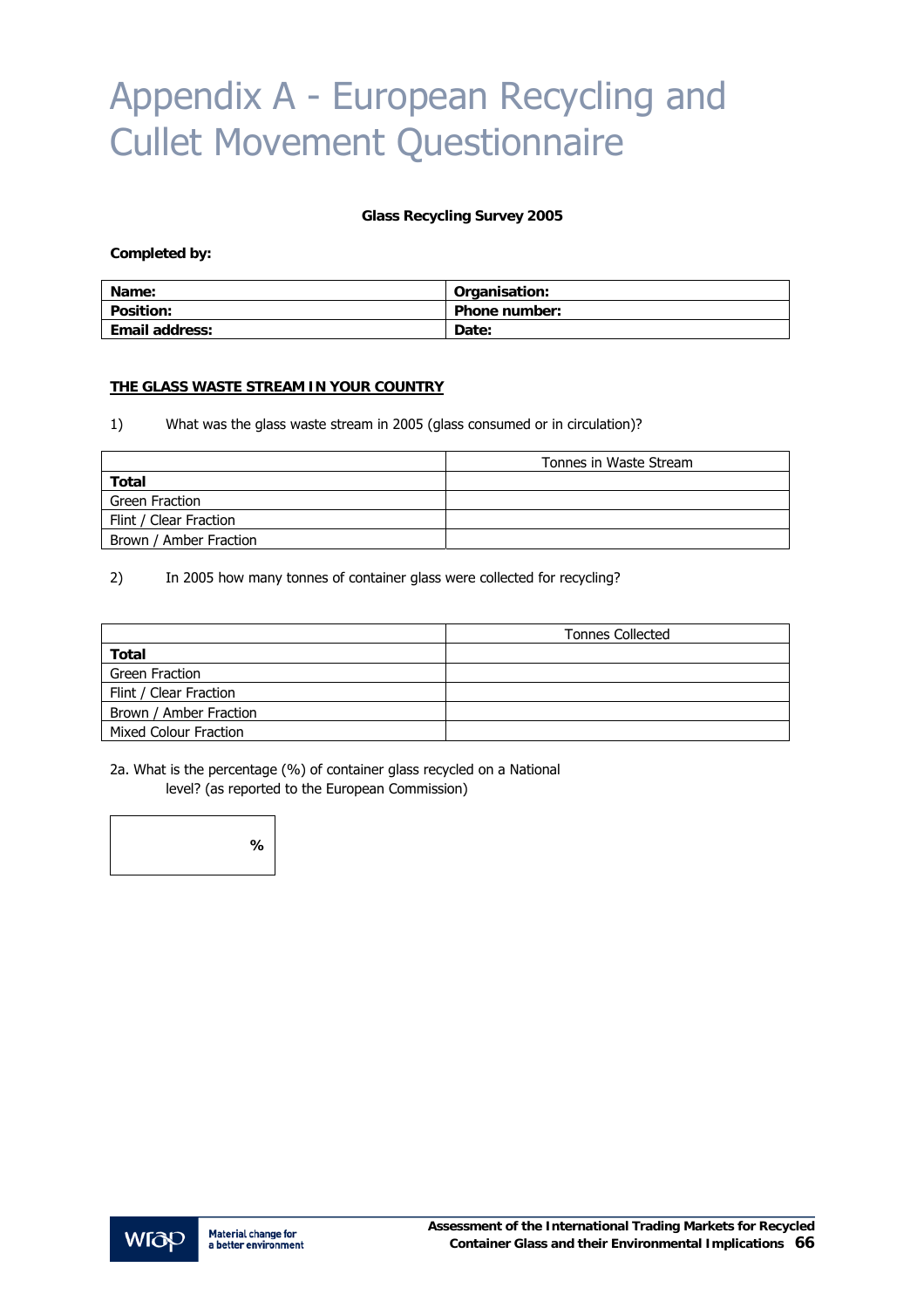# Appendix A - European Recycling and Cullet Movement Questionnaire

**Glass Recycling Survey 2005**

**Completed by:**

| **Name:** | **Organisation:** |
|---|---|
| **Position:** | **Phone number:** |
| **Email address:** | **Date:** |

**<u>THE GLASS WASTE STREAM IN YOUR COUNTRY</u>**

1) What was the glass waste stream in 2005 (glass consumed or in circulation)?

| | Tonnes in Waste Stream |
|---|---|
| **Total** | |
| Green Fraction | |
| Flint / Clear Fraction | |
| Brown / Amber Fraction | |

2) In 2005 how many tonnes of container glass were collected for recycling?

| | Tonnes Collected |
|---|---|
| **Total** | |
| Green Fraction | |
| Flint / Clear Fraction | |
| Brown / Amber Fraction | |
| Mixed Colour Fraction | |

2a. What is the percentage (%) of container glass recycled on a National level? (as reported to the European Commission)

| % |
|---|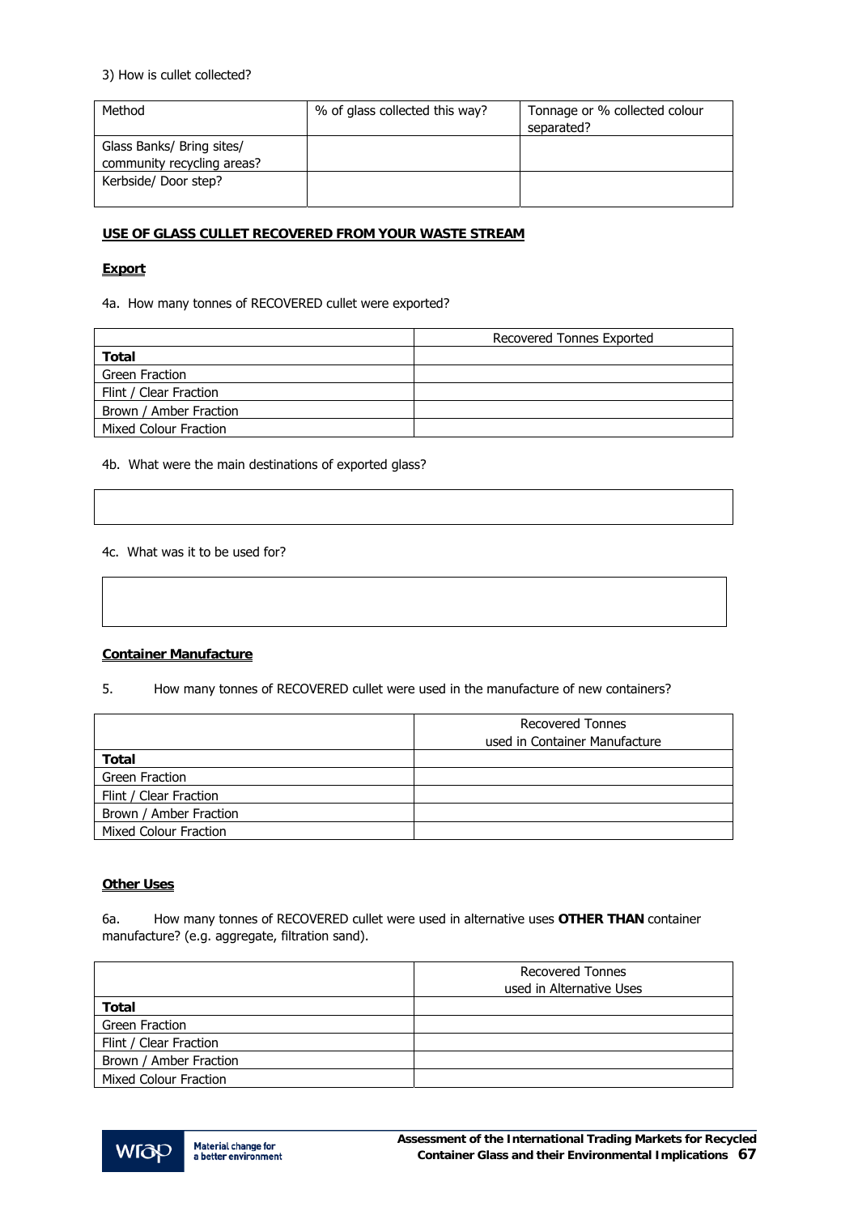3) How is cullet collected?

| Method | % of glass collected this way? | Tonnage or % collected colour separated? |
|---|---|---|
| Glass Banks/ Bring sites/ community recycling areas? | | |
| Kerbside/ Door step? | | |

**USE OF GLASS CULLET RECOVERED FROM YOUR WASTE STREAM**

**Export**

4a. How many tonnes of RECOVERED cullet were exported?

| | Recovered Tonnes Exported |
|---|---|
| **Total** | |
| Green Fraction | |
| Flint / Clear Fraction | |
| Brown / Amber Fraction | |
| Mixed Colour Fraction | |

4b. What were the main destinations of exported glass?

| |
|---|
| |

4c. What was it to be used for?

| |
|---|
| |

**Container Manufacture**

5. How many tonnes of RECOVERED cullet were used in the manufacture of new containers?

| | Recovered Tonnes used in Container Manufacture |
|---|---|
| **Total** | |
| Green Fraction | |
| Flint / Clear Fraction | |
| Brown / Amber Fraction | |
| Mixed Colour Fraction | |

**Other Uses**

6a. How many tonnes of RECOVERED cullet were used in alternative uses **OTHER THAN** container manufacture? (e.g. aggregate, filtration sand).

| | Recovered Tonnes used in Alternative Uses |
|---|---|
| **Total** | |
| Green Fraction | |
| Flint / Clear Fraction | |
| Brown / Amber Fraction | |
| Mixed Colour Fraction | |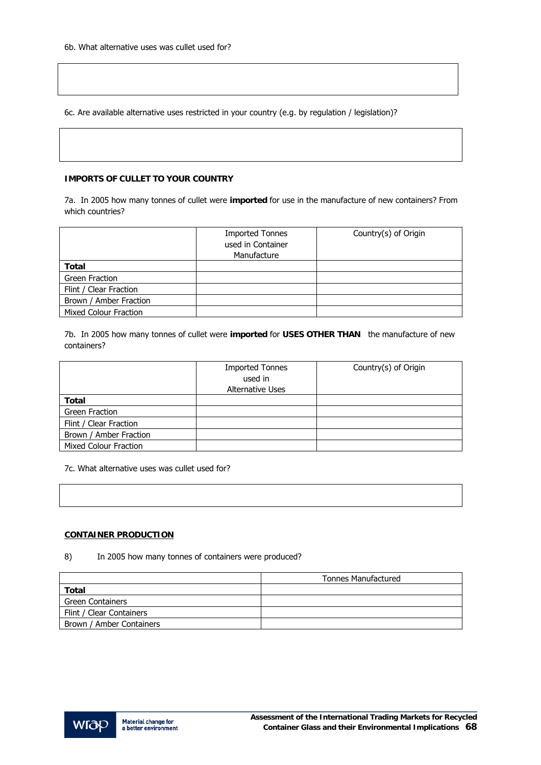6b. What alternative uses was cullet used for?

6c. Are available alternative uses restricted in your country (e.g. by regulation / legislation)?

**IMPORTS OF CULLET TO YOUR COUNTRY**

7a. In 2005 how many tonnes of cullet were **imported** for use in the manufacture of new containers? From which countries?

| | Imported Tonnes used in Container Manufacture | Country(s) of Origin |
|---|---|---|
| **Total** | | |
| Green Fraction | | |
| Flint / Clear Fraction | | |
| Brown / Amber Fraction | | |
| Mixed Colour Fraction | | |

7b. In 2005 how many tonnes of cullet were **imported** for **USES OTHER THAN** the manufacture of new containers?

| | Imported Tonnes used in Alternative Uses | Country(s) of Origin |
|---|---|---|
| **Total** | | |
| Green Fraction | | |
| Flint / Clear Fraction | | |
| Brown / Amber Fraction | | |
| Mixed Colour Fraction | | |

7c. What alternative uses was cullet used for?

**CONTAINER PRODUCTION**

8) In 2005 how many tonnes of containers were produced?

| | Tonnes Manufactured |
|---|---|
| **Total** | |
| Green Containers | |
| Flint / Clear Containers | |
| Brown / Amber Containers | |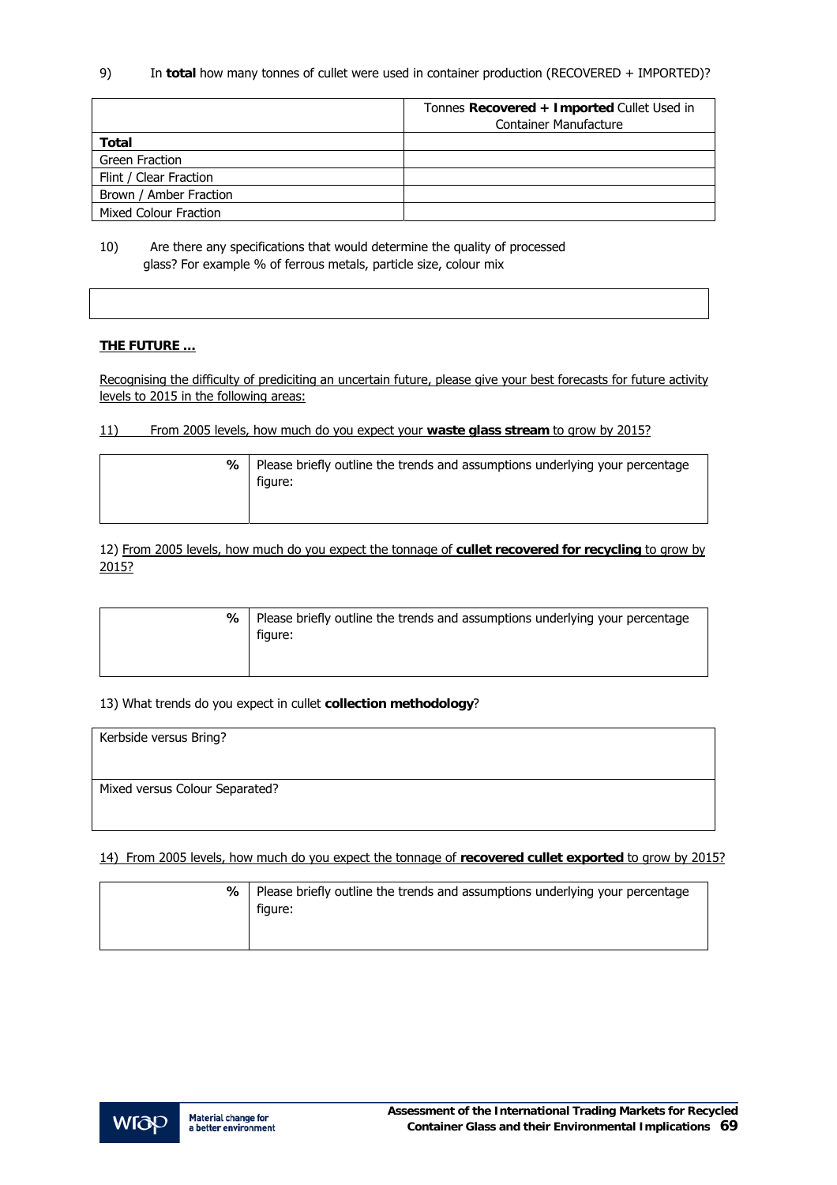9) In **total** how many tonnes of cullet were used in container production (RECOVERED + IMPORTED)?

| | Tonnes **Recovered + Imported** Cullet Used in Container Manufacture |
|---|---|
| **Total** | |
| Green Fraction | |
| Flint / Clear Fraction | |
| Brown / Amber Fraction | |
| Mixed Colour Fraction | |

10) Are there any specifications that would determine the quality of processed glass? For example % of ferrous metals, particle size, colour mix

| |
|---|
| |

**THE FUTURE …**

Recognising the difficulty of prediciting an uncertain future, please give your best forecasts for future activity levels to 2015 in the following areas:

11) From 2005 levels, how much do you expect your **waste glass stream** to grow by 2015?

| % | Please briefly outline the trends and assumptions underlying your percentage figure: |
|---|---|
| | |

12) From 2005 levels, how much do you expect the tonnage of **cullet recovered for recycling** to grow by 2015?

| % | Please briefly outline the trends and assumptions underlying your percentage figure: |
|---|---|
| | |

13) What trends do you expect in cullet **collection methodology**?

| |
|---|
| Kerbside versus Bring? |
| Mixed versus Colour Separated? |

14) From 2005 levels, how much do you expect the tonnage of **recovered cullet exported** to grow by 2015?

| % | Please briefly outline the trends and assumptions underlying your percentage figure: |
|---|---|
| | |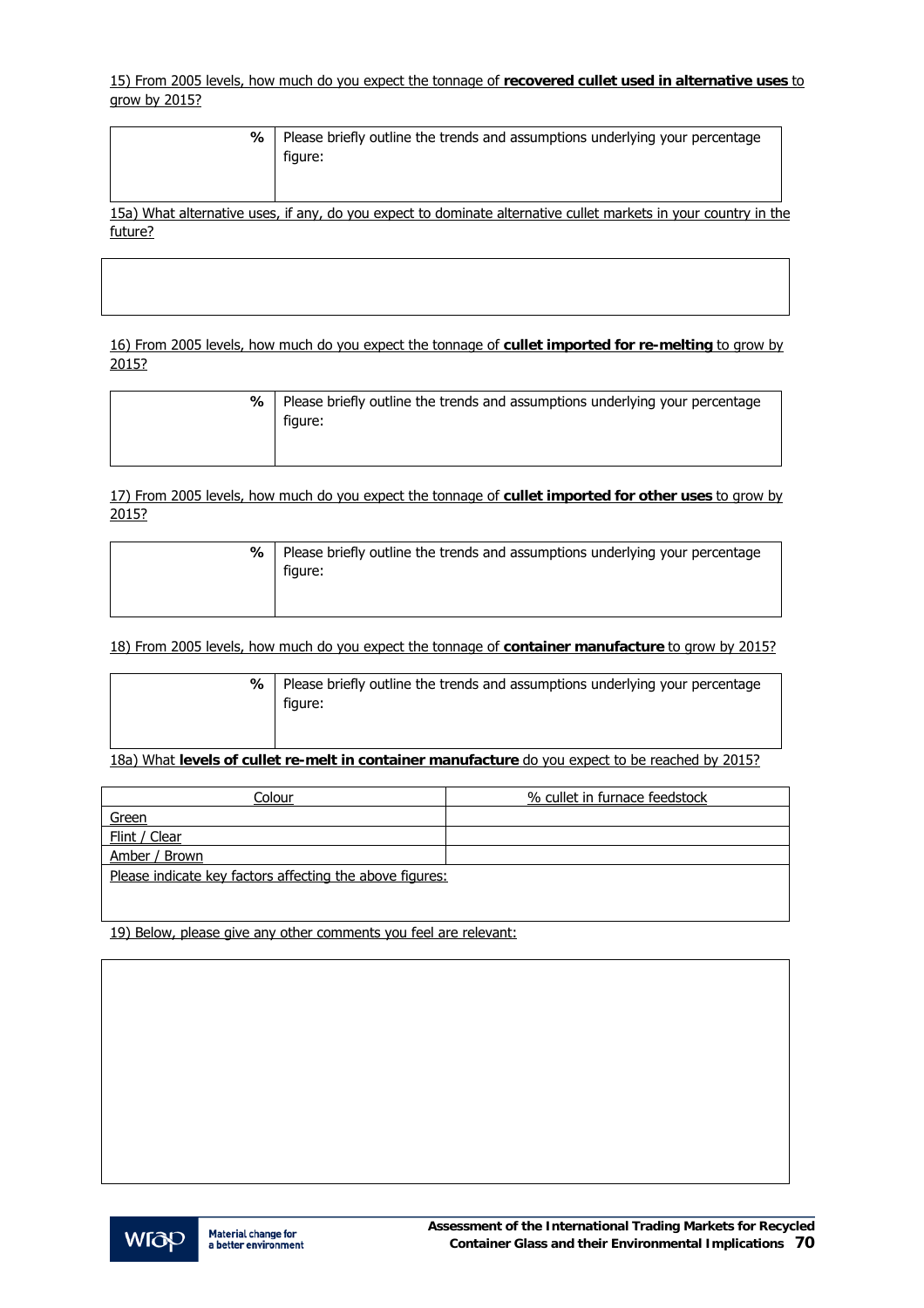15) From 2005 levels, how much do you expect the tonnage of **recovered cullet used in alternative uses** to grow by 2015?

| % | Please briefly outline the trends and assumptions underlying your percentage figure: |
|---|---|
| | |

15a) What alternative uses, if any, do you expect to dominate alternative cullet markets in your country in the future?

| |
|---|
| |

16) From 2005 levels, how much do you expect the tonnage of **cullet imported for re-melting** to grow by 2015?

| % | Please briefly outline the trends and assumptions underlying your percentage figure: |
|---|---|
| | |

17) From 2005 levels, how much do you expect the tonnage of **cullet imported for other uses** to grow by 2015?

| % | Please briefly outline the trends and assumptions underlying your percentage figure: |
|---|---|
| | |

18) From 2005 levels, how much do you expect the tonnage of **container manufacture** to grow by 2015?

| % | Please briefly outline the trends and assumptions underlying your percentage figure: |
|---|---|
| | |

18a) What **levels of cullet re-melt in container manufacture** do you expect to be reached by 2015?

| Colour | % cullet in furnace feedstock |
|---|---|
| Green | |
| Flint / Clear | |
| Amber / Brown | |
| Please indicate key factors affecting the above figures: | |

19) Below, please give any other comments you feel are relevant:

| |
|---|
| |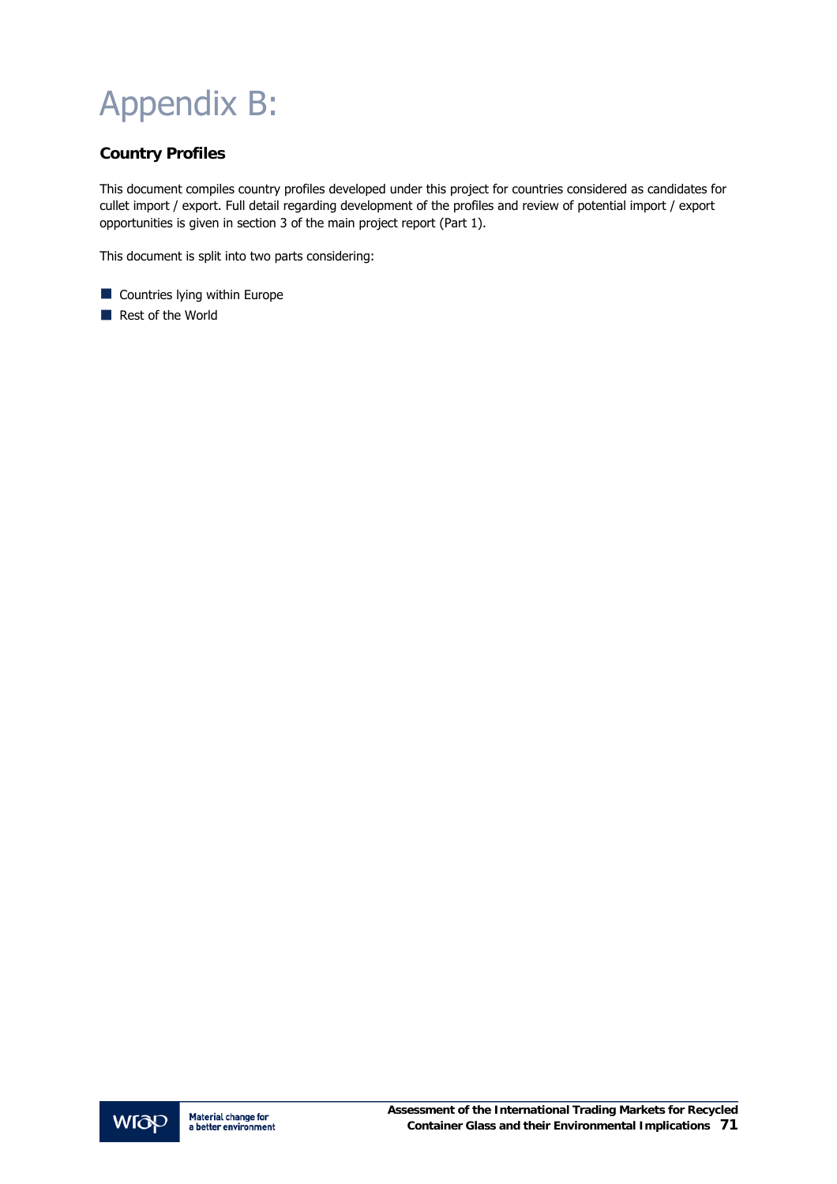# Appendix B:

## Country Profiles

This document compiles country profiles developed under this project for countries considered as candidates for cullet import / export. Full detail regarding development of the profiles and review of potential import / export opportunities is given in section 3 of the main project report (Part 1).

This document is split into two parts considering:

- Countries lying within Europe
- Rest of the World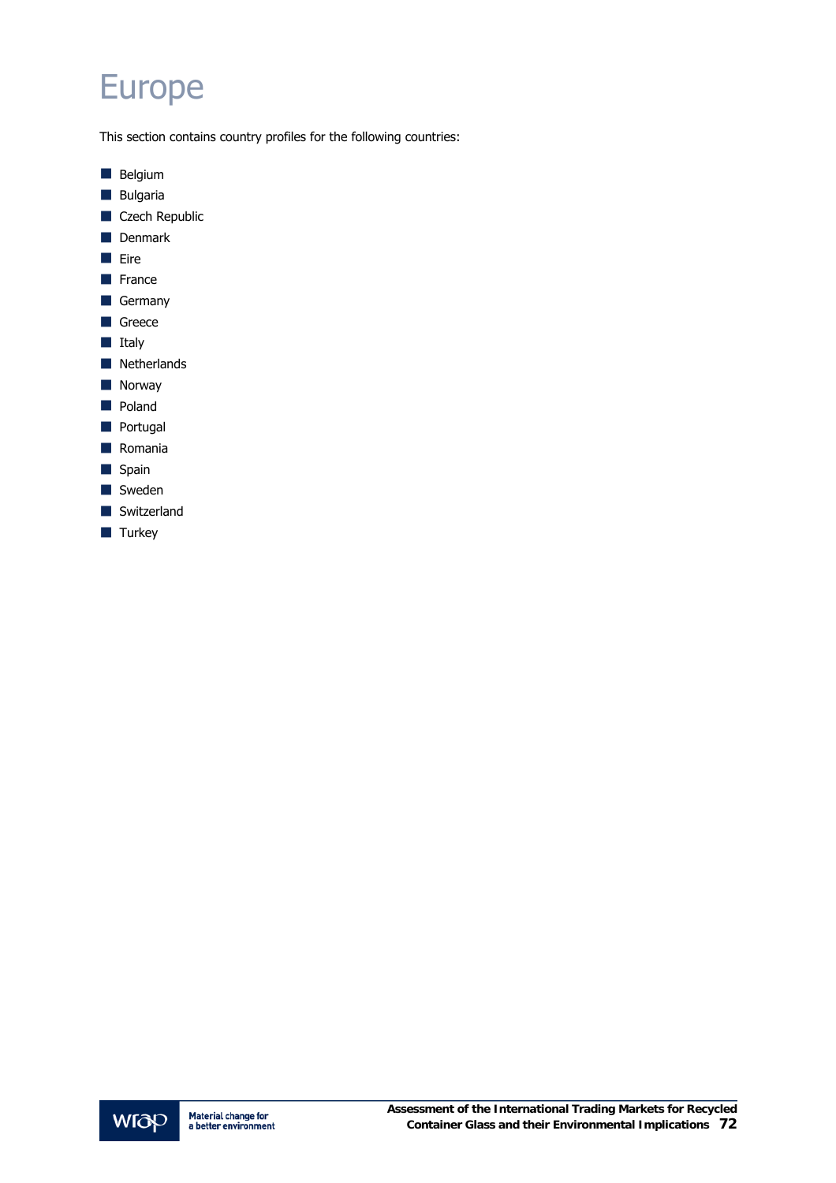# Europe

This section contains country profiles for the following countries:

- Belgium
- Bulgaria
- Czech Republic
- Denmark
- Eire
- France
- Germany
- Greece
- Italy
- Netherlands
- Norway
- Poland
- Portugal
- Romania
- Spain
- Sweden
- Switzerland
- Turkey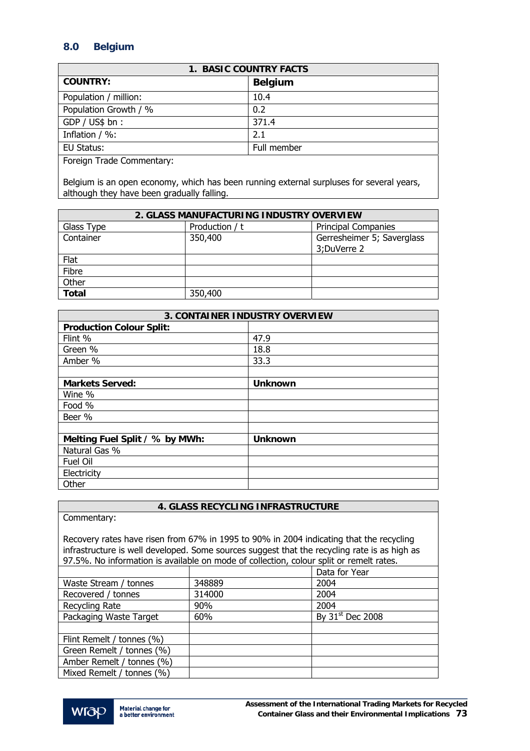## 8.0 Belgium

| 1. BASIC COUNTRY FACTS | |
|---|---|
| **COUNTRY:** | **Belgium** |
| Population / million: | 10.4 |
| Population Growth / % | 0.2 |
| GDP / US$ bn : | 371.4 |
| Inflation / %: | 2.1 |
| EU Status: | Full member |
| Foreign Trade Commentary:<br><br>Belgium is an open economy, which has been running external surpluses for several years, although they have been gradually falling. | |

| 2. GLASS MANUFACTURING INDUSTRY OVERVIEW | | |
|---|---|---|
| Glass Type | Production / t | Principal Companies |
| Container | 350,400 | Gerresheimer 5; Saverglass 3;DuVerre 2 |
| Flat | | |
| Fibre | | |
| Other | | |
| **Total** | 350,400 | |

| 3. CONTAINER INDUSTRY OVERVIEW | |
|---|---|
| **Production Colour Split:** | |
| Flint % | 47.9 |
| Green % | 18.8 |
| Amber % | 33.3 |
| | |
| **Markets Served:** | **Unknown** |
| Wine % | |
| Food % | |
| Beer % | |
| | |
| **Melting Fuel Split / % by MWh:** | **Unknown** |
| Natural Gas % | |
| Fuel Oil | |
| Electricity | |
| Other | |

| 4. GLASS RECYCLING INFRASTRUCTURE | | |
|---|---|---|
| Commentary:<br><br>Recovery rates have risen from 67% in 1995 to 90% in 2004 indicating that the recycling infrastructure is well developed. Some sources suggest that the recycling rate is as high as 97.5%. No information is available on mode of collection, colour split or remelt rates. | | |
| | | Data for Year |
| Waste Stream / tonnes | 348889 | 2004 |
| Recovered / tonnes | 314000 | 2004 |
| Recycling Rate | 90% | 2004 |
| Packaging Waste Target | 60% | By 31st Dec 2008 |
| | | |
| Flint Remelt / tonnes (%) | | |
| Green Remelt / tonnes (%) | | |
| Amber Remelt / tonnes (%) | | |
| Mixed Remelt / tonnes (%) | | |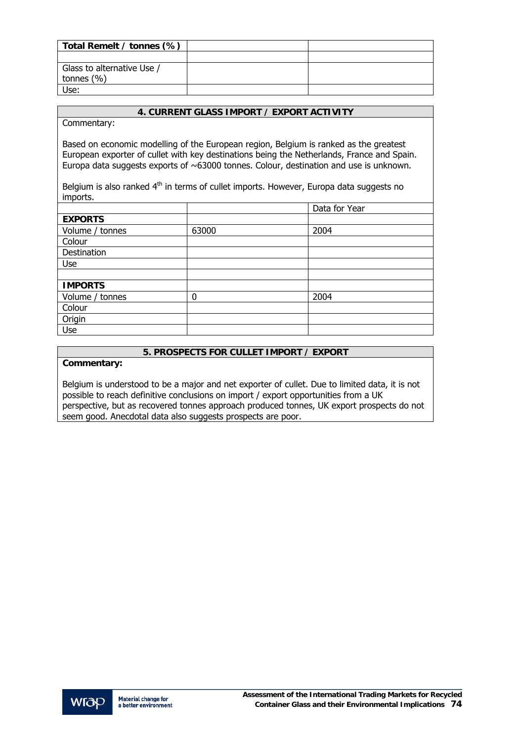| Total Remelt / tonnes (%) | | |
|---|---|---|
| | | |
| Glass to alternative Use / tonnes (%) | | |
| Use: | | |

## 4. CURRENT GLASS IMPORT / EXPORT ACTIVITY

Commentary:

Based on economic modelling of the European region, Belgium is ranked as the greatest European exporter of cullet with key destinations being the Netherlands, France and Spain. Europa data suggests exports of ~63000 tonnes. Colour, destination and use is unknown.

Belgium is also ranked 4th in terms of cullet imports. However, Europa data suggests no imports.

| | | Data for Year |
|---|---|---|
| **EXPORTS** | | |
| Volume / tonnes | 63000 | 2004 |
| Colour | | |
| Destination | | |
| Use | | |
| | | |
| **IMPORTS** | | |
| Volume / tonnes | 0 | 2004 |
| Colour | | |
| Origin | | |
| Use | | |

## 5. PROSPECTS FOR CULLET IMPORT / EXPORT

**Commentary:**

Belgium is understood to be a major and net exporter of cullet. Due to limited data, it is not possible to reach definitive conclusions on import / export opportunities from a UK perspective, but as recovered tonnes approach produced tonnes, UK export prospects do not seem good. Anecdotal data also suggests prospects are poor.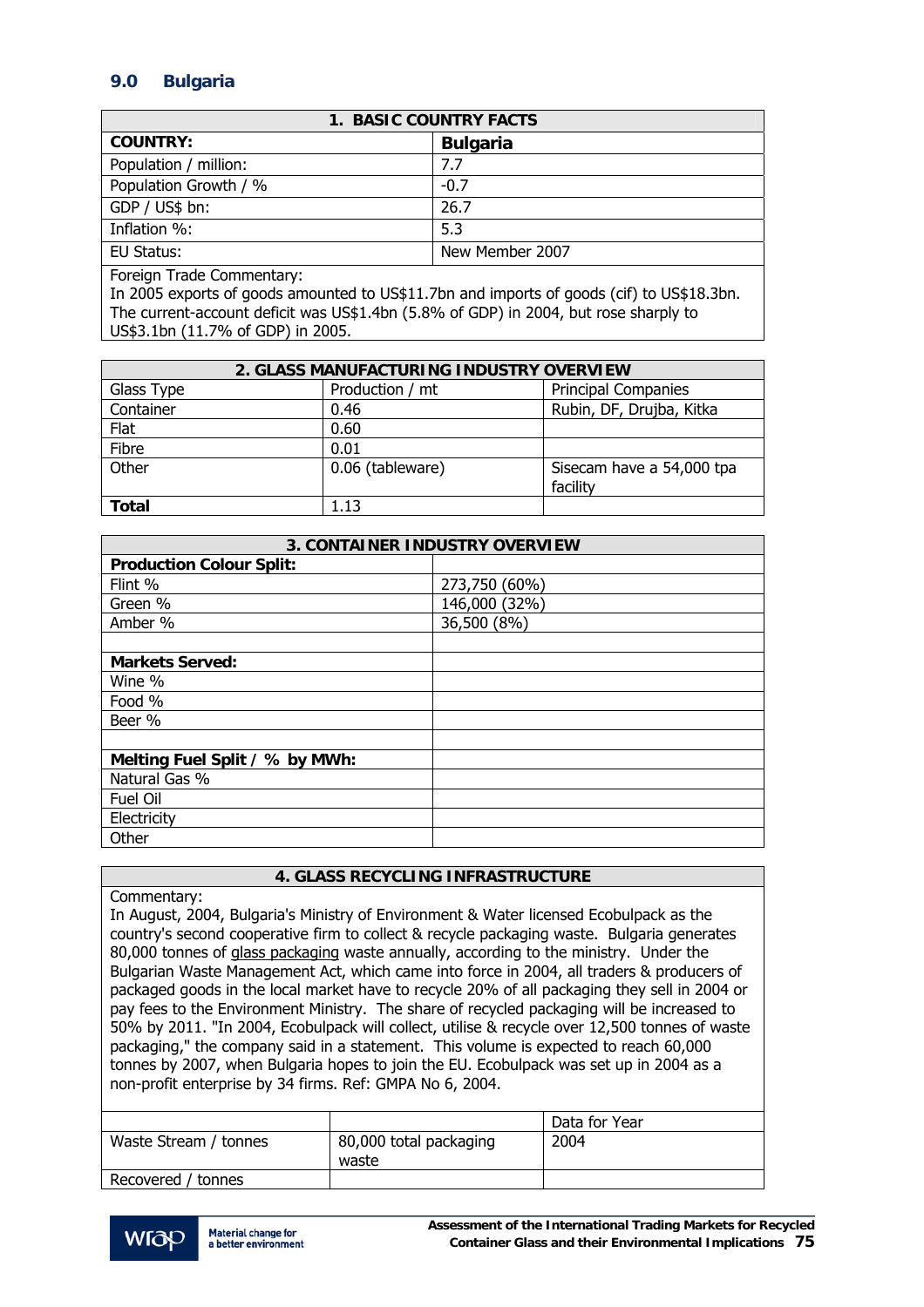## 9.0 Bulgaria

| 1. BASIC COUNTRY FACTS | |
|---|---|
| **COUNTRY:** | **Bulgaria** |
| Population / million: | 7.7 |
| Population Growth / % | -0.7 |
| GDP / US$ bn: | 26.7 |
| Inflation %: | 5.3 |
| EU Status: | New Member 2007 |
| Foreign Trade Commentary:<br>In 2005 exports of goods amounted to US$11.7bn and imports of goods (cif) to US$18.3bn. The current-account deficit was US$1.4bn (5.8% of GDP) in 2004, but rose sharply to US$3.1bn (11.7% of GDP) in 2005. | |

| 2. GLASS MANUFACTURING INDUSTRY OVERVIEW | | |
|---|---|---|
| Glass Type | Production / mt | Principal Companies |
| Container | 0.46 | Rubin, DF, Drujba, Kitka |
| Flat | 0.60 | |
| Fibre | 0.01 | |
| Other | 0.06 (tableware) | Sisecam have a 54,000 tpa facility |
| **Total** | 1.13 | |

| 3. CONTAINER INDUSTRY OVERVIEW | |
|---|---|
| **Production Colour Split:** | |
| Flint % | 273,750 (60%) |
| Green % | 146,000 (32%) |
| Amber % | 36,500 (8%) |
| | |
| **Markets Served:** | |
| Wine % | |
| Food % | |
| Beer % | |
| | |
| **Melting Fuel Split / % by MWh:** | |
| Natural Gas % | |
| Fuel Oil | |
| Electricity | |
| Other | |

| 4. GLASS RECYCLING INFRASTRUCTURE | | |
|---|---|---|
| Commentary:<br>In August, 2004, Bulgaria's Ministry of Environment & Water licensed Ecobulpack as the country's second cooperative firm to collect & recycle packaging waste. Bulgaria generates 80,000 tonnes of glass packaging waste annually, according to the ministry. Under the Bulgarian Waste Management Act, which came into force in 2004, all traders & producers of packaged goods in the local market have to recycle 20% of all packaging they sell in 2004 or pay fees to the Environment Ministry. The share of recycled packaging will be increased to 50% by 2011. "In 2004, Ecobulpack will collect, utilise & recycle over 12,500 tonnes of waste packaging," the company said in a statement. This volume is expected to reach 60,000 tonnes by 2007, when Bulgaria hopes to join the EU. Ecobulpack was set up in 2004 as a non-profit enterprise by 34 firms. Ref: GMPA No 6, 2004. | | |
| | | Data for Year |
| Waste Stream / tonnes | 80,000 total packaging waste | 2004 |
| Recovered / tonnes | | |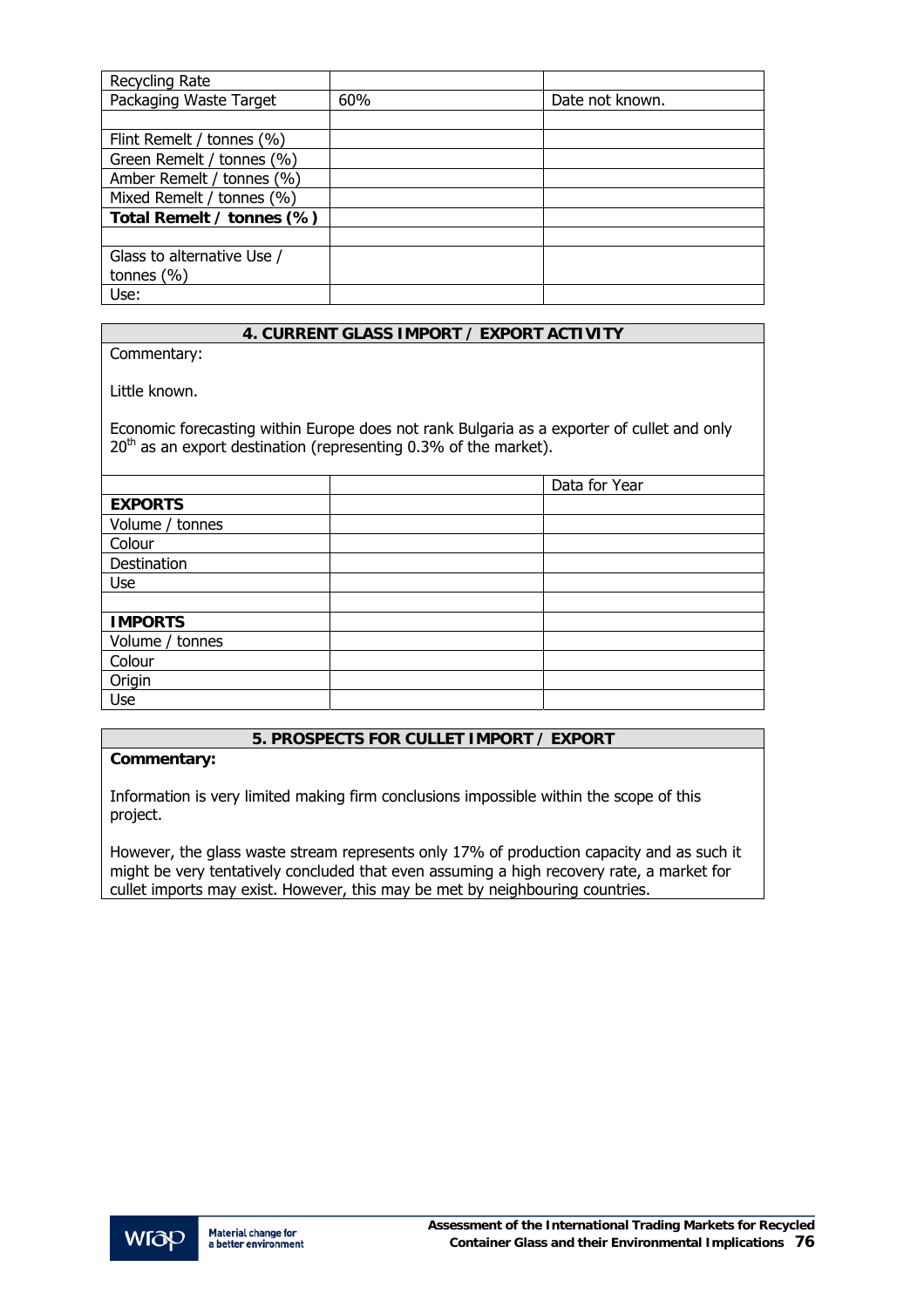| | | |
|---|---|---|
| Recycling Rate | | |
| Packaging Waste Target | 60% | Date not known. |
| | | |
| Flint Remelt / tonnes (%) | | |
| Green Remelt / tonnes (%) | | |
| Amber Remelt / tonnes (%) | | |
| Mixed Remelt / tonnes (%) | | |
| **Total Remelt / tonnes (%)** | | |
| | | |
| Glass to alternative Use / tonnes (%) | | |
| Use: | | |

## 4. CURRENT GLASS IMPORT / EXPORT ACTIVITY

Commentary:

Little known.

Economic forecasting within Europe does not rank Bulgaria as a exporter of cullet and only 20th as an export destination (representing 0.3% of the market).

| | | Data for Year |
|---|---|---|
| **EXPORTS** | | |
| Volume / tonnes | | |
| Colour | | |
| Destination | | |
| Use | | |
| | | |
| **IMPORTS** | | |
| Volume / tonnes | | |
| Colour | | |
| Origin | | |
| Use | | |

## 5. PROSPECTS FOR CULLET IMPORT / EXPORT

**Commentary:**

Information is very limited making firm conclusions impossible within the scope of this project.

However, the glass waste stream represents only 17% of production capacity and as such it might be very tentatively concluded that even assuming a high recovery rate, a market for cullet imports may exist. However, this may be met by neighbouring countries.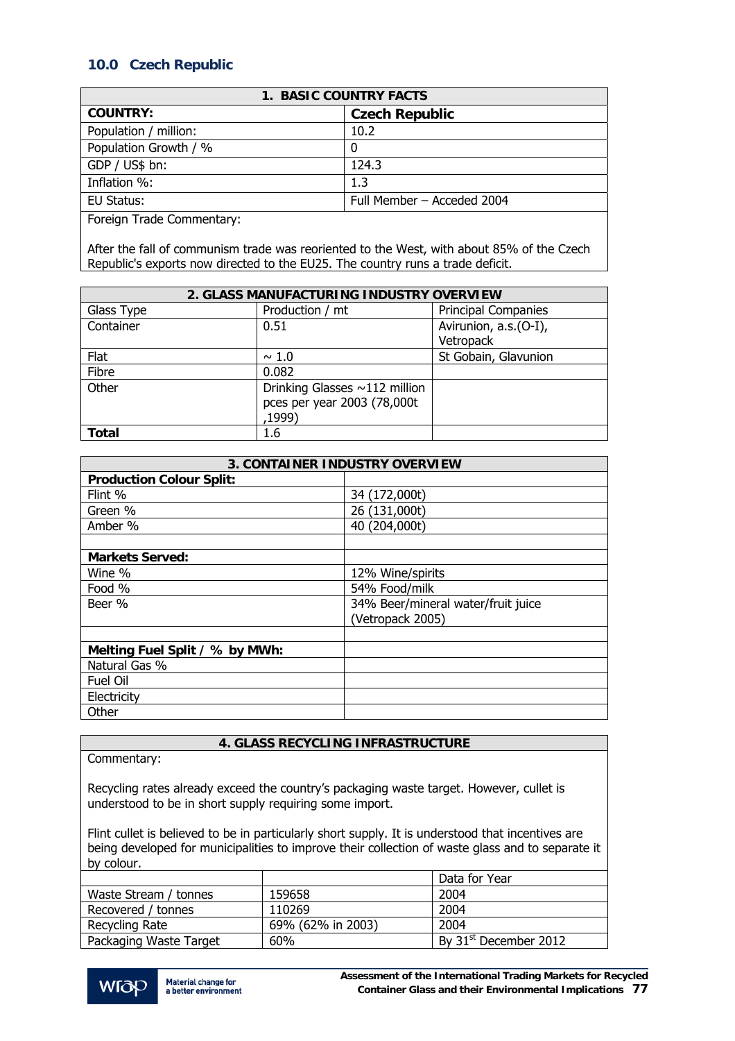## 10.0 Czech Republic

| 1. BASIC COUNTRY FACTS | |
|---|---|
| **COUNTRY:** | **Czech Republic** |
| Population / million: | 10.2 |
| Population Growth / % | 0 |
| GDP / US$ bn: | 124.3 |
| Inflation %: | 1.3 |
| EU Status: | Full Member – Acceded 2004 |
| Foreign Trade Commentary: After the fall of communism trade was reoriented to the West, with about 85% of the Czech Republic's exports now directed to the EU25. The country runs a trade deficit. | |

| 2. GLASS MANUFACTURING INDUSTRY OVERVIEW | | |
|---|---|---|
| Glass Type | Production / mt | Principal Companies |
| Container | 0.51 | Avirunion, a.s.(O-I), Vetropack |
| Flat | ~ 1.0 | St Gobain, Glavunion |
| Fibre | 0.082 | |
| Other | Drinking Glasses ~112 million pces per year 2003 (78,000t ,1999) | |
| **Total** | 1.6 | |

| 3. CONTAINER INDUSTRY OVERVIEW | |
|---|---|
| **Production Colour Split:** | |
| Flint % | 34 (172,000t) |
| Green % | 26 (131,000t) |
| Amber % | 40 (204,000t) |
| | |
| **Markets Served:** | |
| Wine % | 12% Wine/spirits |
| Food % | 54% Food/milk |
| Beer % | 34% Beer/mineral water/fruit juice (Vetropack 2005) |
| | |
| **Melting Fuel Split / % by MWh:** | |
| Natural Gas % | |
| Fuel Oil | |
| Electricity | |
| Other | |

**4. GLASS RECYCLING INFRASTRUCTURE**

Commentary:

Recycling rates already exceed the country's packaging waste target. However, cullet is understood to be in short supply requiring some import.

Flint cullet is believed to be in particularly short supply. It is understood that incentives are being developed for municipalities to improve their collection of waste glass and to separate it by colour.

| | | Data for Year |
|---|---|---|
| Waste Stream / tonnes | 159658 | 2004 |
| Recovered / tonnes | 110269 | 2004 |
| Recycling Rate | 69% (62% in 2003) | 2004 |
| Packaging Waste Target | 60% | By 31st December 2012 |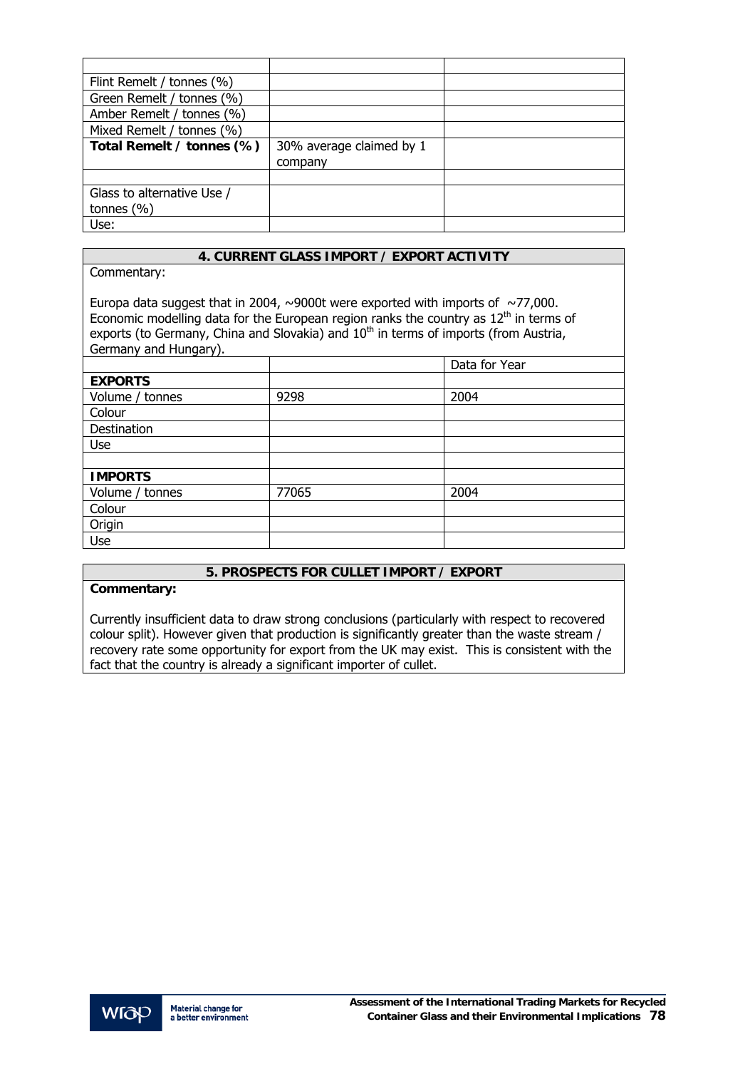| | | |
|---|---|---|
| Flint Remelt / tonnes (%) | | |
| Green Remelt / tonnes (%) | | |
| Amber Remelt / tonnes (%) | | |
| Mixed Remelt / tonnes (%) | | |
| **Total Remelt / tonnes (%)** | 30% average claimed by 1 company | |
| | | |
| Glass to alternative Use / tonnes (%) | | |
| Use: | | |

## 4. CURRENT GLASS IMPORT / EXPORT ACTIVITY

Commentary:

Europa data suggest that in 2004, ~9000t were exported with imports of ~77,000. Economic modelling data for the European region ranks the country as 12th in terms of exports (to Germany, China and Slovakia) and 10th in terms of imports (from Austria, Germany and Hungary).

| | | Data for Year |
|---|---|---|
| **EXPORTS** | | |
| Volume / tonnes | 9298 | 2004 |
| Colour | | |
| Destination | | |
| Use | | |
| | | |
| **IMPORTS** | | |
| Volume / tonnes | 77065 | 2004 |
| Colour | | |
| Origin | | |
| Use | | |

## 5. PROSPECTS FOR CULLET IMPORT / EXPORT

**Commentary:**

Currently insufficient data to draw strong conclusions (particularly with respect to recovered colour split). However given that production is significantly greater than the waste stream / recovery rate some opportunity for export from the UK may exist. This is consistent with the fact that the country is already a significant importer of cullet.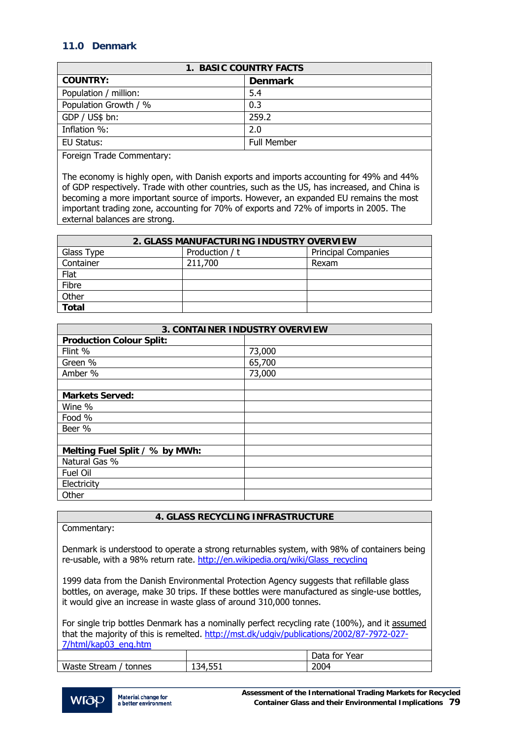## 11.0 Denmark

| 1. BASIC COUNTRY FACTS | |
|---|---|
| **COUNTRY:** | **Denmark** |
| Population / million: | 5.4 |
| Population Growth / % | 0.3 |
| GDP / US$ bn: | 259.2 |
| Inflation %: | 2.0 |
| EU Status: | Full Member |

Foreign Trade Commentary:

The economy is highly open, with Danish exports and imports accounting for 49% and 44% of GDP respectively. Trade with other countries, such as the US, has increased, and China is becoming a more important source of imports. However, an expanded EU remains the most important trading zone, accounting for 70% of exports and 72% of imports in 2005. The external balances are strong.

| 2. GLASS MANUFACTURING INDUSTRY OVERVIEW | | |
|---|---|---|
| Glass Type | Production / t | Principal Companies |
| Container | 211,700 | Rexam |
| Flat | | |
| Fibre | | |
| Other | | |
| **Total** | | |

| 3. CONTAINER INDUSTRY OVERVIEW | |
|---|---|
| **Production Colour Split:** | |
| Flint % | 73,000 |
| Green % | 65,700 |
| Amber % | 73,000 |
| | |
| **Markets Served:** | |
| Wine % | |
| Food % | |
| Beer % | |
| | |
| **Melting Fuel Split / % by MWh:** | |
| Natural Gas % | |
| Fuel Oil | |
| Electricity | |
| Other | |

| 4. GLASS RECYCLING INFRASTRUCTURE | | |
|---|---|---|
| | | Data for Year |
| Waste Stream / tonnes | 134,551 | 2004 |

Commentary:

Denmark is understood to operate a strong returnables system, with 98% of containers being re-usable, with a 98% return rate. http://en.wikipedia.org/wiki/Glass_recycling

1999 data from the Danish Environmental Protection Agency suggests that refillable glass bottles, on average, make 30 trips. If these bottles were manufactured as single-use bottles, it would give an increase in waste glass of around 310,000 tonnes.

For single trip bottles Denmark has a nominally perfect recycling rate (100%), and it assumed that the majority of this is remelted. http://mst.dk/udgiv/publications/2002/87-7972-027-7/html/kap03_eng.htm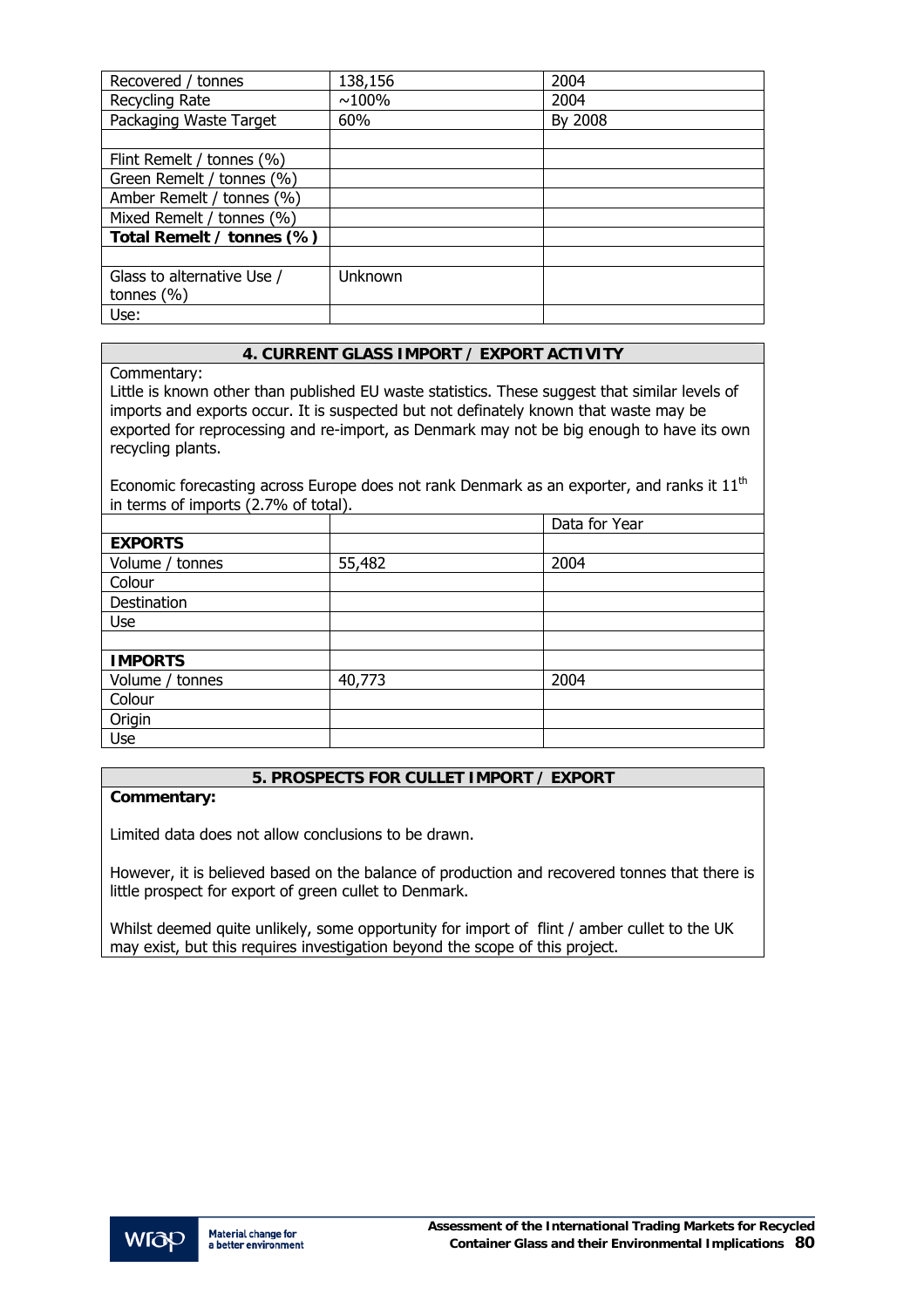| | | |
|---|---|---|
| Recovered / tonnes | 138,156 | 2004 |
| Recycling Rate | ~100% | 2004 |
| Packaging Waste Target | 60% | By 2008 |
| | | |
| Flint Remelt / tonnes (%) | | |
| Green Remelt / tonnes (%) | | |
| Amber Remelt / tonnes (%) | | |
| Mixed Remelt / tonnes (%) | | |
| **Total Remelt / tonnes (%)** | | |
| | | |
| Glass to alternative Use / tonnes (%) | Unknown | |
| Use: | | |

## 4. CURRENT GLASS IMPORT / EXPORT ACTIVITY

Commentary:
Little is known other than published EU waste statistics. These suggest that similar levels of imports and exports occur. It is suspected but not definately known that waste may be exported for reprocessing and re-import, as Denmark may not be big enough to have its own recycling plants.

Economic forecasting across Europe does not rank Denmark as an exporter, and ranks it 11th in terms of imports (2.7% of total).

| | | Data for Year |
|---|---|---|
| **EXPORTS** | | |
| Volume / tonnes | 55,482 | 2004 |
| Colour | | |
| Destination | | |
| Use | | |
| | | |
| **IMPORTS** | | |
| Volume / tonnes | 40,773 | 2004 |
| Colour | | |
| Origin | | |
| Use | | |

## 5. PROSPECTS FOR CULLET IMPORT / EXPORT

**Commentary:**

Limited data does not allow conclusions to be drawn.

However, it is believed based on the balance of production and recovered tonnes that there is little prospect for export of green cullet to Denmark.

Whilst deemed quite unlikely, some opportunity for import of flint / amber cullet to the UK may exist, but this requires investigation beyond the scope of this project.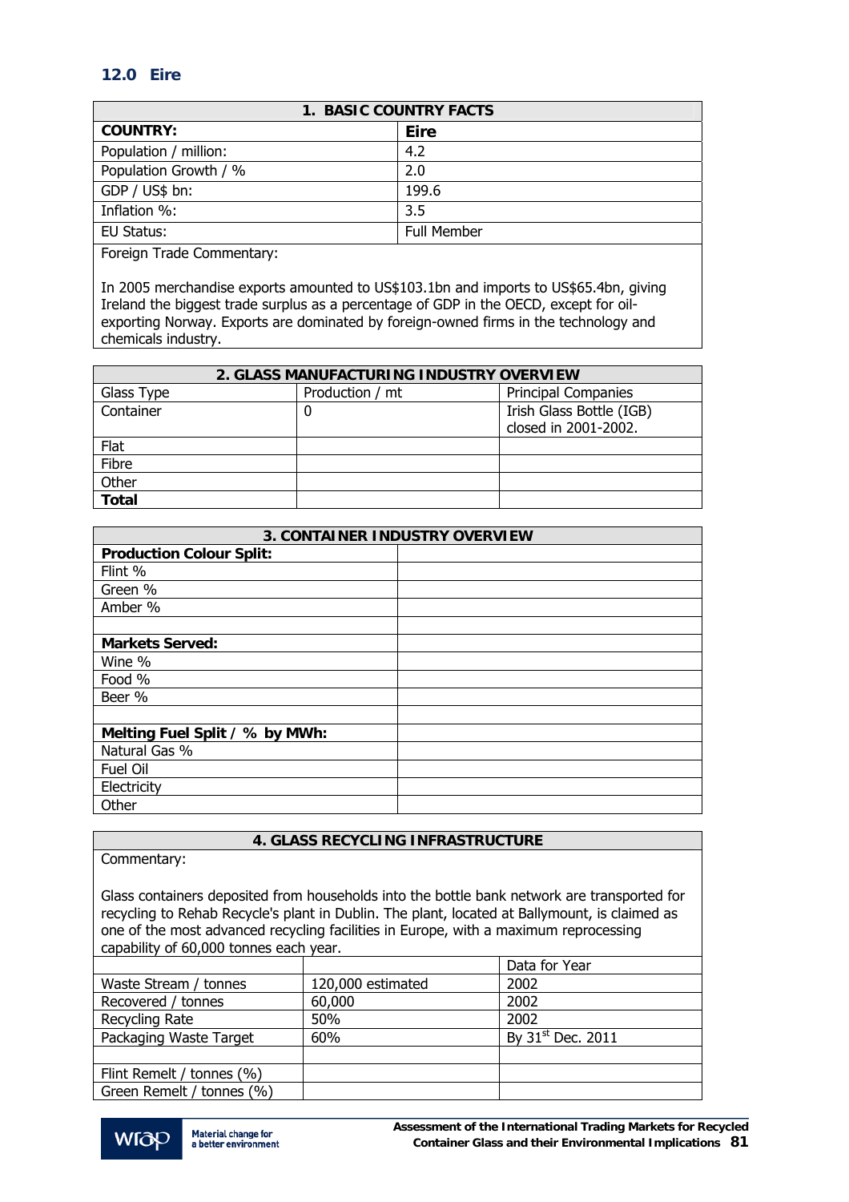## 12.0 Eire

| 1. BASIC COUNTRY FACTS | |
|---|---|
| **COUNTRY:** | **Eire** |
| Population / million: | 4.2 |
| Population Growth / % | 2.0 |
| GDP / US$ bn: | 199.6 |
| Inflation %: | 3.5 |
| EU Status: | Full Member |

Foreign Trade Commentary:

In 2005 merchandise exports amounted to US$103.1bn and imports to US$65.4bn, giving Ireland the biggest trade surplus as a percentage of GDP in the OECD, except for oil-exporting Norway. Exports are dominated by foreign-owned firms in the technology and chemicals industry.

| 2. GLASS MANUFACTURING INDUSTRY OVERVIEW | | |
|---|---|---|
| Glass Type | Production / mt | Principal Companies |
| Container | 0 | Irish Glass Bottle (IGB) closed in 2001-2002. |
| Flat | | |
| Fibre | | |
| Other | | |
| **Total** | | |

| 3. CONTAINER INDUSTRY OVERVIEW | |
|---|---|
| **Production Colour Split:** | |
| Flint % | |
| Green % | |
| Amber % | |
| | |
| **Markets Served:** | |
| Wine % | |
| Food % | |
| Beer % | |
| | |
| **Melting Fuel Split / % by MWh:** | |
| Natural Gas % | |
| Fuel Oil | |
| Electricity | |
| Other | |

**4. GLASS RECYCLING INFRASTRUCTURE**

Commentary:

Glass containers deposited from households into the bottle bank network are transported for recycling to Rehab Recycle's plant in Dublin. The plant, located at Ballymount, is claimed as one of the most advanced recycling facilities in Europe, with a maximum reprocessing capability of 60,000 tonnes each year.

| | | Data for Year |
|---|---|---|
| Waste Stream / tonnes | 120,000 estimated | 2002 |
| Recovered / tonnes | 60,000 | 2002 |
| Recycling Rate | 50% | 2002 |
| Packaging Waste Target | 60% | By 31st Dec. 2011 |
| | | |
| Flint Remelt / tonnes (%) | | |
| Green Remelt / tonnes (%) | | |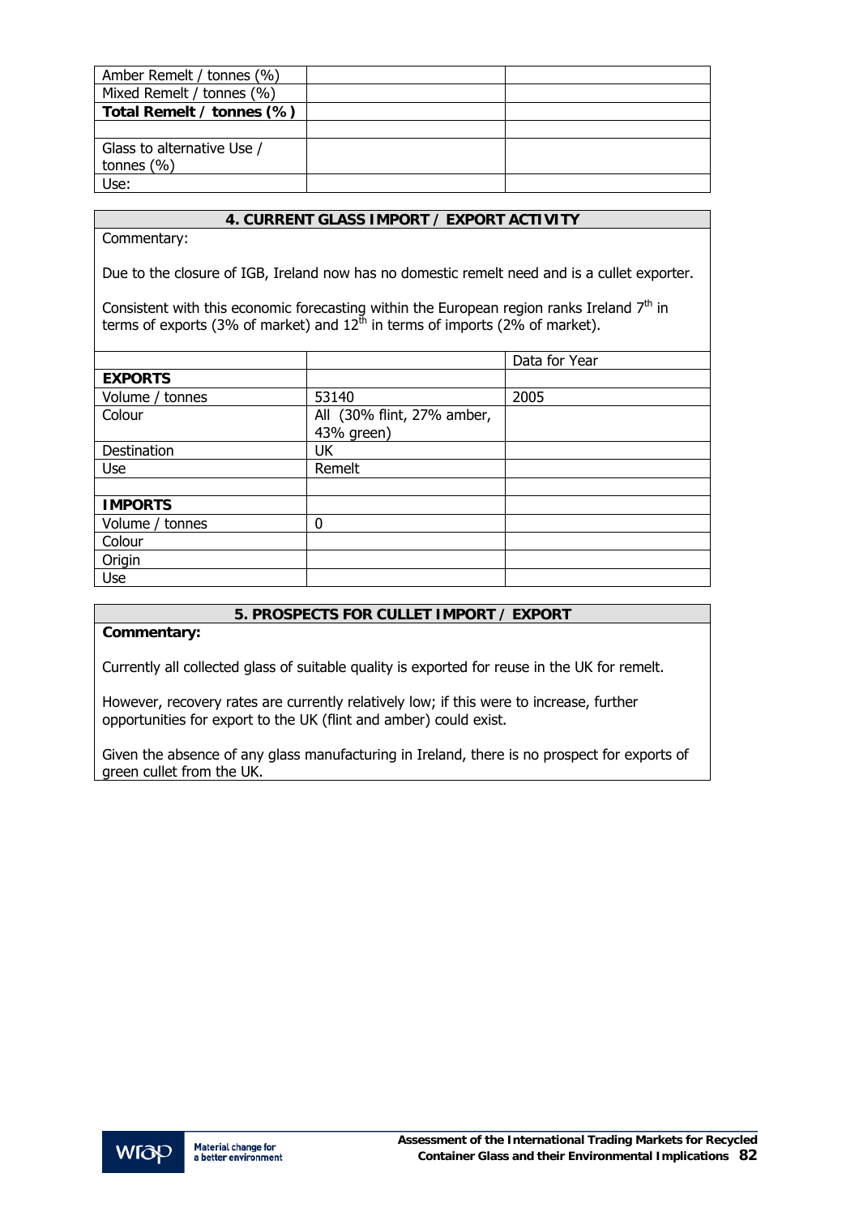| | | |
|---|---|---|
| Amber Remelt / tonnes (%) | | |
| Mixed Remelt / tonnes (%) | | |
| **Total Remelt / tonnes (%)** | | |
| | | |
| Glass to alternative Use / tonnes (%) | | |
| Use: | | |

## 4. CURRENT GLASS IMPORT / EXPORT ACTIVITY

Commentary:

Due to the closure of IGB, Ireland now has no domestic remelt need and is a cullet exporter.

Consistent with this economic forecasting within the European region ranks Ireland 7th in terms of exports (3% of market) and 12th in terms of imports (2% of market).

| | | Data for Year |
|---|---|---|
| **EXPORTS** | | |
| Volume / tonnes | 53140 | 2005 |
| Colour | All (30% flint, 27% amber, 43% green) | |
| Destination | UK | |
| Use | Remelt | |
| | | |
| **IMPORTS** | | |
| Volume / tonnes | 0 | |
| Colour | | |
| Origin | | |
| Use | | |

## 5. PROSPECTS FOR CULLET IMPORT / EXPORT

**Commentary:**

Currently all collected glass of suitable quality is exported for reuse in the UK for remelt.

However, recovery rates are currently relatively low; if this were to increase, further opportunities for export to the UK (flint and amber) could exist.

Given the absence of any glass manufacturing in Ireland, there is no prospect for exports of green cullet from the UK.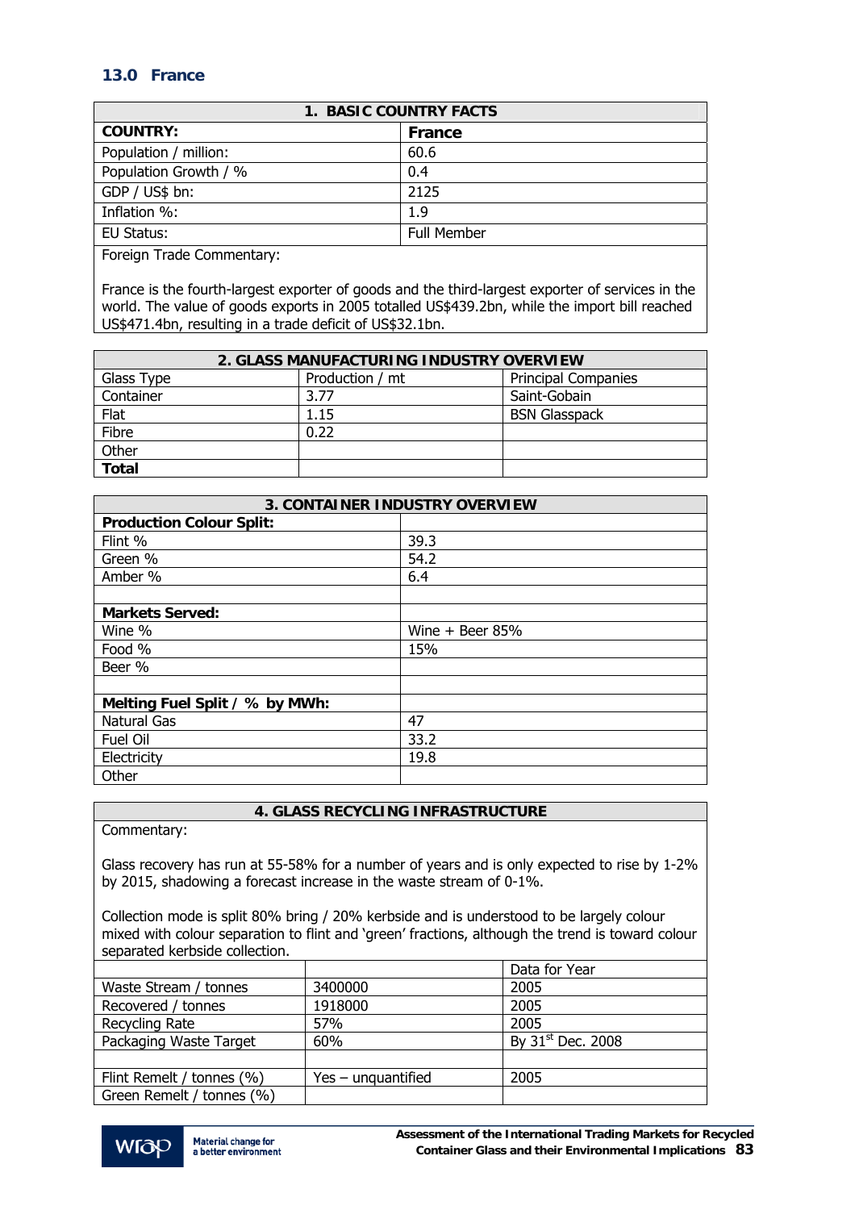## 13.0 France

| 1. BASIC COUNTRY FACTS | |
|---|---|
| **COUNTRY:** | **France** |
| Population / million: | 60.6 |
| Population Growth / % | 0.4 |
| GDP / US$ bn: | 2125 |
| Inflation %: | 1.9 |
| EU Status: | Full Member |

Foreign Trade Commentary:

France is the fourth-largest exporter of goods and the third-largest exporter of services in the world. The value of goods exports in 2005 totalled US$439.2bn, while the import bill reached US$471.4bn, resulting in a trade deficit of US$32.1bn.

| 2. GLASS MANUFACTURING INDUSTRY OVERVIEW | | |
|---|---|---|
| Glass Type | Production / mt | Principal Companies |
| Container | 3.77 | Saint-Gobain |
| Flat | 1.15 | BSN Glasspack |
| Fibre | 0.22 | |
| Other | | |
| **Total** | | |

| 3. CONTAINER INDUSTRY OVERVIEW | |
|---|---|
| **Production Colour Split:** | |
| Flint % | 39.3 |
| Green % | 54.2 |
| Amber % | 6.4 |
| | |
| **Markets Served:** | |
| Wine % | Wine + Beer 85% |
| Food % | 15% |
| Beer % | |
| | |
| **Melting Fuel Split / % by MWh:** | |
| Natural Gas | 47 |
| Fuel Oil | 33.2 |
| Electricity | 19.8 |
| Other | |

**4. GLASS RECYCLING INFRASTRUCTURE**

Commentary:

Glass recovery has run at 55-58% for a number of years and is only expected to rise by 1-2% by 2015, shadowing a forecast increase in the waste stream of 0-1%.

Collection mode is split 80% bring / 20% kerbside and is understood to be largely colour mixed with colour separation to flint and 'green' fractions, although the trend is toward colour separated kerbside collection.

| | | Data for Year |
|---|---|---|
| Waste Stream / tonnes | 3400000 | 2005 |
| Recovered / tonnes | 1918000 | 2005 |
| Recycling Rate | 57% | 2005 |
| Packaging Waste Target | 60% | By 31st Dec. 2008 |
| | | |
| Flint Remelt / tonnes (%) | Yes – unquantified | 2005 |
| Green Remelt / tonnes (%) | | |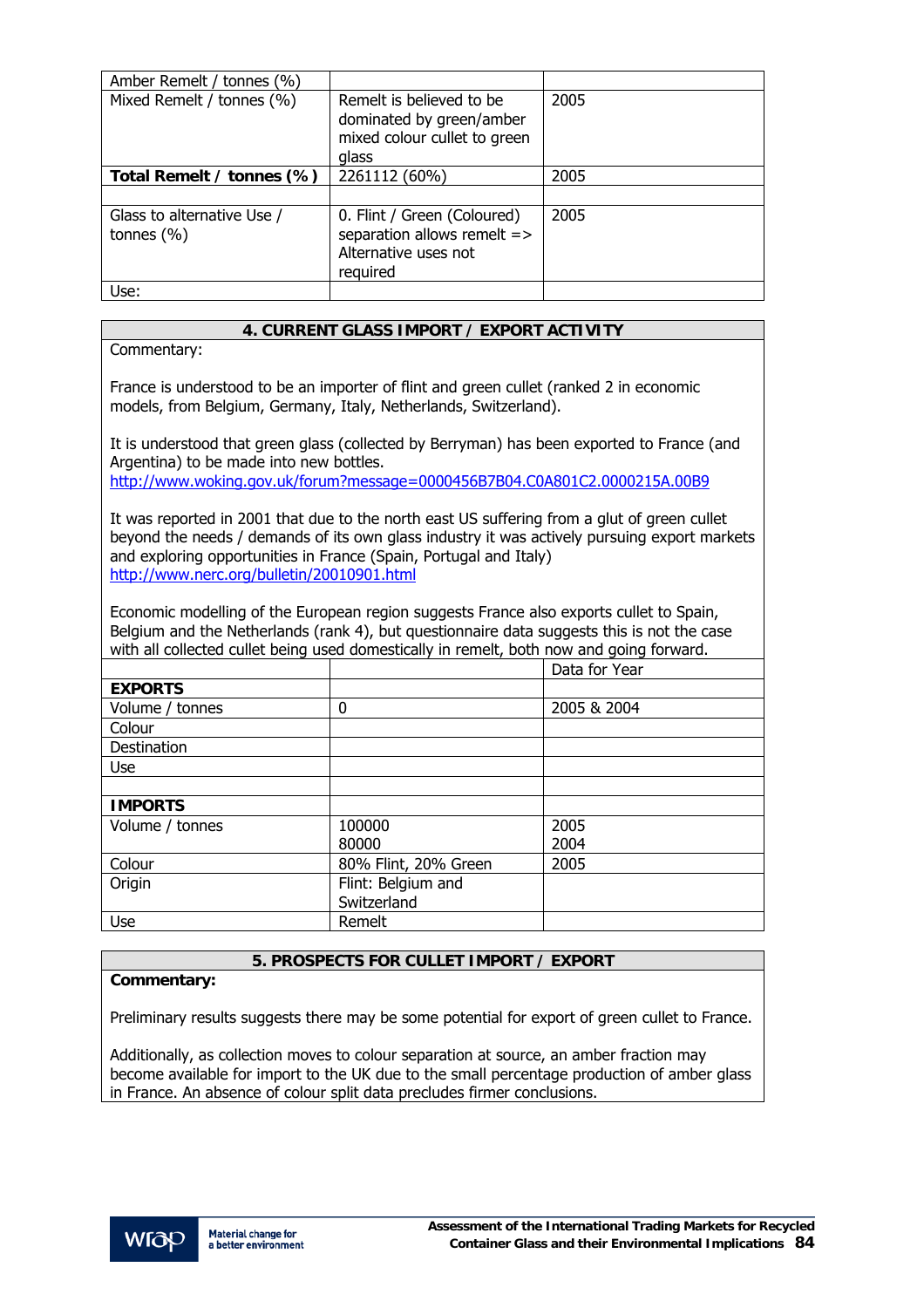| | | |
|---|---|---|
| Amber Remelt / tonnes (%) | | |
| Mixed Remelt / tonnes (%) | Remelt is believed to be dominated by green/amber mixed colour cullet to green glass | 2005 |
| **Total Remelt / tonnes (%)** | 2261112 (60%) | 2005 |
| | | |
| Glass to alternative Use / tonnes (%) | 0. Flint / Green (Coloured) separation allows remelt => Alternative uses not required | 2005 |
| Use: | | |

## 4. CURRENT GLASS IMPORT / EXPORT ACTIVITY

Commentary:

France is understood to be an importer of flint and green cullet (ranked 2 in economic models, from Belgium, Germany, Italy, Netherlands, Switzerland).

It is understood that green glass (collected by Berryman) has been exported to France (and Argentina) to be made into new bottles.
http://www.woking.gov.uk/forum?message=0000456B7B04.C0A801C2.0000215A.00B9

It was reported in 2001 that due to the north east US suffering from a glut of green cullet beyond the needs / demands of its own glass industry it was actively pursuing export markets and exploring opportunities in France (Spain, Portugal and Italy)
http://www.nerc.org/bulletin/20010901.html

Economic modelling of the European region suggests France also exports cullet to Spain, Belgium and the Netherlands (rank 4), but questionnaire data suggests this is not the case with all collected cullet being used domestically in remelt, both now and going forward.

| | | Data for Year |
|---|---|---|
| **EXPORTS** | | |
| Volume / tonnes | 0 | 2005 & 2004 |
| Colour | | |
| Destination | | |
| Use | | |
| | | |
| **IMPORTS** | | |
| Volume / tonnes | 100000<br>80000 | 2005<br>2004 |
| Colour | 80% Flint, 20% Green | 2005 |
| Origin | Flint: Belgium and Switzerland | |
| Use | Remelt | |

## 5. PROSPECTS FOR CULLET IMPORT / EXPORT

**Commentary:**

Preliminary results suggests there may be some potential for export of green cullet to France.

Additionally, as collection moves to colour separation at source, an amber fraction may become available for import to the UK due to the small percentage production of amber glass in France. An absence of colour split data precludes firmer conclusions.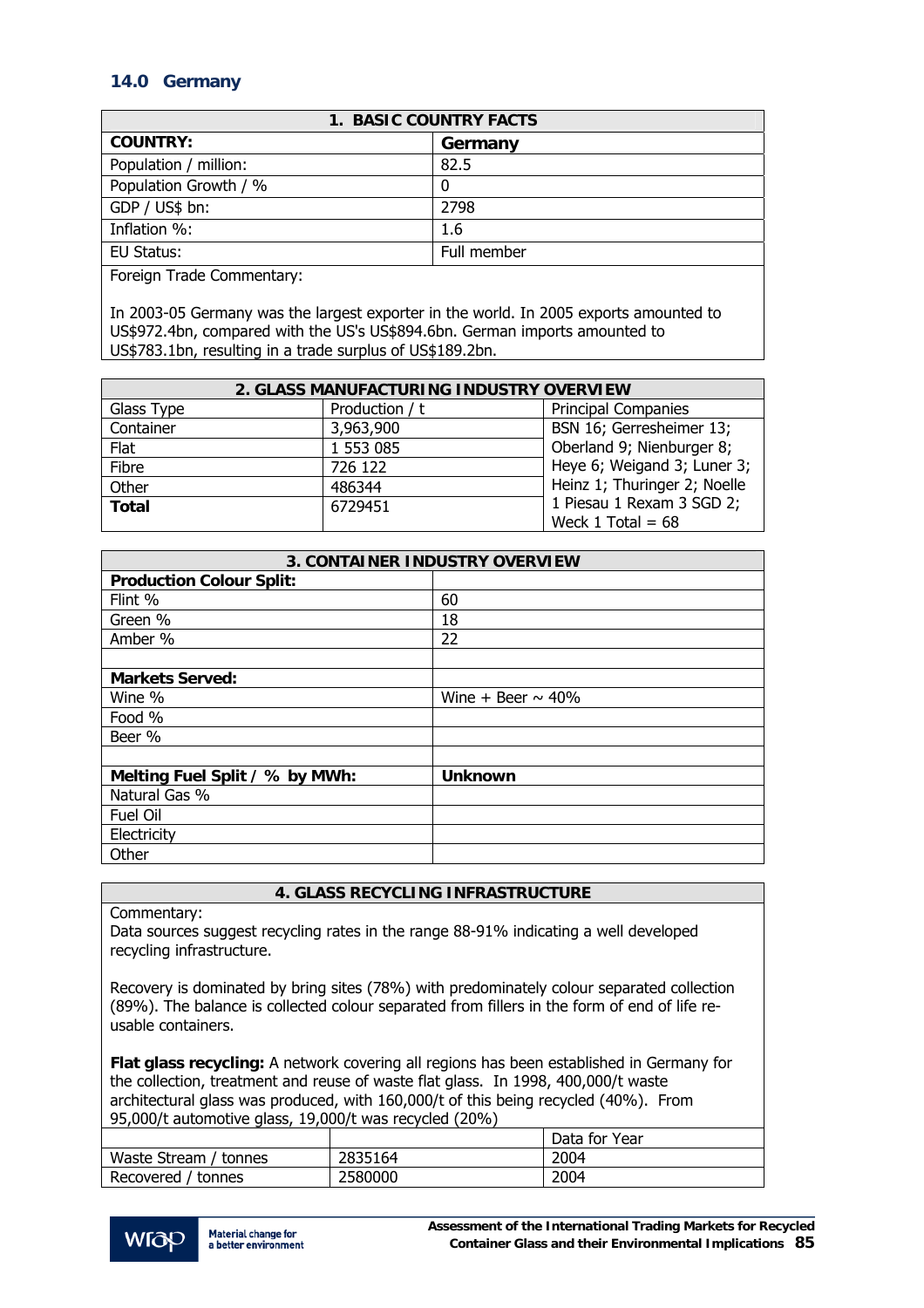## 14.0 Germany

| 1. BASIC COUNTRY FACTS | |
|---|---|
| **COUNTRY:** | **Germany** |
| Population / million: | 82.5 |
| Population Growth / % | 0 |
| GDP / US$ bn: | 2798 |
| Inflation %: | 1.6 |
| EU Status: | Full member |

Foreign Trade Commentary:

In 2003-05 Germany was the largest exporter in the world. In 2005 exports amounted to US$972.4bn, compared with the US's US$894.6bn. German imports amounted to US$783.1bn, resulting in a trade surplus of US$189.2bn.

| 2. GLASS MANUFACTURING INDUSTRY OVERVIEW | | |
|---|---|---|
| Glass Type | Production / t | Principal Companies |
| Container | 3,963,900 | BSN 16; Gerresheimer 13; Oberland 9; Nienburger 8; Heye 6; Weigand 3; Luner 3; Heinz 1; Thuringer 2; Noelle 1 Piesau 1 Rexam 3 SGD 2; Weck 1 Total = 68 |
| Flat | 1 553 085 | |
| Fibre | 726 122 | |
| Other | 486344 | |
| **Total** | 6729451 | |

| 3. CONTAINER INDUSTRY OVERVIEW | |
|---|---|
| **Production Colour Split:** | |
| Flint % | 60 |
| Green % | 18 |
| Amber % | 22 |
| | |
| **Markets Served:** | |
| Wine % | Wine + Beer ~ 40% |
| Food % | |
| Beer % | |
| | |
| **Melting Fuel Split / % by MWh:** | **Unknown** |
| Natural Gas % | |
| Fuel Oil | |
| Electricity | |
| Other | |

**4. GLASS RECYCLING INFRASTRUCTURE**

Commentary:
Data sources suggest recycling rates in the range 88-91% indicating a well developed recycling infrastructure.

Recovery is dominated by bring sites (78%) with predominately colour separated collection (89%). The balance is collected colour separated from fillers in the form of end of life re-usable containers.

**Flat glass recycling:** A network covering all regions has been established in Germany for the collection, treatment and reuse of waste flat glass. In 1998, 400,000/t waste architectural glass was produced, with 160,000/t of this being recycled (40%). From 95,000/t automotive glass, 19,000/t was recycled (20%)

| | | Data for Year |
|---|---|---|
| Waste Stream / tonnes | 2835164 | 2004 |
| Recovered / tonnes | 2580000 | 2004 |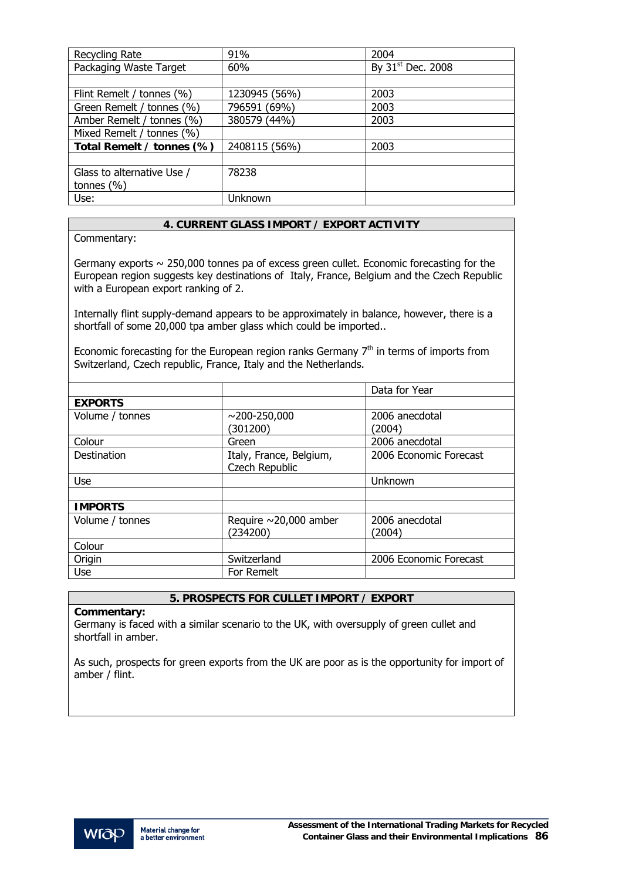| | | |
|---|---|---|
| Recycling Rate | 91% | 2004 |
| Packaging Waste Target | 60% | By 31st Dec. 2008 |
| | | |
| Flint Remelt / tonnes (%) | 1230945 (56%) | 2003 |
| Green Remelt / tonnes (%) | 796591 (69%) | 2003 |
| Amber Remelt / tonnes (%) | 380579 (44%) | 2003 |
| Mixed Remelt / tonnes (%) | | |
| **Total Remelt / tonnes (%)** | 2408115 (56%) | 2003 |
| | | |
| Glass to alternative Use / tonnes (%) | 78238 | |
| Use: | Unknown | |

## 4. CURRENT GLASS IMPORT / EXPORT ACTIVITY

Commentary:

Germany exports ~ 250,000 tonnes pa of excess green cullet. Economic forecasting for the European region suggests key destinations of Italy, France, Belgium and the Czech Republic with a European export ranking of 2.

Internally flint supply-demand appears to be approximately in balance, however, there is a shortfall of some 20,000 tpa amber glass which could be imported..

Economic forecasting for the European region ranks Germany 7th in terms of imports from Switzerland, Czech republic, France, Italy and the Netherlands.

| | | Data for Year |
|---|---|---|
| **EXPORTS** | | |
| Volume / tonnes | ~200-250,000 (301200) | 2006 anecdotal (2004) |
| Colour | Green | 2006 anecdotal |
| Destination | Italy, France, Belgium, Czech Republic | 2006 Economic Forecast |
| Use | | Unknown |
| | | |
| **IMPORTS** | | |
| Volume / tonnes | Require ~20,000 amber (234200) | 2006 anecdotal (2004) |
| Colour | | |
| Origin | Switzerland | 2006 Economic Forecast |
| Use | For Remelt | |

## 5. PROSPECTS FOR CULLET IMPORT / EXPORT

**Commentary:**

Germany is faced with a similar scenario to the UK, with oversupply of green cullet and shortfall in amber.

As such, prospects for green exports from the UK are poor as is the opportunity for import of amber / flint.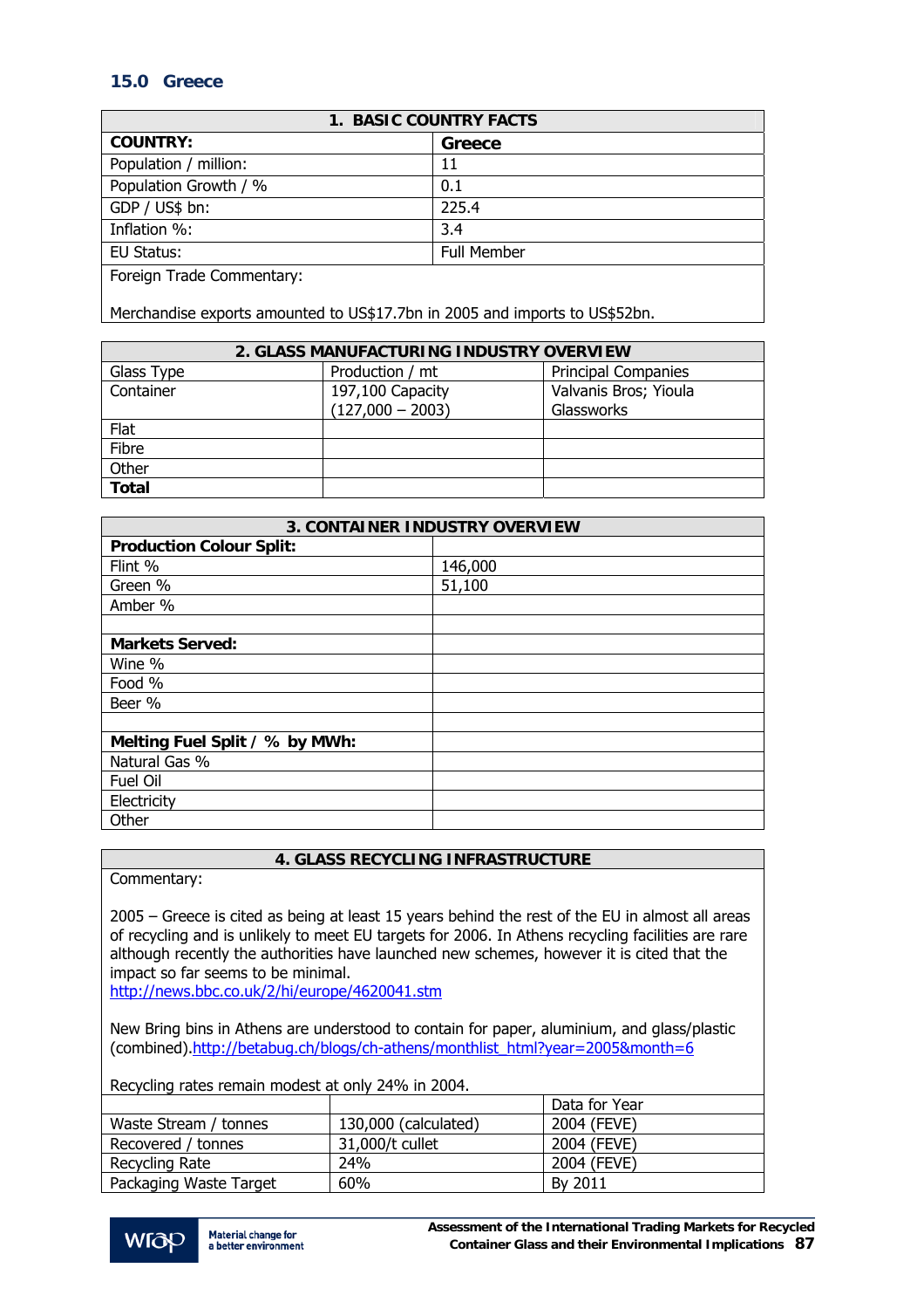## 15.0 Greece

| 1. BASIC COUNTRY FACTS | |
|---|---|
| **COUNTRY:** | **Greece** |
| Population / million: | 11 |
| Population Growth / % | 0.1 |
| GDP / US$ bn: | 225.4 |
| Inflation %: | 3.4 |
| EU Status: | Full Member |
| Foreign Trade Commentary:<br><br>Merchandise exports amounted to US$17.7bn in 2005 and imports to US$52bn. | |

| 2. GLASS MANUFACTURING INDUSTRY OVERVIEW | | |
|---|---|---|
| Glass Type | Production / mt | Principal Companies |
| Container | 197,100 Capacity (127,000 – 2003) | Valvanis Bros; Yioula Glassworks |
| Flat | | |
| Fibre | | |
| Other | | |
| **Total** | | |

| 3. CONTAINER INDUSTRY OVERVIEW | |
|---|---|
| **Production Colour Split:** | |
| Flint % | 146,000 |
| Green % | 51,100 |
| Amber % | |
| | |
| **Markets Served:** | |
| Wine % | |
| Food % | |
| Beer % | |
| | |
| **Melting Fuel Split / % by MWh:** | |
| Natural Gas % | |
| Fuel Oil | |
| Electricity | |
| Other | |

**4. GLASS RECYCLING INFRASTRUCTURE**

Commentary:

2005 – Greece is cited as being at least 15 years behind the rest of the EU in almost all areas of recycling and is unlikely to meet EU targets for 2006. In Athens recycling facilities are rare although recently the authorities have launched new schemes, however it is cited that the impact so far seems to be minimal.
http://news.bbc.co.uk/2/hi/europe/4620041.stm

New Bring bins in Athens are understood to contain for paper, aluminium, and glass/plastic (combined).http://betabug.ch/blogs/ch-athens/monthlist_html?year=2005&month=6

Recycling rates remain modest at only 24% in 2004.

| | | Data for Year |
|---|---|---|
| Waste Stream / tonnes | 130,000 (calculated) | 2004 (FEVE) |
| Recovered / tonnes | 31,000/t cullet | 2004 (FEVE) |
| Recycling Rate | 24% | 2004 (FEVE) |
| Packaging Waste Target | 60% | By 2011 |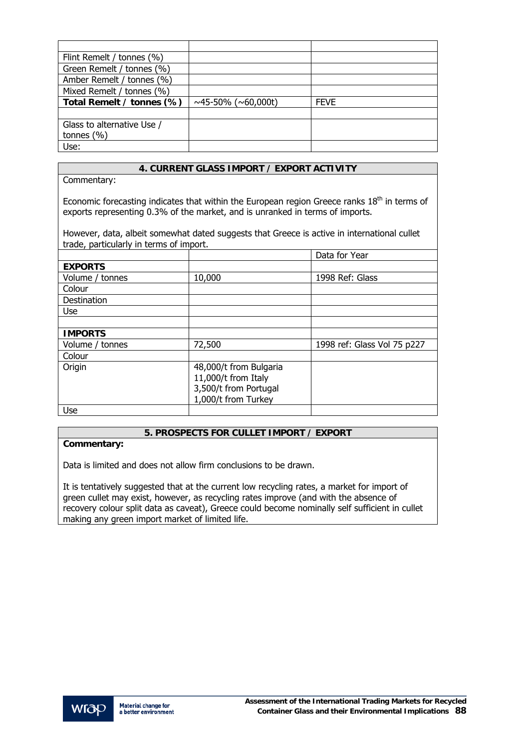| | | |
|---|---|---|
| Flint Remelt / tonnes (%) | | |
| Green Remelt / tonnes (%) | | |
| Amber Remelt / tonnes (%) | | |
| Mixed Remelt / tonnes (%) | | |
| **Total Remelt / tonnes (%)** | ~45-50% (~60,000t) | FEVE |
| | | |
| Glass to alternative Use / tonnes (%) | | |
| Use: | | |

## 4. CURRENT GLASS IMPORT / EXPORT ACTIVITY

Commentary:

Economic forecasting indicates that within the European region Greece ranks 18th in terms of exports representing 0.3% of the market, and is unranked in terms of imports.

However, data, albeit somewhat dated suggests that Greece is active in international cullet trade, particularly in terms of import.

| | | Data for Year |
|---|---|---|
| **EXPORTS** | | |
| Volume / tonnes | 10,000 | 1998 Ref: Glass |
| Colour | | |
| Destination | | |
| Use | | |
| | | |
| **IMPORTS** | | |
| Volume / tonnes | 72,500 | 1998 ref: Glass Vol 75 p227 |
| Colour | | |
| Origin | 48,000/t from Bulgaria<br>11,000/t from Italy<br>3,500/t from Portugal<br>1,000/t from Turkey | |
| Use | | |

## 5. PROSPECTS FOR CULLET IMPORT / EXPORT

**Commentary:**

Data is limited and does not allow firm conclusions to be drawn.

It is tentatively suggested that at the current low recycling rates, a market for import of green cullet may exist, however, as recycling rates improve (and with the absence of recovery colour split data as caveat), Greece could become nominally self sufficient in cullet making any green import market of limited life.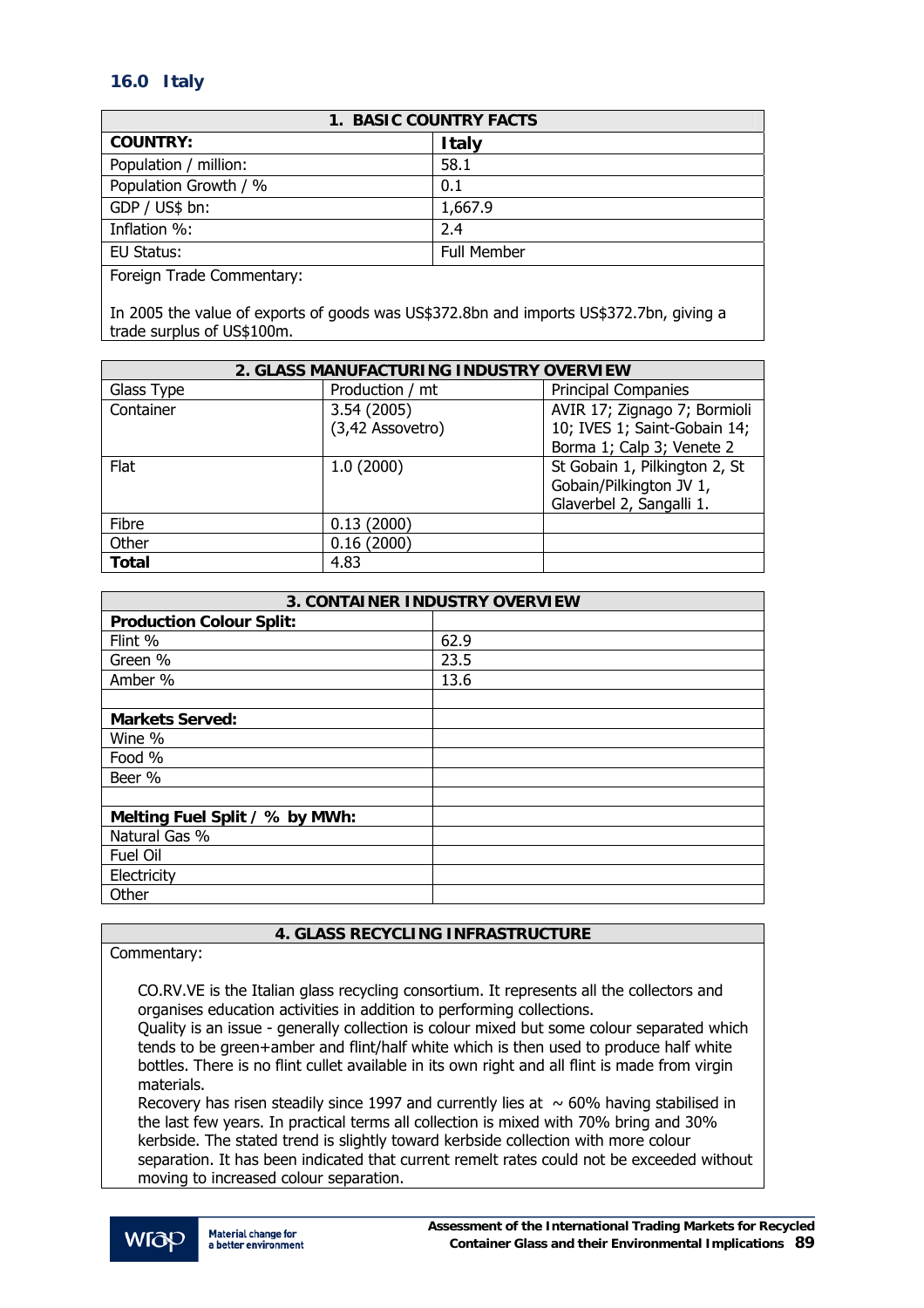## 16.0 Italy

| 1. BASIC COUNTRY FACTS | |
|---|---|
| **COUNTRY:** | **Italy** |
| Population / million: | 58.1 |
| Population Growth / % | 0.1 |
| GDP / US$ bn: | 1,667.9 |
| Inflation %: | 2.4 |
| EU Status: | Full Member |
| Foreign Trade Commentary:<br><br>In 2005 the value of exports of goods was US$372.8bn and imports US$372.7bn, giving a trade surplus of US$100m. | |

| 2. GLASS MANUFACTURING INDUSTRY OVERVIEW | | |
|---|---|---|
| Glass Type | Production / mt | Principal Companies |
| Container | 3.54 (2005)<br>(3,42 Assovetro) | AVIR 17; Zignago 7; Bormioli 10; IVES 1; Saint-Gobain 14; Borma 1; Calp 3; Venete 2 |
| Flat | 1.0 (2000) | St Gobain 1, Pilkington 2, St Gobain/Pilkington JV 1, Glaverbel 2, Sangalli 1. |
| Fibre | 0.13 (2000) | |
| Other | 0.16 (2000) | |
| **Total** | 4.83 | |

| 3. CONTAINER INDUSTRY OVERVIEW | |
|---|---|
| **Production Colour Split:** | |
| Flint % | 62.9 |
| Green % | 23.5 |
| Amber % | 13.6 |
| | |
| **Markets Served:** | |
| Wine % | |
| Food % | |
| Beer % | |
| | |
| **Melting Fuel Split / % by MWh:** | |
| Natural Gas % | |
| Fuel Oil | |
| Electricity | |
| Other | |

### 4. GLASS RECYCLING INFRASTRUCTURE

Commentary:

CO.RV.VE is the Italian glass recycling consortium. It represents all the collectors and organises education activities in addition to performing collections.
Quality is an issue - generally collection is colour mixed but some colour separated which tends to be green+amber and flint/half white which is then used to produce half white bottles. There is no flint cullet available in its own right and all flint is made from virgin materials.
Recovery has risen steadily since 1997 and currently lies at ~ 60% having stabilised in the last few years. In practical terms all collection is mixed with 70% bring and 30% kerbside. The stated trend is slightly toward kerbside collection with more colour separation. It has been indicated that current remelt rates could not be exceeded without moving to increased colour separation.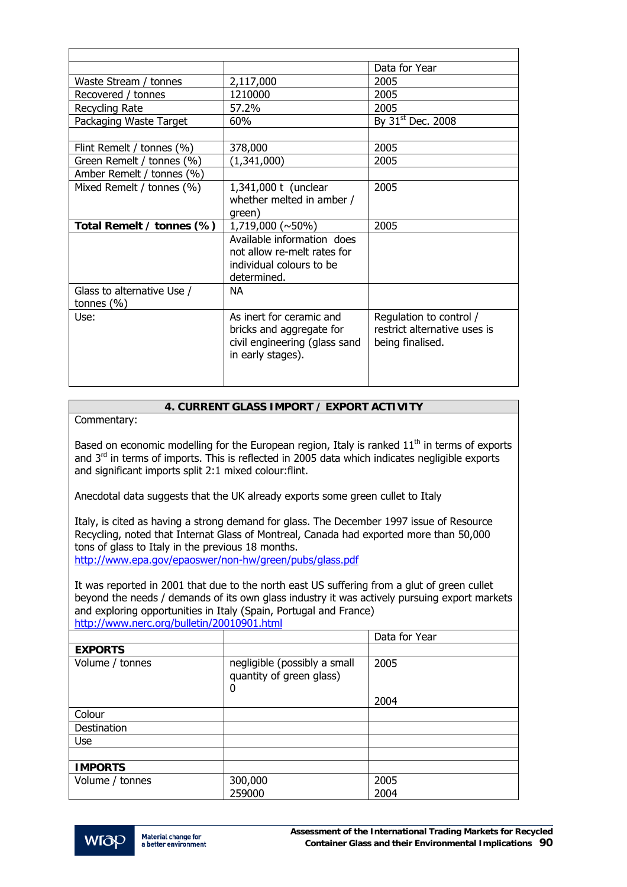| | | Data for Year |
|---|---|---|
| Waste Stream / tonnes | 2,117,000 | 2005 |
| Recovered / tonnes | 1210000 | 2005 |
| Recycling Rate | 57.2% | 2005 |
| Packaging Waste Target | 60% | By 31st Dec. 2008 |
| | | |
| Flint Remelt / tonnes (%) | 378,000 | 2005 |
| Green Remelt / tonnes (%) | (1,341,000) | 2005 |
| Amber Remelt / tonnes (%) | | |
| Mixed Remelt / tonnes (%) | 1,341,000 t (unclear whether melted in amber / green) | 2005 |
| **Total Remelt / tonnes (%)** | 1,719,000 (~50%) | 2005 |
| | Available information does not allow re-melt rates for individual colours to be determined. | |
| Glass to alternative Use / tonnes (%) | NA | |
| Use: | As inert for ceramic and bricks and aggregate for civil engineering (glass sand in early stages). | Regulation to control / restrict alternative uses is being finalised. |

## 4. CURRENT GLASS IMPORT / EXPORT ACTIVITY

Commentary:

Based on economic modelling for the European region, Italy is ranked 11th in terms of exports and 3rd in terms of imports. This is reflected in 2005 data which indicates negligible exports and significant imports split 2:1 mixed colour:flint.

Anecdotal data suggests that the UK already exports some green cullet to Italy

Italy, is cited as having a strong demand for glass. The December 1997 issue of Resource Recycling, noted that Internat Glass of Montreal, Canada had exported more than 50,000 tons of glass to Italy in the previous 18 months.
http://www.epa.gov/epaoswer/non-hw/green/pubs/glass.pdf

It was reported in 2001 that due to the north east US suffering from a glut of green cullet beyond the needs / demands of its own glass industry it was actively pursuing export markets and exploring opportunities in Italy (Spain, Portugal and France)
http://www.nerc.org/bulletin/20010901.html

| | | Data for Year |
|---|---|---|
| **EXPORTS** | | |
| Volume / tonnes | negligible (possibly a small quantity of green glass)<br>0 | 2005<br><br>2004 |
| Colour | | |
| Destination | | |
| Use | | |
| | | |
| **IMPORTS** | | |
| Volume / tonnes | 300,000<br>259000 | 2005<br>2004 |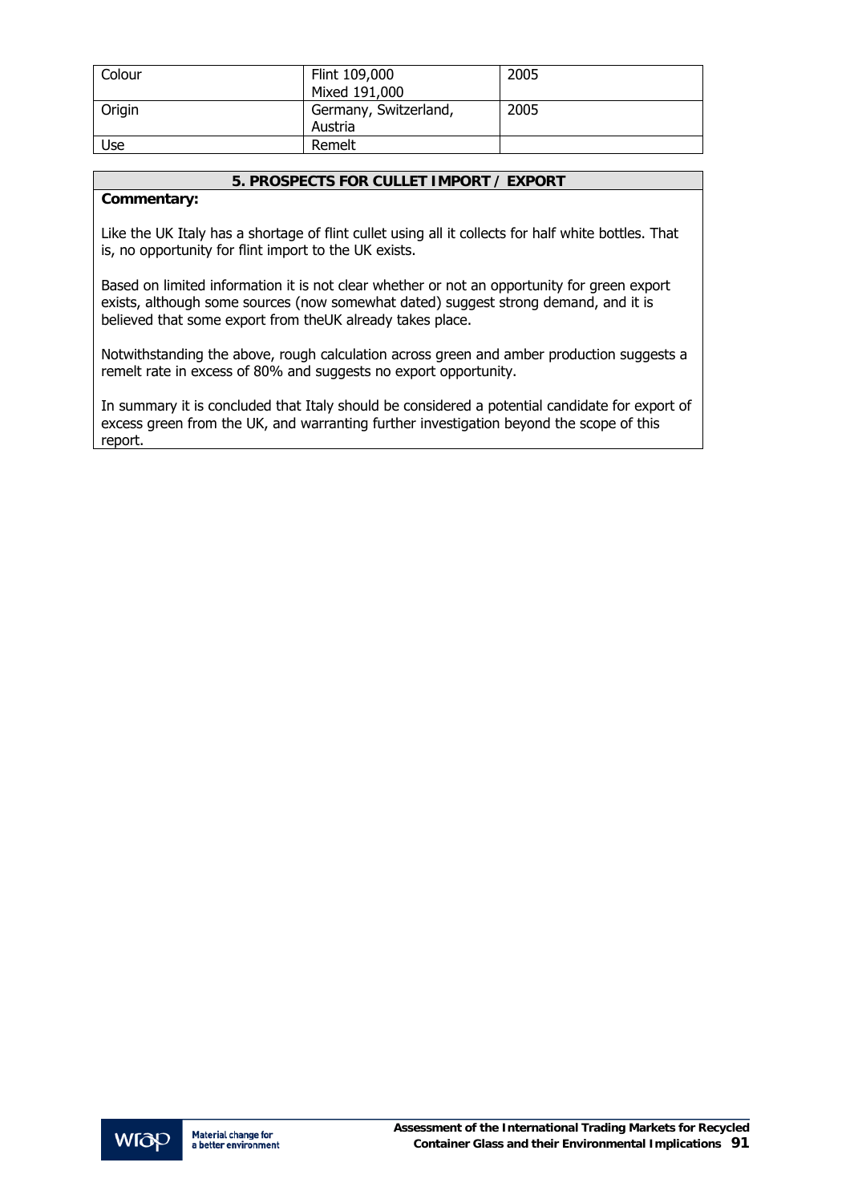| Colour | Flint 109,000<br>Mixed 191,000 | 2005 |
|---|---|---|
| Origin | Germany, Switzerland, Austria | 2005 |
| Use | Remelt | |

| 5. PROSPECTS FOR CULLET IMPORT / EXPORT |
|---|
| **Commentary:**<br><br>Like the UK Italy has a shortage of flint cullet using all it collects for half white bottles. That is, no opportunity for flint import to the UK exists.<br><br>Based on limited information it is not clear whether or not an opportunity for green export exists, although some sources (now somewhat dated) suggest strong demand, and it is believed that some export from theUK already takes place.<br><br>Notwithstanding the above, rough calculation across green and amber production suggests a remelt rate in excess of 80% and suggests no export opportunity.<br><br>In summary it is concluded that Italy should be considered a potential candidate for export of excess green from the UK, and warranting further investigation beyond the scope of this report. |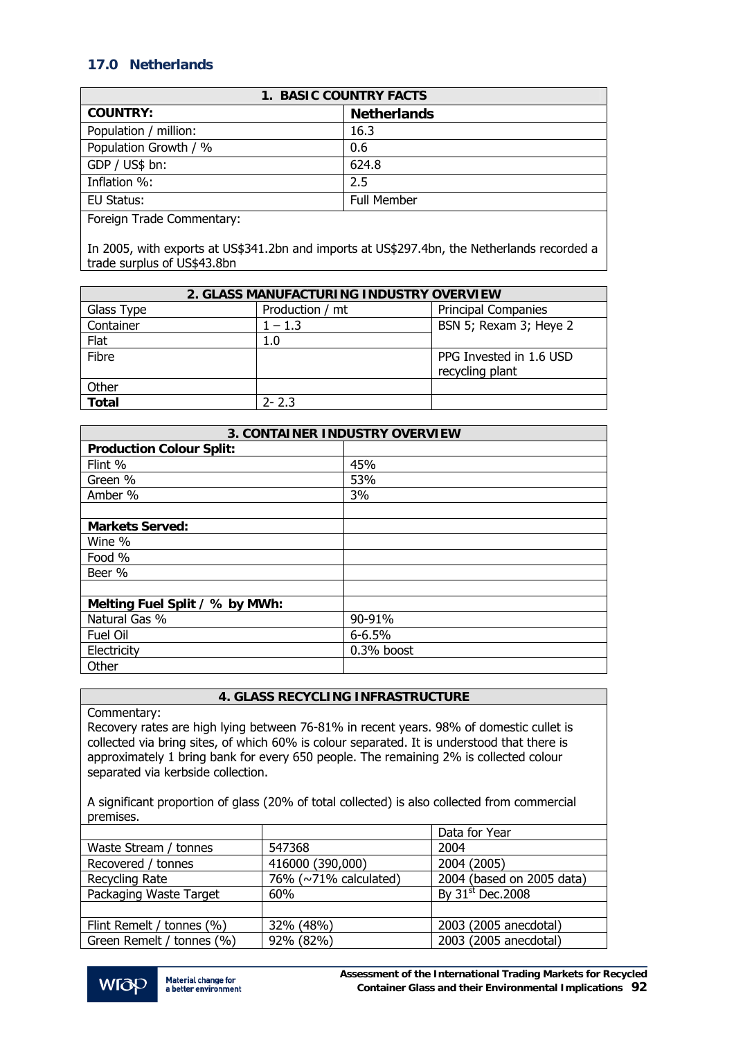## 17.0 Netherlands

| 1. BASIC COUNTRY FACTS | |
|---|---|
| **COUNTRY:** | **Netherlands** |
| Population / million: | 16.3 |
| Population Growth / % | 0.6 |
| GDP / US$ bn: | 624.8 |
| Inflation %: | 2.5 |
| EU Status: | Full Member |
| Foreign Trade Commentary:<br><br>In 2005, with exports at US$341.2bn and imports at US$297.4bn, the Netherlands recorded a trade surplus of US$43.8bn | |

| 2. GLASS MANUFACTURING INDUSTRY OVERVIEW | | |
|---|---|---|
| Glass Type | Production / mt | Principal Companies |
| Container | 1 – 1.3 | BSN 5; Rexam 3; Heye 2 |
| Flat | 1.0 | |
| Fibre | | PPG Invested in 1.6 USD recycling plant |
| Other | | |
| **Total** | 2- 2.3 | |

| 3. CONTAINER INDUSTRY OVERVIEW | |
|---|---|
| **Production Colour Split:** | |
| Flint % | 45% |
| Green % | 53% |
| Amber % | 3% |
| | |
| **Markets Served:** | |
| Wine % | |
| Food % | |
| Beer % | |
| | |
| **Melting Fuel Split / % by MWh:** | |
| Natural Gas % | 90-91% |
| Fuel Oil | 6-6.5% |
| Electricity | 0.3% boost |
| Other | |

| 4. GLASS RECYCLING INFRASTRUCTURE | | |
|---|---|---|
| Commentary:<br>Recovery rates are high lying between 76-81% in recent years. 98% of domestic cullet is collected via bring sites, of which 60% is colour separated. It is understood that there is approximately 1 bring bank for every 650 people. The remaining 2% is collected colour separated via kerbside collection.<br><br>A significant proportion of glass (20% of total collected) is also collected from commercial premises. | | |
| | | Data for Year |
| Waste Stream / tonnes | 547368 | 2004 |
| Recovered / tonnes | 416000 (390,000) | 2004 (2005) |
| Recycling Rate | 76% (~71% calculated) | 2004 (based on 2005 data) |
| Packaging Waste Target | 60% | By 31st Dec.2008 |
| | | |
| Flint Remelt / tonnes (%) | 32% (48%) | 2003 (2005 anecdotal) |
| Green Remelt / tonnes (%) | 92% (82%) | 2003 (2005 anecdotal) |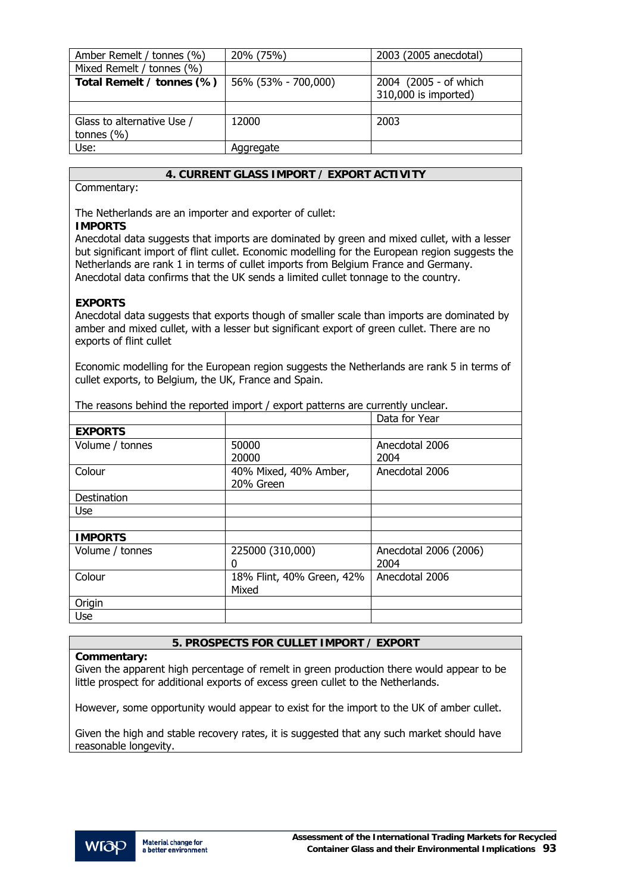| Amber Remelt / tonnes (%) | 20% (75%) | 2003 (2005 anecdotal) |
|---|---|---|
| Mixed Remelt / tonnes (%) | | |
| **Total Remelt / tonnes (%)** | 56% (53% - 700,000) | 2004 (2005 - of which 310,000 is imported) |
| | | |
| Glass to alternative Use / tonnes (%) | 12000 | 2003 |
| Use: | Aggregate | |

## 4. CURRENT GLASS IMPORT / EXPORT ACTIVITY

Commentary:

The Netherlands are an importer and exporter of cullet:

**IMPORTS**

Anecdotal data suggests that imports are dominated by green and mixed cullet, with a lesser but significant import of flint cullet. Economic modelling for the European region suggests the Netherlands are rank 1 in terms of cullet imports from Belgium France and Germany. Anecdotal data confirms that the UK sends a limited cullet tonnage to the country.

**EXPORTS**

Anecdotal data suggests that exports though of smaller scale than imports are dominated by amber and mixed cullet, with a lesser but significant export of green cullet. There are no exports of flint cullet

Economic modelling for the European region suggests the Netherlands are rank 5 in terms of cullet exports, to Belgium, the UK, France and Spain.

The reasons behind the reported import / export patterns are currently unclear.

| | | Data for Year |
|---|---|---|
| **EXPORTS** | | |
| Volume / tonnes | 50000<br>20000 | Anecdotal 2006<br>2004 |
| Colour | 40% Mixed, 40% Amber, 20% Green | Anecdotal 2006 |
| Destination | | |
| Use | | |
| | | |
| **IMPORTS** | | |
| Volume / tonnes | 225000 (310,000)<br>0 | Anecdotal 2006 (2006)<br>2004 |
| Colour | 18% Flint, 40% Green, 42% Mixed | Anecdotal 2006 |
| Origin | | |
| Use | | |

## 5. PROSPECTS FOR CULLET IMPORT / EXPORT

**Commentary:**

Given the apparent high percentage of remelt in green production there would appear to be little prospect for additional exports of excess green cullet to the Netherlands.

However, some opportunity would appear to exist for the import to the UK of amber cullet.

Given the high and stable recovery rates, it is suggested that any such market should have reasonable longevity.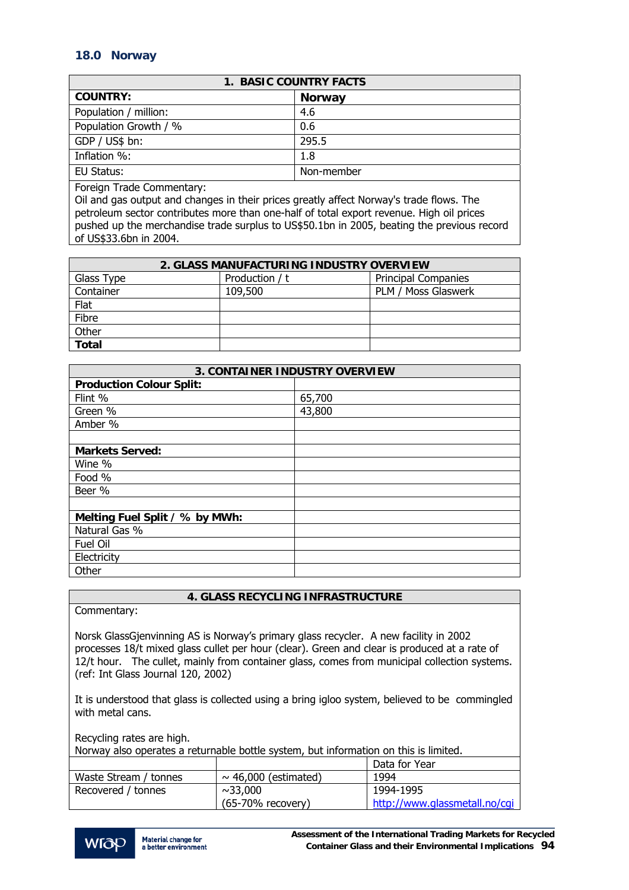## 18.0 Norway

| 1. BASIC COUNTRY FACTS | |
|---|---|
| **COUNTRY:** | **Norway** |
| Population / million: | 4.6 |
| Population Growth / % | 0.6 |
| GDP / US$ bn: | 295.5 |
| Inflation %: | 1.8 |
| EU Status: | Non-member |

Foreign Trade Commentary:
Oil and gas output and changes in their prices greatly affect Norway's trade flows. The petroleum sector contributes more than one-half of total export revenue. High oil prices pushed up the merchandise trade surplus to US$50.1bn in 2005, beating the previous record of US$33.6bn in 2004.

| 2. GLASS MANUFACTURING INDUSTRY OVERVIEW | | |
|---|---|---|
| Glass Type | Production / t | Principal Companies |
| Container | 109,500 | PLM / Moss Glaswerk |
| Flat | | |
| Fibre | | |
| Other | | |
| **Total** | | |

| 3. CONTAINER INDUSTRY OVERVIEW | |
|---|---|
| **Production Colour Split:** | |
| Flint % | 65,700 |
| Green % | 43,800 |
| Amber % | |
| | |
| **Markets Served:** | |
| Wine % | |
| Food % | |
| Beer % | |
| | |
| **Melting Fuel Split / % by MWh:** | |
| Natural Gas % | |
| Fuel Oil | |
| Electricity | |
| Other | |

**4. GLASS RECYCLING INFRASTRUCTURE**

Commentary:

Norsk GlassGjenvinning AS is Norway's primary glass recycler. A new facility in 2002 processes 18/t mixed glass cullet per hour (clear). Green and clear is produced at a rate of 12/t hour. The cullet, mainly from container glass, comes from municipal collection systems. (ref: Int Glass Journal 120, 2002)

It is understood that glass is collected using a bring igloo system, believed to be commingled with metal cans.

Recycling rates are high.
Norway also operates a returnable bottle system, but information on this is limited.

| | | Data for Year |
|---|---|---|
| Waste Stream / tonnes | ~ 46,000 (estimated) | 1994 |
| Recovered / tonnes | ~33,000 (65-70% recovery) | 1994-1995 http://www.glassmetall.no/cgi |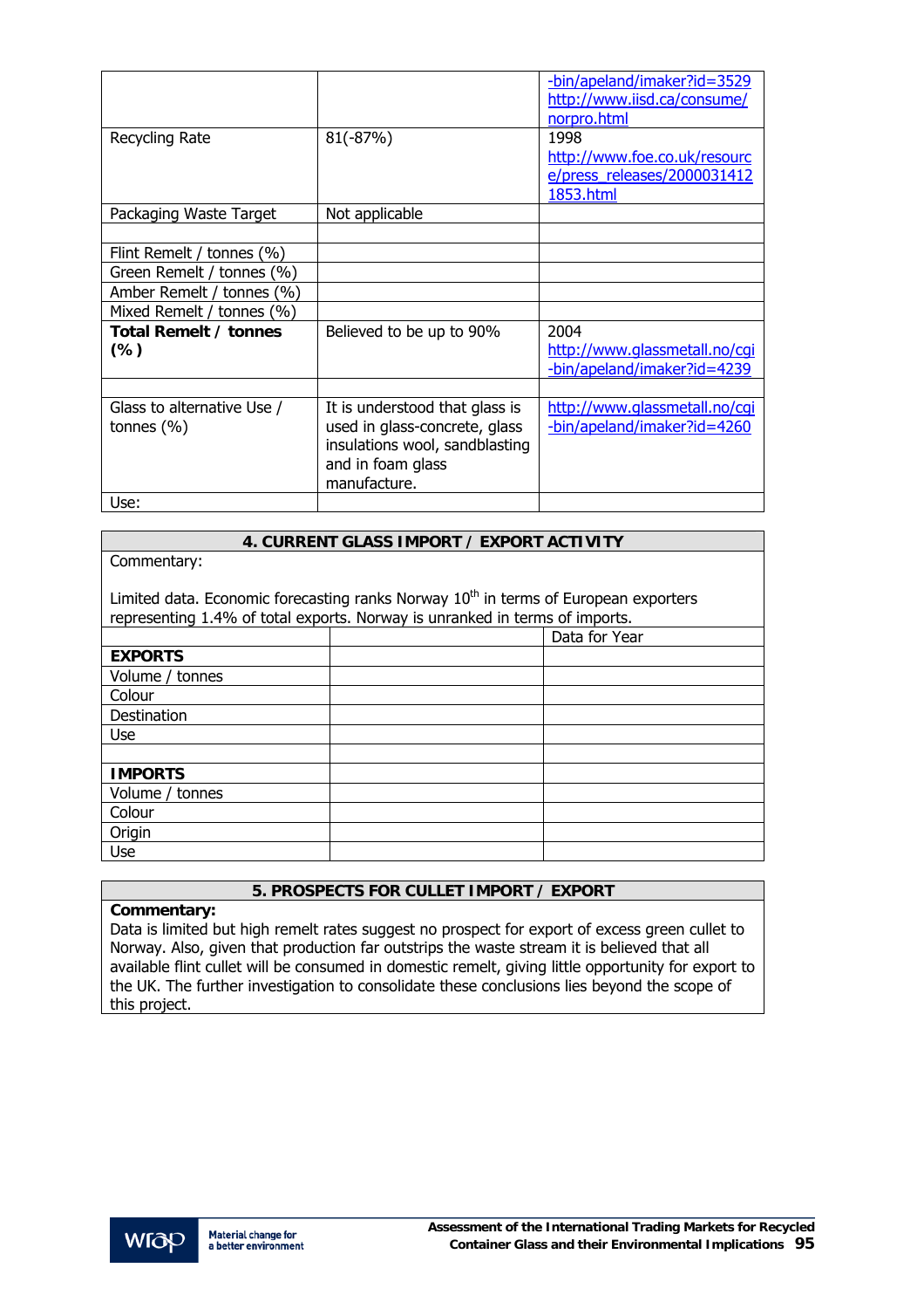| | | |
|---|---|---|
| | | -bin/apeland/imaker?id=3529 http://www.iisd.ca/consume/norpro.html |
| Recycling Rate | 81(-87%) | 1998 http://www.foe.co.uk/resource/press_releases/20000314121853.html |
| Packaging Waste Target | Not applicable | |
| | | |
| Flint Remelt / tonnes (%) | | |
| Green Remelt / tonnes (%) | | |
| Amber Remelt / tonnes (%) | | |
| Mixed Remelt / tonnes (%) | | |
| **Total Remelt / tonnes (%)** | Believed to be up to 90% | 2004 http://www.glassmetall.no/cgi-bin/apeland/imaker?id=4239 |
| | | |
| Glass to alternative Use / tonnes (%) | It is understood that glass is used in glass-concrete, glass insulations wool, sandblasting and in foam glass manufacture. | http://www.glassmetall.no/cgi-bin/apeland/imaker?id=4260 |
| Use: | | |

| **4. CURRENT GLASS IMPORT / EXPORT ACTIVITY** | | |
|---|---|---|
| Commentary:<br><br>Limited data. Economic forecasting ranks Norway 10th in terms of European exporters representing 1.4% of total exports. Norway is unranked in terms of imports. | | |
| | | Data for Year |
| **EXPORTS** | | |
| Volume / tonnes | | |
| Colour | | |
| Destination | | |
| Use | | |
| | | |
| **IMPORTS** | | |
| Volume / tonnes | | |
| Colour | | |
| Origin | | |
| Use | | |

| **5. PROSPECTS FOR CULLET IMPORT / EXPORT** |
|---|
| **Commentary:**<br>Data is limited but high remelt rates suggest no prospect for export of excess green cullet to Norway. Also, given that production far outstrips the waste stream it is believed that all available flint cullet will be consumed in domestic remelt, giving little opportunity for export to the UK. The further investigation to consolidate these conclusions lies beyond the scope of this project. |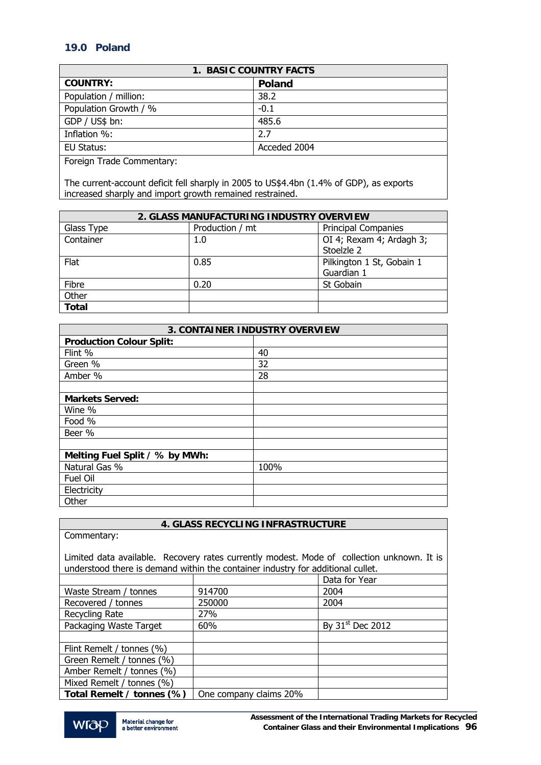## 19.0 Poland

| 1. BASIC COUNTRY FACTS | |
|---|---|
| **COUNTRY:** | **Poland** |
| Population / million: | 38.2 |
| Population Growth / % | -0.1 |
| GDP / US$ bn: | 485.6 |
| Inflation %: | 2.7 |
| EU Status: | Acceded 2004 |
| Foreign Trade Commentary:<br><br>The current-account deficit fell sharply in 2005 to US$4.4bn (1.4% of GDP), as exports increased sharply and import growth remained restrained. | |

| 2. GLASS MANUFACTURING INDUSTRY OVERVIEW | | |
|---|---|---|
| Glass Type | Production / mt | Principal Companies |
| Container | 1.0 | OI 4; Rexam 4; Ardagh 3; Stoelzle 2 |
| Flat | 0.85 | Pilkington 1 St, Gobain 1 Guardian 1 |
| Fibre | 0.20 | St Gobain |
| Other | | |
| **Total** | | |

| 3. CONTAINER INDUSTRY OVERVIEW | |
|---|---|
| **Production Colour Split:** | |
| Flint % | 40 |
| Green % | 32 |
| Amber % | 28 |
| | |
| **Markets Served:** | |
| Wine % | |
| Food % | |
| Beer % | |
| | |
| **Melting Fuel Split / % by MWh:** | |
| Natural Gas % | 100% |
| Fuel Oil | |
| Electricity | |
| Other | |

| 4. GLASS RECYCLING INFRASTRUCTURE | | |
|---|---|---|
| Commentary:<br><br>Limited data available. Recovery rates currently modest. Mode of collection unknown. It is understood there is demand within the container industry for additional cullet. | | |
| | | Data for Year |
| Waste Stream / tonnes | 914700 | 2004 |
| Recovered / tonnes | 250000 | 2004 |
| Recycling Rate | 27% | |
| Packaging Waste Target | 60% | By 31st Dec 2012 |
| | | |
| Flint Remelt / tonnes (%) | | |
| Green Remelt / tonnes (%) | | |
| Amber Remelt / tonnes (%) | | |
| Mixed Remelt / tonnes (%) | | |
| **Total Remelt / tonnes (%)** | One company claims 20% | |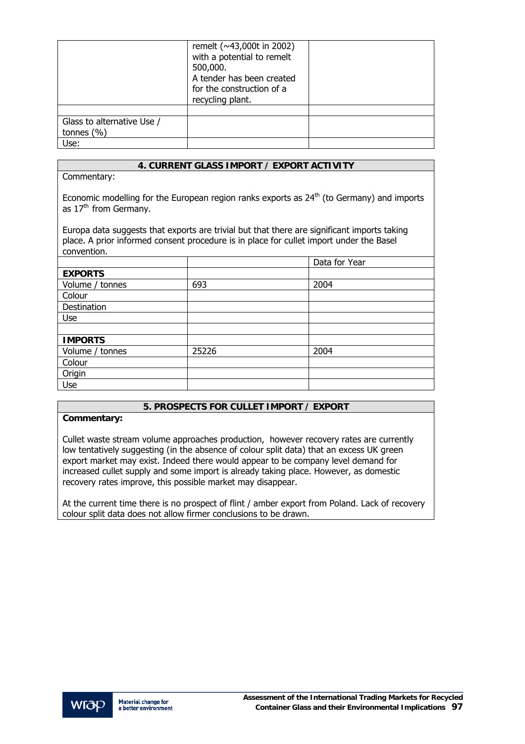| | | |
|---|---|---|
| | remelt (~43,000t in 2002) with a potential to remelt 500,000.<br>A tender has been created for the construction of a recycling plant. | |
| | | |
| Glass to alternative Use / tonnes (%) | | |
| Use: | | |

## 4. CURRENT GLASS IMPORT / EXPORT ACTIVITY

Commentary:

Economic modelling for the European region ranks exports as 24th (to Germany) and imports as 17th from Germany.

Europa data suggests that exports are trivial but that there are significant imports taking place. A prior informed consent procedure is in place for cullet import under the Basel convention.

| | | Data for Year |
|---|---|---|
| **EXPORTS** | | |
| Volume / tonnes | 693 | 2004 |
| Colour | | |
| Destination | | |
| Use | | |
| | | |
| **IMPORTS** | | |
| Volume / tonnes | 25226 | 2004 |
| Colour | | |
| Origin | | |
| Use | | |

## 5. PROSPECTS FOR CULLET IMPORT / EXPORT

**Commentary:**

Cullet waste stream volume approaches production, however recovery rates are currently low tentatively suggesting (in the absence of colour split data) that an excess UK green export market may exist. Indeed there would appear to be company level demand for increased cullet supply and some import is already taking place. However, as domestic recovery rates improve, this possible market may disappear.

At the current time there is no prospect of flint / amber export from Poland. Lack of recovery colour split data does not allow firmer conclusions to be drawn.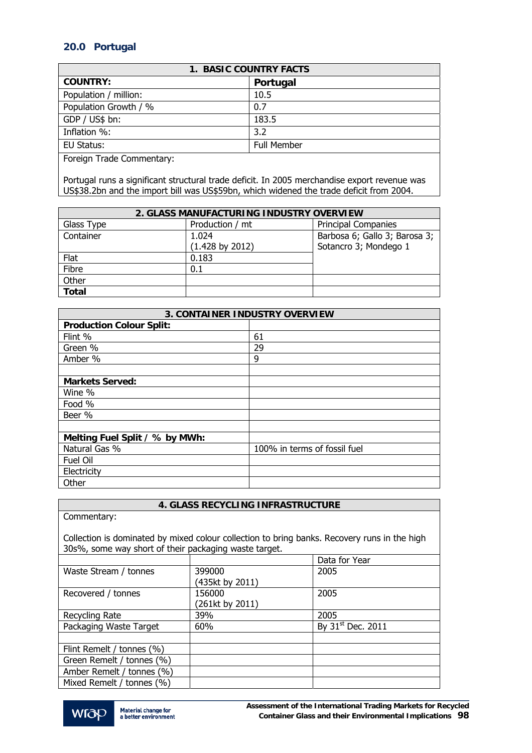## 20.0 Portugal

| 1. BASIC COUNTRY FACTS | |
|---|---|
| **COUNTRY:** | **Portugal** |
| Population / million: | 10.5 |
| Population Growth / % | 0.7 |
| GDP / US$ bn: | 183.5 |
| Inflation %: | 3.2 |
| EU Status: | Full Member |
| Foreign Trade Commentary:<br><br>Portugal runs a significant structural trade deficit. In 2005 merchandise export revenue was US$38.2bn and the import bill was US$59bn, which widened the trade deficit from 2004. | |

| 2. GLASS MANUFACTURING INDUSTRY OVERVIEW | | |
|---|---|---|
| Glass Type | Production / mt | Principal Companies |
| Container | 1.024<br>(1.428 by 2012) | Barbosa 6; Gallo 3; Barosa 3; Sotancro 3; Mondego 1 |
| Flat | 0.183 | |
| Fibre | 0.1 | |
| Other | | |
| **Total** | | |

| 3. CONTAINER INDUSTRY OVERVIEW | |
|---|---|
| **Production Colour Split:** | |
| Flint % | 61 |
| Green % | 29 |
| Amber % | 9 |
| | |
| **Markets Served:** | |
| Wine % | |
| Food % | |
| Beer % | |
| | |
| **Melting Fuel Split / % by MWh:** | |
| Natural Gas % | 100% in terms of fossil fuel |
| Fuel Oil | |
| Electricity | |
| Other | |

| 4. GLASS RECYCLING INFRASTRUCTURE | | |
|---|---|---|
| Commentary:<br><br>Collection is dominated by mixed colour collection to bring banks. Recovery runs in the high 30s%, some way short of their packaging waste target. | | |
| | | Data for Year |
| Waste Stream / tonnes | 399000<br>(435kt by 2011) | 2005 |
| Recovered / tonnes | 156000<br>(261kt by 2011) | 2005 |
| Recycling Rate | 39% | 2005 |
| Packaging Waste Target | 60% | By 31st Dec. 2011 |
| | | |
| Flint Remelt / tonnes (%) | | |
| Green Remelt / tonnes (%) | | |
| Amber Remelt / tonnes (%) | | |
| Mixed Remelt / tonnes (%) | | |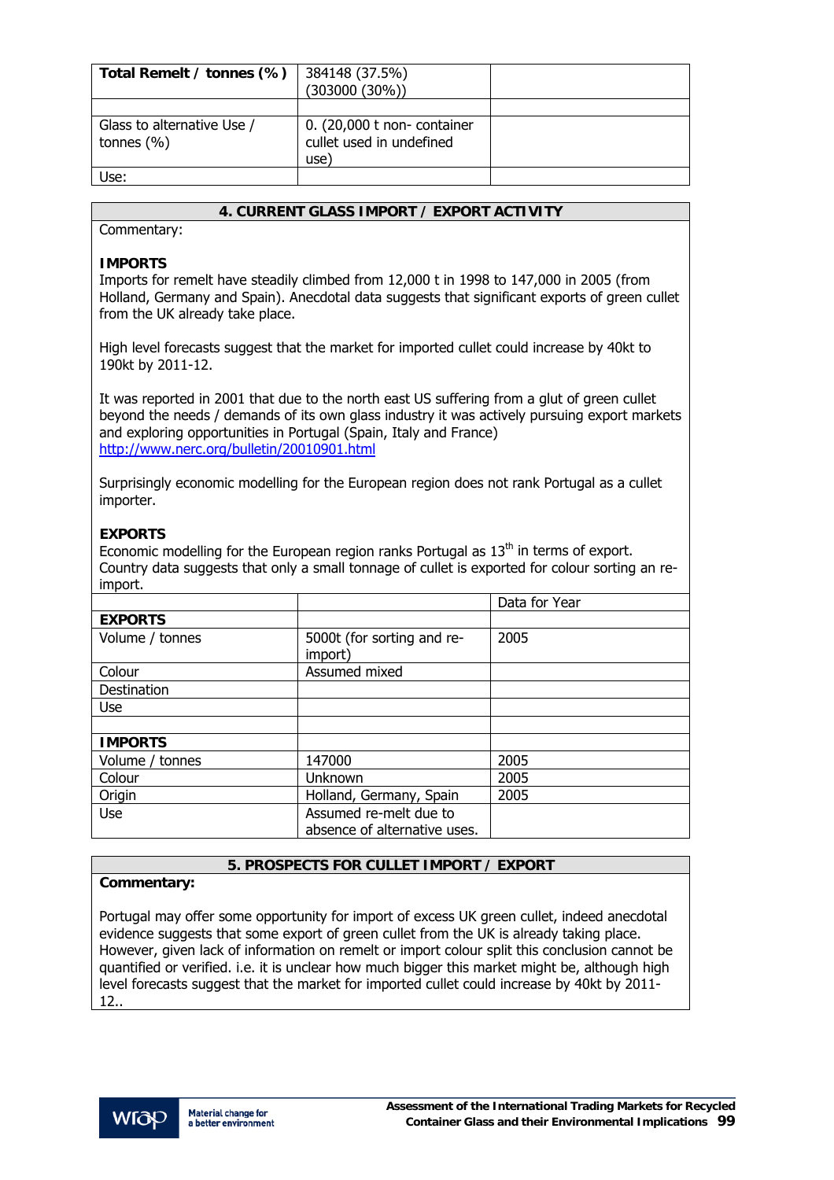| Total Remelt / tonnes (%) | 384148 (37.5%)<br>(303000 (30%)) | |
|---|---|---|
| | | |
| Glass to alternative Use / tonnes (%) | 0. (20,000 t non- container cullet used in undefined use) | |
| Use: | | |

## 4. CURRENT GLASS IMPORT / EXPORT ACTIVITY

Commentary:

**IMPORTS**

Imports for remelt have steadily climbed from 12,000 t in 1998 to 147,000 in 2005 (from Holland, Germany and Spain). Anecdotal data suggests that significant exports of green cullet from the UK already take place.

High level forecasts suggest that the market for imported cullet could increase by 40kt to 190kt by 2011-12.

It was reported in 2001 that due to the north east US suffering from a glut of green cullet beyond the needs / demands of its own glass industry it was actively pursuing export markets and exploring opportunities in Portugal (Spain, Italy and France) http://www.nerc.org/bulletin/20010901.html

Surprisingly economic modelling for the European region does not rank Portugal as a cullet importer.

**EXPORTS**

Economic modelling for the European region ranks Portugal as 13th in terms of export. Country data suggests that only a small tonnage of cullet is exported for colour sorting an re-import.

| | | Data for Year |
|---|---|---|
| **EXPORTS** | | |
| Volume / tonnes | 5000t (for sorting and re-import) | 2005 |
| Colour | Assumed mixed | |
| Destination | | |
| Use | | |
| | | |
| **IMPORTS** | | |
| Volume / tonnes | 147000 | 2005 |
| Colour | Unknown | 2005 |
| Origin | Holland, Germany, Spain | 2005 |
| Use | Assumed re-melt due to absence of alternative uses. | |

## 5. PROSPECTS FOR CULLET IMPORT / EXPORT

**Commentary:**

Portugal may offer some opportunity for import of excess UK green cullet, indeed anecdotal evidence suggests that some export of green cullet from the UK is already taking place. However, given lack of information on remelt or import colour split this conclusion cannot be quantified or verified. i.e. it is unclear how much bigger this market might be, although high level forecasts suggest that the market for imported cullet could increase by 40kt by 2011-12..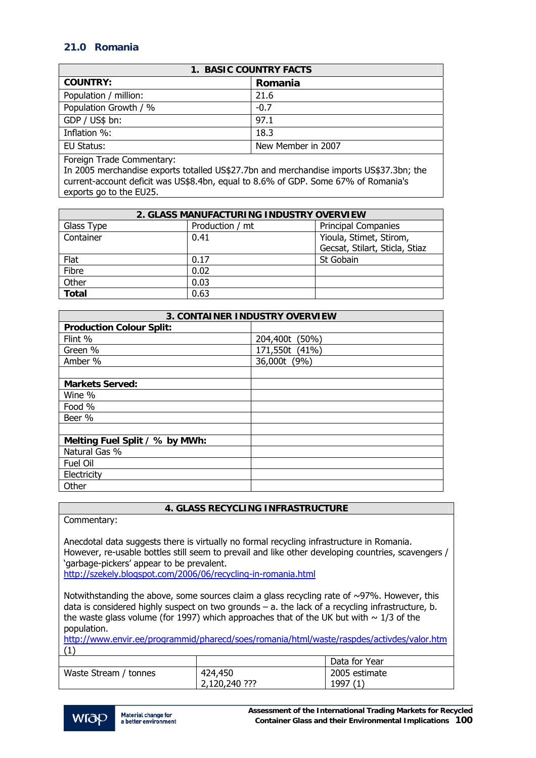## 21.0 Romania

| 1. BASIC COUNTRY FACTS | |
|---|---|
| **COUNTRY:** | **Romania** |
| Population / million: | 21.6 |
| Population Growth / % | -0.7 |
| GDP / US$ bn: | 97.1 |
| Inflation %: | 18.3 |
| EU Status: | New Member in 2007 |
| Foreign Trade Commentary: In 2005 merchandise exports totalled US$27.7bn and merchandise imports US$37.3bn; the current-account deficit was US$8.4bn, equal to 8.6% of GDP. Some 67% of Romania's exports go to the EU25. | |

| 2. GLASS MANUFACTURING INDUSTRY OVERVIEW | | |
|---|---|---|
| Glass Type | Production / mt | Principal Companies |
| Container | 0.41 | Yioula, Stimet, Stirom, Gecsat, Stilart, Sticla, Stiaz |
| Flat | 0.17 | St Gobain |
| Fibre | 0.02 | |
| Other | 0.03 | |
| **Total** | 0.63 | |

| 3. CONTAINER INDUSTRY OVERVIEW | |
|---|---|
| **Production Colour Split:** | |
| Flint % | 204,400t (50%) |
| Green % | 171,550t (41%) |
| Amber % | 36,000t (9%) |
| | |
| **Markets Served:** | |
| Wine % | |
| Food % | |
| Beer % | |
| | |
| **Melting Fuel Split / % by MWh:** | |
| Natural Gas % | |
| Fuel Oil | |
| Electricity | |
| Other | |

**4. GLASS RECYCLING INFRASTRUCTURE**

Commentary:

Anecdotal data suggests there is virtually no formal recycling infrastructure in Romania. However, re-usable bottles still seem to prevail and like other developing countries, scavengers / 'garbage-pickers' appear to be prevalent.
http://szekely.blogspot.com/2006/06/recycling-in-romania.html

Notwithstanding the above, some sources claim a glass recycling rate of ~97%. However, this data is considered highly suspect on two grounds – a. the lack of a recycling infrastructure, b. the waste glass volume (for 1997) which approaches that of the UK but with ~ 1/3 of the population.
http://www.envir.ee/programmid/pharecd/soes/romania/html/waste/raspdes/activdes/valor.htm
(1)

| | | Data for Year |
|---|---|---|
| Waste Stream / tonnes | 424,450<br>2,120,240 ??? | 2005 estimate<br>1997 (1) |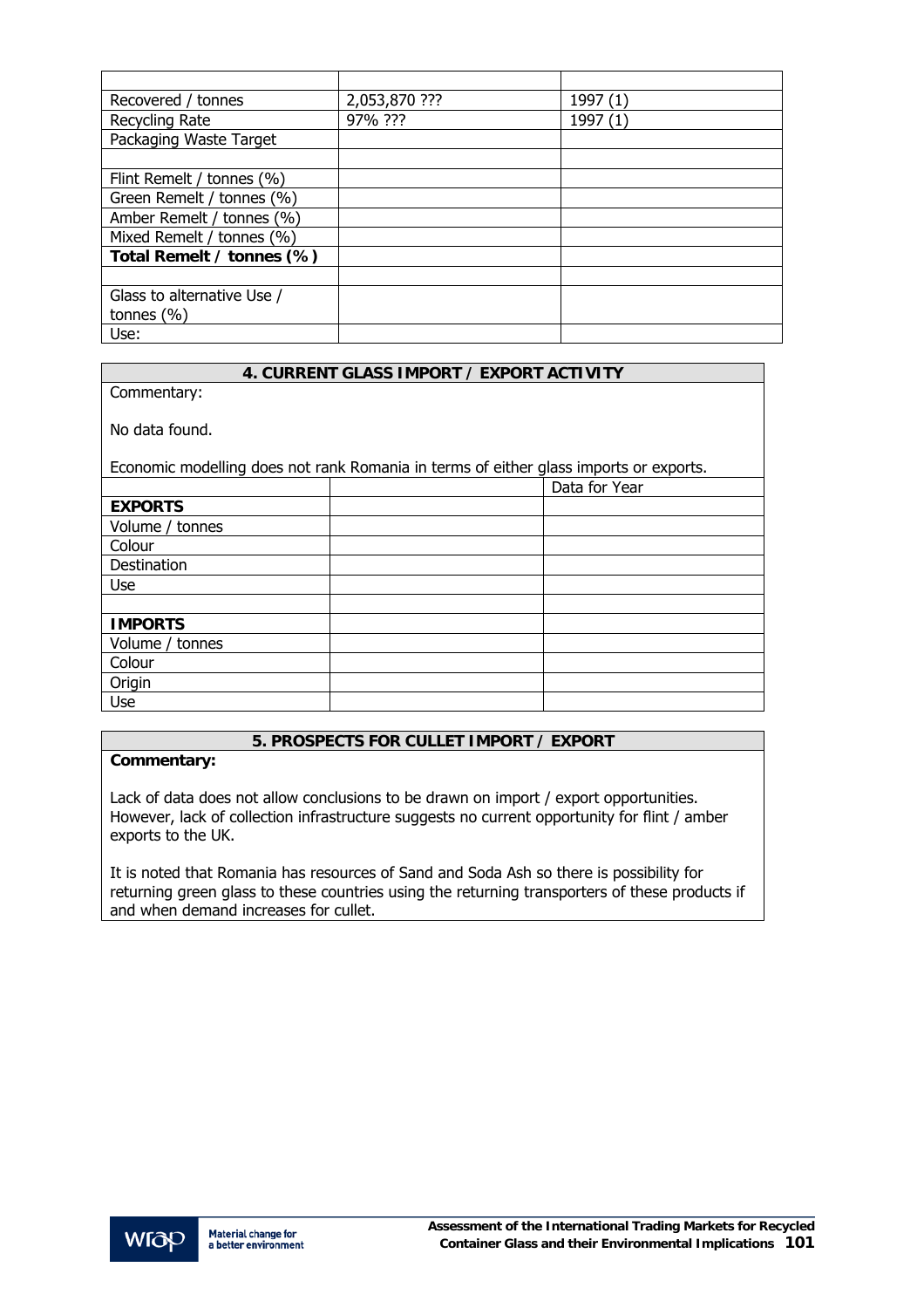| | | |
|---|---|---|
| Recovered / tonnes | 2,053,870 ??? | 1997 (1) |
| Recycling Rate | 97% ??? | 1997 (1) |
| Packaging Waste Target | | |
| | | |
| Flint Remelt / tonnes (%) | | |
| Green Remelt / tonnes (%) | | |
| Amber Remelt / tonnes (%) | | |
| Mixed Remelt / tonnes (%) | | |
| **Total Remelt / tonnes (%)** | | |
| | | |
| Glass to alternative Use / tonnes (%) | | |
| Use: | | |

## 4. CURRENT GLASS IMPORT / EXPORT ACTIVITY

Commentary:

No data found.

Economic modelling does not rank Romania in terms of either glass imports or exports.

| | | Data for Year |
|---|---|---|
| **EXPORTS** | | |
| Volume / tonnes | | |
| Colour | | |
| Destination | | |
| Use | | |
| | | |
| **IMPORTS** | | |
| Volume / tonnes | | |
| Colour | | |
| Origin | | |
| Use | | |

## 5. PROSPECTS FOR CULLET IMPORT / EXPORT

**Commentary:**

Lack of data does not allow conclusions to be drawn on import / export opportunities. However, lack of collection infrastructure suggests no current opportunity for flint / amber exports to the UK.

It is noted that Romania has resources of Sand and Soda Ash so there is possibility for returning green glass to these countries using the returning transporters of these products if and when demand increases for cullet.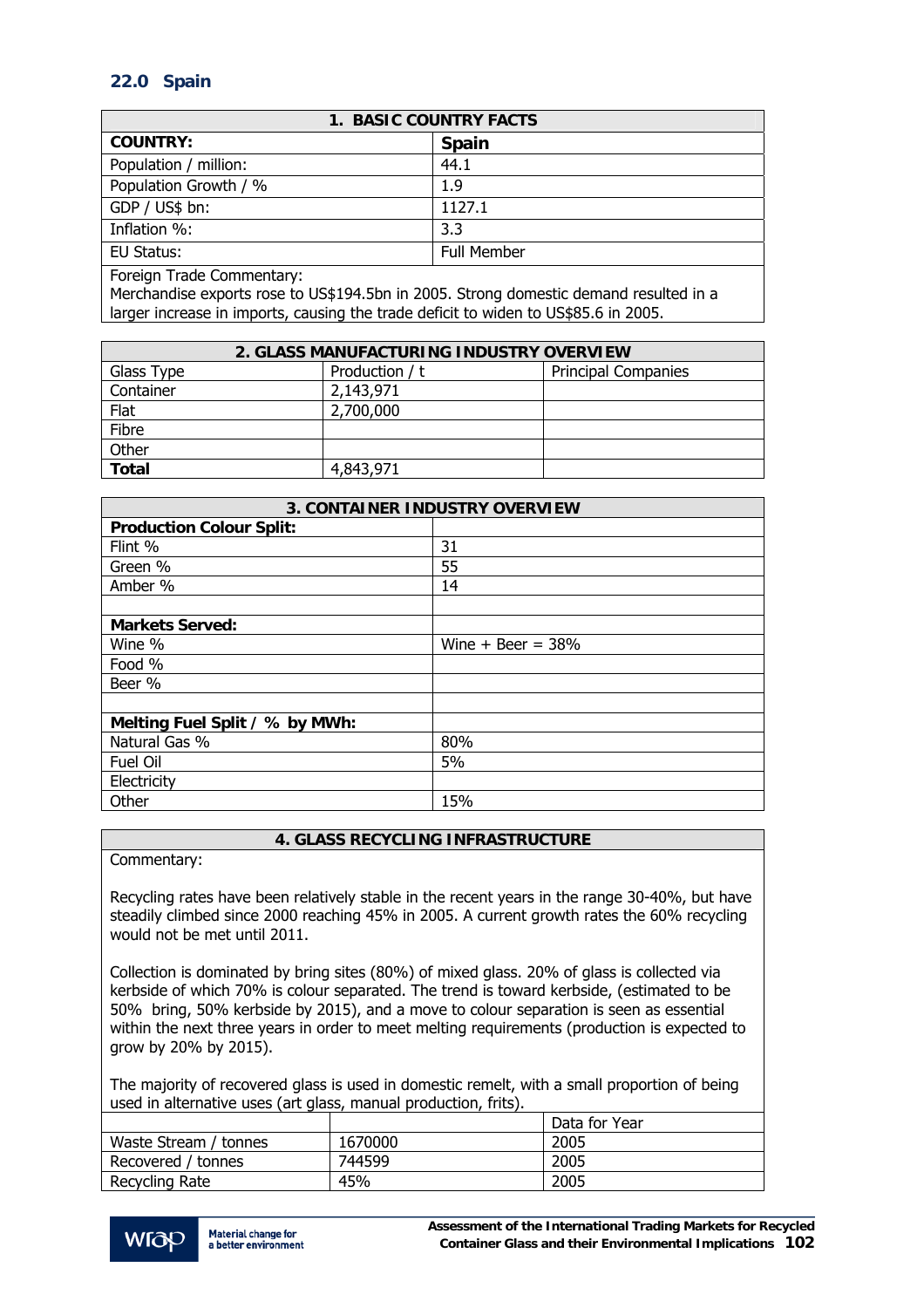## 22.0 Spain

| 1. BASIC COUNTRY FACTS | |
|---|---|
| **COUNTRY:** | **Spain** |
| Population / million: | 44.1 |
| Population Growth / % | 1.9 |
| GDP / US$ bn: | 1127.1 |
| Inflation %: | 3.3 |
| EU Status: | Full Member |

Foreign Trade Commentary:
Merchandise exports rose to US$194.5bn in 2005. Strong domestic demand resulted in a larger increase in imports, causing the trade deficit to widen to US$85.6 in 2005.

| 2. GLASS MANUFACTURING INDUSTRY OVERVIEW | | |
|---|---|---|
| Glass Type | Production / t | Principal Companies |
| Container | 2,143,971 | |
| Flat | 2,700,000 | |
| Fibre | | |
| Other | | |
| **Total** | 4,843,971 | |

| 3. CONTAINER INDUSTRY OVERVIEW | |
|---|---|
| **Production Colour Split:** | |
| Flint % | 31 |
| Green % | 55 |
| Amber % | 14 |
| | |
| **Markets Served:** | |
| Wine % | Wine + Beer = 38% |
| Food % | |
| Beer % | |
| | |
| **Melting Fuel Split / % by MWh:** | |
| Natural Gas % | 80% |
| Fuel Oil | 5% |
| Electricity | |
| Other | 15% |

**4. GLASS RECYCLING INFRASTRUCTURE**

Commentary:

Recycling rates have been relatively stable in the recent years in the range 30-40%, but have steadily climbed since 2000 reaching 45% in 2005. A current growth rates the 60% recycling would not be met until 2011.

Collection is dominated by bring sites (80%) of mixed glass. 20% of glass is collected via kerbside of which 70% is colour separated. The trend is toward kerbside, (estimated to be 50% bring, 50% kerbside by 2015), and a move to colour separation is seen as essential within the next three years in order to meet melting requirements (production is expected to grow by 20% by 2015).

The majority of recovered glass is used in domestic remelt, with a small proportion of being used in alternative uses (art glass, manual production, frits).

| | | Data for Year |
|---|---|---|
| Waste Stream / tonnes | 1670000 | 2005 |
| Recovered / tonnes | 744599 | 2005 |
| Recycling Rate | 45% | 2005 |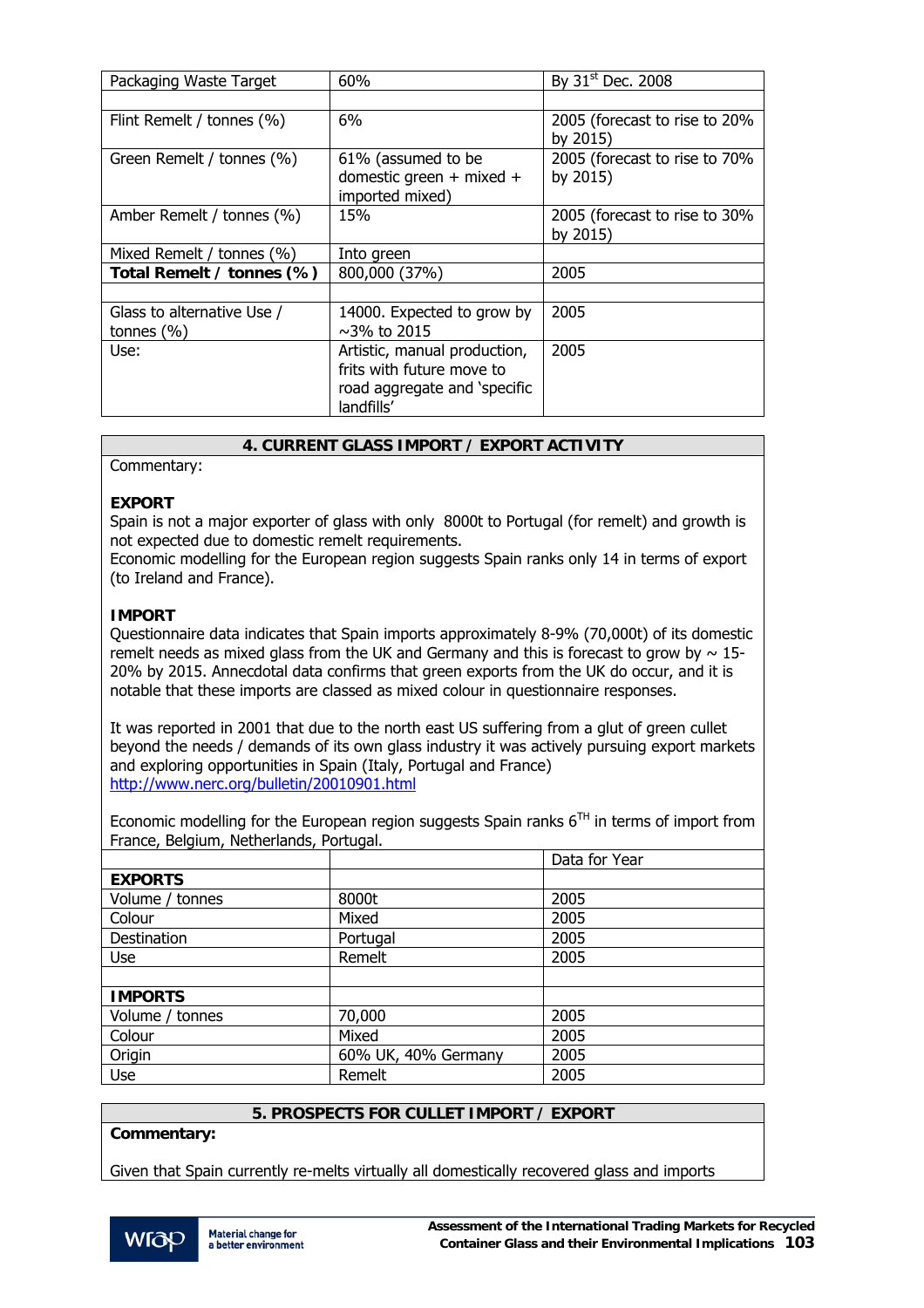| Packaging Waste Target | 60% | By 31st Dec. 2008 |
|---|---|---|
| | | |
| Flint Remelt / tonnes (%) | 6% | 2005 (forecast to rise to 20% by 2015) |
| Green Remelt / tonnes (%) | 61% (assumed to be domestic green + mixed + imported mixed) | 2005 (forecast to rise to 70% by 2015) |
| Amber Remelt / tonnes (%) | 15% | 2005 (forecast to rise to 30% by 2015) |
| Mixed Remelt / tonnes (%) | Into green | |
| **Total Remelt / tonnes (%)** | 800,000 (37%) | 2005 |
| | | |
| Glass to alternative Use / tonnes (%) | 14000. Expected to grow by ~3% to 2015 | 2005 |
| Use: | Artistic, manual production, frits with future move to road aggregate and 'specific landfills' | 2005 |

## 4. CURRENT GLASS IMPORT / EXPORT ACTIVITY

Commentary:

**EXPORT**

Spain is not a major exporter of glass with only 8000t to Portugal (for remelt) and growth is not expected due to domestic remelt requirements.

Economic modelling for the European region suggests Spain ranks only 14 in terms of export (to Ireland and France).

**IMPORT**

Questionnaire data indicates that Spain imports approximately 8-9% (70,000t) of its domestic remelt needs as mixed glass from the UK and Germany and this is forecast to grow by ~ 15-20% by 2015. Annecdotal data confirms that green exports from the UK do occur, and it is notable that these imports are classed as mixed colour in questionnaire responses.

It was reported in 2001 that due to the north east US suffering from a glut of green cullet beyond the needs / demands of its own glass industry it was actively pursuing export markets and exploring opportunities in Spain (Italy, Portugal and France)
http://www.nerc.org/bulletin/20010901.html

Economic modelling for the European region suggests Spain ranks 6TH in terms of import from France, Belgium, Netherlands, Portugal.

| | | Data for Year |
|---|---|---|
| **EXPORTS** | | |
| Volume / tonnes | 8000t | 2005 |
| Colour | Mixed | 2005 |
| Destination | Portugal | 2005 |
| Use | Remelt | 2005 |
| | | |
| **IMPORTS** | | |
| Volume / tonnes | 70,000 | 2005 |
| Colour | Mixed | 2005 |
| Origin | 60% UK, 40% Germany | 2005 |
| Use | Remelt | 2005 |

## 5. PROSPECTS FOR CULLET IMPORT / EXPORT

**Commentary:**

Given that Spain currently re-melts virtually all domestically recovered glass and imports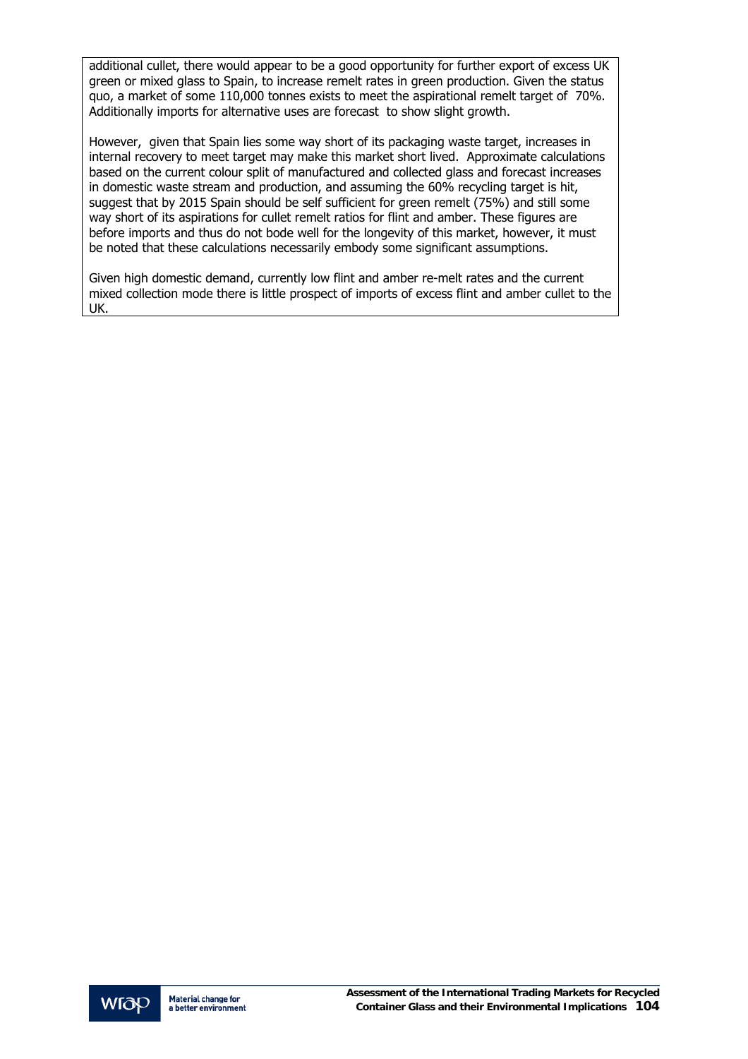additional cullet, there would appear to be a good opportunity for further export of excess UK green or mixed glass to Spain, to increase remelt rates in green production. Given the status quo, a market of some 110,000 tonnes exists to meet the aspirational remelt target of 70%. Additionally imports for alternative uses are forecast to show slight growth.

However, given that Spain lies some way short of its packaging waste target, increases in internal recovery to meet target may make this market short lived. Approximate calculations based on the current colour split of manufactured and collected glass and forecast increases in domestic waste stream and production, and assuming the 60% recycling target is hit, suggest that by 2015 Spain should be self sufficient for green remelt (75%) and still some way short of its aspirations for cullet remelt ratios for flint and amber. These figures are before imports and thus do not bode well for the longevity of this market, however, it must be noted that these calculations necessarily embody some significant assumptions.

Given high domestic demand, currently low flint and amber re-melt rates and the current mixed collection mode there is little prospect of imports of excess flint and amber cullet to the UK.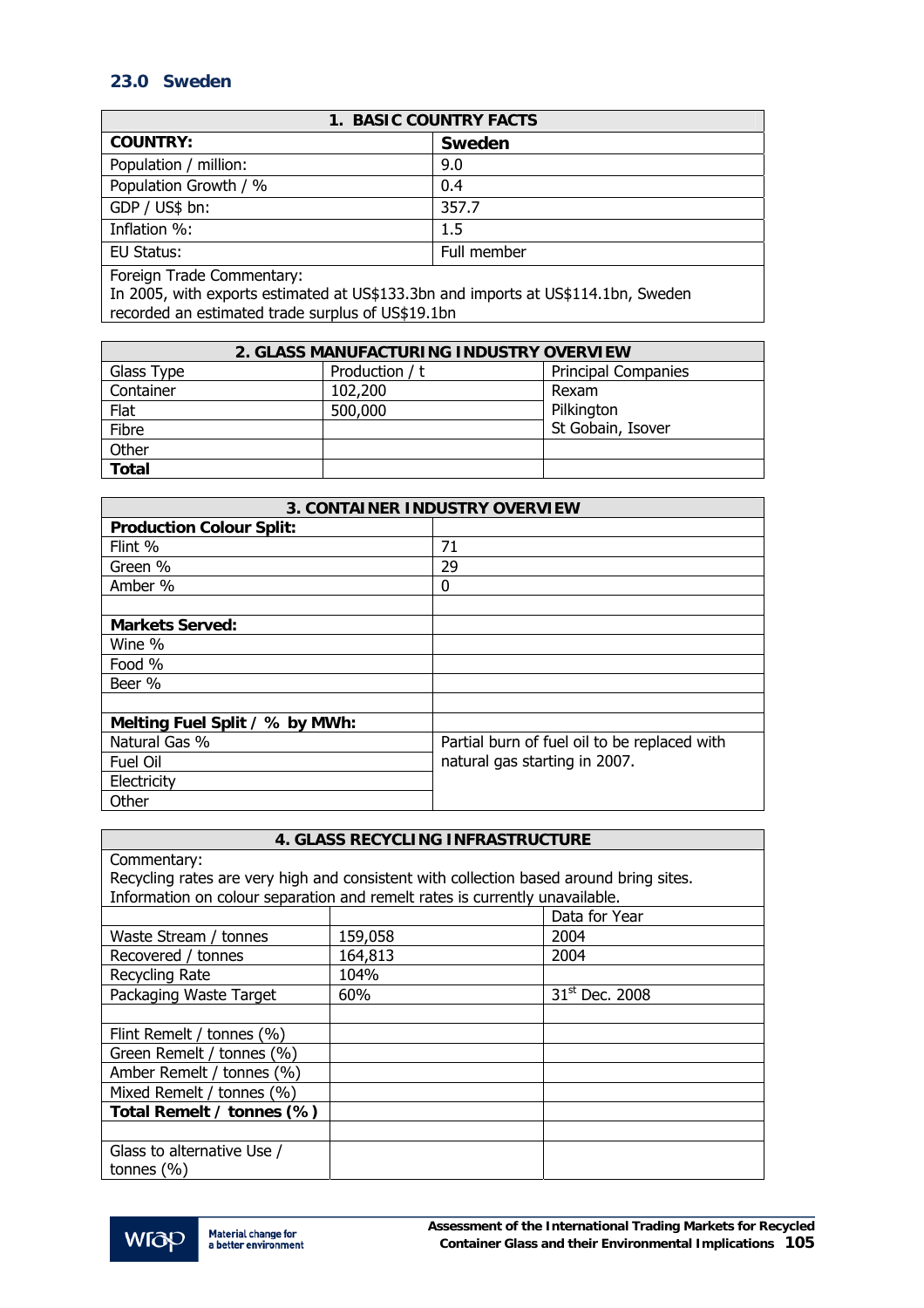## 23.0 Sweden

| 1. BASIC COUNTRY FACTS | |
|---|---|
| **COUNTRY:** | **Sweden** |
| Population / million: | 9.0 |
| Population Growth / % | 0.4 |
| GDP / US$ bn: | 357.7 |
| Inflation %: | 1.5 |
| EU Status: | Full member |
| Foreign Trade Commentary: In 2005, with exports estimated at US$133.3bn and imports at US$114.1bn, Sweden recorded an estimated trade surplus of US$19.1bn | |

| 2. GLASS MANUFACTURING INDUSTRY OVERVIEW | | |
|---|---|---|
| Glass Type | Production / t | Principal Companies |
| Container | 102,200 | Rexam |
| Flat | 500,000 | Pilkington |
| Fibre | | St Gobain, Isover |
| Other | | |
| **Total** | | |

| 3. CONTAINER INDUSTRY OVERVIEW | |
|---|---|
| **Production Colour Split:** | |
| Flint % | 71 |
| Green % | 29 |
| Amber % | 0 |
| | |
| **Markets Served:** | |
| Wine % | |
| Food % | |
| Beer % | |
| | |
| **Melting Fuel Split / % by MWh:** | |
| Natural Gas % | Partial burn of fuel oil to be replaced with natural gas starting in 2007. |
| Fuel Oil | |
| Electricity | |
| Other | |

| 4. GLASS RECYCLING INFRASTRUCTURE | | |
|---|---|---|
| Commentary: Recycling rates are very high and consistent with collection based around bring sites. Information on colour separation and remelt rates is currently unavailable. | | |
| | | Data for Year |
| Waste Stream / tonnes | 159,058 | 2004 |
| Recovered / tonnes | 164,813 | 2004 |
| Recycling Rate | 104% | |
| Packaging Waste Target | 60% | 31st Dec. 2008 |
| | | |
| Flint Remelt / tonnes (%) | | |
| Green Remelt / tonnes (%) | | |
| Amber Remelt / tonnes (%) | | |
| Mixed Remelt / tonnes (%) | | |
| **Total Remelt / tonnes (%)** | | |
| | | |
| Glass to alternative Use / tonnes (%) | | |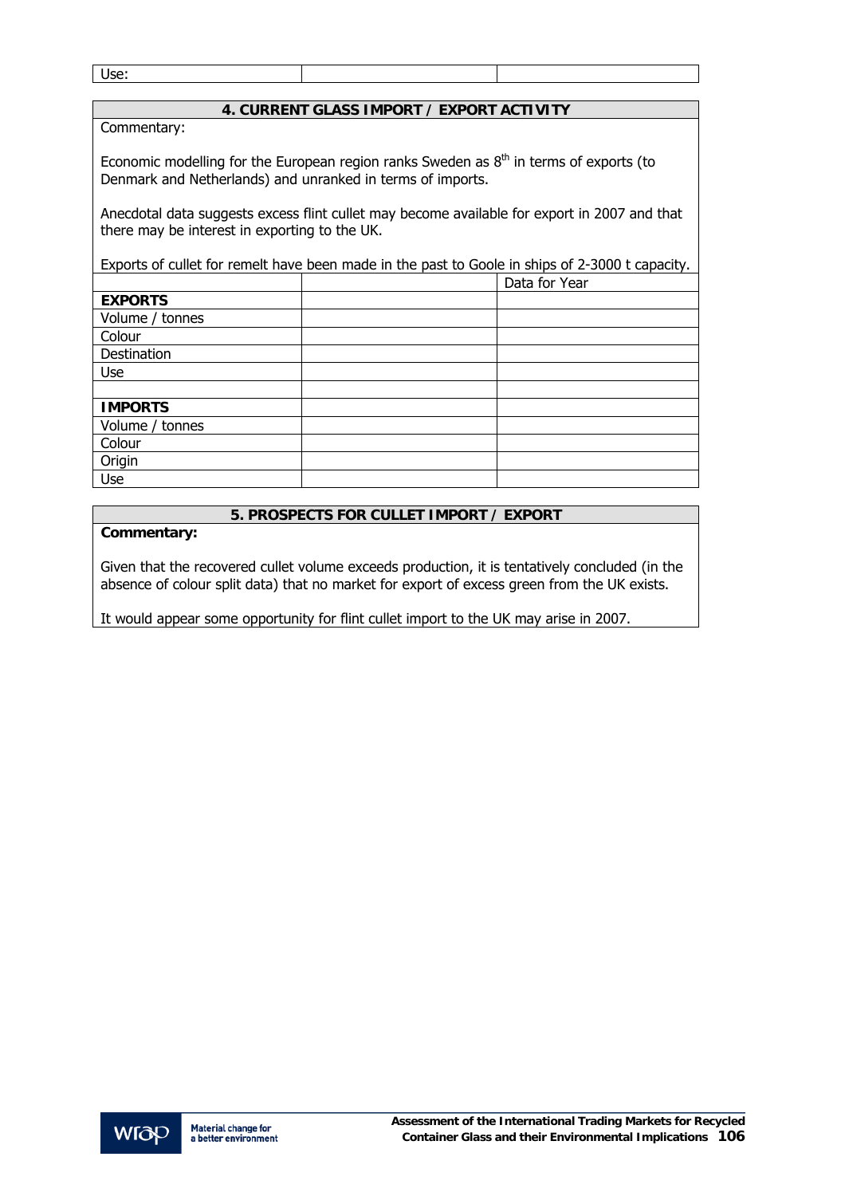| Use: | | |
|---|---|---|

## 4. CURRENT GLASS IMPORT / EXPORT ACTIVITY

Commentary:

Economic modelling for the European region ranks Sweden as 8th in terms of exports (to Denmark and Netherlands) and unranked in terms of imports.

Anecdotal data suggests excess flint cullet may become available for export in 2007 and that there may be interest in exporting to the UK.

Exports of cullet for remelt have been made in the past to Goole in ships of 2-3000 t capacity.

| | | Data for Year |
|---|---|---|
| **EXPORTS** | | |
| Volume / tonnes | | |
| Colour | | |
| Destination | | |
| Use | | |
| | | |
| **IMPORTS** | | |
| Volume / tonnes | | |
| Colour | | |
| Origin | | |
| Use | | |

## 5. PROSPECTS FOR CULLET IMPORT / EXPORT

**Commentary:**

Given that the recovered cullet volume exceeds production, it is tentatively concluded (in the absence of colour split data) that no market for export of excess green from the UK exists.

It would appear some opportunity for flint cullet import to the UK may arise in 2007.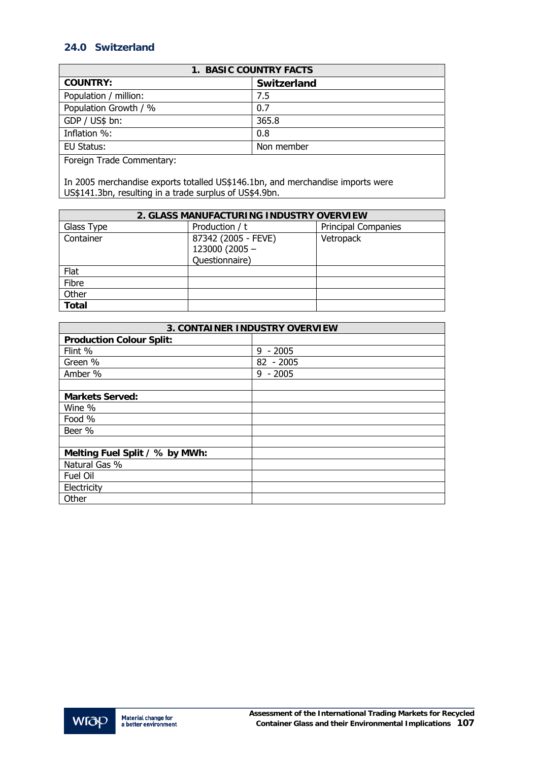## 24.0 Switzerland

| 1. BASIC COUNTRY FACTS | |
|---|---|
| **COUNTRY:** | **Switzerland** |
| Population / million: | 7.5 |
| Population Growth / % | 0.7 |
| GDP / US$ bn: | 365.8 |
| Inflation %: | 0.8 |
| EU Status: | Non member |
| Foreign Trade Commentary:<br><br>In 2005 merchandise exports totalled US$146.1bn, and merchandise imports were US$141.3bn, resulting in a trade surplus of US$4.9bn. | |

| 2. GLASS MANUFACTURING INDUSTRY OVERVIEW | | |
|---|---|---|
| Glass Type | Production / t | Principal Companies |
| Container | 87342 (2005 - FEVE)<br>123000 (2005 – Questionnaire) | Vetropack |
| Flat | | |
| Fibre | | |
| Other | | |
| **Total** | | |

| 3. CONTAINER INDUSTRY OVERVIEW | |
|---|---|
| **Production Colour Split:** | |
| Flint % | 9 - 2005 |
| Green % | 82 - 2005 |
| Amber % | 9 - 2005 |
| | |
| **Markets Served:** | |
| Wine % | |
| Food % | |
| Beer % | |
| | |
| **Melting Fuel Split / % by MWh:** | |
| Natural Gas % | |
| Fuel Oil | |
| Electricity | |
| Other | |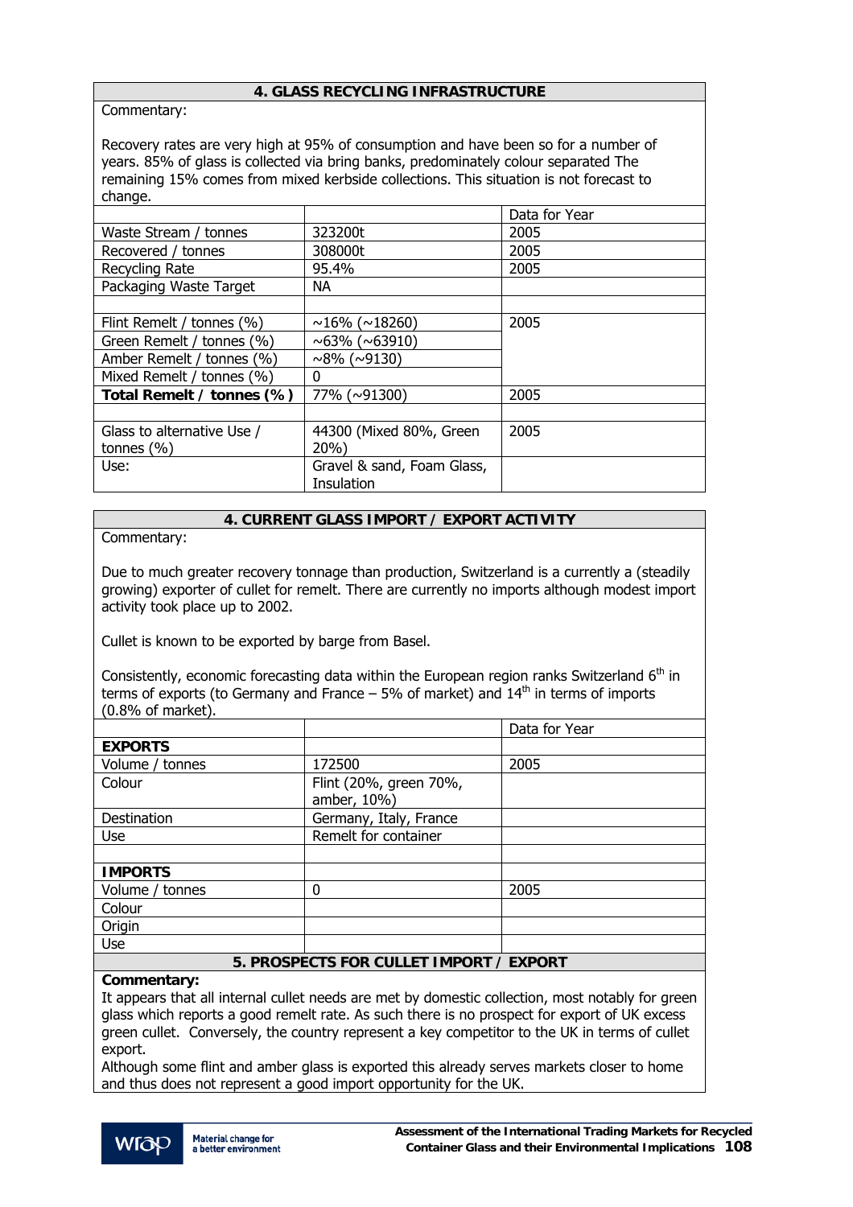## 4. GLASS RECYCLING INFRASTRUCTURE

Commentary:

Recovery rates are very high at 95% of consumption and have been so for a number of years. 85% of glass is collected via bring banks, predominately colour separated The remaining 15% comes from mixed kerbside collections. This situation is not forecast to change.

| | | Data for Year |
|---|---|---|
| Waste Stream / tonnes | 323200t | 2005 |
| Recovered / tonnes | 308000t | 2005 |
| Recycling Rate | 95.4% | 2005 |
| Packaging Waste Target | NA | |
| | | |
| Flint Remelt / tonnes (%) | ~16% (~18260) | 2005 |
| Green Remelt / tonnes (%) | ~63% (~63910) | |
| Amber Remelt / tonnes (%) | ~8% (~9130) | |
| Mixed Remelt / tonnes (%) | 0 | |
| **Total Remelt / tonnes (%)** | 77% (~91300) | 2005 |
| | | |
| Glass to alternative Use / tonnes (%) | 44300 (Mixed 80%, Green 20%) | 2005 |
| Use: | Gravel & sand, Foam Glass, Insulation | |

## 4. CURRENT GLASS IMPORT / EXPORT ACTIVITY

Commentary:

Due to much greater recovery tonnage than production, Switzerland is a currently a (steadily growing) exporter of cullet for remelt. There are currently no imports although modest import activity took place up to 2002.

Cullet is known to be exported by barge from Basel.

Consistently, economic forecasting data within the European region ranks Switzerland 6th in terms of exports (to Germany and France – 5% of market) and 14th in terms of imports (0.8% of market).

| | | Data for Year |
|---|---|---|
| **EXPORTS** | | |
| Volume / tonnes | 172500 | 2005 |
| Colour | Flint (20%, green 70%, amber, 10%) | |
| Destination | Germany, Italy, France | |
| Use | Remelt for container | |
| | | |
| **IMPORTS** | | |
| Volume / tonnes | 0 | 2005 |
| Colour | | |
| Origin | | |
| Use | | |

## 5. PROSPECTS FOR CULLET IMPORT / EXPORT

**Commentary:**

It appears that all internal cullet needs are met by domestic collection, most notably for green glass which reports a good remelt rate. As such there is no prospect for export of UK excess green cullet. Conversely, the country represent a key competitor to the UK in terms of cullet export.

Although some flint and amber glass is exported this already serves markets closer to home and thus does not represent a good import opportunity for the UK.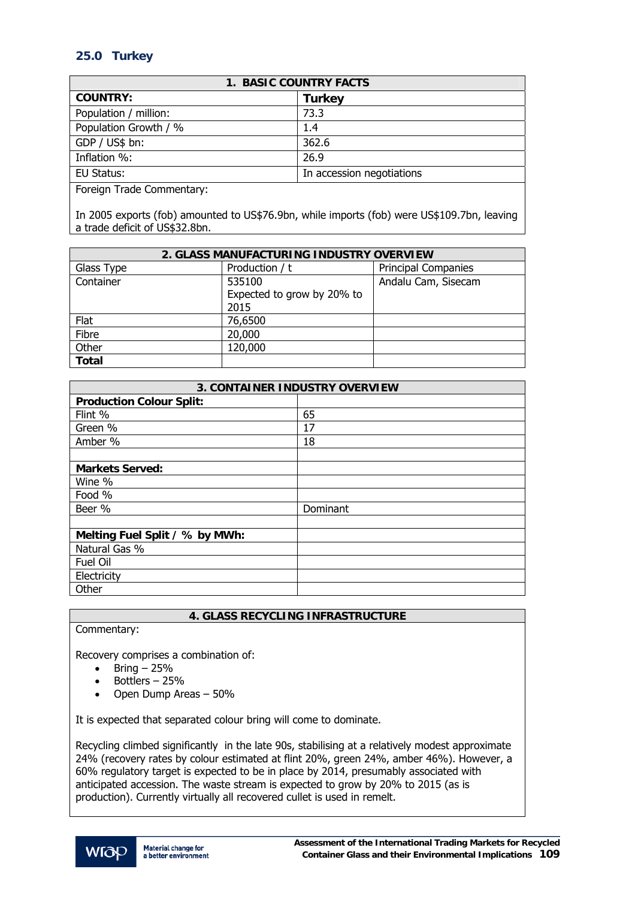## 25.0 Turkey

| 1. BASIC COUNTRY FACTS | |
|---|---|
| **COUNTRY:** | **Turkey** |
| Population / million: | 73.3 |
| Population Growth / % | 1.4 |
| GDP / US$ bn: | 362.6 |
| Inflation %: | 26.9 |
| EU Status: | In accession negotiations |
| Foreign Trade Commentary:<br><br>In 2005 exports (fob) amounted to US$76.9bn, while imports (fob) were US$109.7bn, leaving a trade deficit of US$32.8bn. | |

| 2. GLASS MANUFACTURING INDUSTRY OVERVIEW | | |
|---|---|---|
| Glass Type | Production / t | Principal Companies |
| Container | 535100<br>Expected to grow by 20% to 2015 | Andalu Cam, Sisecam |
| Flat | 76,6500 | |
| Fibre | 20,000 | |
| Other | 120,000 | |
| **Total** | | |

| 3. CONTAINER INDUSTRY OVERVIEW | |
|---|---|
| **Production Colour Split:** | |
| Flint % | 65 |
| Green % | 17 |
| Amber % | 18 |
| | |
| **Markets Served:** | |
| Wine % | |
| Food % | |
| Beer % | Dominant |
| | |
| **Melting Fuel Split / % by MWh:** | |
| Natural Gas % | |
| Fuel Oil | |
| Electricity | |
| Other | |

**4. GLASS RECYCLING INFRASTRUCTURE**

Commentary:

Recovery comprises a combination of:

- Bring – 25%
- Bottlers – 25%
- Open Dump Areas – 50%

It is expected that separated colour bring will come to dominate.

Recycling climbed significantly in the late 90s, stabilising at a relatively modest approximate 24% (recovery rates by colour estimated at flint 20%, green 24%, amber 46%). However, a 60% regulatory target is expected to be in place by 2014, presumably associated with anticipated accession. The waste stream is expected to grow by 20% to 2015 (as is production). Currently virtually all recovered cullet is used in remelt.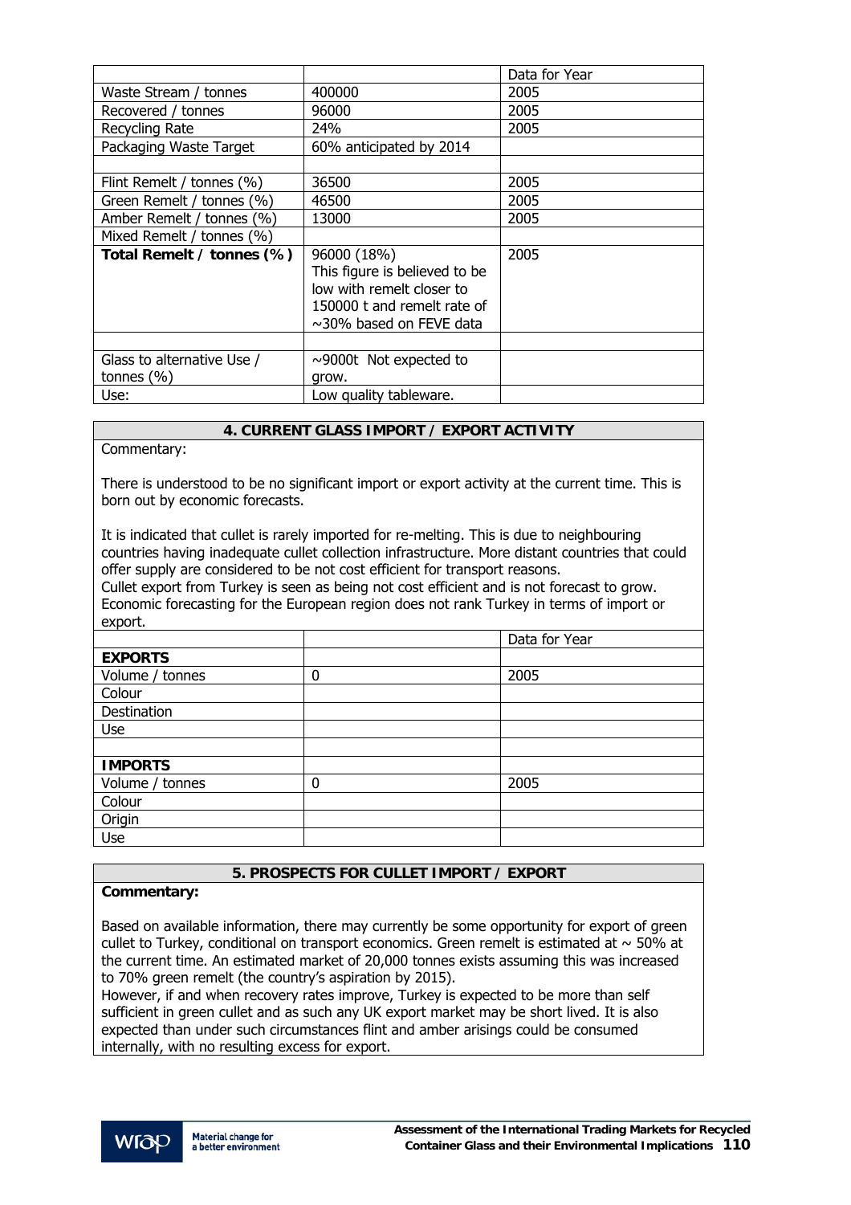| | | Data for Year |
|---|---|---|
| Waste Stream / tonnes | 400000 | 2005 |
| Recovered / tonnes | 96000 | 2005 |
| Recycling Rate | 24% | 2005 |
| Packaging Waste Target | 60% anticipated by 2014 | |
| | | |
| Flint Remelt / tonnes (%) | 36500 | 2005 |
| Green Remelt / tonnes (%) | 46500 | 2005 |
| Amber Remelt / tonnes (%) | 13000 | 2005 |
| Mixed Remelt / tonnes (%) | | |
| **Total Remelt / tonnes (%)** | 96000 (18%) This figure is believed to be low with remelt closer to 150000 t and remelt rate of ~30% based on FEVE data | 2005 |
| | | |
| Glass to alternative Use / tonnes (%) | ~9000t Not expected to grow. | |
| Use: | Low quality tableware. | |

## 4. CURRENT GLASS IMPORT / EXPORT ACTIVITY

Commentary:

There is understood to be no significant import or export activity at the current time. This is born out by economic forecasts.

It is indicated that cullet is rarely imported for re-melting. This is due to neighbouring countries having inadequate cullet collection infrastructure. More distant countries that could offer supply are considered to be not cost efficient for transport reasons.
Cullet export from Turkey is seen as being not cost efficient and is not forecast to grow. Economic forecasting for the European region does not rank Turkey in terms of import or export.

| | | Data for Year |
|---|---|---|
| **EXPORTS** | | |
| Volume / tonnes | 0 | 2005 |
| Colour | | |
| Destination | | |
| Use | | |
| | | |
| **IMPORTS** | | |
| Volume / tonnes | 0 | 2005 |
| Colour | | |
| Origin | | |
| Use | | |

## 5. PROSPECTS FOR CULLET IMPORT / EXPORT

**Commentary:**

Based on available information, there may currently be some opportunity for export of green cullet to Turkey, conditional on transport economics. Green remelt is estimated at ~ 50% at the current time. An estimated market of 20,000 tonnes exists assuming this was increased to 70% green remelt (the country's aspiration by 2015).
However, if and when recovery rates improve, Turkey is expected to be more than self sufficient in green cullet and as such any UK export market may be short lived. It is also expected than under such circumstances flint and amber arisings could be consumed internally, with no resulting excess for export.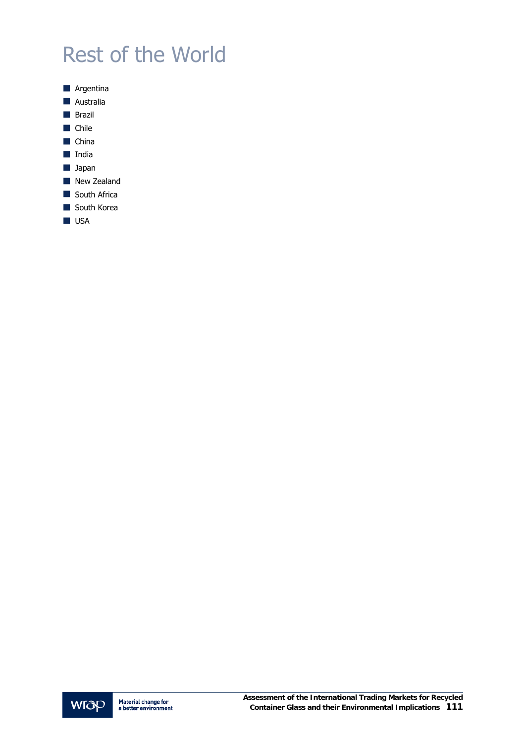# Rest of the World

- Argentina
- Australia
- Brazil
- Chile
- China
- India
- Japan
- New Zealand
- South Africa
- South Korea
- USA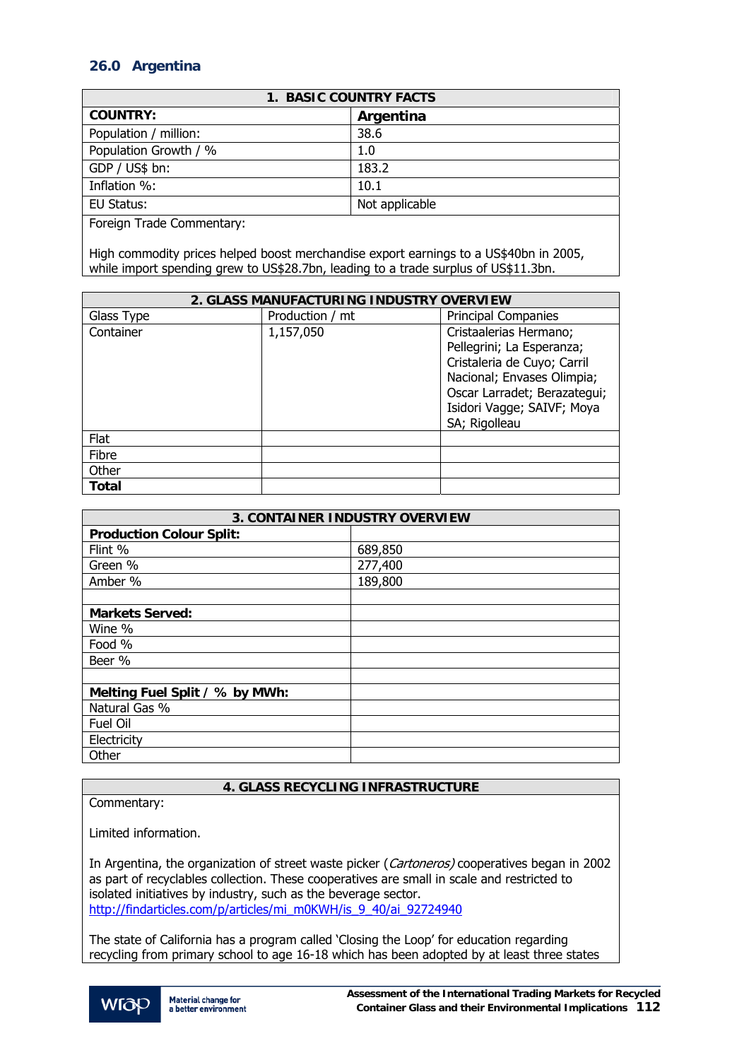## 26.0 Argentina

| 1. BASIC COUNTRY FACTS | |
|---|---|
| **COUNTRY:** | **Argentina** |
| Population / million: | 38.6 |
| Population Growth / % | 1.0 |
| GDP / US$ bn: | 183.2 |
| Inflation %: | 10.1 |
| EU Status: | Not applicable |
| Foreign Trade Commentary:<br><br>High commodity prices helped boost merchandise export earnings to a US$40bn in 2005, while import spending grew to US$28.7bn, leading to a trade surplus of US$11.3bn. | |

| 2. GLASS MANUFACTURING INDUSTRY OVERVIEW | | |
|---|---|---|
| Glass Type | Production / mt | Principal Companies |
| Container | 1,157,050 | Cristaalerias Hermano; Pellegrini; La Esperanza; Cristaleria de Cuyo; Carril Nacional; Envases Olimpia; Oscar Larradet; Berazategui; Isidori Vagge; SAIVF; Moya SA; Rigolleau |
| Flat | | |
| Fibre | | |
| Other | | |
| **Total** | | |

| 3. CONTAINER INDUSTRY OVERVIEW | |
|---|---|
| **Production Colour Split:** | |
| Flint % | 689,850 |
| Green % | 277,400 |
| Amber % | 189,800 |
| | |
| **Markets Served:** | |
| Wine % | |
| Food % | |
| Beer % | |
| | |
| **Melting Fuel Split / % by MWh:** | |
| Natural Gas % | |
| Fuel Oil | |
| Electricity | |
| Other | |

| 4. GLASS RECYCLING INFRASTRUCTURE |
|---|
| Commentary:<br><br>Limited information.<br><br>In Argentina, the organization of street waste picker (*Cartoneros)* cooperatives began in 2002 as part of recyclables collection. These cooperatives are small in scale and restricted to isolated initiatives by industry, such as the beverage sector.<br>http://findarticles.com/p/articles/mi_m0KWH/is_9_40/ai_92724940<br><br>The state of California has a program called 'Closing the Loop' for education regarding recycling from primary school to age 16-18 which has been adopted by at least three states |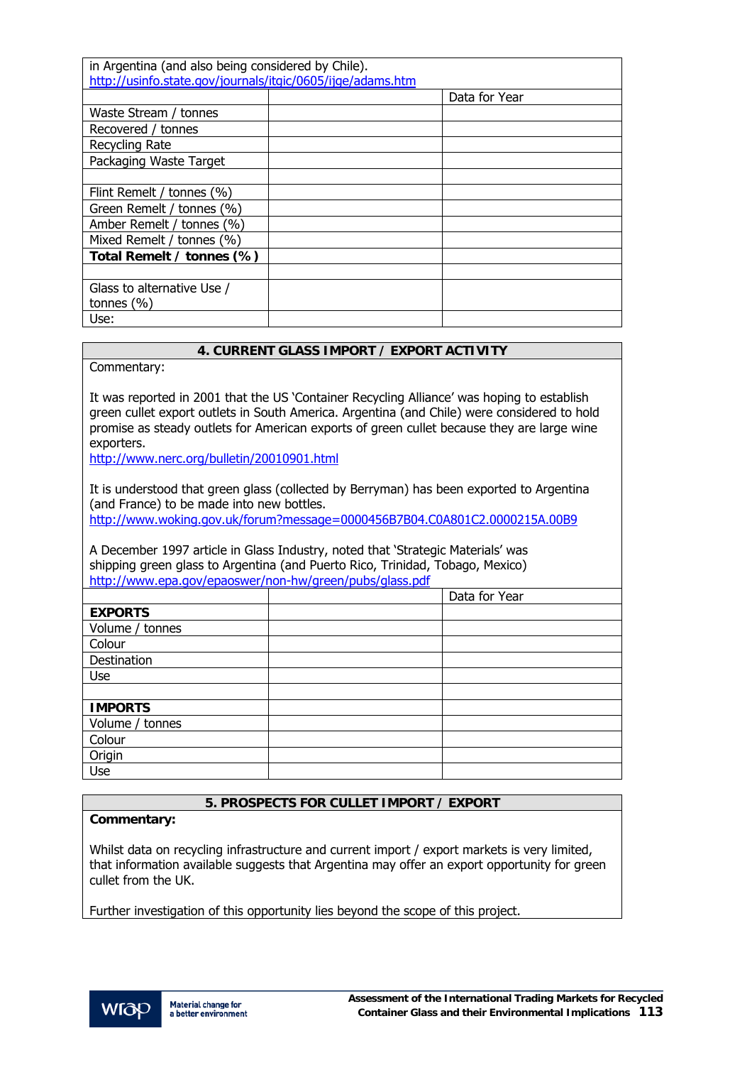in Argentina (and also being considered by Chile).
http://usinfo.state.gov/journals/itgic/0605/ijge/adams.htm

| | | Data for Year |
|---|---|---|
| Waste Stream / tonnes | | |
| Recovered / tonnes | | |
| Recycling Rate | | |
| Packaging Waste Target | | |
| | | |
| Flint Remelt / tonnes (%) | | |
| Green Remelt / tonnes (%) | | |
| Amber Remelt / tonnes (%) | | |
| Mixed Remelt / tonnes (%) | | |
| **Total Remelt / tonnes (%)** | | |
| | | |
| Glass to alternative Use / tonnes (%) | | |
| Use: | | |

## 4. CURRENT GLASS IMPORT / EXPORT ACTIVITY

Commentary:

It was reported in 2001 that the US 'Container Recycling Alliance' was hoping to establish green cullet export outlets in South America. Argentina (and Chile) were considered to hold promise as steady outlets for American exports of green cullet because they are large wine exporters.
http://www.nerc.org/bulletin/20010901.html

It is understood that green glass (collected by Berryman) has been exported to Argentina (and France) to be made into new bottles.
http://www.woking.gov.uk/forum?message=0000456B7B04.C0A801C2.0000215A.00B9

A December 1997 article in Glass Industry, noted that 'Strategic Materials' was shipping green glass to Argentina (and Puerto Rico, Trinidad, Tobago, Mexico)
http://www.epa.gov/epaoswer/non-hw/green/pubs/glass.pdf

| | | Data for Year |
|---|---|---|
| **EXPORTS** | | |
| Volume / tonnes | | |
| Colour | | |
| Destination | | |
| Use | | |
| | | |
| **IMPORTS** | | |
| Volume / tonnes | | |
| Colour | | |
| Origin | | |
| Use | | |

## 5. PROSPECTS FOR CULLET IMPORT / EXPORT

**Commentary:**

Whilst data on recycling infrastructure and current import / export markets is very limited, that information available suggests that Argentina may offer an export opportunity for green cullet from the UK.

Further investigation of this opportunity lies beyond the scope of this project.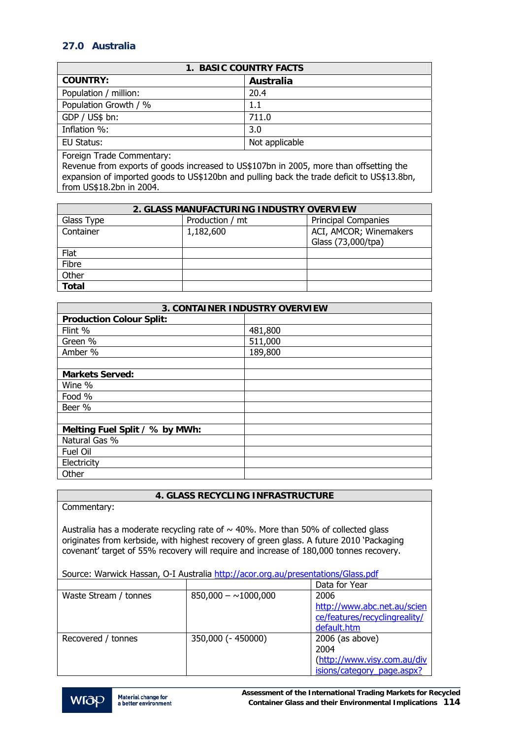## 27.0 Australia

| 1. BASIC COUNTRY FACTS | |
|---|---|
| **COUNTRY:** | **Australia** |
| Population / million: | 20.4 |
| Population Growth / % | 1.1 |
| GDP / US$ bn: | 711.0 |
| Inflation %: | 3.0 |
| EU Status: | Not applicable |
| Foreign Trade Commentary: Revenue from exports of goods increased to US$107bn in 2005, more than offsetting the expansion of imported goods to US$120bn and pulling back the trade deficit to US$13.8bn, from US$18.2bn in 2004. | |

| 2. GLASS MANUFACTURING INDUSTRY OVERVIEW | | |
|---|---|---|
| Glass Type | Production / mt | Principal Companies |
| Container | 1,182,600 | ACI, AMCOR; Winemakers Glass (73,000/tpa) |
| Flat | | |
| Fibre | | |
| Other | | |
| **Total** | | |

| 3. CONTAINER INDUSTRY OVERVIEW | |
|---|---|
| **Production Colour Split:** | |
| Flint % | 481,800 |
| Green % | 511,000 |
| Amber % | 189,800 |
| | |
| **Markets Served:** | |
| Wine % | |
| Food % | |
| Beer % | |
| | |
| **Melting Fuel Split / % by MWh:** | |
| Natural Gas % | |
| Fuel Oil | |
| Electricity | |
| Other | |

**4. GLASS RECYCLING INFRASTRUCTURE**

Commentary:

Australia has a moderate recycling rate of ~ 40%. More than 50% of collected glass originates from kerbside, with highest recovery of green glass. A future 2010 'Packaging covenant' target of 55% recovery will require and increase of 180,000 tonnes recovery.

Source: Warwick Hassan, O-I Australia http://acor.org.au/presentations/Glass.pdf

| | | Data for Year |
|---|---|---|
| Waste Stream / tonnes | 850,000 – ~1000,000 | 2006 http://www.abc.net.au/science/features/recyclingreality/default.htm |
| Recovered / tonnes | 350,000 (- 450000) | 2006 (as above) 2004 (http://www.visy.com.au/divisions/category_page.aspx? |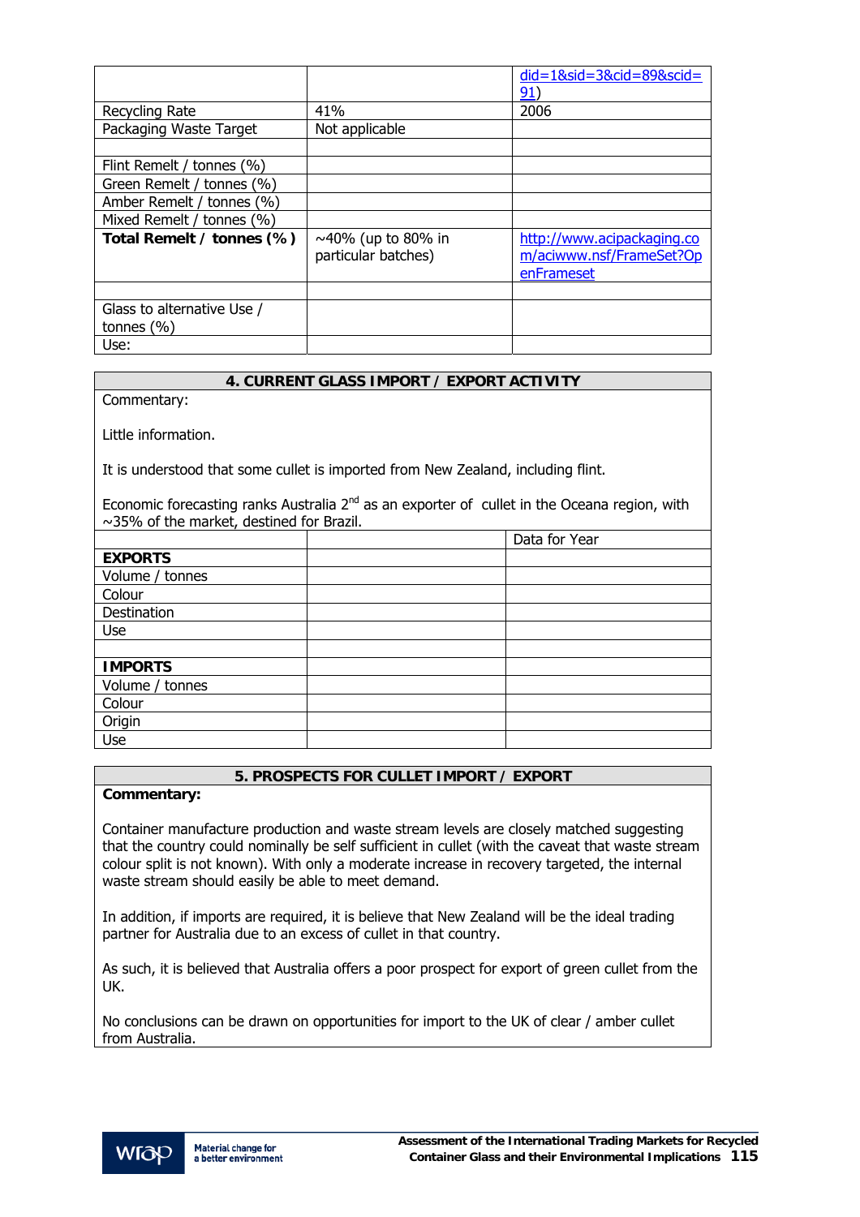| | | did=1&sid=3&cid=89&scid=91) |
|---|---|---|
| Recycling Rate | 41% | 2006 |
| Packaging Waste Target | Not applicable | |
| | | |
| Flint Remelt / tonnes (%) | | |
| Green Remelt / tonnes (%) | | |
| Amber Remelt / tonnes (%) | | |
| Mixed Remelt / tonnes (%) | | |
| **Total Remelt / tonnes (%)** | ~40% (up to 80% in particular batches) | http://www.acipackaging.com/aciwww.nsf/FrameSet?OpenFrameset |
| | | |
| Glass to alternative Use / tonnes (%) | | |
| Use: | | |

## 4. CURRENT GLASS IMPORT / EXPORT ACTIVITY

Commentary:

Little information.

It is understood that some cullet is imported from New Zealand, including flint.

Economic forecasting ranks Australia 2nd as an exporter of cullet in the Oceana region, with ~35% of the market, destined for Brazil.

| | | Data for Year |
|---|---|---|
| **EXPORTS** | | |
| Volume / tonnes | | |
| Colour | | |
| Destination | | |
| Use | | |
| | | |
| **IMPORTS** | | |
| Volume / tonnes | | |
| Colour | | |
| Origin | | |
| Use | | |

## 5. PROSPECTS FOR CULLET IMPORT / EXPORT

**Commentary:**

Container manufacture production and waste stream levels are closely matched suggesting that the country could nominally be self sufficient in cullet (with the caveat that waste stream colour split is not known). With only a moderate increase in recovery targeted, the internal waste stream should easily be able to meet demand.

In addition, if imports are required, it is believe that New Zealand will be the ideal trading partner for Australia due to an excess of cullet in that country.

As such, it is believed that Australia offers a poor prospect for export of green cullet from the UK.

No conclusions can be drawn on opportunities for import to the UK of clear / amber cullet from Australia.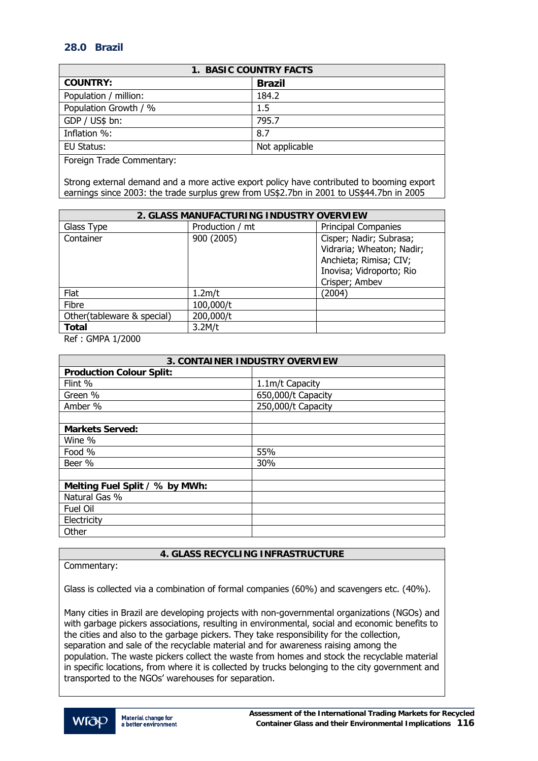## 28.0 Brazil

| 1. BASIC COUNTRY FACTS | |
|---|---|
| **COUNTRY:** | **Brazil** |
| Population / million: | 184.2 |
| Population Growth / % | 1.5 |
| GDP / US$ bn: | 795.7 |
| Inflation %: | 8.7 |
| EU Status: | Not applicable |
| Foreign Trade Commentary:<br><br>Strong external demand and a more active export policy have contributed to booming export earnings since 2003: the trade surplus grew from US$2.7bn in 2001 to US$44.7bn in 2005 | |

| 2. GLASS MANUFACTURING INDUSTRY OVERVIEW | | |
|---|---|---|
| Glass Type | Production / mt | Principal Companies |
| Container | 900 (2005) | Cisper; Nadir; Subrasa; Vidraria; Wheaton; Nadir; Anchieta; Rimisa; CIV; Inovisa; Vidroporto; Rio Crisper; Ambev |
| Flat | 1.2m/t | (2004) |
| Fibre | 100,000/t | |
| Other(tableware & special) | 200,000/t | |
| **Total** | 3.2M/t | |

Ref : GMPA 1/2000

| 3. CONTAINER INDUSTRY OVERVIEW | |
|---|---|
| **Production Colour Split:** | |
| Flint % | 1.1m/t Capacity |
| Green % | 650,000/t Capacity |
| Amber % | 250,000/t Capacity |
| | |
| **Markets Served:** | |
| Wine % | |
| Food % | 55% |
| Beer % | 30% |
| | |
| **Melting Fuel Split / % by MWh:** | |
| Natural Gas % | |
| Fuel Oil | |
| Electricity | |
| Other | |

| 4. GLASS RECYCLING INFRASTRUCTURE |
|---|
| Commentary:<br><br>Glass is collected via a combination of formal companies (60%) and scavengers etc. (40%).<br><br>Many cities in Brazil are developing projects with non-governmental organizations (NGOs) and with garbage pickers associations, resulting in environmental, social and economic benefits to the cities and also to the garbage pickers. They take responsibility for the collection, separation and sale of the recyclable material and for awareness raising among the population. The waste pickers collect the waste from homes and stock the recyclable material in specific locations, from where it is collected by trucks belonging to the city government and transported to the NGOs' warehouses for separation. |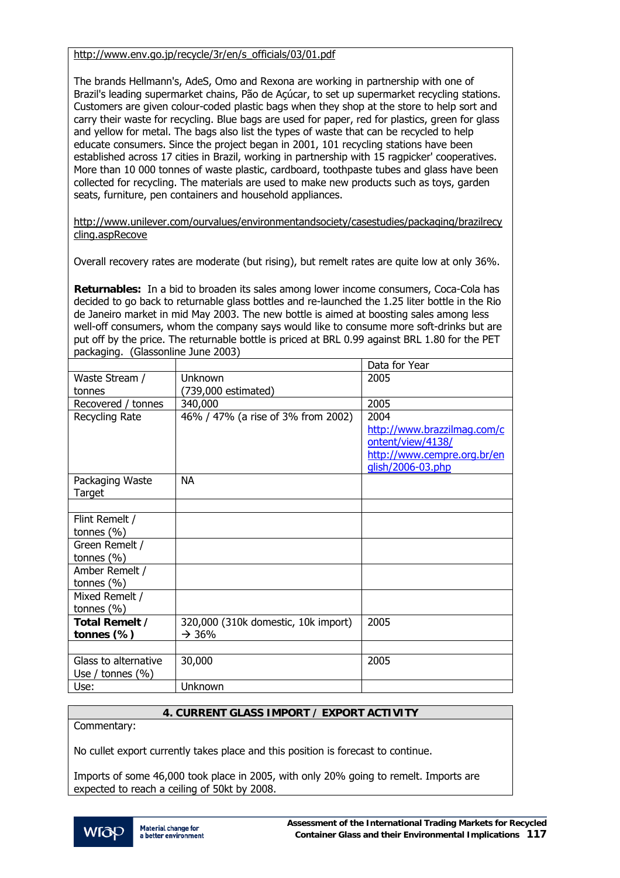http://www.env.go.jp/recycle/3r/en/s_officials/03/01.pdf

The brands Hellmann's, AdeS, Omo and Rexona are working in partnership with one of Brazil's leading supermarket chains, Pão de Açúcar, to set up supermarket recycling stations. Customers are given colour-coded plastic bags when they shop at the store to help sort and carry their waste for recycling. Blue bags are used for paper, red for plastics, green for glass and yellow for metal. The bags also list the types of waste that can be recycled to help educate consumers. Since the project began in 2001, 101 recycling stations have been established across 17 cities in Brazil, working in partnership with 15 ragpicker' cooperatives. More than 10 000 tonnes of waste plastic, cardboard, toothpaste tubes and glass have been collected for recycling. The materials are used to make new products such as toys, garden seats, furniture, pen containers and household appliances.

http://www.unilever.com/ourvalues/environmentandsociety/casestudies/packaging/brazilrecycling.aspRecove

Overall recovery rates are moderate (but rising), but remelt rates are quite low at only 36%.

**Returnables:** In a bid to broaden its sales among lower income consumers, Coca-Cola has decided to go back to returnable glass bottles and re-launched the 1.25 liter bottle in the Rio de Janeiro market in mid May 2003. The new bottle is aimed at boosting sales among less well-off consumers, whom the company says would like to consume more soft-drinks but are put off by the price. The returnable bottle is priced at BRL 0.99 against BRL 1.80 for the PET packaging. (Glassonline June 2003)

| | | Data for Year |
|---|---|---|
| Waste Stream / tonnes | Unknown (739,000 estimated) | 2005 |
| Recovered / tonnes | 340,000 | 2005 |
| Recycling Rate | 46% / 47% (a rise of 3% from 2002) | 2004 http://www.brazzilmag.com/content/view/4138/ http://www.cempre.org.br/english/2006-03.php |
| Packaging Waste Target | NA | |
| | | |
| Flint Remelt / tonnes (%) | | |
| Green Remelt / tonnes (%) | | |
| Amber Remelt / tonnes (%) | | |
| Mixed Remelt / tonnes (%) | | |
| **Total Remelt / tonnes (%)** | 320,000 (310k domestic, 10k import) → 36% | 2005 |
| | | |
| Glass to alternative Use / tonnes (%) | 30,000 | 2005 |
| Use: | Unknown | |

## 4. CURRENT GLASS IMPORT / EXPORT ACTIVITY

Commentary:

No cullet export currently takes place and this position is forecast to continue.

Imports of some 46,000 took place in 2005, with only 20% going to remelt. Imports are expected to reach a ceiling of 50kt by 2008.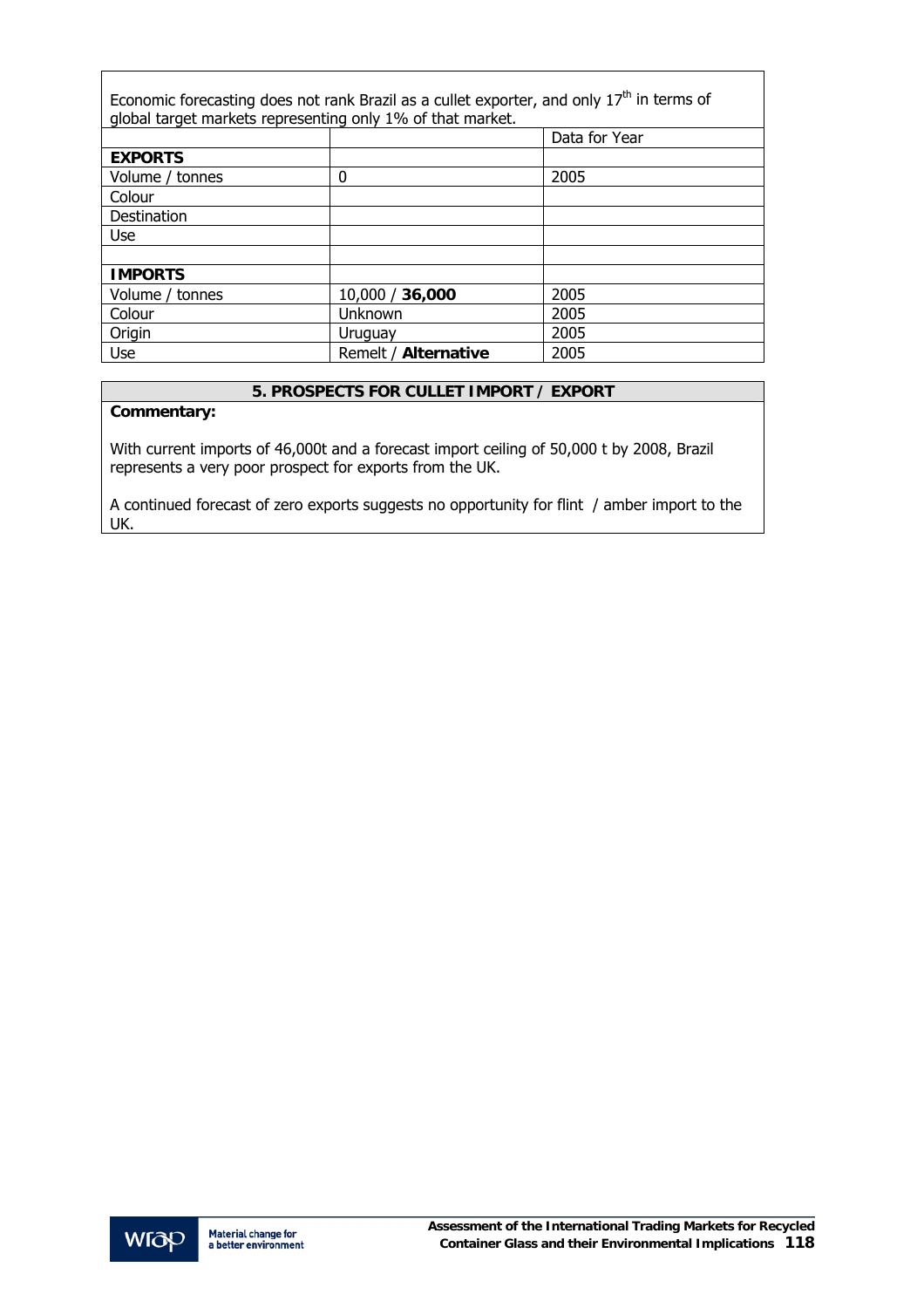Economic forecasting does not rank Brazil as a cullet exporter, and only 17th in terms of global target markets representing only 1% of that market.

| | | Data for Year |
|---|---|---|
| **EXPORTS** | | |
| Volume / tonnes | 0 | 2005 |
| Colour | | |
| Destination | | |
| Use | | |
| | | |
| **IMPORTS** | | |
| Volume / tonnes | 10,000 / **36,000** | 2005 |
| Colour | Unknown | 2005 |
| Origin | Uruguay | 2005 |
| Use | Remelt / **Alternative** | 2005 |

## 5. PROSPECTS FOR CULLET IMPORT / EXPORT

**Commentary:**

With current imports of 46,000t and a forecast import ceiling of 50,000 t by 2008, Brazil represents a very poor prospect for exports from the UK.

A continued forecast of zero exports suggests no opportunity for flint / amber import to the UK.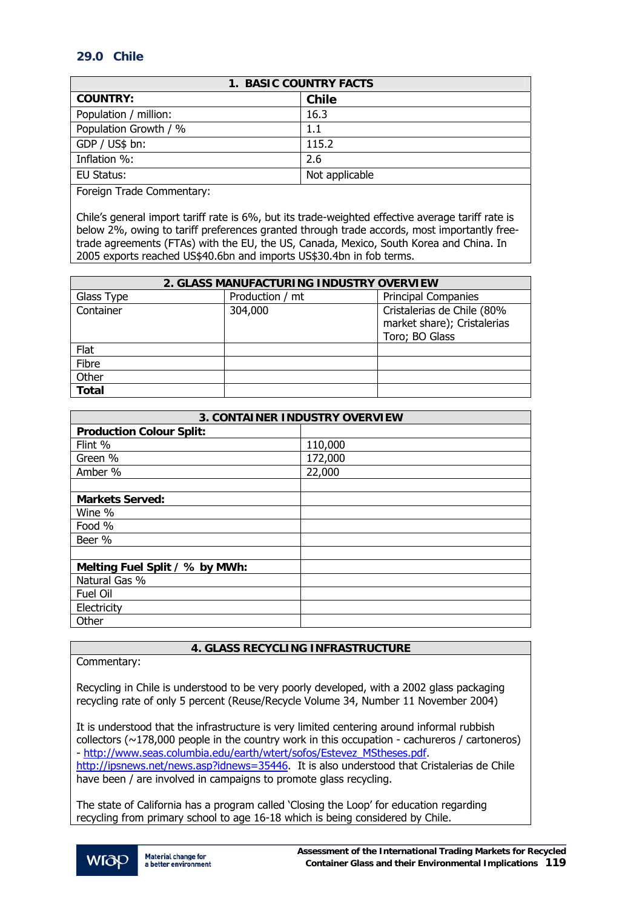## 29.0 Chile

| 1. BASIC COUNTRY FACTS | |
|---|---|
| **COUNTRY:** | **Chile** |
| Population / million: | 16.3 |
| Population Growth / % | 1.1 |
| GDP / US$ bn: | 115.2 |
| Inflation %: | 2.6 |
| EU Status: | Not applicable |

Foreign Trade Commentary:

Chile's general import tariff rate is 6%, but its trade-weighted effective average tariff rate is below 2%, owing to tariff preferences granted through trade accords, most importantly free-trade agreements (FTAs) with the EU, the US, Canada, Mexico, South Korea and China. In 2005 exports reached US$40.6bn and imports US$30.4bn in fob terms.

| 2. GLASS MANUFACTURING INDUSTRY OVERVIEW | | |
|---|---|---|
| Glass Type | Production / mt | Principal Companies |
| Container | 304,000 | Cristalerias de Chile (80% market share); Cristalerias Toro; BO Glass |
| Flat | | |
| Fibre | | |
| Other | | |
| **Total** | | |

| 3. CONTAINER INDUSTRY OVERVIEW | |
|---|---|
| **Production Colour Split:** | |
| Flint % | 110,000 |
| Green % | 172,000 |
| Amber % | 22,000 |
| | |
| **Markets Served:** | |
| Wine % | |
| Food % | |
| Beer % | |
| | |
| **Melting Fuel Split / % by MWh:** | |
| Natural Gas % | |
| Fuel Oil | |
| Electricity | |
| Other | |

**4. GLASS RECYCLING INFRASTRUCTURE**

Commentary:

Recycling in Chile is understood to be very poorly developed, with a 2002 glass packaging recycling rate of only 5 percent (Reuse/Recycle Volume 34, Number 11 November 2004)

It is understood that the infrastructure is very limited centering around informal rubbish collectors (~178,000 people in the country work in this occupation - cachureros / cartoneros) - http://www.seas.columbia.edu/earth/wtert/sofos/Estevez_MStheses.pdf. http://ipsnews.net/news.asp?idnews=35446. It is also understood that Cristalerias de Chile have been / are involved in campaigns to promote glass recycling.

The state of California has a program called 'Closing the Loop' for education regarding recycling from primary school to age 16-18 which is being considered by Chile.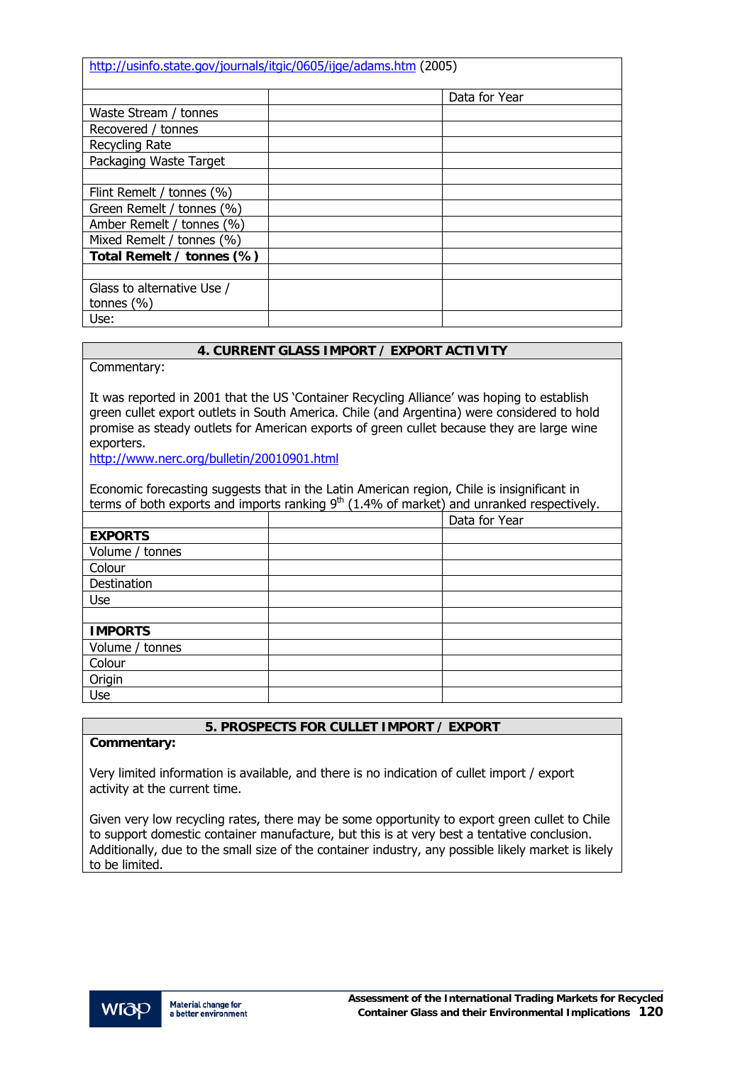| http://usinfo.state.gov/journals/itgic/0605/ijge/adams.htm (2005) | | |
|---|---|---|
| | | Data for Year |
| Waste Stream / tonnes | | |
| Recovered / tonnes | | |
| Recycling Rate | | |
| Packaging Waste Target | | |
| | | |
| Flint Remelt / tonnes (%) | | |
| Green Remelt / tonnes (%) | | |
| Amber Remelt / tonnes (%) | | |
| Mixed Remelt / tonnes (%) | | |
| **Total Remelt / tonnes (%)** | | |
| | | |
| Glass to alternative Use / tonnes (%) | | |
| Use: | | |

## 4. CURRENT GLASS IMPORT / EXPORT ACTIVITY

Commentary:

It was reported in 2001 that the US 'Container Recycling Alliance' was hoping to establish green cullet export outlets in South America. Chile (and Argentina) were considered to hold promise as steady outlets for American exports of green cullet because they are large wine exporters.
http://www.nerc.org/bulletin/20010901.html

Economic forecasting suggests that in the Latin American region, Chile is insignificant in terms of both exports and imports ranking 9th (1.4% of market) and unranked respectively.

| | | Data for Year |
|---|---|---|
| **EXPORTS** | | |
| Volume / tonnes | | |
| Colour | | |
| Destination | | |
| Use | | |
| | | |
| **IMPORTS** | | |
| Volume / tonnes | | |
| Colour | | |
| Origin | | |
| Use | | |

## 5. PROSPECTS FOR CULLET IMPORT / EXPORT

**Commentary:**

Very limited information is available, and there is no indication of cullet import / export activity at the current time.

Given very low recycling rates, there may be some opportunity to export green cullet to Chile to support domestic container manufacture, but this is at very best a tentative conclusion. Additionally, due to the small size of the container industry, any possible likely market is likely to be limited.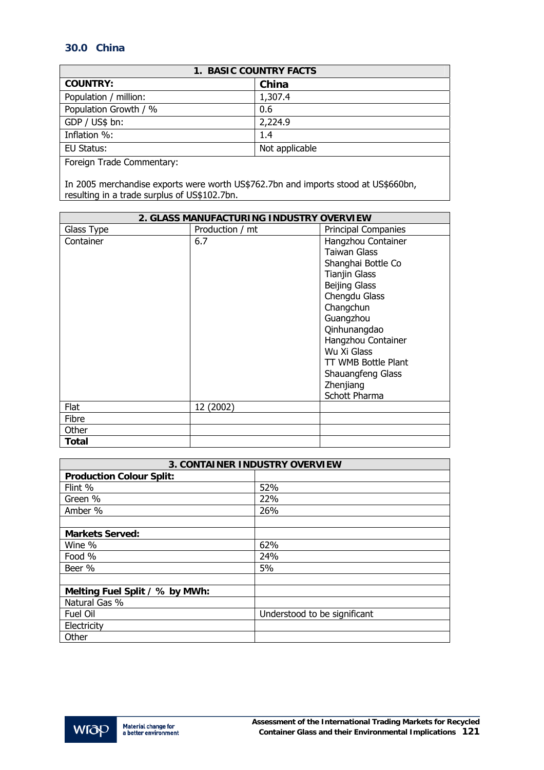## 30.0 China

| 1. BASIC COUNTRY FACTS | |
|---|---|
| **COUNTRY:** | **China** |
| Population / million: | 1,307.4 |
| Population Growth / % | 0.6 |
| GDP / US$ bn: | 2,224.9 |
| Inflation %: | 1.4 |
| EU Status: | Not applicable |
| Foreign Trade Commentary:<br><br>In 2005 merchandise exports were worth US$762.7bn and imports stood at US$660bn, resulting in a trade surplus of US$102.7bn. | |

| 2. GLASS MANUFACTURING INDUSTRY OVERVIEW | | |
|---|---|---|
| Glass Type | Production / mt | Principal Companies |
| Container | 6.7 | Hangzhou Container<br>Taiwan Glass<br>Shanghai Bottle Co<br>Tianjin Glass<br>Beijing Glass<br>Chengdu Glass<br>Changchun<br>Guangzhou<br>Qinhunangdao<br>Hangzhou Container<br>Wu Xi Glass<br>TT WMB Bottle Plant<br>Shauangfeng Glass<br>Zhenjiang<br>Schott Pharma |
| Flat | 12 (2002) | |
| Fibre | | |
| Other | | |
| **Total** | | |

| 3. CONTAINER INDUSTRY OVERVIEW | |
|---|---|
| **Production Colour Split:** | |
| Flint % | 52% |
| Green % | 22% |
| Amber % | 26% |
| | |
| **Markets Served:** | |
| Wine % | 62% |
| Food % | 24% |
| Beer % | 5% |
| | |
| **Melting Fuel Split / % by MWh:** | |
| Natural Gas % | |
| Fuel Oil | Understood to be significant |
| Electricity | |
| Other | |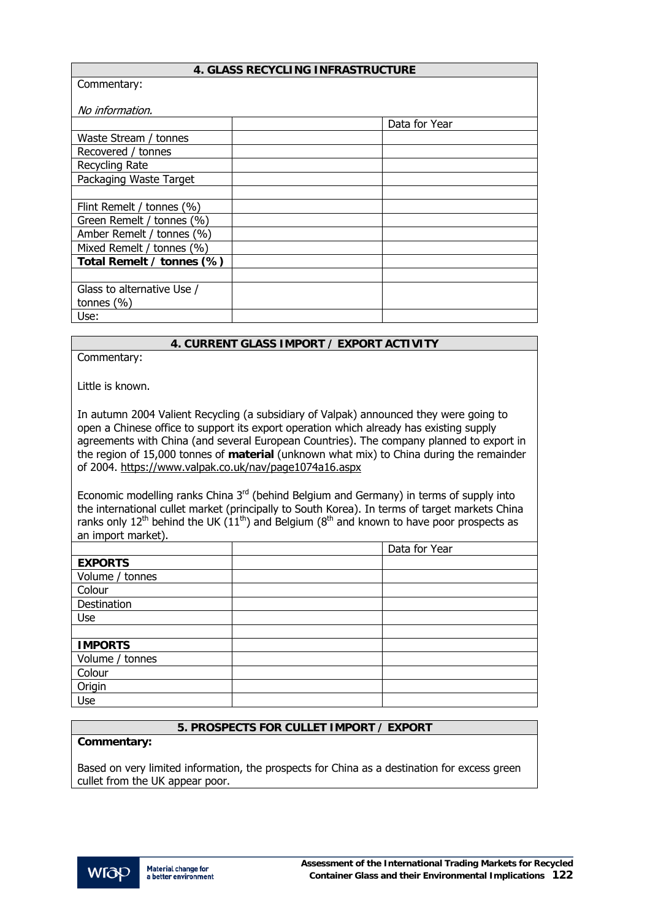## 4. GLASS RECYCLING INFRASTRUCTURE

Commentary:

*No information.*

| | | Data for Year |
|---|---|---|
| Waste Stream / tonnes | | |
| Recovered / tonnes | | |
| Recycling Rate | | |
| Packaging Waste Target | | |
| | | |
| Flint Remelt / tonnes (%) | | |
| Green Remelt / tonnes (%) | | |
| Amber Remelt / tonnes (%) | | |
| Mixed Remelt / tonnes (%) | | |
| **Total Remelt / tonnes (%)** | | |
| | | |
| Glass to alternative Use / tonnes (%) | | |
| Use: | | |

## 4. CURRENT GLASS IMPORT / EXPORT ACTIVITY

Commentary:

Little is known.

In autumn 2004 Valient Recycling (a subsidiary of Valpak) announced they were going to open a Chinese office to support its export operation which already has existing supply agreements with China (and several European Countries). The company planned to export in the region of 15,000 tonnes of **material** (unknown what mix) to China during the remainder of 2004. https://www.valpak.co.uk/nav/page1074a16.aspx

Economic modelling ranks China 3rd (behind Belgium and Germany) in terms of supply into the international cullet market (principally to South Korea). In terms of target markets China ranks only 12th behind the UK (11th) and Belgium (8th and known to have poor prospects as an import market).

| | | Data for Year |
|---|---|---|
| **EXPORTS** | | |
| Volume / tonnes | | |
| Colour | | |
| Destination | | |
| Use | | |
| | | |
| **IMPORTS** | | |
| Volume / tonnes | | |
| Colour | | |
| Origin | | |
| Use | | |

## 5. PROSPECTS FOR CULLET IMPORT / EXPORT

**Commentary:**

Based on very limited information, the prospects for China as a destination for excess green cullet from the UK appear poor.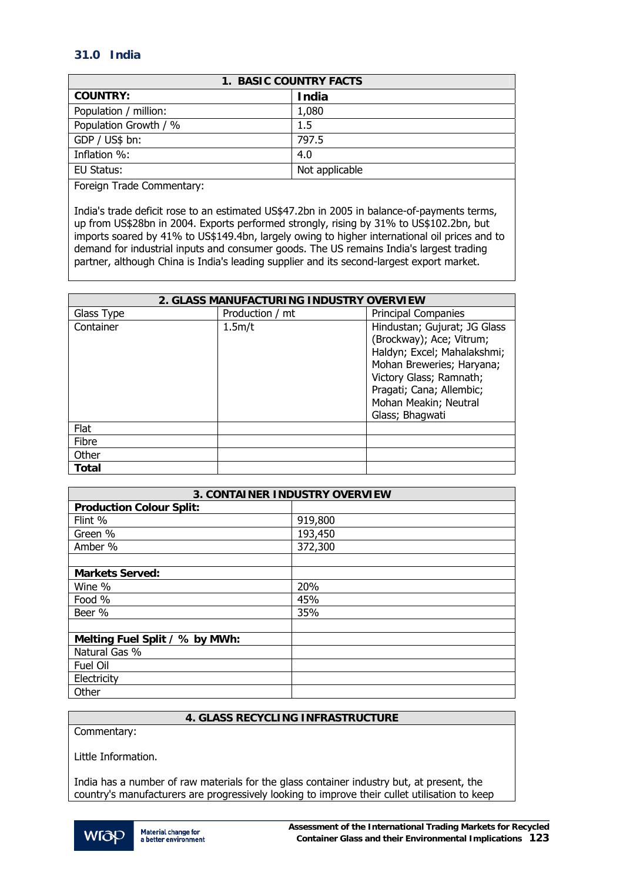## 31.0 India

| 1. BASIC COUNTRY FACTS | |
|---|---|
| **COUNTRY:** | **India** |
| Population / million: | 1,080 |
| Population Growth / % | 1.5 |
| GDP / US$ bn: | 797.5 |
| Inflation %: | 4.0 |
| EU Status: | Not applicable |

Foreign Trade Commentary:

India's trade deficit rose to an estimated US$47.2bn in 2005 in balance-of-payments terms, up from US$28bn in 2004. Exports performed strongly, rising by 31% to US$102.2bn, but imports soared by 41% to US$149.4bn, largely owing to higher international oil prices and to demand for industrial inputs and consumer goods. The US remains India's largest trading partner, although China is India's leading supplier and its second-largest export market.

| 2. GLASS MANUFACTURING INDUSTRY OVERVIEW | | |
|---|---|---|
| Glass Type | Production / mt | Principal Companies |
| Container | 1.5m/t | Hindustan; Gujurat; JG Glass (Brockway); Ace; Vitrum; Haldyn; Excel; Mahalakshmi; Mohan Breweries; Haryana; Victory Glass; Ramnath; Pragati; Cana; Allembic; Mohan Meakin; Neutral Glass; Bhagwati |
| Flat | | |
| Fibre | | |
| Other | | |
| **Total** | | |

| 3. CONTAINER INDUSTRY OVERVIEW | |
|---|---|
| **Production Colour Split:** | |
| Flint % | 919,800 |
| Green % | 193,450 |
| Amber % | 372,300 |
| | |
| **Markets Served:** | |
| Wine % | 20% |
| Food % | 45% |
| Beer % | 35% |
| | |
| **Melting Fuel Split / % by MWh:** | |
| Natural Gas % | |
| Fuel Oil | |
| Electricity | |
| Other | |

**4. GLASS RECYCLING INFRASTRUCTURE**

Commentary:

Little Information.

India has a number of raw materials for the glass container industry but, at present, the country's manufacturers are progressively looking to improve their cullet utilisation to keep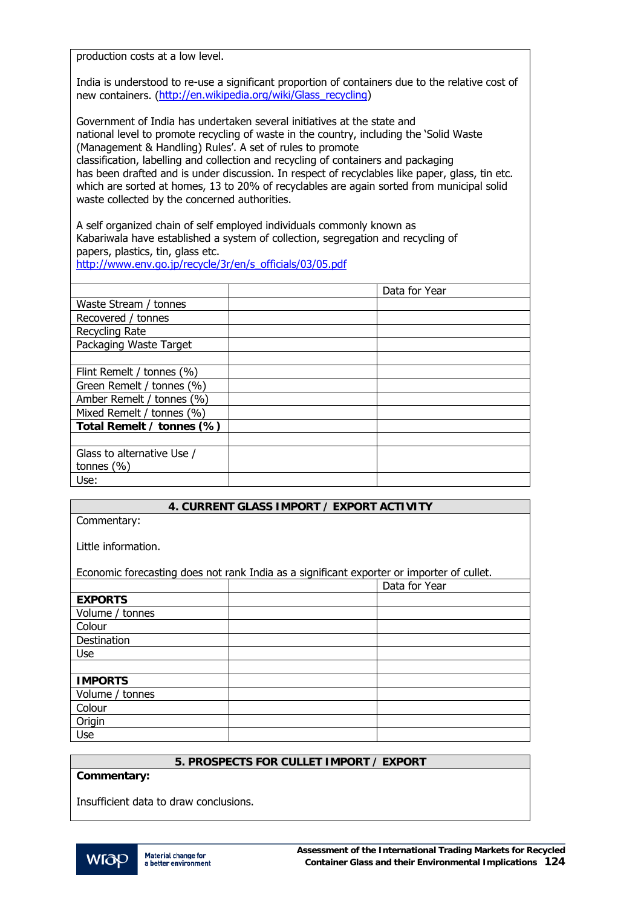production costs at a low level.

India is understood to re-use a significant proportion of containers due to the relative cost of new containers. (http://en.wikipedia.org/wiki/Glass_recycling)

Government of India has undertaken several initiatives at the state and national level to promote recycling of waste in the country, including the 'Solid Waste (Management & Handling) Rules'. A set of rules to promote classification, labelling and collection and recycling of containers and packaging has been drafted and is under discussion. In respect of recyclables like paper, glass, tin etc. which are sorted at homes, 13 to 20% of recyclables are again sorted from municipal solid waste collected by the concerned authorities.

A self organized chain of self employed individuals commonly known as Kabariwala have established a system of collection, segregation and recycling of papers, plastics, tin, glass etc.
http://www.env.go.jp/recycle/3r/en/s_officials/03/05.pdf

| | | Data for Year |
|---|---|---|
| Waste Stream / tonnes | | |
| Recovered / tonnes | | |
| Recycling Rate | | |
| Packaging Waste Target | | |
| | | |
| Flint Remelt / tonnes (%) | | |
| Green Remelt / tonnes (%) | | |
| Amber Remelt / tonnes (%) | | |
| Mixed Remelt / tonnes (%) | | |
| **Total Remelt / tonnes (%)** | | |
| | | |
| Glass to alternative Use / tonnes (%) | | |
| Use: | | |

## 4. CURRENT GLASS IMPORT / EXPORT ACTIVITY

Commentary:

Little information.

Economic forecasting does not rank India as a significant exporter or importer of cullet.

| | | Data for Year |
|---|---|---|
| **EXPORTS** | | |
| Volume / tonnes | | |
| Colour | | |
| Destination | | |
| Use | | |
| | | |
| **IMPORTS** | | |
| Volume / tonnes | | |
| Colour | | |
| Origin | | |
| Use | | |

## 5. PROSPECTS FOR CULLET IMPORT / EXPORT

**Commentary:**

Insufficient data to draw conclusions.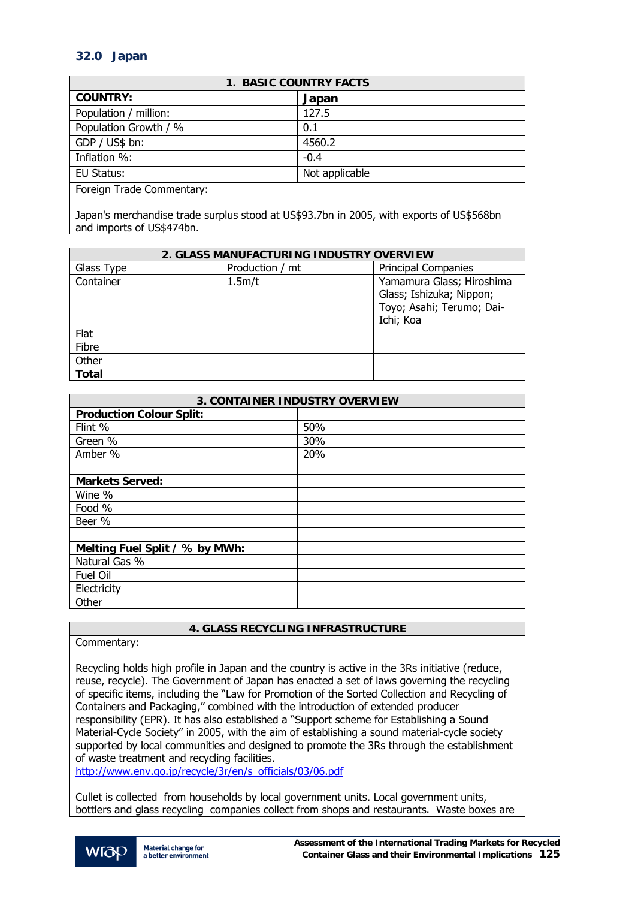## 32.0 Japan

| 1. BASIC COUNTRY FACTS | |
|---|---|
| **COUNTRY:** | **Japan** |
| Population / million: | 127.5 |
| Population Growth / % | 0.1 |
| GDP / US$ bn: | 4560.2 |
| Inflation %: | -0.4 |
| EU Status: | Not applicable |
| Foreign Trade Commentary:<br><br>Japan's merchandise trade surplus stood at US$93.7bn in 2005, with exports of US$568bn and imports of US$474bn. | |

| 2. GLASS MANUFACTURING INDUSTRY OVERVIEW | | |
|---|---|---|
| Glass Type | Production / mt | Principal Companies |
| Container | 1.5m/t | Yamamura Glass; Hiroshima Glass; Ishizuka; Nippon; Toyo; Asahi; Terumo; Dai-Ichi; Koa |
| Flat | | |
| Fibre | | |
| Other | | |
| **Total** | | |

| 3. CONTAINER INDUSTRY OVERVIEW | |
|---|---|
| **Production Colour Split:** | |
| Flint % | 50% |
| Green % | 30% |
| Amber % | 20% |
| | |
| **Markets Served:** | |
| Wine % | |
| Food % | |
| Beer % | |
| | |
| **Melting Fuel Split / % by MWh:** | |
| Natural Gas % | |
| Fuel Oil | |
| Electricity | |
| Other | |

**4. GLASS RECYCLING INFRASTRUCTURE**

Commentary:

Recycling holds high profile in Japan and the country is active in the 3Rs initiative (reduce, reuse, recycle). The Government of Japan has enacted a set of laws governing the recycling of specific items, including the "Law for Promotion of the Sorted Collection and Recycling of Containers and Packaging," combined with the introduction of extended producer responsibility (EPR). It has also established a "Support scheme for Establishing a Sound Material-Cycle Society" in 2005, with the aim of establishing a sound material-cycle society supported by local communities and designed to promote the 3Rs through the establishment of waste treatment and recycling facilities.
http://www.env.go.jp/recycle/3r/en/s_officials/03/06.pdf

Cullet is collected from households by local government units. Local government units, bottlers and glass recycling companies collect from shops and restaurants. Waste boxes are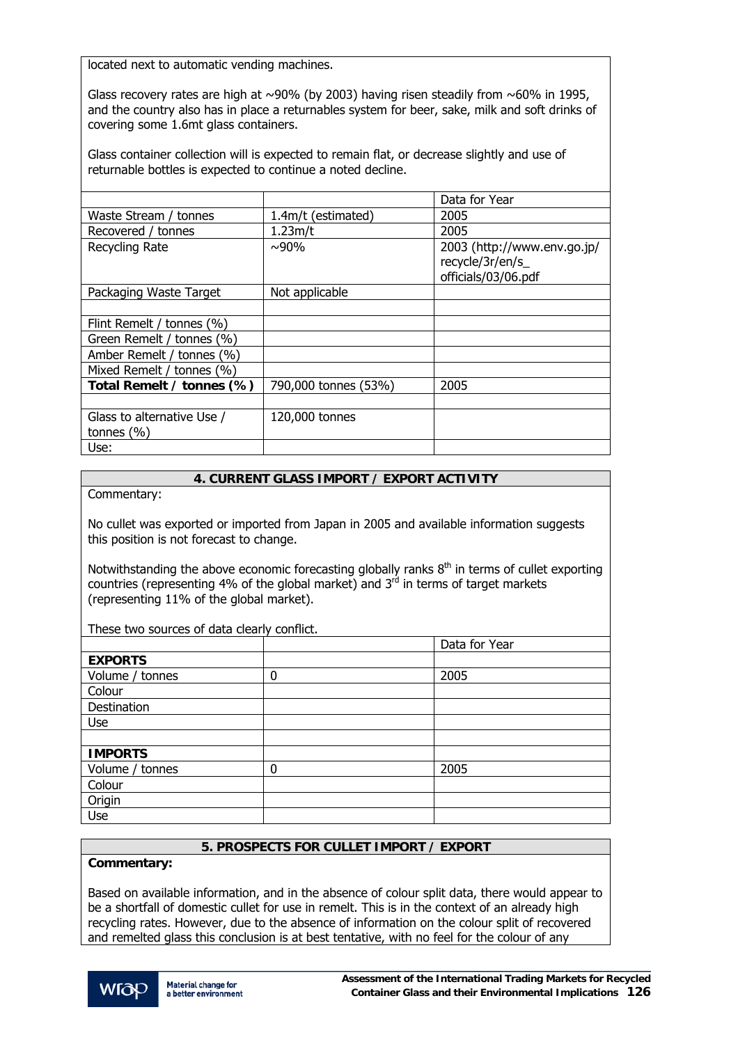located next to automatic vending machines.

Glass recovery rates are high at ~90% (by 2003) having risen steadily from ~60% in 1995, and the country also has in place a returnables system for beer, sake, milk and soft drinks of covering some 1.6mt glass containers.

Glass container collection will is expected to remain flat, or decrease slightly and use of returnable bottles is expected to continue a noted decline.

| | | Data for Year |
|---|---|---|
| Waste Stream / tonnes | 1.4m/t (estimated) | 2005 |
| Recovered / tonnes | 1.23m/t | 2005 |
| Recycling Rate | ~90% | 2003 (http://www.env.go.jp/recycle/3r/en/s_officials/03/06.pdf |
| Packaging Waste Target | Not applicable | |
| | | |
| Flint Remelt / tonnes (%) | | |
| Green Remelt / tonnes (%) | | |
| Amber Remelt / tonnes (%) | | |
| Mixed Remelt / tonnes (%) | | |
| **Total Remelt / tonnes (%)** | 790,000 tonnes (53%) | 2005 |
| | | |
| Glass to alternative Use / tonnes (%) | 120,000 tonnes | |
| Use: | | |

## 4. CURRENT GLASS IMPORT / EXPORT ACTIVITY

Commentary:

No cullet was exported or imported from Japan in 2005 and available information suggests this position is not forecast to change.

Notwithstanding the above economic forecasting globally ranks 8th in terms of cullet exporting countries (representing 4% of the global market) and 3rd in terms of target markets (representing 11% of the global market).

These two sources of data clearly conflict.

| | | Data for Year |
|---|---|---|
| **EXPORTS** | | |
| Volume / tonnes | 0 | 2005 |
| Colour | | |
| Destination | | |
| Use | | |
| | | |
| **IMPORTS** | | |
| Volume / tonnes | 0 | 2005 |
| Colour | | |
| Origin | | |
| Use | | |

## 5. PROSPECTS FOR CULLET IMPORT / EXPORT

**Commentary:**

Based on available information, and in the absence of colour split data, there would appear to be a shortfall of domestic cullet for use in remelt. This is in the context of an already high recycling rates. However, due to the absence of information on the colour split of recovered and remelted glass this conclusion is at best tentative, with no feel for the colour of any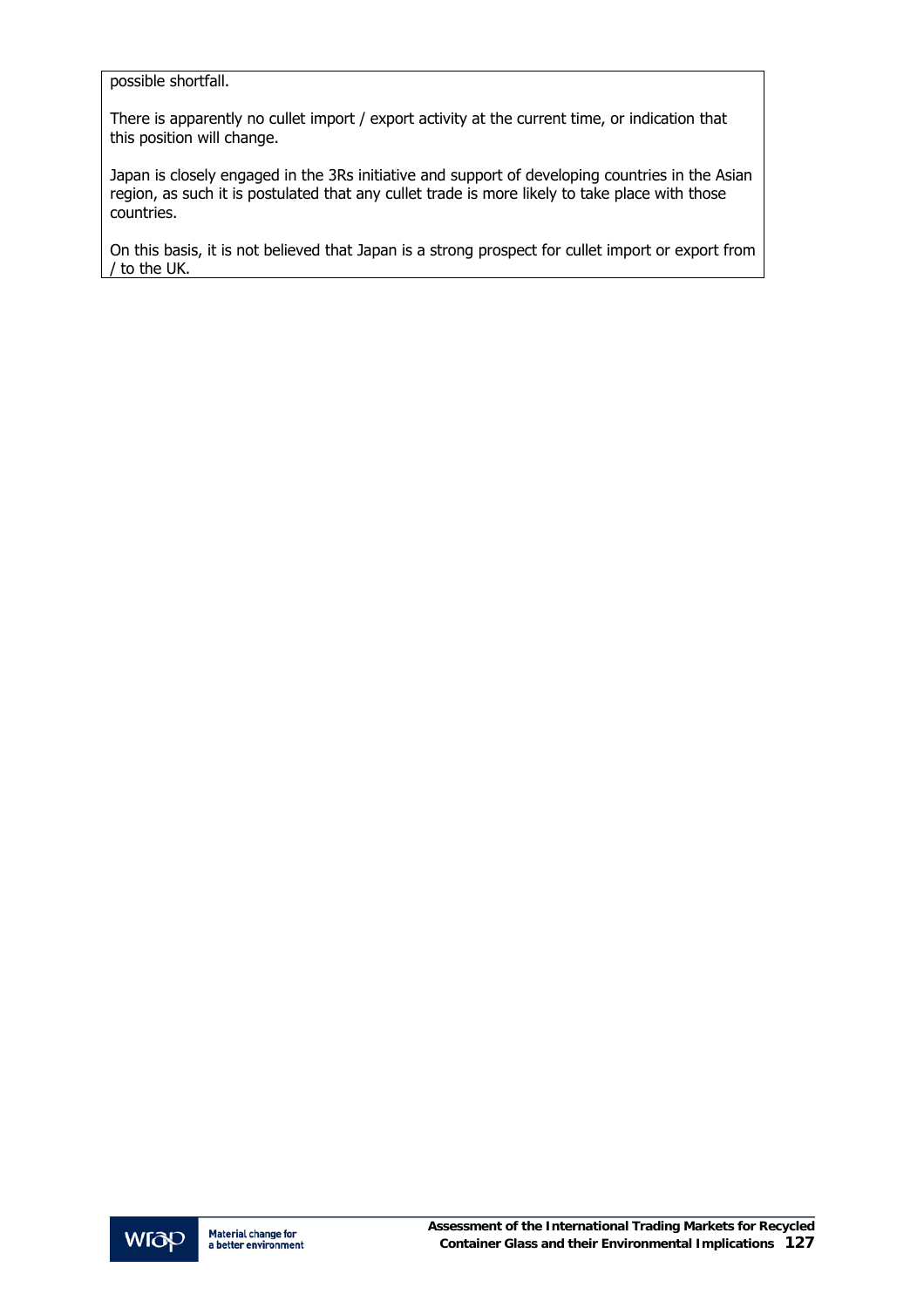possible shortfall.

There is apparently no cullet import / export activity at the current time, or indication that this position will change.

Japan is closely engaged in the 3Rs initiative and support of developing countries in the Asian region, as such it is postulated that any cullet trade is more likely to take place with those countries.

On this basis, it is not believed that Japan is a strong prospect for cullet import or export from / to the UK.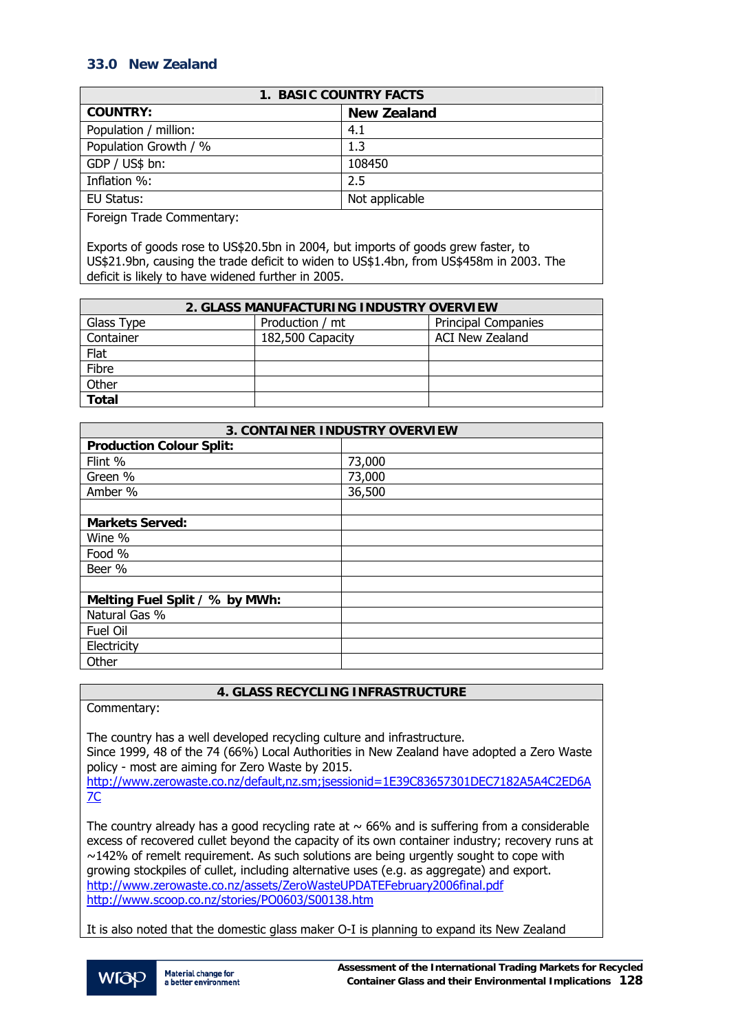## 33.0 New Zealand

| 1. BASIC COUNTRY FACTS | |
|---|---|
| **COUNTRY:** | **New Zealand** |
| Population / million: | 4.1 |
| Population Growth / % | 1.3 |
| GDP / US$ bn: | 108450 |
| Inflation %: | 2.5 |
| EU Status: | Not applicable |

Foreign Trade Commentary:

Exports of goods rose to US$20.5bn in 2004, but imports of goods grew faster, to US$21.9bn, causing the trade deficit to widen to US$1.4bn, from US$458m in 2003. The deficit is likely to have widened further in 2005.

| 2. GLASS MANUFACTURING INDUSTRY OVERVIEW | | |
|---|---|---|
| Glass Type | Production / mt | Principal Companies |
| Container | 182,500 Capacity | ACI New Zealand |
| Flat | | |
| Fibre | | |
| Other | | |
| **Total** | | |

| 3. CONTAINER INDUSTRY OVERVIEW | |
|---|---|
| **Production Colour Split:** | |
| Flint % | 73,000 |
| Green % | 73,000 |
| Amber % | 36,500 |
| | |
| **Markets Served:** | |
| Wine % | |
| Food % | |
| Beer % | |
| | |
| **Melting Fuel Split / % by MWh:** | |
| Natural Gas % | |
| Fuel Oil | |
| Electricity | |
| Other | |

**4. GLASS RECYCLING INFRASTRUCTURE**

Commentary:

The country has a well developed recycling culture and infrastructure.
Since 1999, 48 of the 74 (66%) Local Authorities in New Zealand have adopted a Zero Waste policy - most are aiming for Zero Waste by 2015.
http://www.zerowaste.co.nz/default,nz.sm;jsessionid=1E39C83657301DEC7182A5A4C2ED6A7C

The country already has a good recycling rate at ~ 66% and is suffering from a considerable excess of recovered cullet beyond the capacity of its own container industry; recovery runs at ~142% of remelt requirement. As such solutions are being urgently sought to cope with growing stockpiles of cullet, including alternative uses (e.g. as aggregate) and export.
http://www.zerowaste.co.nz/assets/ZeroWasteUPDATEFebruary2006final.pdf
http://www.scoop.co.nz/stories/PO0603/S00138.htm

It is also noted that the domestic glass maker O-I is planning to expand its New Zealand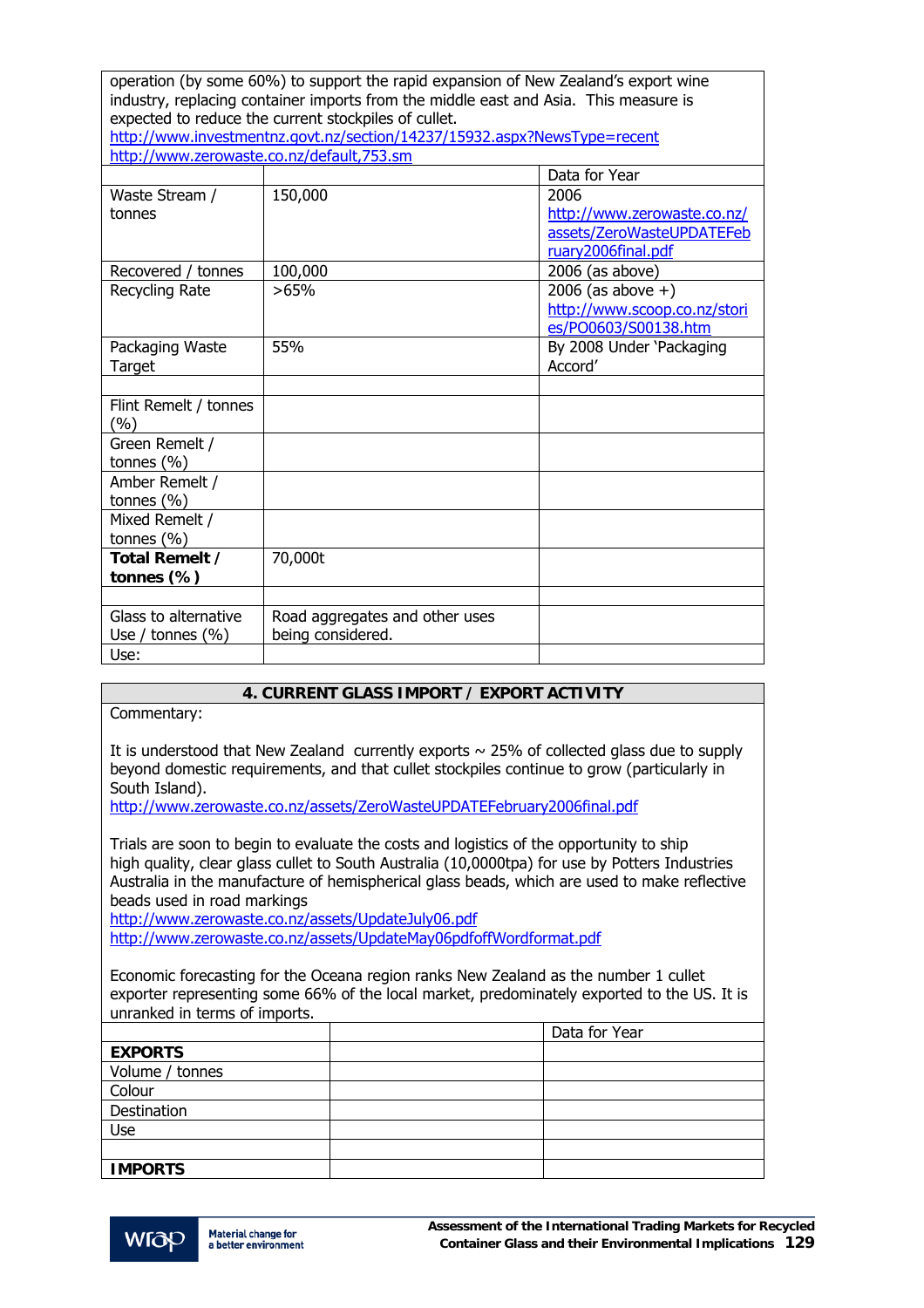operation (by some 60%) to support the rapid expansion of New Zealand's export wine industry, replacing container imports from the middle east and Asia. This measure is expected to reduce the current stockpiles of cullet.
http://www.investmentnz.govt.nz/section/14237/15932.aspx?NewsType=recent
http://www.zerowaste.co.nz/default,753.sm

| | | Data for Year |
|---|---|---|
| Waste Stream / tonnes | 150,000 | 2006 http://www.zerowaste.co.nz/assets/ZeroWasteUPDATEFebruary2006final.pdf |
| Recovered / tonnes | 100,000 | 2006 (as above) |
| Recycling Rate | >65% | 2006 (as above +) http://www.scoop.co.nz/stories/PO0603/S00138.htm |
| Packaging Waste Target | 55% | By 2008 Under 'Packaging Accord' |
| | | |
| Flint Remelt / tonnes (%) | | |
| Green Remelt / tonnes (%) | | |
| Amber Remelt / tonnes (%) | | |
| Mixed Remelt / tonnes (%) | | |
| **Total Remelt / tonnes (%)** | 70,000t | |
| | | |
| Glass to alternative Use / tonnes (%) | Road aggregates and other uses being considered. | |
| Use: | | |

## 4. CURRENT GLASS IMPORT / EXPORT ACTIVITY

Commentary:

It is understood that New Zealand currently exports ~ 25% of collected glass due to supply beyond domestic requirements, and that cullet stockpiles continue to grow (particularly in South Island).
http://www.zerowaste.co.nz/assets/ZeroWasteUPDATEFebruary2006final.pdf

Trials are soon to begin to evaluate the costs and logistics of the opportunity to ship high quality, clear glass cullet to South Australia (10,0000tpa) for use by Potters Industries Australia in the manufacture of hemispherical glass beads, which are used to make reflective beads used in road markings
http://www.zerowaste.co.nz/assets/UpdateJuly06.pdf
http://www.zerowaste.co.nz/assets/UpdateMay06pdfoffWordformat.pdf

Economic forecasting for the Oceana region ranks New Zealand as the number 1 cullet exporter representing some 66% of the local market, predominately exported to the US. It is unranked in terms of imports.

| | | Data for Year |
|---|---|---|
| **EXPORTS** | | |
| Volume / tonnes | | |
| Colour | | |
| Destination | | |
| Use | | |
| | | |
| **IMPORTS** | | |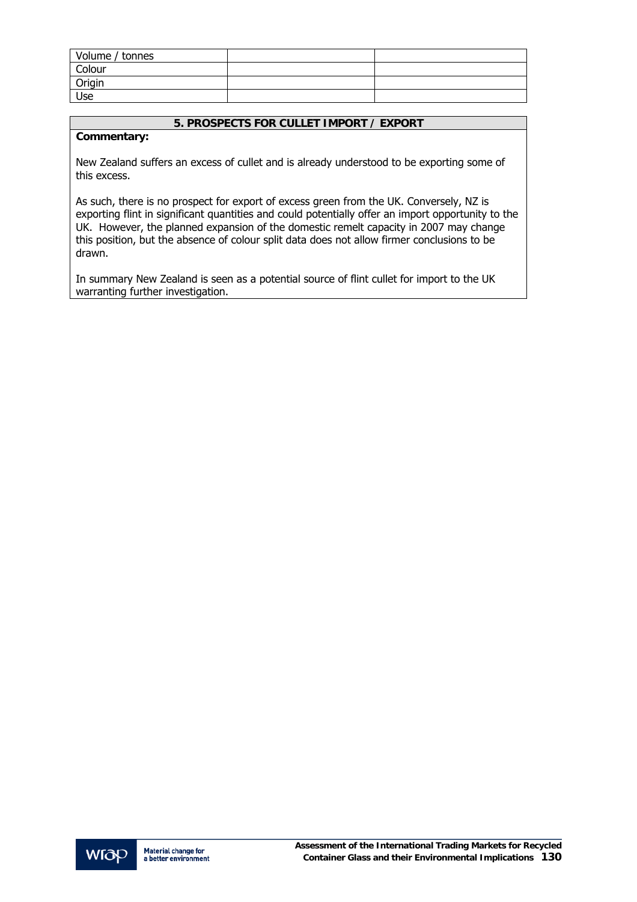| Volume / tonnes | | |
| --- | --- | --- |
| Colour | | |
| Origin | | |
| Use | | |

## 5. PROSPECTS FOR CULLET IMPORT / EXPORT

**Commentary:**

New Zealand suffers an excess of cullet and is already understood to be exporting some of this excess.

As such, there is no prospect for export of excess green from the UK. Conversely, NZ is exporting flint in significant quantities and could potentially offer an import opportunity to the UK. However, the planned expansion of the domestic remelt capacity in 2007 may change this position, but the absence of colour split data does not allow firmer conclusions to be drawn.

In summary New Zealand is seen as a potential source of flint cullet for import to the UK warranting further investigation.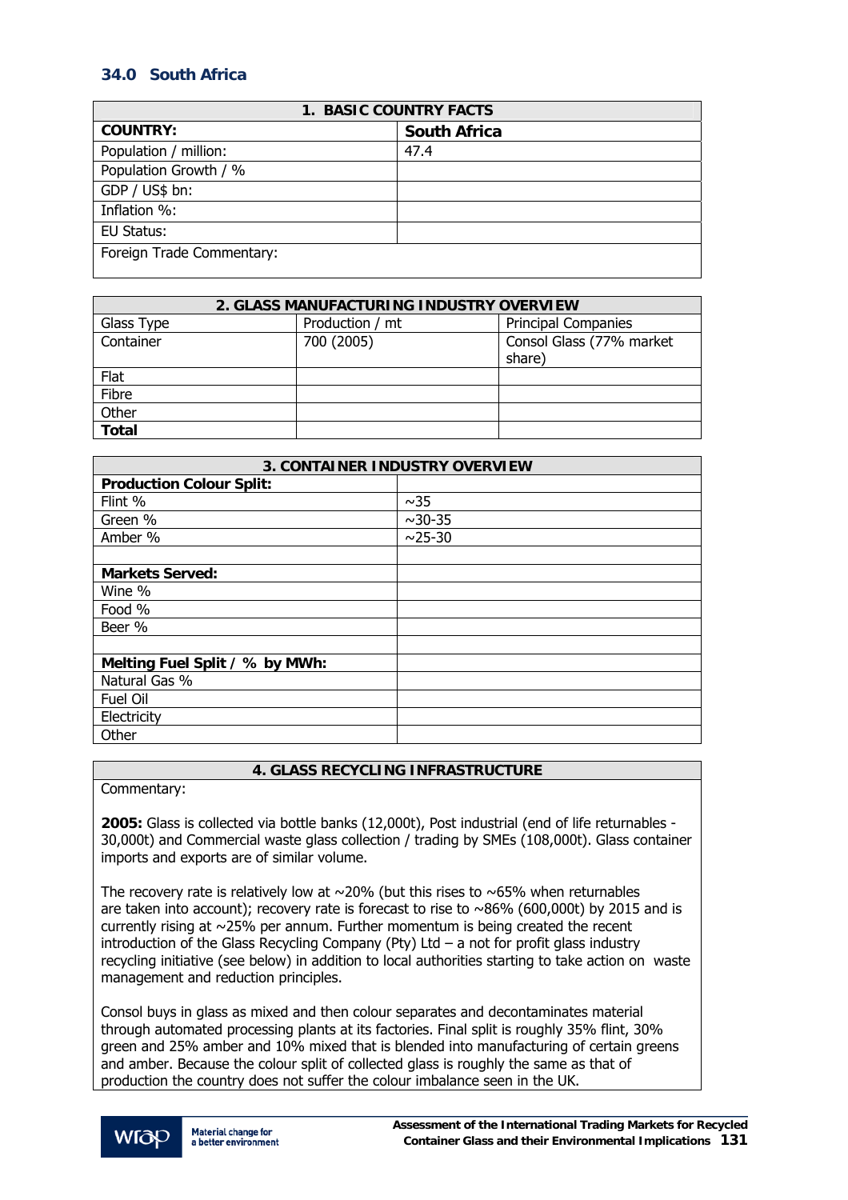## 34.0 South Africa

| 1. BASIC COUNTRY FACTS | |
|---|---|
| **COUNTRY:** | **South Africa** |
| Population / million: | 47.4 |
| Population Growth / % | |
| GDP / US$ bn: | |
| Inflation %: | |
| EU Status: | |
| Foreign Trade Commentary: | |

| 2. GLASS MANUFACTURING INDUSTRY OVERVIEW | | |
|---|---|---|
| Glass Type | Production / mt | Principal Companies |
| Container | 700 (2005) | Consol Glass (77% market share) |
| Flat | | |
| Fibre | | |
| Other | | |
| **Total** | | |

| 3. CONTAINER INDUSTRY OVERVIEW | |
|---|---|
| **Production Colour Split:** | |
| Flint % | ~35 |
| Green % | ~30-35 |
| Amber % | ~25-30 |
| | |
| **Markets Served:** | |
| Wine % | |
| Food % | |
| Beer % | |
| | |
| **Melting Fuel Split / % by MWh:** | |
| Natural Gas % | |
| Fuel Oil | |
| Electricity | |
| Other | |

**4. GLASS RECYCLING INFRASTRUCTURE**

Commentary:

**2005:** Glass is collected via bottle banks (12,000t), Post industrial (end of life returnables - 30,000t) and Commercial waste glass collection / trading by SMEs (108,000t). Glass container imports and exports are of similar volume.

The recovery rate is relatively low at ~20% (but this rises to ~65% when returnables are taken into account); recovery rate is forecast to rise to ~86% (600,000t) by 2015 and is currently rising at ~25% per annum. Further momentum is being created the recent introduction of the Glass Recycling Company (Pty) Ltd – a not for profit glass industry recycling initiative (see below) in addition to local authorities starting to take action on waste management and reduction principles.

Consol buys in glass as mixed and then colour separates and decontaminates material through automated processing plants at its factories. Final split is roughly 35% flint, 30% green and 25% amber and 10% mixed that is blended into manufacturing of certain greens and amber. Because the colour split of collected glass is roughly the same as that of production the country does not suffer the colour imbalance seen in the UK.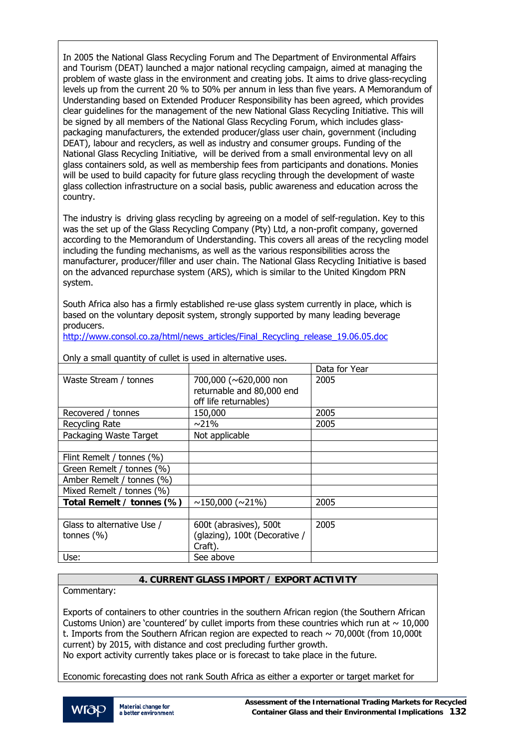In 2005 the National Glass Recycling Forum and The Department of Environmental Affairs and Tourism (DEAT) launched a major national recycling campaign, aimed at managing the problem of waste glass in the environment and creating jobs. It aims to drive glass-recycling levels up from the current 20 % to 50% per annum in less than five years. A Memorandum of Understanding based on Extended Producer Responsibility has been agreed, which provides clear guidelines for the management of the new National Glass Recycling Initiative. This will be signed by all members of the National Glass Recycling Forum, which includes glass-packaging manufacturers, the extended producer/glass user chain, government (including DEAT), labour and recyclers, as well as industry and consumer groups. Funding of the National Glass Recycling Initiative, will be derived from a small environmental levy on all glass containers sold, as well as membership fees from participants and donations. Monies will be used to build capacity for future glass recycling through the development of waste glass collection infrastructure on a social basis, public awareness and education across the country.

The industry is driving glass recycling by agreeing on a model of self-regulation. Key to this was the set up of the Glass Recycling Company (Pty) Ltd, a non-profit company, governed according to the Memorandum of Understanding. This covers all areas of the recycling model including the funding mechanisms, as well as the various responsibilities across the manufacturer, producer/filler and user chain. The National Glass Recycling Initiative is based on the advanced repurchase system (ARS), which is similar to the United Kingdom PRN system.

South Africa also has a firmly established re-use glass system currently in place, which is based on the voluntary deposit system, strongly supported by many leading beverage producers.
http://www.consol.co.za/html/news_articles/Final_Recycling_release_19.06.05.doc

Only a small quantity of cullet is used in alternative uses.

| | | Data for Year |
|---|---|---|
| Waste Stream / tonnes | 700,000 (~620,000 non returnable and 80,000 end off life returnables) | 2005 |
| Recovered / tonnes | 150,000 | 2005 |
| Recycling Rate | ~21% | 2005 |
| Packaging Waste Target | Not applicable | |
| | | |
| Flint Remelt / tonnes (%) | | |
| Green Remelt / tonnes (%) | | |
| Amber Remelt / tonnes (%) | | |
| Mixed Remelt / tonnes (%) | | |
| **Total Remelt / tonnes (%)** | ~150,000 (~21%) | 2005 |
| | | |
| Glass to alternative Use / tonnes (%) | 600t (abrasives), 500t (glazing), 100t (Decorative / Craft). | 2005 |
| Use: | See above | |

## 4. CURRENT GLASS IMPORT / EXPORT ACTIVITY

Commentary:

Exports of containers to other countries in the southern African region (the Southern African Customs Union) are 'countered' by cullet imports from these countries which run at ~ 10,000 t. Imports from the Southern African region are expected to reach ~ 70,000t (from 10,000t current) by 2015, with distance and cost precluding further growth.
No export activity currently takes place or is forecast to take place in the future.

Economic forecasting does not rank South Africa as either a exporter or target market for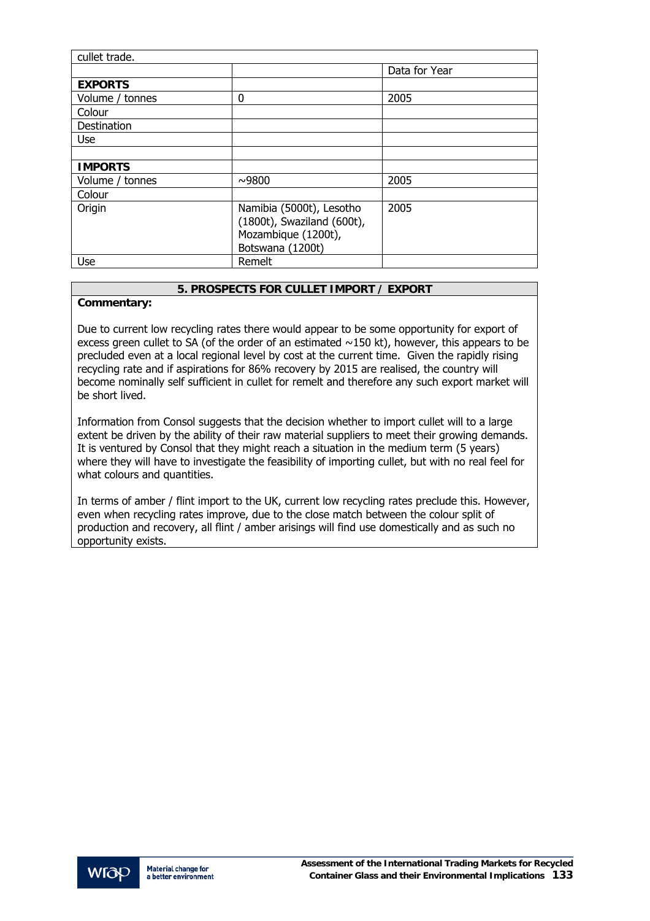| cullet trade. | | |
|---|---|---|
| | | Data for Year |
| **EXPORTS** | | |
| Volume / tonnes | 0 | 2005 |
| Colour | | |
| Destination | | |
| Use | | |
| | | |
| **IMPORTS** | | |
| Volume / tonnes | ~9800 | 2005 |
| Colour | | |
| Origin | Namibia (5000t), Lesotho (1800t), Swaziland (600t), Mozambique (1200t), Botswana (1200t) | 2005 |
| Use | Remelt | |

## 5. PROSPECTS FOR CULLET IMPORT / EXPORT

**Commentary:**

Due to current low recycling rates there would appear to be some opportunity for export of excess green cullet to SA (of the order of an estimated ~150 kt), however, this appears to be precluded even at a local regional level by cost at the current time. Given the rapidly rising recycling rate and if aspirations for 86% recovery by 2015 are realised, the country will become nominally self sufficient in cullet for remelt and therefore any such export market will be short lived.

Information from Consol suggests that the decision whether to import cullet will to a large extent be driven by the ability of their raw material suppliers to meet their growing demands. It is ventured by Consol that they might reach a situation in the medium term (5 years) where they will have to investigate the feasibility of importing cullet, but with no real feel for what colours and quantities.

In terms of amber / flint import to the UK, current low recycling rates preclude this. However, even when recycling rates improve, due to the close match between the colour split of production and recovery, all flint / amber arisings will find use domestically and as such no opportunity exists.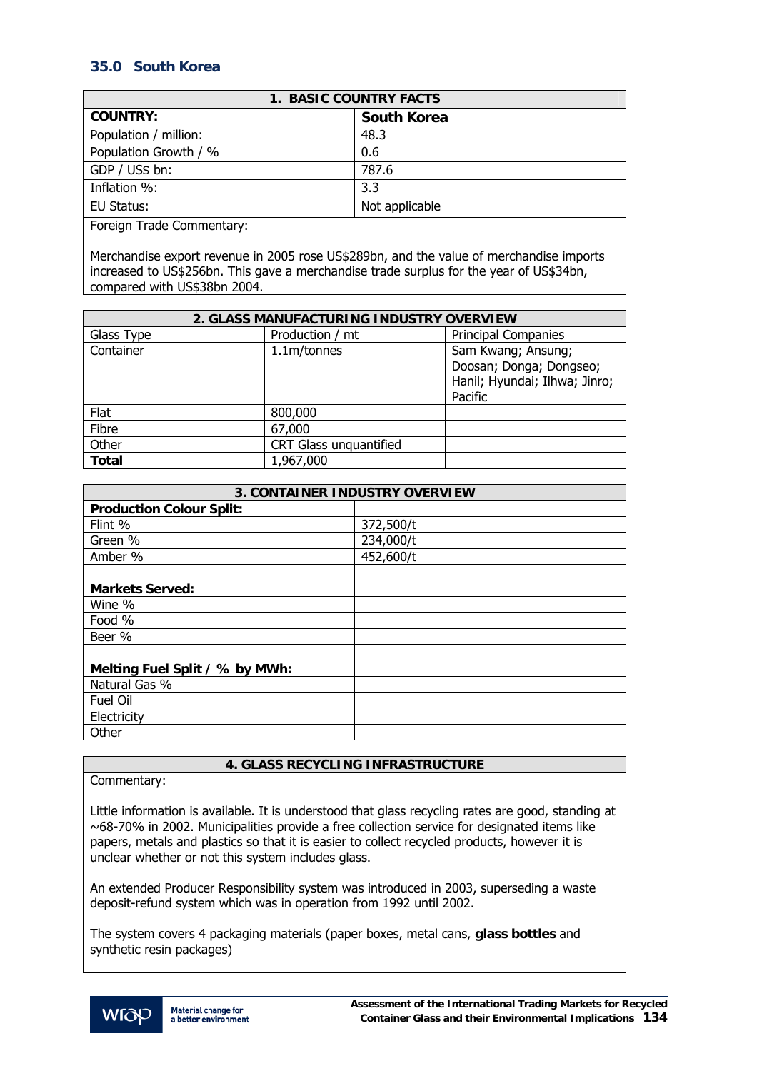## 35.0 South Korea

| 1. BASIC COUNTRY FACTS | |
|---|---|
| **COUNTRY:** | **South Korea** |
| Population / million: | 48.3 |
| Population Growth / % | 0.6 |
| GDP / US$ bn: | 787.6 |
| Inflation %: | 3.3 |
| EU Status: | Not applicable |

Foreign Trade Commentary:

Merchandise export revenue in 2005 rose US$289bn, and the value of merchandise imports increased to US$256bn. This gave a merchandise trade surplus for the year of US$34bn, compared with US$38bn 2004.

| 2. GLASS MANUFACTURING INDUSTRY OVERVIEW | | |
|---|---|---|
| Glass Type | Production / mt | Principal Companies |
| Container | 1.1m/tonnes | Sam Kwang; Ansung; Doosan; Donga; Dongseo; Hanil; Hyundai; Ilhwa; Jinro; Pacific |
| Flat | 800,000 | |
| Fibre | 67,000 | |
| Other | CRT Glass unquantified | |
| **Total** | 1,967,000 | |

| 3. CONTAINER INDUSTRY OVERVIEW | |
|---|---|
| **Production Colour Split:** | |
| Flint % | 372,500/t |
| Green % | 234,000/t |
| Amber % | 452,600/t |
| | |
| **Markets Served:** | |
| Wine % | |
| Food % | |
| Beer % | |
| | |
| **Melting Fuel Split / % by MWh:** | |
| Natural Gas % | |
| Fuel Oil | |
| Electricity | |
| Other | |

**4. GLASS RECYCLING INFRASTRUCTURE**

Commentary:

Little information is available. It is understood that glass recycling rates are good, standing at ~68-70% in 2002. Municipalities provide a free collection service for designated items like papers, metals and plastics so that it is easier to collect recycled products, however it is unclear whether or not this system includes glass.

An extended Producer Responsibility system was introduced in 2003, superseding a waste deposit-refund system which was in operation from 1992 until 2002.

The system covers 4 packaging materials (paper boxes, metal cans, **glass bottles** and synthetic resin packages)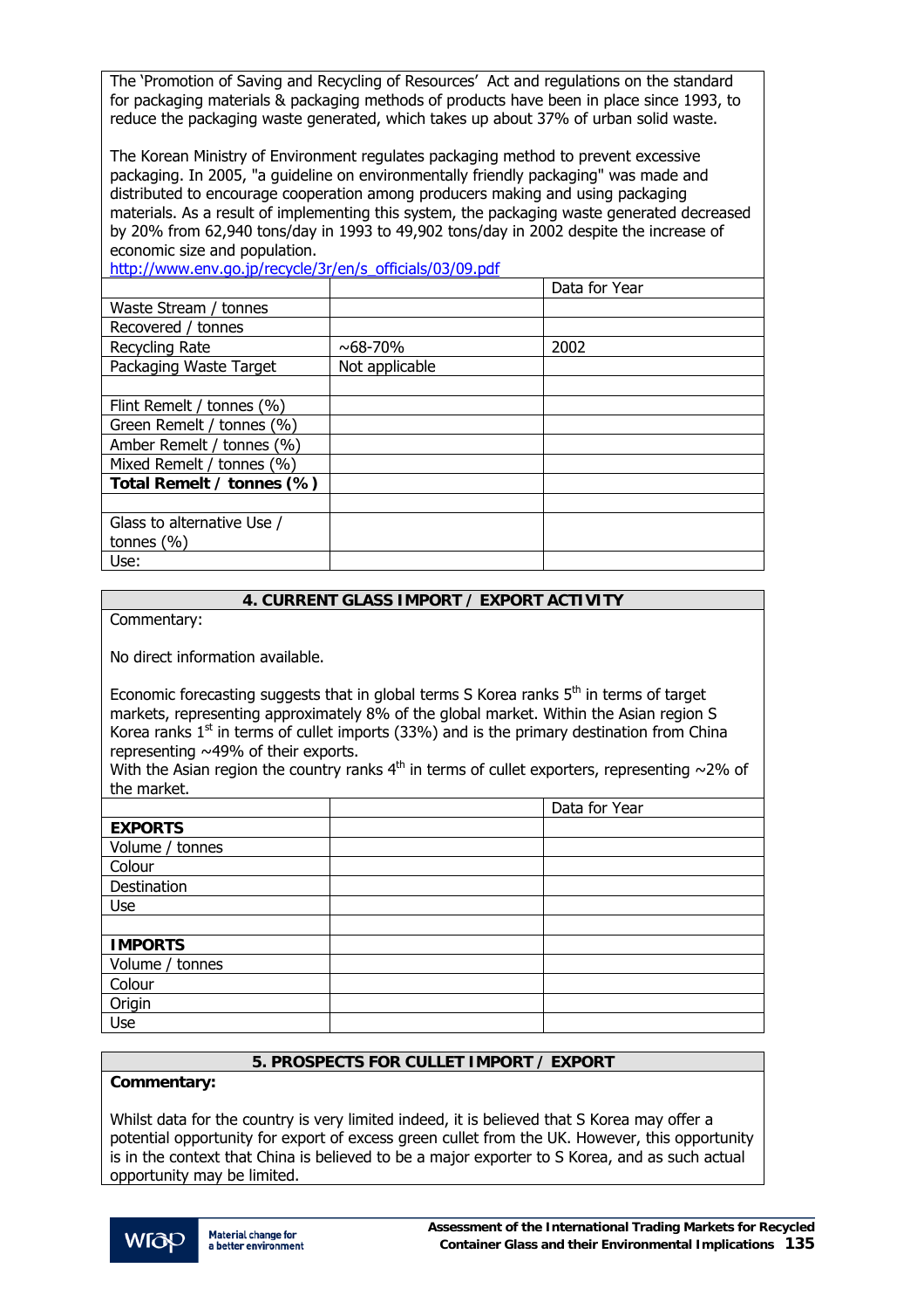The 'Promotion of Saving and Recycling of Resources' Act and regulations on the standard for packaging materials & packaging methods of products have been in place since 1993, to reduce the packaging waste generated, which takes up about 37% of urban solid waste.

The Korean Ministry of Environment regulates packaging method to prevent excessive packaging. In 2005, "a guideline on environmentally friendly packaging" was made and distributed to encourage cooperation among producers making and using packaging materials. As a result of implementing this system, the packaging waste generated decreased by 20% from 62,940 tons/day in 1993 to 49,902 tons/day in 2002 despite the increase of economic size and population.

http://www.env.go.jp/recycle/3r/en/s_officials/03/09.pdf

| | | Data for Year |
|---|---|---|
| Waste Stream / tonnes | | |
| Recovered / tonnes | | |
| Recycling Rate | ~68-70% | 2002 |
| Packaging Waste Target | Not applicable | |
| | | |
| Flint Remelt / tonnes (%) | | |
| Green Remelt / tonnes (%) | | |
| Amber Remelt / tonnes (%) | | |
| Mixed Remelt / tonnes (%) | | |
| **Total Remelt / tonnes (%)** | | |
| | | |
| Glass to alternative Use / tonnes (%) | | |
| Use: | | |

## 4. CURRENT GLASS IMPORT / EXPORT ACTIVITY

Commentary:

No direct information available.

Economic forecasting suggests that in global terms S Korea ranks 5th in terms of target markets, representing approximately 8% of the global market. Within the Asian region S Korea ranks 1st in terms of cullet imports (33%) and is the primary destination from China representing ~49% of their exports.
With the Asian region the country ranks 4th in terms of cullet exporters, representing ~2% of the market.

| | | Data for Year |
|---|---|---|
| **EXPORTS** | | |
| Volume / tonnes | | |
| Colour | | |
| Destination | | |
| Use | | |
| | | |
| **IMPORTS** | | |
| Volume / tonnes | | |
| Colour | | |
| Origin | | |
| Use | | |

## 5. PROSPECTS FOR CULLET IMPORT / EXPORT

**Commentary:**

Whilst data for the country is very limited indeed, it is believed that S Korea may offer a potential opportunity for export of excess green cullet from the UK. However, this opportunity is in the context that China is believed to be a major exporter to S Korea, and as such actual opportunity may be limited.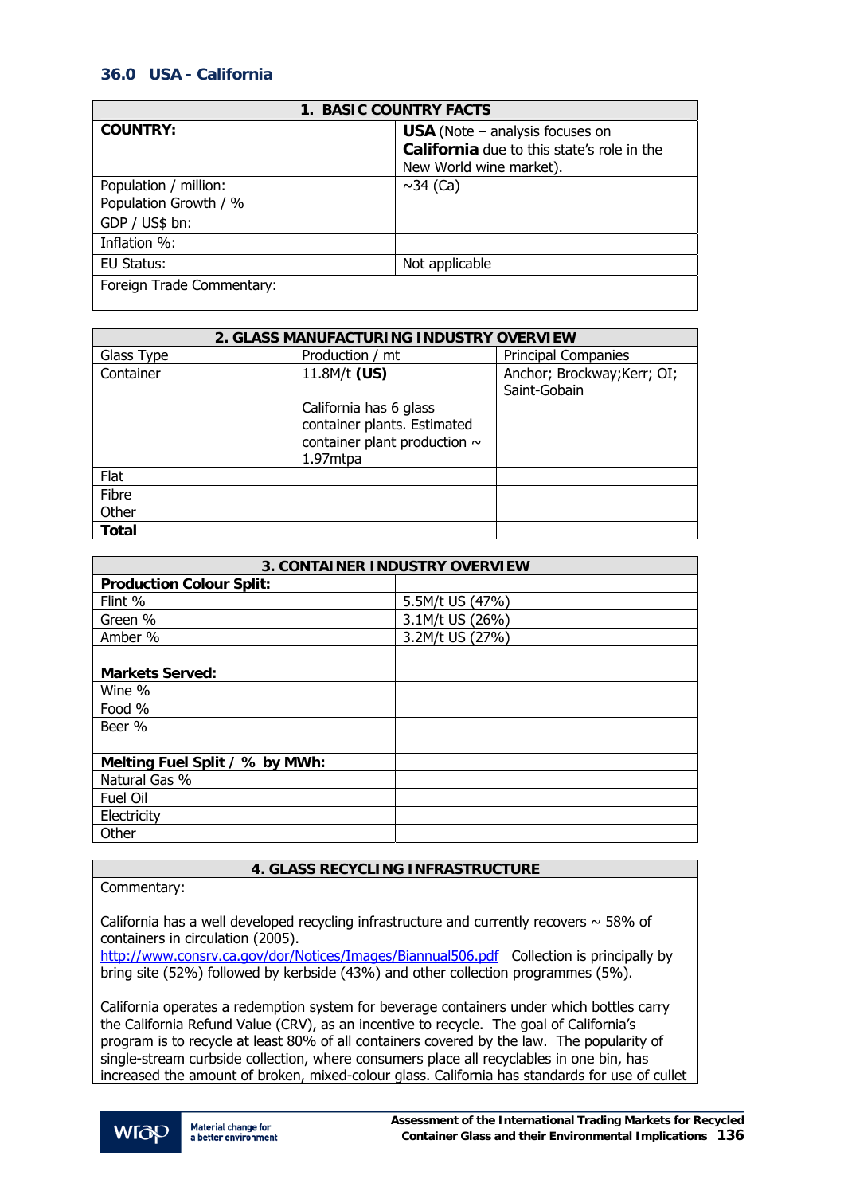## 36.0 USA - California

| 1. BASIC COUNTRY FACTS | |
|---|---|
| **COUNTRY:** | **USA** (Note – analysis focuses on **California** due to this state's role in the New World wine market). |
| Population / million: | ~34 (Ca) |
| Population Growth / % | |
| GDP / US$ bn: | |
| Inflation %: | |
| EU Status: | Not applicable |
| Foreign Trade Commentary: | |

| 2. GLASS MANUFACTURING INDUSTRY OVERVIEW | | |
|---|---|---|
| Glass Type | Production / mt | Principal Companies |
| Container | 11.8M/t **(US)**<br><br>California has 6 glass container plants. Estimated container plant production ~ 1.97mtpa | Anchor; Brockway;Kerr; OI; Saint-Gobain |
| Flat | | |
| Fibre | | |
| Other | | |
| **Total** | | |

| 3. CONTAINER INDUSTRY OVERVIEW | |
|---|---|
| **Production Colour Split:** | |
| Flint % | 5.5M/t US (47%) |
| Green % | 3.1M/t US (26%) |
| Amber % | 3.2M/t US (27%) |
| | |
| **Markets Served:** | |
| Wine % | |
| Food % | |
| Beer % | |
| | |
| **Melting Fuel Split / % by MWh:** | |
| Natural Gas % | |
| Fuel Oil | |
| Electricity | |
| Other | |

### 4. GLASS RECYCLING INFRASTRUCTURE

Commentary:

California has a well developed recycling infrastructure and currently recovers ~ 58% of containers in circulation (2005).
http://www.consrv.ca.gov/dor/Notices/Images/Biannual506.pdf Collection is principally by bring site (52%) followed by kerbside (43%) and other collection programmes (5%).

California operates a redemption system for beverage containers under which bottles carry the California Refund Value (CRV), as an incentive to recycle. The goal of California's program is to recycle at least 80% of all containers covered by the law. The popularity of single-stream curbside collection, where consumers place all recyclables in one bin, has increased the amount of broken, mixed-colour glass. California has standards for use of cullet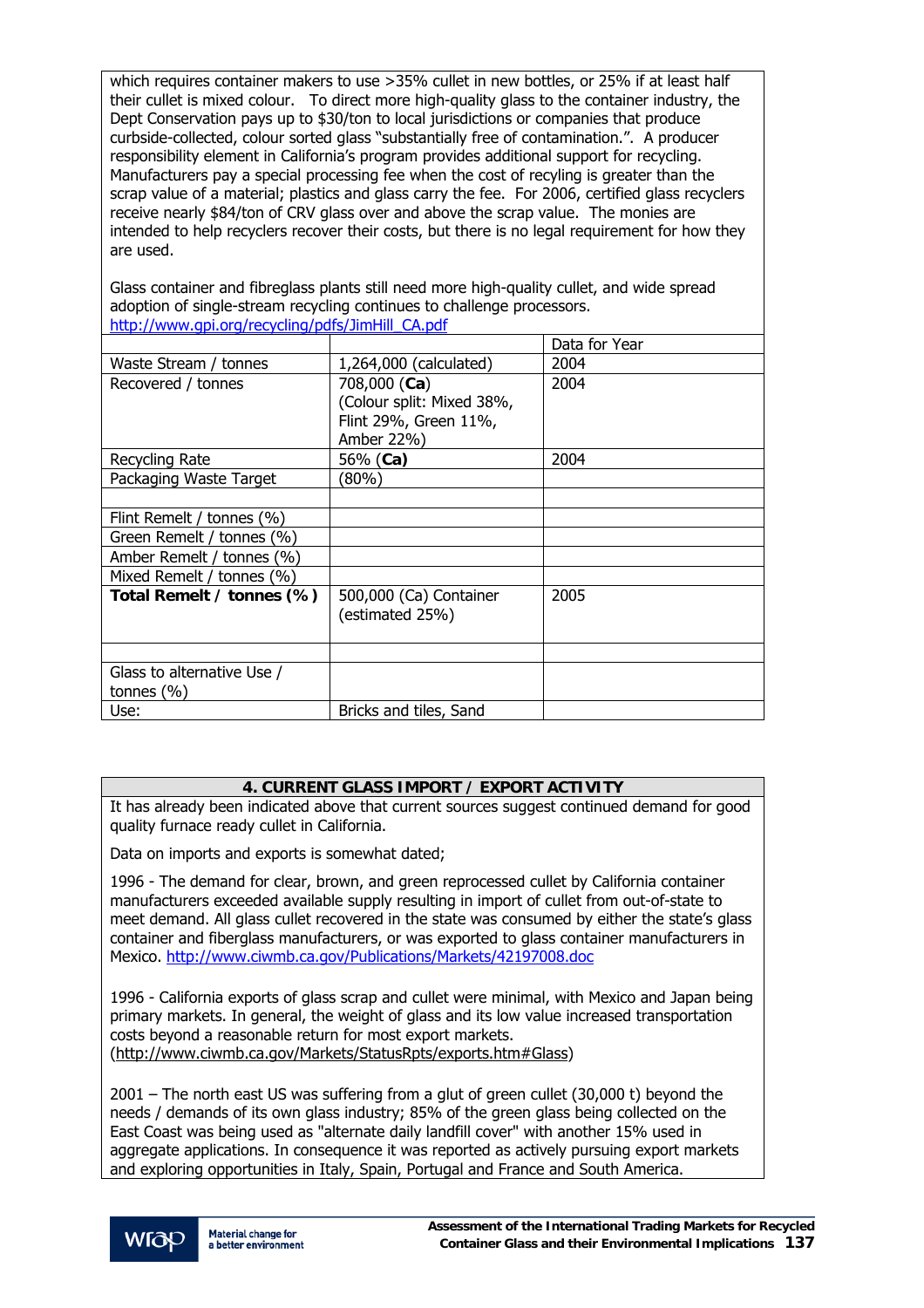which requires container makers to use >35% cullet in new bottles, or 25% if at least half their cullet is mixed colour. To direct more high-quality glass to the container industry, the Dept Conservation pays up to $30/ton to local jurisdictions or companies that produce curbside-collected, colour sorted glass "substantially free of contamination.". A producer responsibility element in California's program provides additional support for recycling. Manufacturers pay a special processing fee when the cost of recyling is greater than the scrap value of a material; plastics and glass carry the fee. For 2006, certified glass recyclers receive nearly $84/ton of CRV glass over and above the scrap value. The monies are intended to help recyclers recover their costs, but there is no legal requirement for how they are used.

Glass container and fibreglass plants still need more high-quality cullet, and wide spread adoption of single-stream recycling continues to challenge processors. http://www.gpi.org/recycling/pdfs/JimHill_CA.pdf

| | | Data for Year |
|---|---|---|
| Waste Stream / tonnes | 1,264,000 (calculated) | 2004 |
| Recovered / tonnes | 708,000 (**Ca**) (Colour split: Mixed 38%, Flint 29%, Green 11%, Amber 22%) | 2004 |
| Recycling Rate | 56% (**Ca**) | 2004 |
| Packaging Waste Target | (80%) | |
| | | |
| Flint Remelt / tonnes (%) | | |
| Green Remelt / tonnes (%) | | |
| Amber Remelt / tonnes (%) | | |
| Mixed Remelt / tonnes (%) | | |
| **Total Remelt / tonnes (%)** | 500,000 (Ca) Container (estimated 25%) | 2005 |
| | | |
| Glass to alternative Use / tonnes (%) | | |
| Use: | Bricks and tiles, Sand | |

## 4. CURRENT GLASS IMPORT / EXPORT ACTIVITY

It has already been indicated above that current sources suggest continued demand for good quality furnace ready cullet in California.

Data on imports and exports is somewhat dated;

1996 - The demand for clear, brown, and green reprocessed cullet by California container manufacturers exceeded available supply resulting in import of cullet from out-of-state to meet demand. All glass cullet recovered in the state was consumed by either the state's glass container and fiberglass manufacturers, or was exported to glass container manufacturers in Mexico. http://www.ciwmb.ca.gov/Publications/Markets/42197008.doc

1996 - California exports of glass scrap and cullet were minimal, with Mexico and Japan being primary markets. In general, the weight of glass and its low value increased transportation costs beyond a reasonable return for most export markets. (http://www.ciwmb.ca.gov/Markets/StatusRpts/exports.htm#Glass)

2001 – The north east US was suffering from a glut of green cullet (30,000 t) beyond the needs / demands of its own glass industry; 85% of the green glass being collected on the East Coast was being used as "alternate daily landfill cover" with another 15% used in aggregate applications. In consequence it was reported as actively pursuing export markets and exploring opportunities in Italy, Spain, Portugal and France and South America.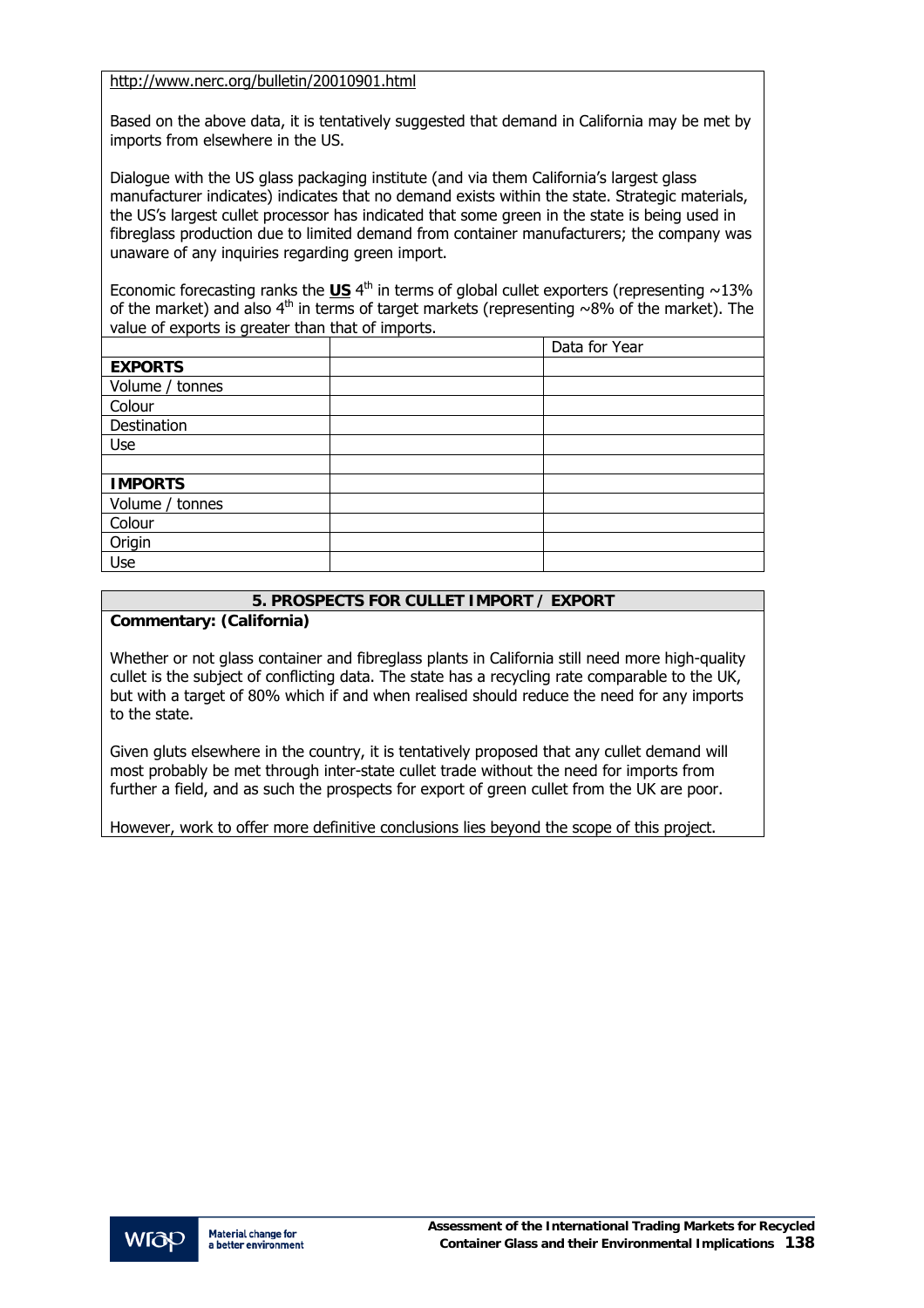http://www.nerc.org/bulletin/20010901.html

Based on the above data, it is tentatively suggested that demand in California may be met by imports from elsewhere in the US.

Dialogue with the US glass packaging institute (and via them California's largest glass manufacturer indicates) indicates that no demand exists within the state. Strategic materials, the US's largest cullet processor has indicated that some green in the state is being used in fibreglass production due to limited demand from container manufacturers; the company was unaware of any inquiries regarding green import.

Economic forecasting ranks the **US** 4th in terms of global cullet exporters (representing ~13% of the market) and also 4th in terms of target markets (representing ~8% of the market). The value of exports is greater than that of imports.

| | | Data for Year |
|---|---|---|
| **EXPORTS** | | |
| Volume / tonnes | | |
| Colour | | |
| Destination | | |
| Use | | |
| | | |
| **IMPORTS** | | |
| Volume / tonnes | | |
| Colour | | |
| Origin | | |
| Use | | |

## 5. PROSPECTS FOR CULLET IMPORT / EXPORT

**Commentary: (California)**

Whether or not glass container and fibreglass plants in California still need more high-quality cullet is the subject of conflicting data. The state has a recycling rate comparable to the UK, but with a target of 80% which if and when realised should reduce the need for any imports to the state.

Given gluts elsewhere in the country, it is tentatively proposed that any cullet demand will most probably be met through inter-state cullet trade without the need for imports from further a field, and as such the prospects for export of green cullet from the UK are poor.

However, work to offer more definitive conclusions lies beyond the scope of this project.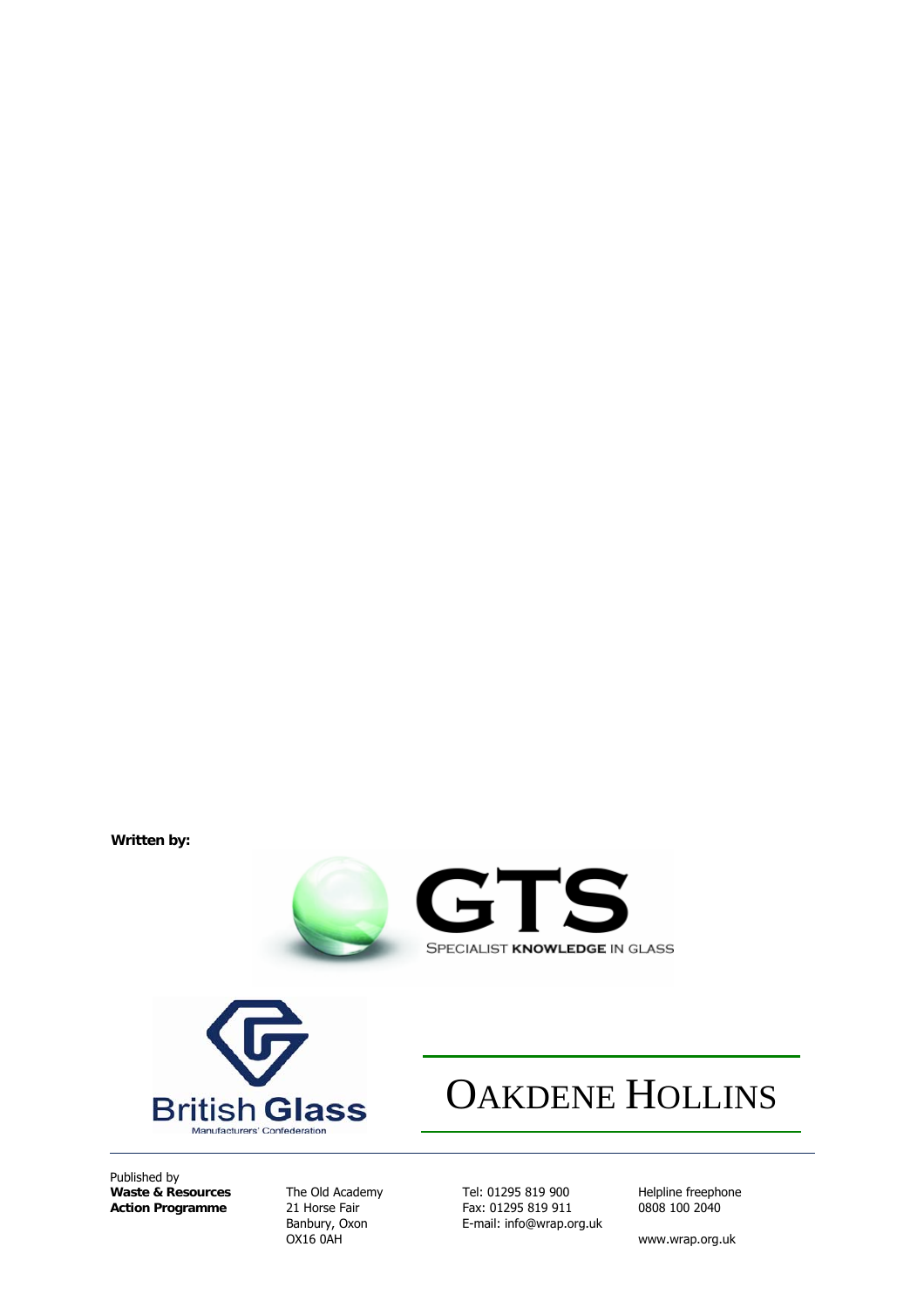**Written by:**

GTS
SPECIALIST **KNOWLEDGE** IN GLASS

British Glass
Manufacturers' Confederation

OAKDENE HOLLINS

Published by
**Waste & Resources Action Programme**

The Old Academy
21 Horse Fair
Banbury, Oxon
OX16 0AH

Tel: 01295 819 900
Fax: 01295 819 911
E-mail: info@wrap.org.uk

Helpline freephone
0808 100 2040

www.wrap.org.uk